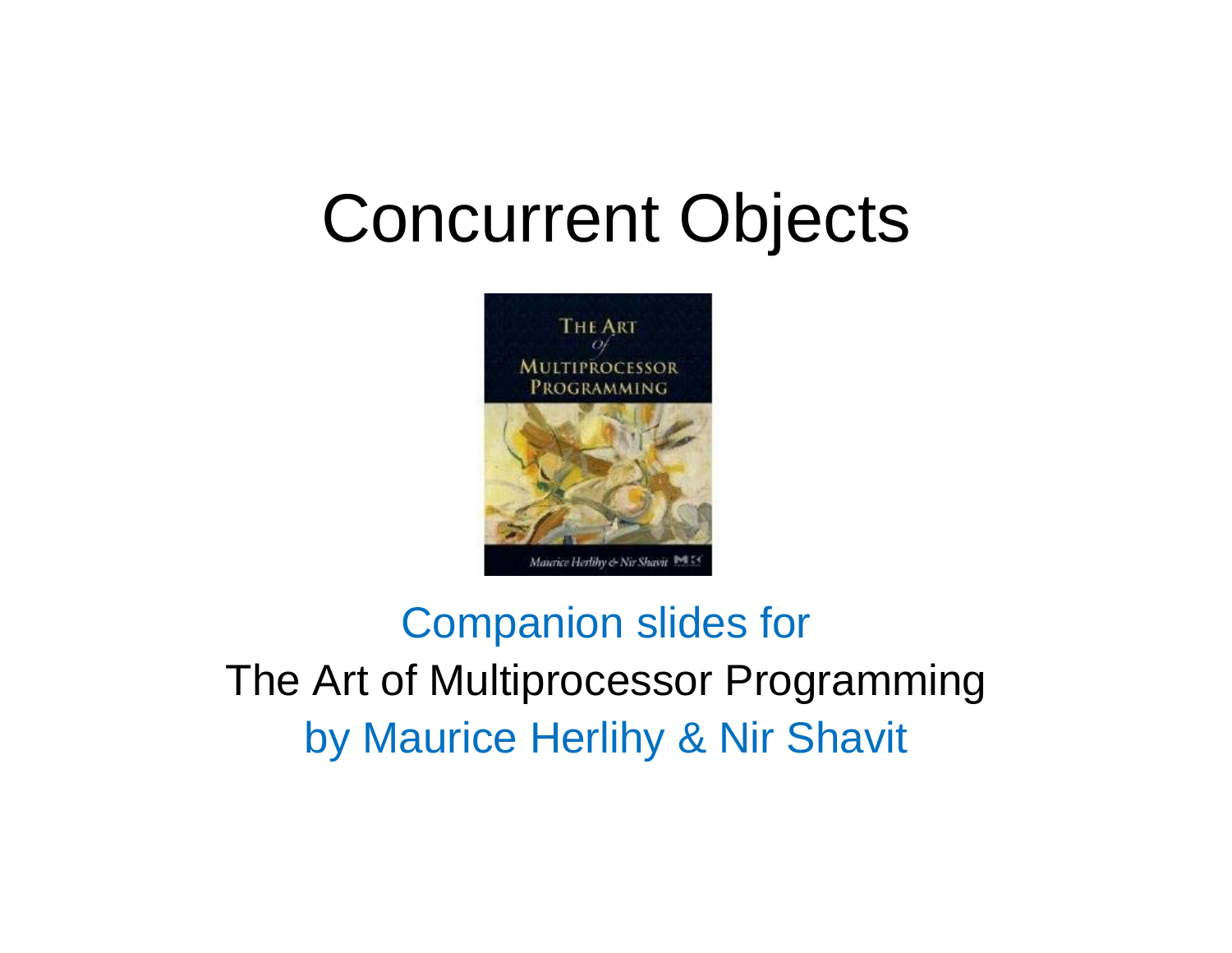# Concurrent Objects

Companion slides for

The Art of Multiprocessor Programming

by Maurice Herlihy & Nir Shavit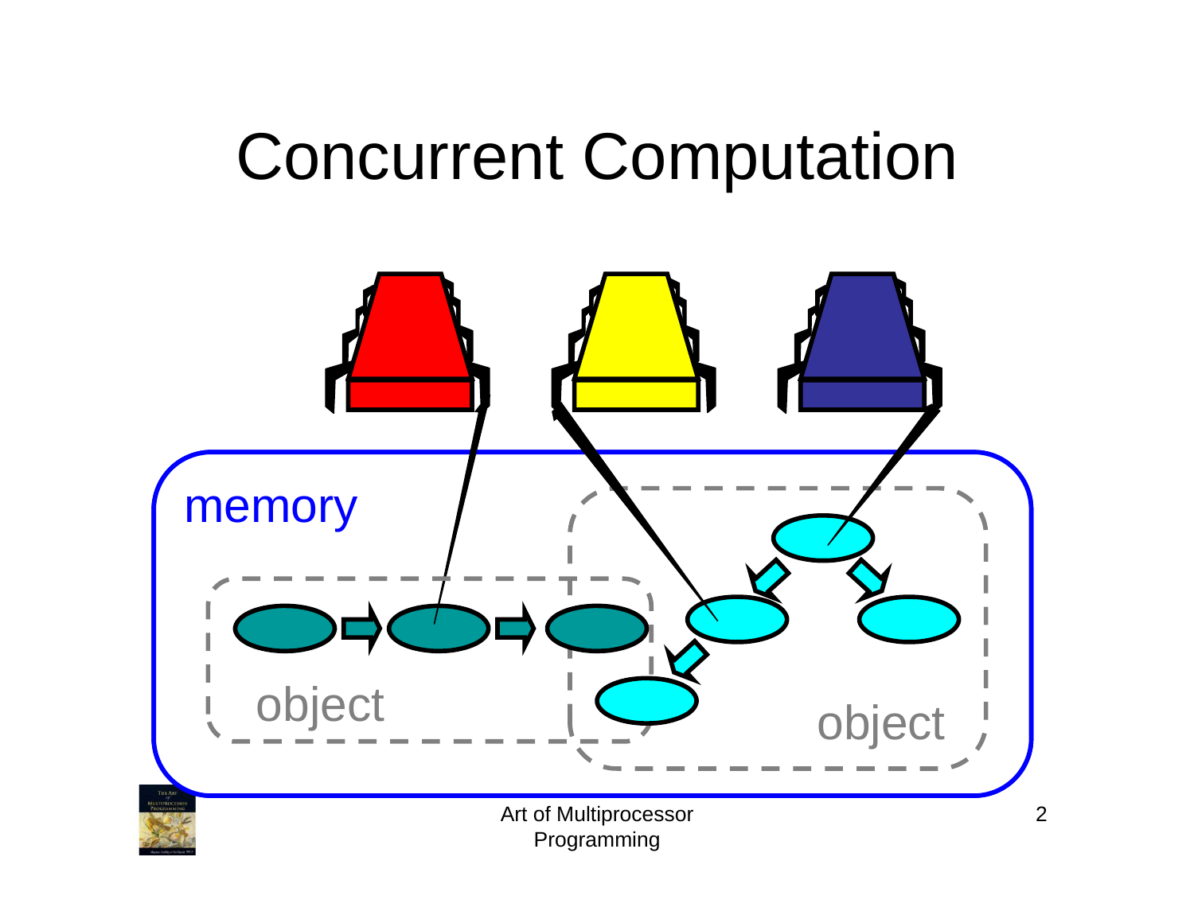# Concurrent Computation

memory

object

object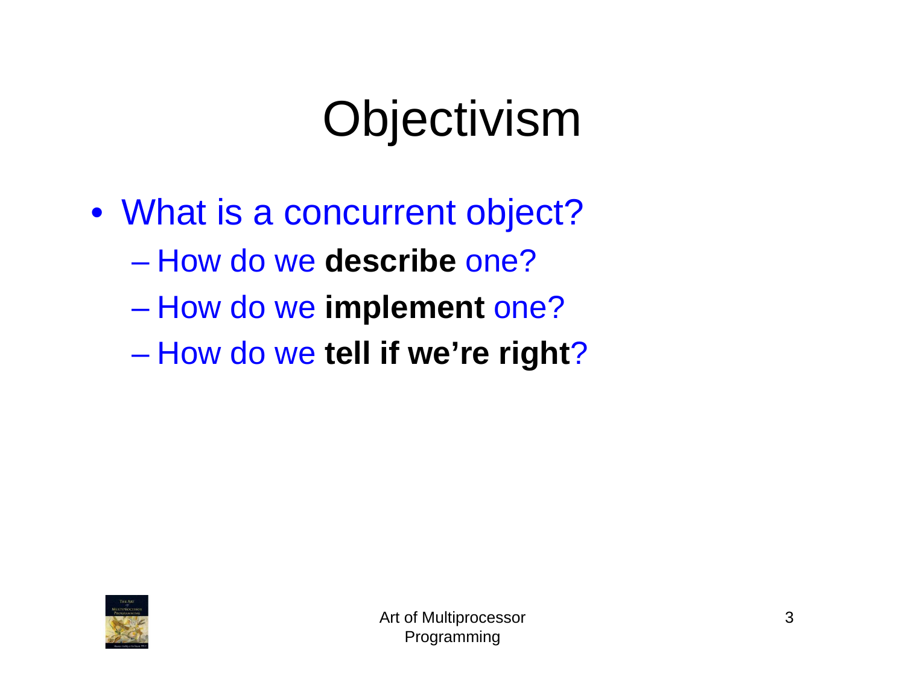# Objectivism

- What is a concurrent object?
  - How do we **describe** one?
  - How do we **implement** one?
  - How do we **tell if we're right**?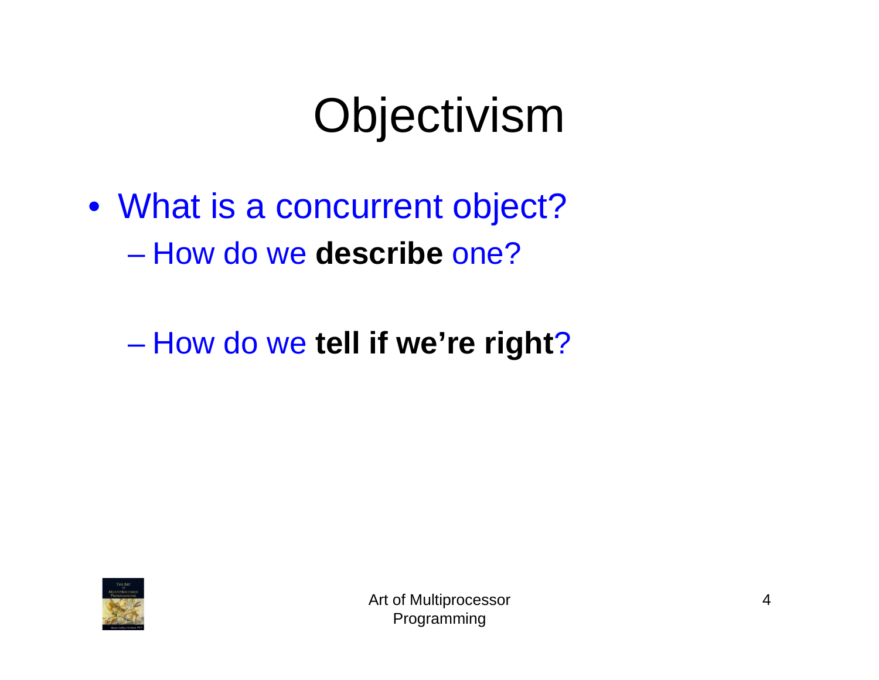# Objectivism

- What is a concurrent object?
  - How do we **describe** one?
  - How do we **tell if we're right**?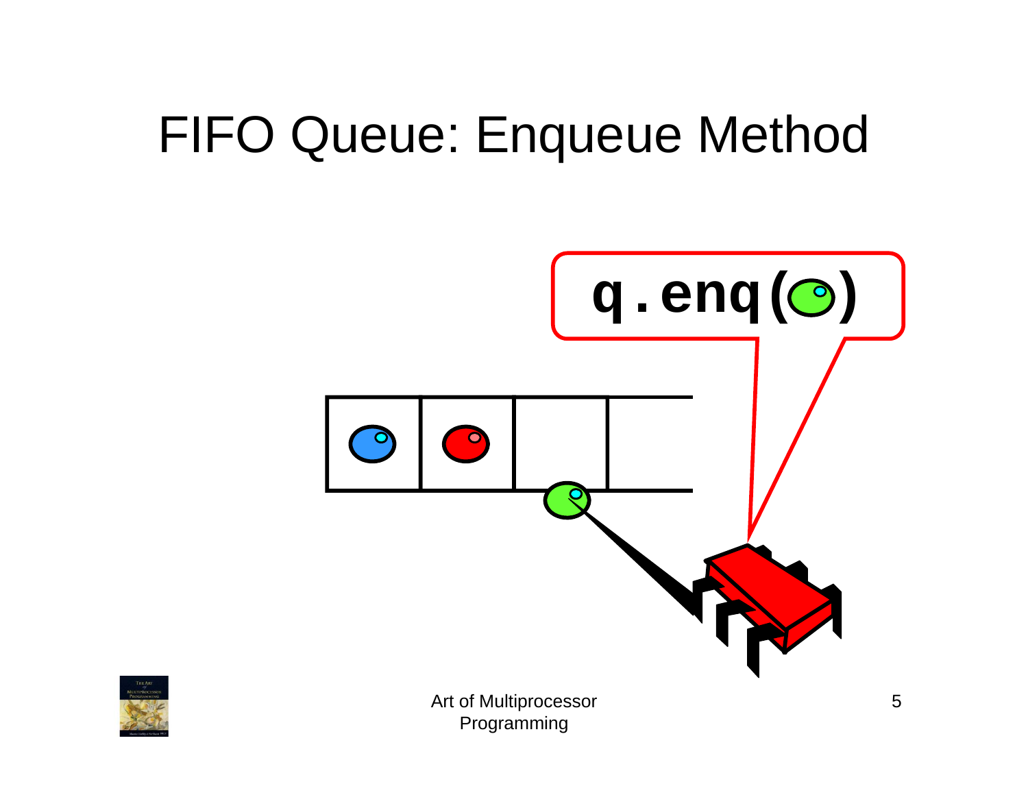# FIFO Queue: Enqueue Method

q.enq( )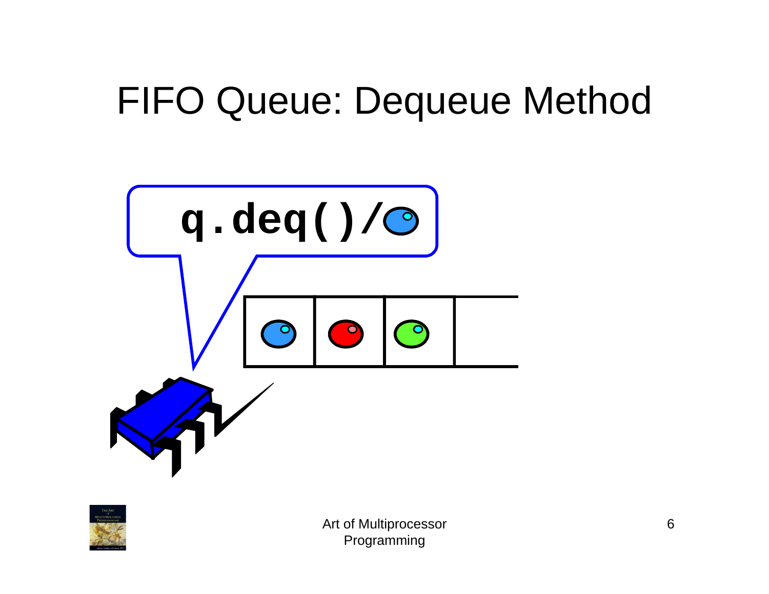# FIFO Queue: Dequeue Method

q.deq()/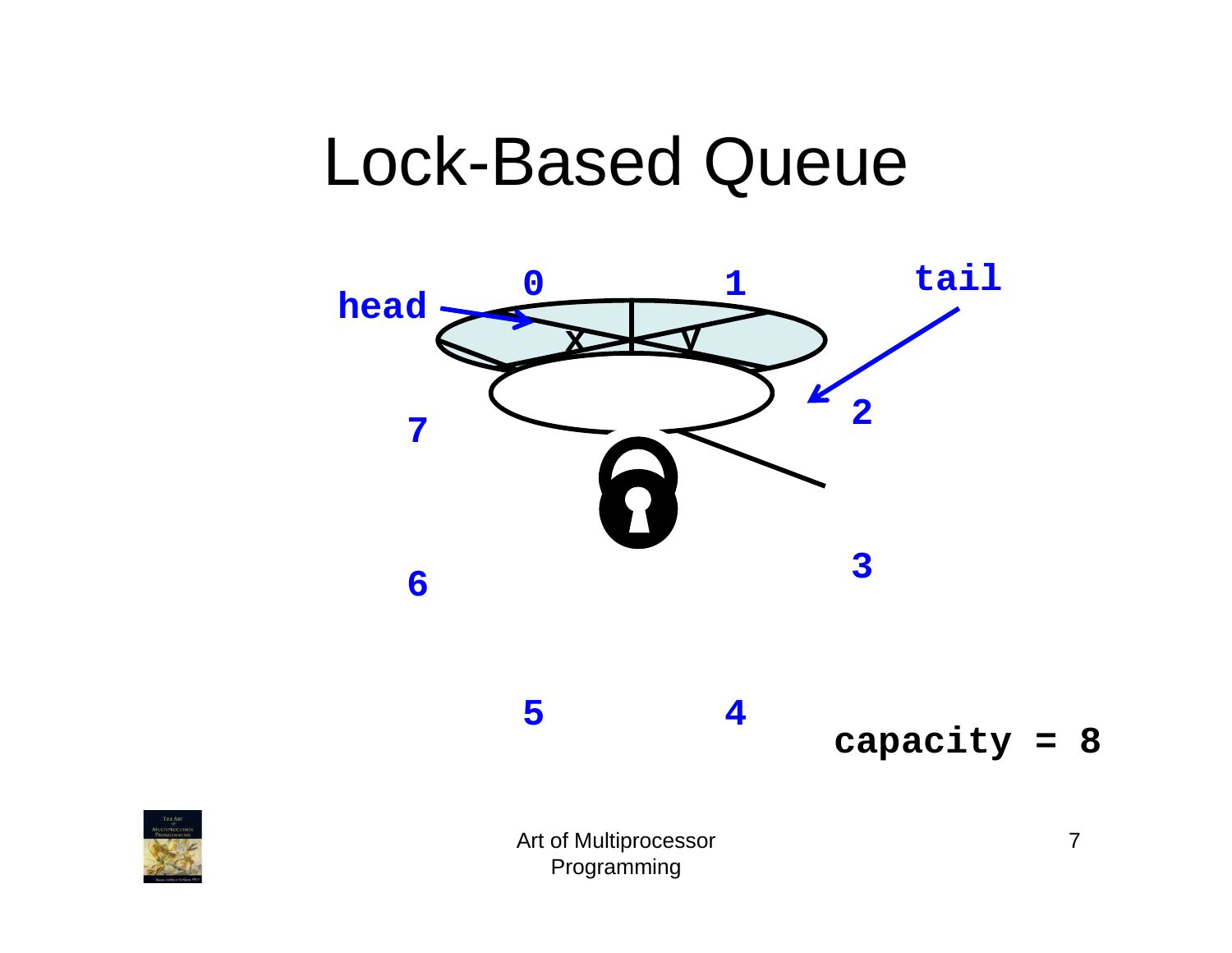# Lock-Based Queue

head

tail

0

1

2

3

4

5

6

7

x

y

capacity = 8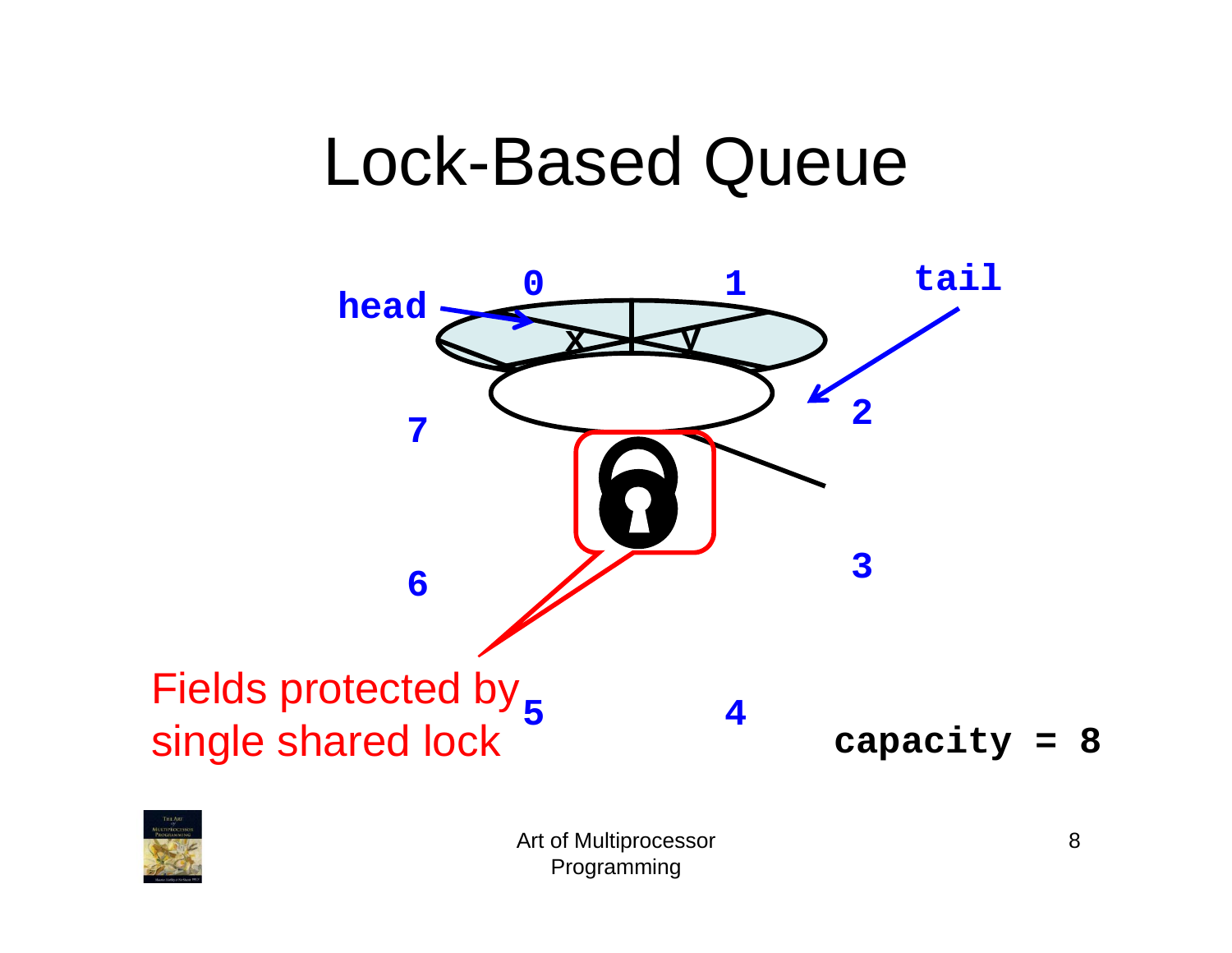# Lock-Based Queue

head

tail

0

1

2

3

4

5

6

7

x

y

Fields protected by single shared lock

capacity = 8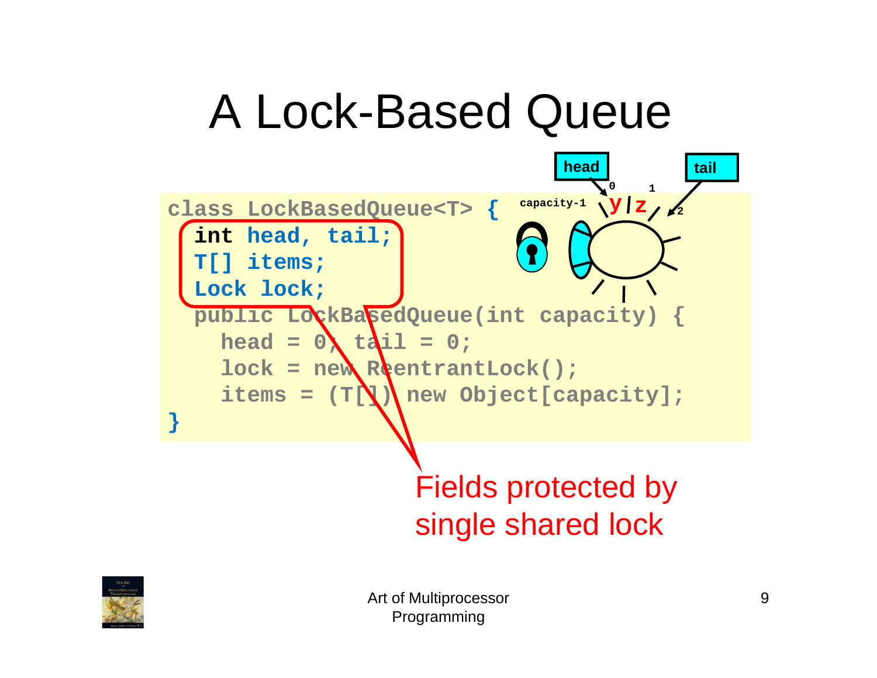# A Lock-Based Queue

```
class LockBasedQueue<T> {
  int head, tail;
  T[] items;
  Lock lock;
  public LockBasedQueue(int capacity) {
    head = 0; tail = 0;
    lock = new ReentrantLock();
    items = (T[]) new Object[capacity];
}
```

head

tail

0

1

2

capacity-1

y

z

Fields protected by single shared lock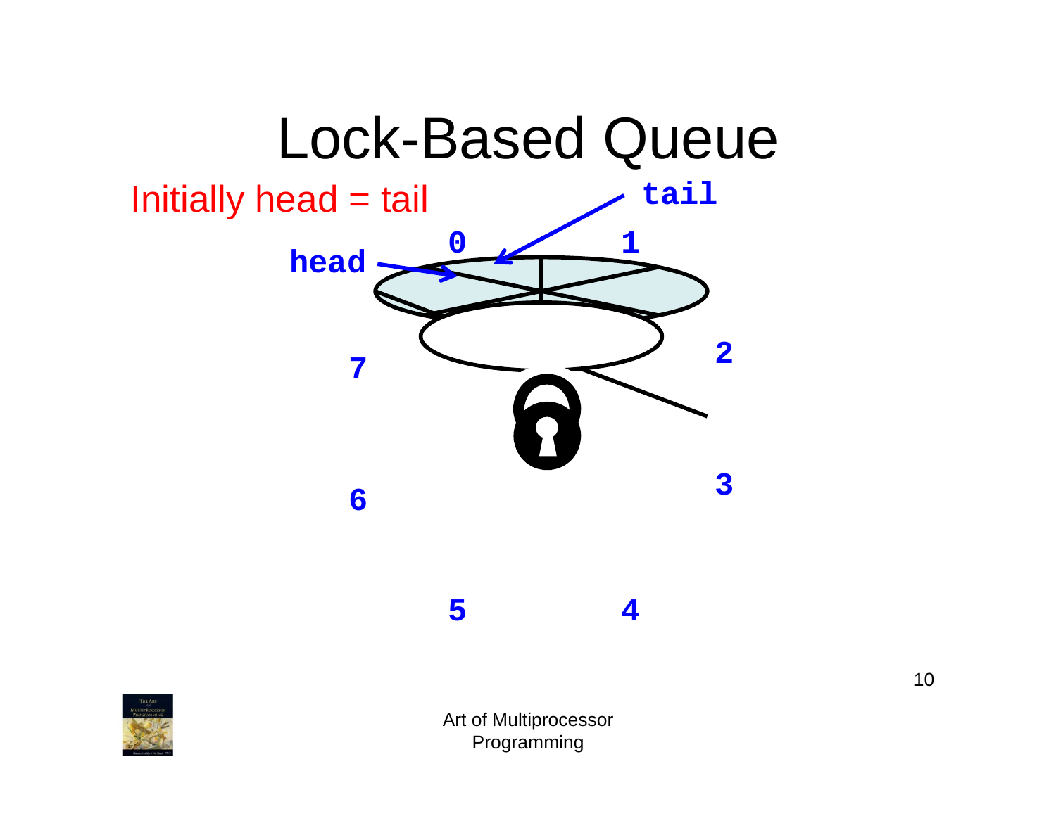# Lock-Based Queue

Initially head = tail

tail

head

0

1

2

3

4

5

6

7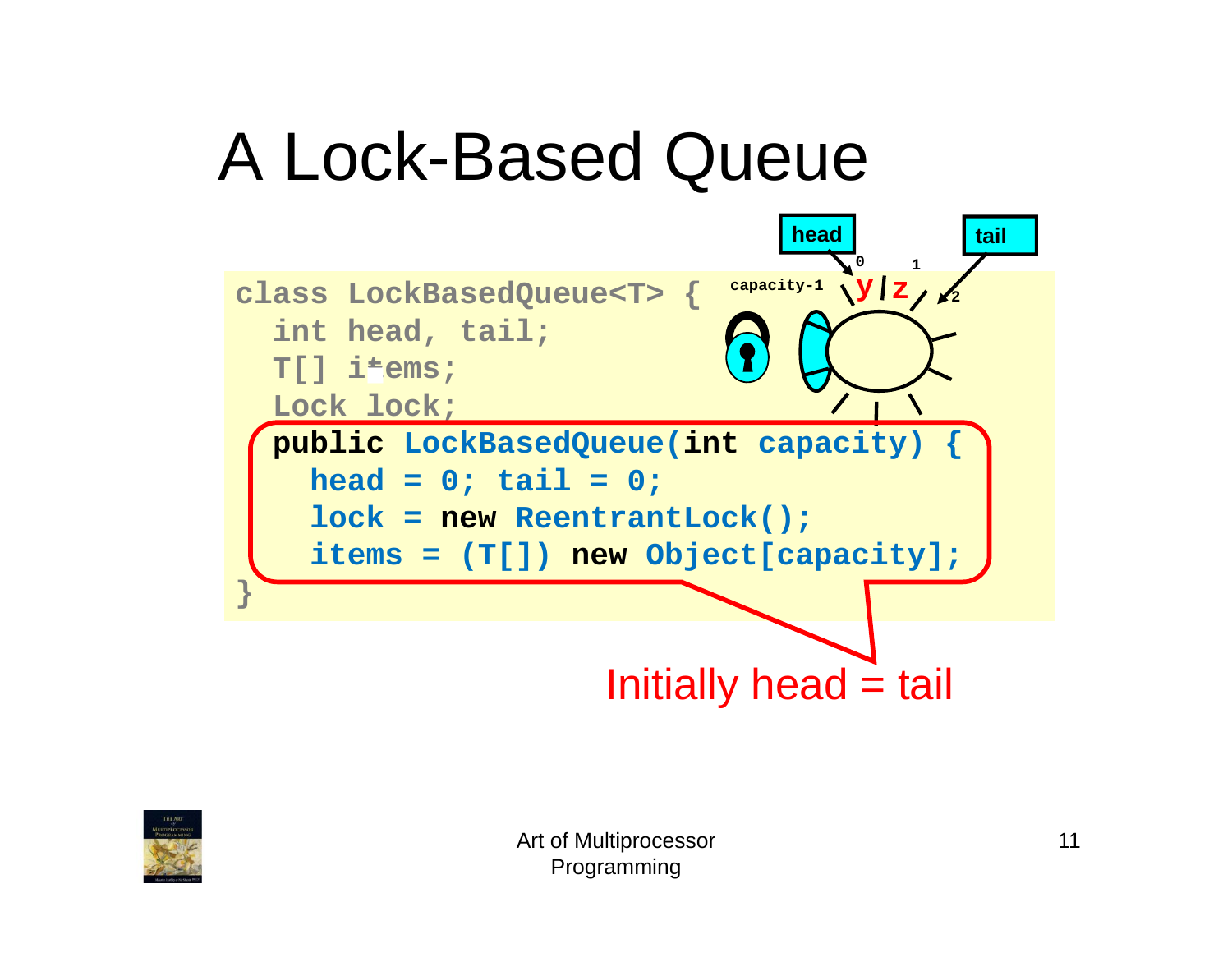# A Lock-Based Queue

```
class LockBasedQueue<T> {
  int head, tail;
  T[] items;
  Lock lock;
  public LockBasedQueue(int capacity) {
    head = 0; tail = 0;
    lock = new ReentrantLock();
    items = (T[]) new Object[capacity];
}
```

head

tail

0

1

2

capacity-1

y

z

Initially head = tail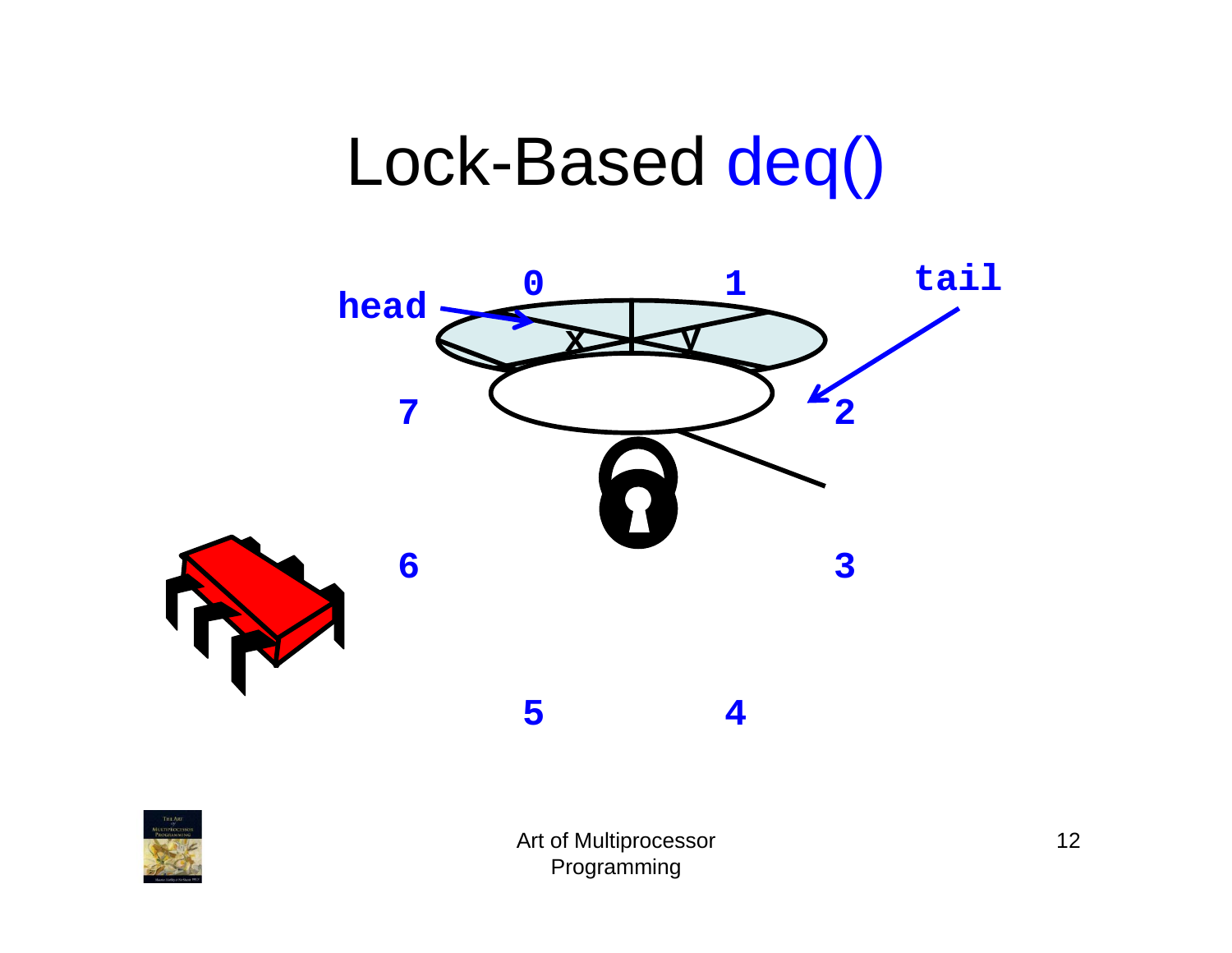# Lock-Based deq()

head

tail

0

1

2

3

4

5

6

7

x

y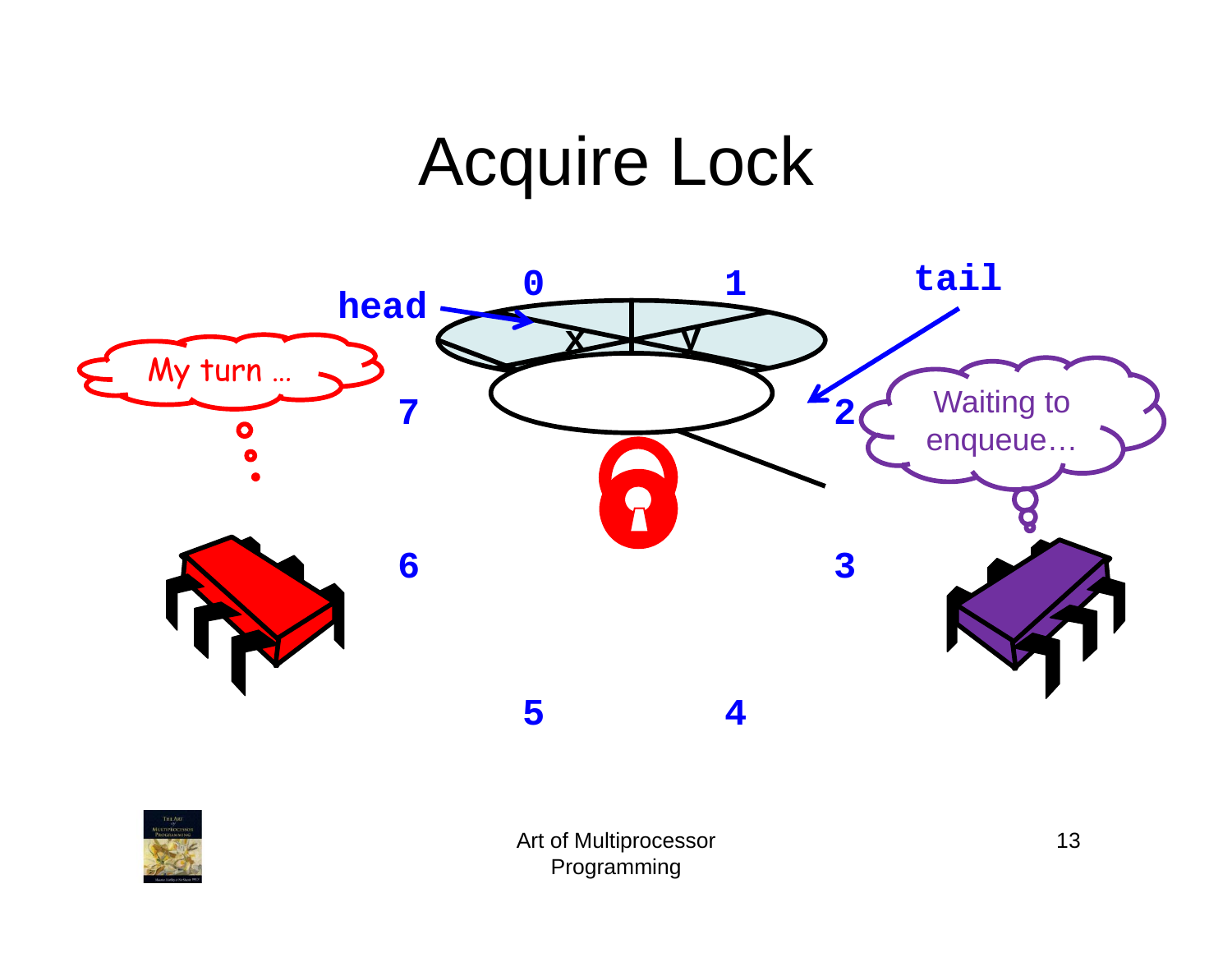# Acquire Lock

head

tail

0

1

2

3

4

5

6

7

x

y

My turn …

Waiting to enqueue…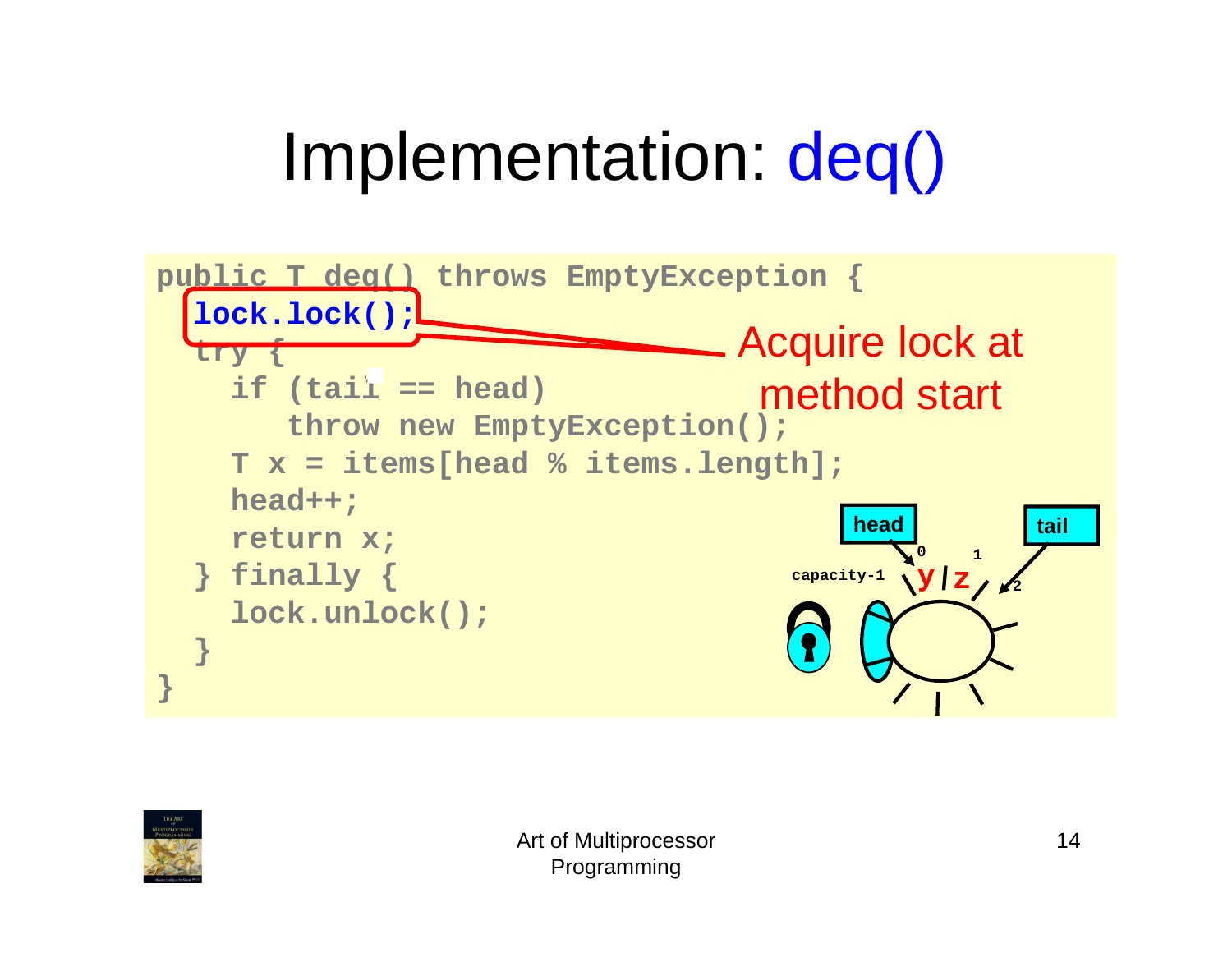# Implementation: deq()

```
public T deq() throws EmptyException {
  lock.lock();
  try {
    if (tail == head)
       throw new EmptyException();
    T x = items[head % items.length];
    head++;
    return x;
  } finally {
    lock.unlock();
  }
}
```

Acquire lock at method start

head

tail

0

1

2

capacity-1

y

z

Art of Multiprocessor Programming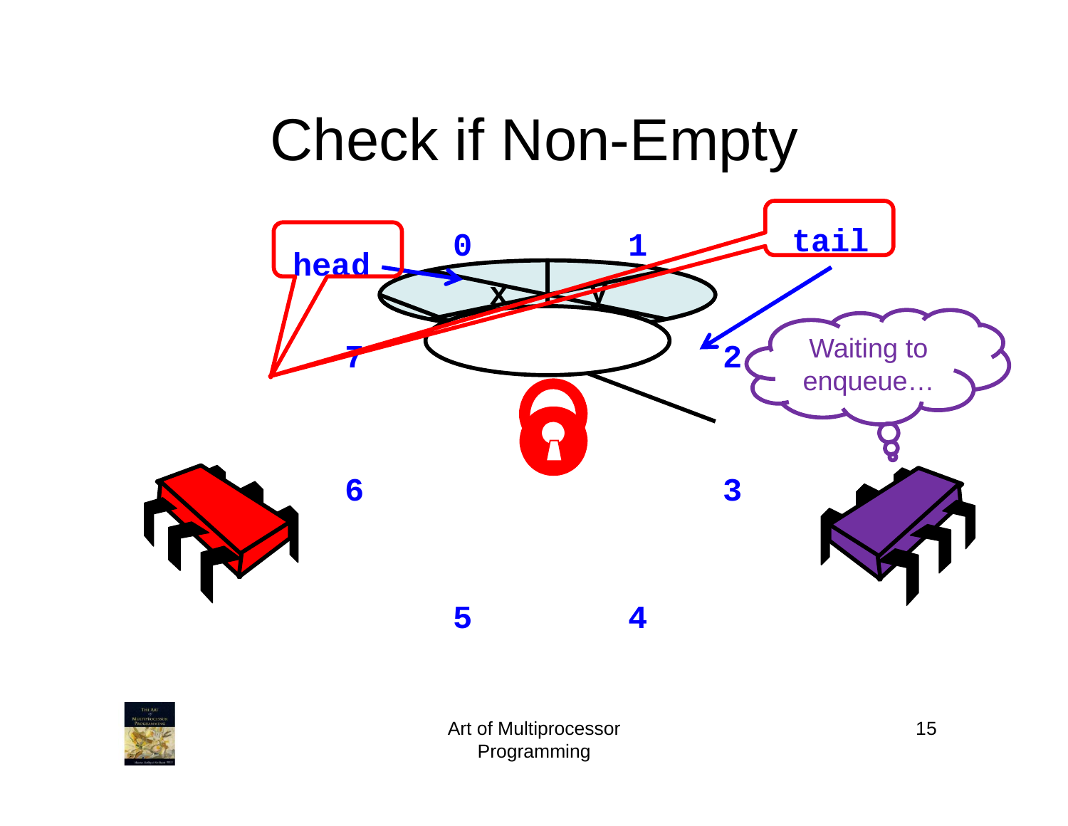# Check if Non-Empty

head

tail

0

1

2

3

4

5

6

7

x

y

Waiting to enqueue…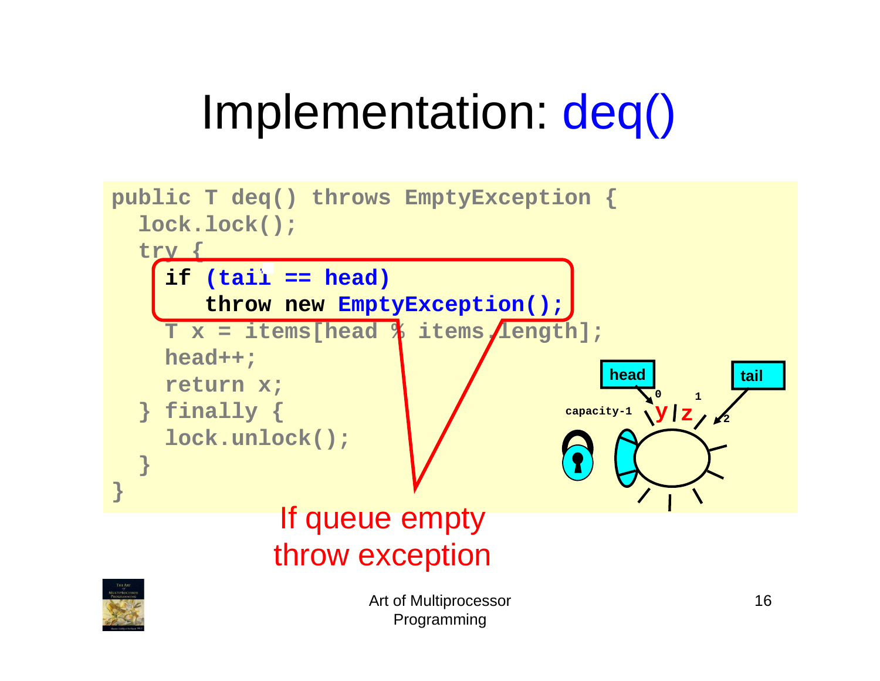# Implementation: deq()

```
public T deq() throws EmptyException {
  lock.lock();
  try {
    if (tail == head)
       throw new EmptyException();
    T x = items[head % items.length];
    head++;
    return x;
  } finally {
    lock.unlock();
  }
}
```

If queue empty throw exception

head

tail

0

1

2

capacity-1

y

z

Art of Multiprocessor Programming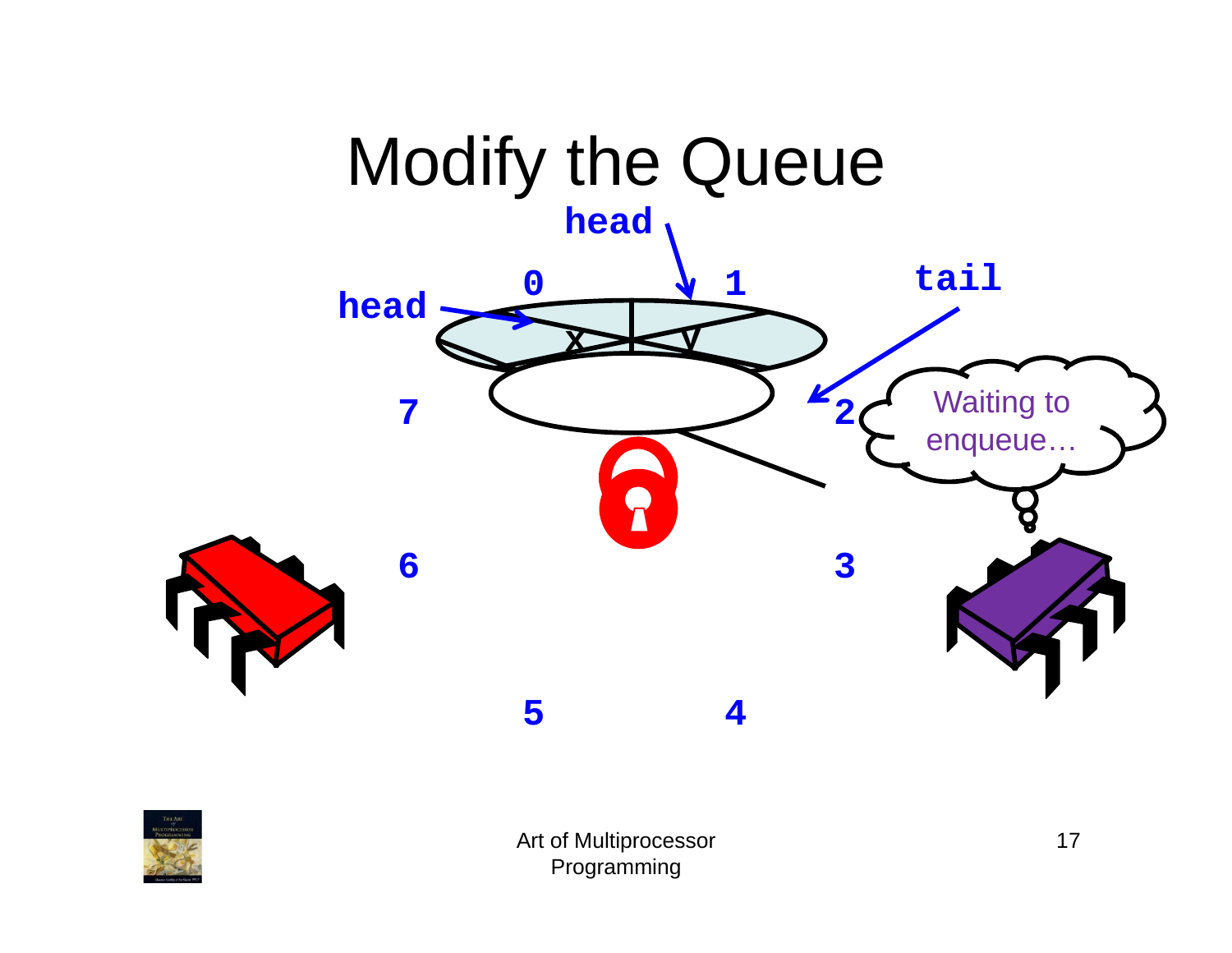# Modify the Queue

head

head

tail

0 1 2 3 4 5 6 7

x y

Waiting to enqueue…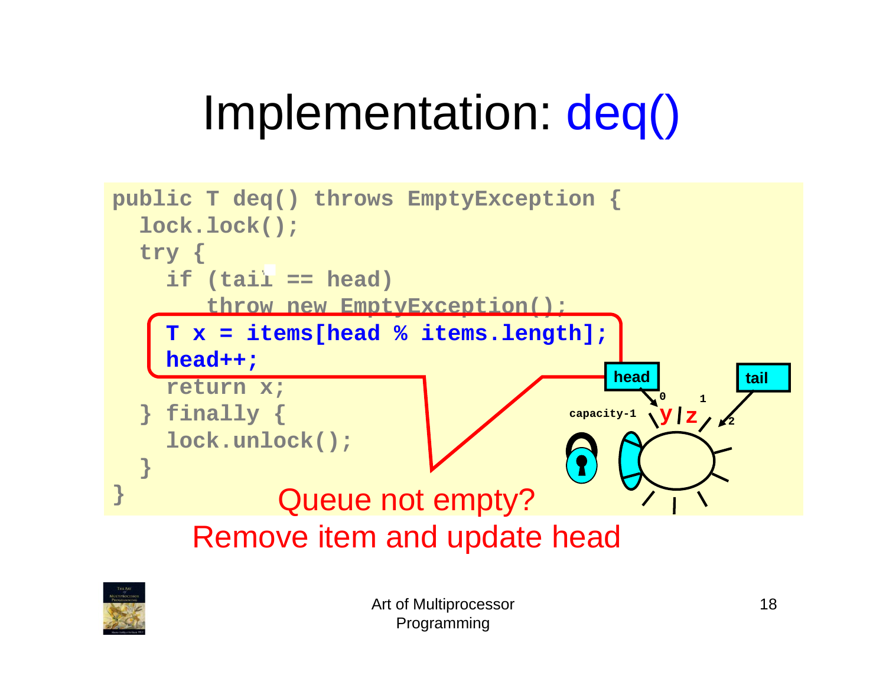# Implementation: deq()

```
public T deq() throws EmptyException {
  lock.lock();
  try {
    if (tail == head)
       throw new EmptyException();
    T x = items[head % items.length];
    head++;
    return x;
  } finally {
    lock.unlock();
  }
}
```

head

tail

capacity-1

0

1

2

y

z

Queue not empty?

Remove item and update head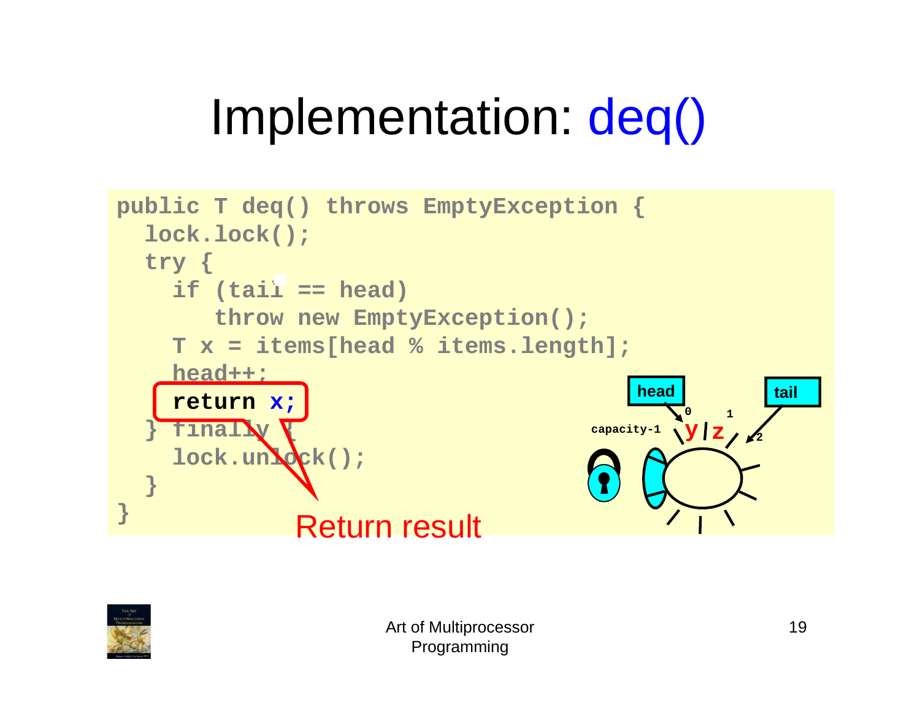# Implementation: deq()

```
public T deq() throws EmptyException {
  lock.lock();
  try {
    if (tail == head)
       throw new EmptyException();
    T x = items[head % items.length];
    head++;
    return x;
  } finally {
    lock.unlock();
  }
}
```

Return result

head

tail

capacity-1

0

1

2

y

z

Art of Multiprocessor Programming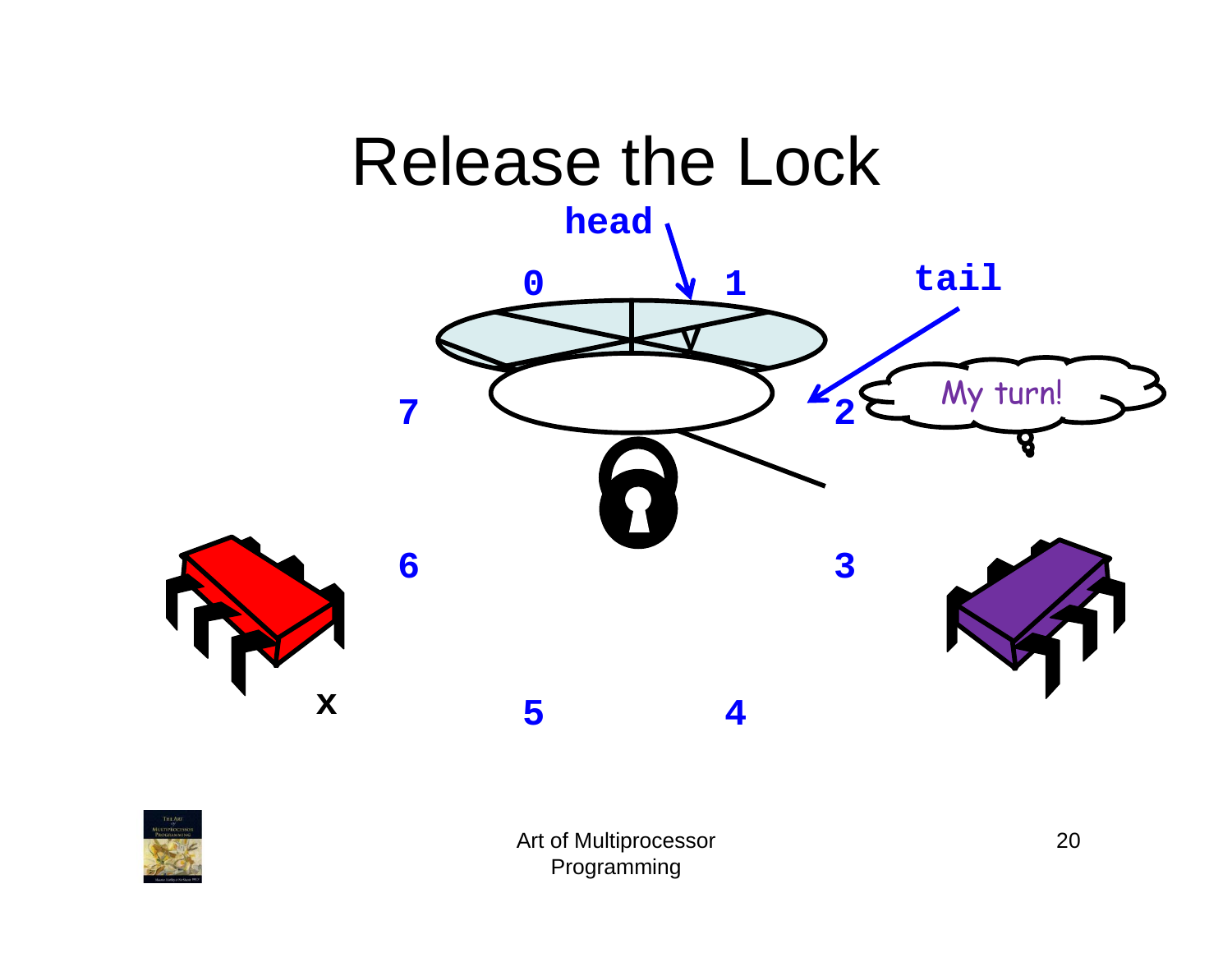# Release the Lock

head

tail

0

1

2

3

4

5

6

7

My turn!

x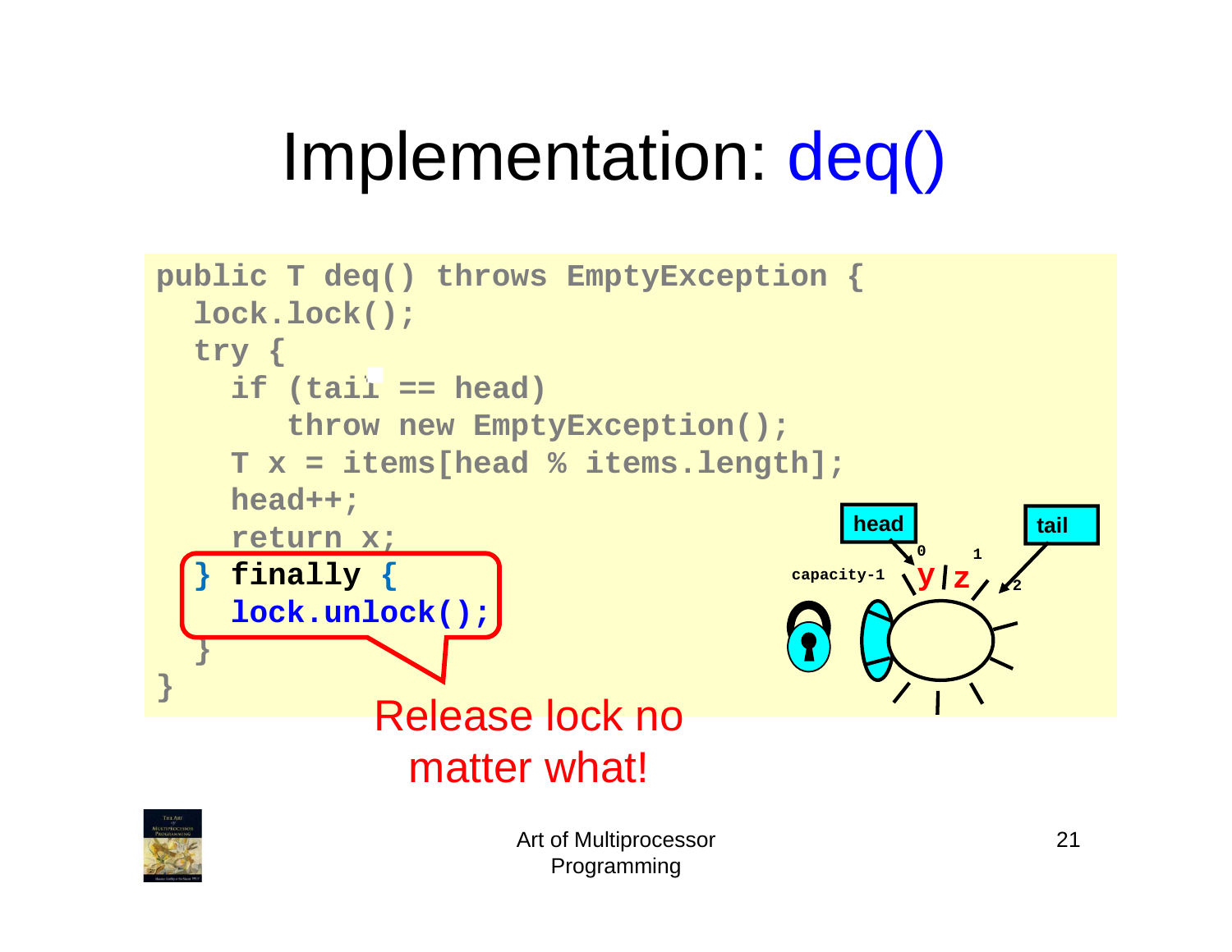# Implementation: deq()

```
public T deq() throws EmptyException {
  lock.lock();
  try {
    if (tail == head)
       throw new EmptyException();
    T x = items[head % items.length];
    head++;
    return x;
  } finally {
    lock.unlock();
  }
}
```

Release lock no matter what!

head

tail

capacity-1

0

1

2

y

z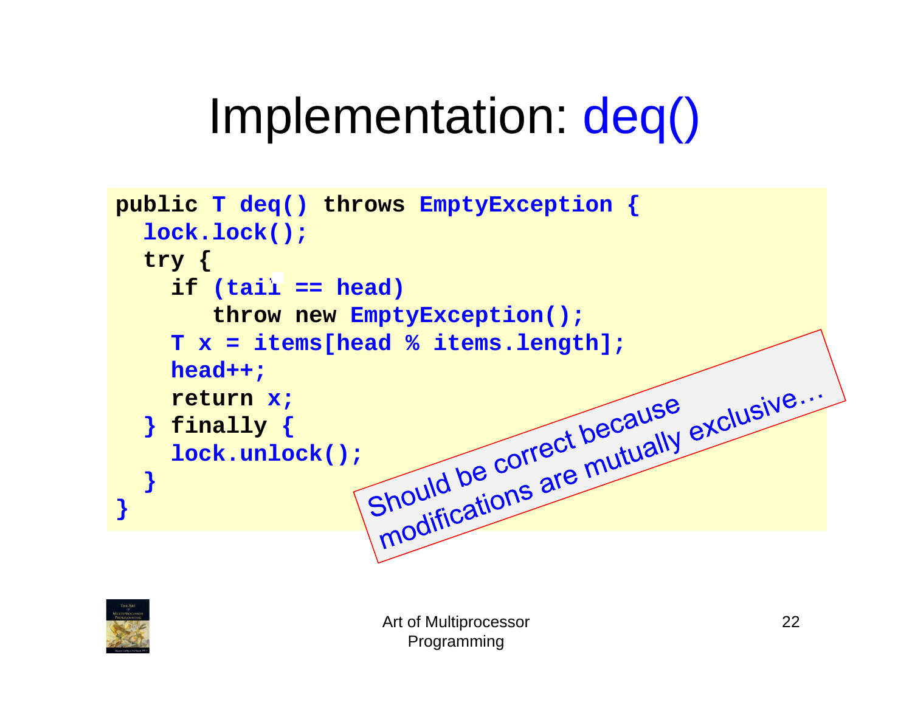# Implementation: deq()

```
public T deq() throws EmptyException {
  lock.lock();
  try {
    if (tail == head)
       throw new EmptyException();
    T x = items[head % items.length];
    head++;
    return x;
  } finally {
    lock.unlock();
  }
}
```

Should be correct because modifications are mutually exclusive…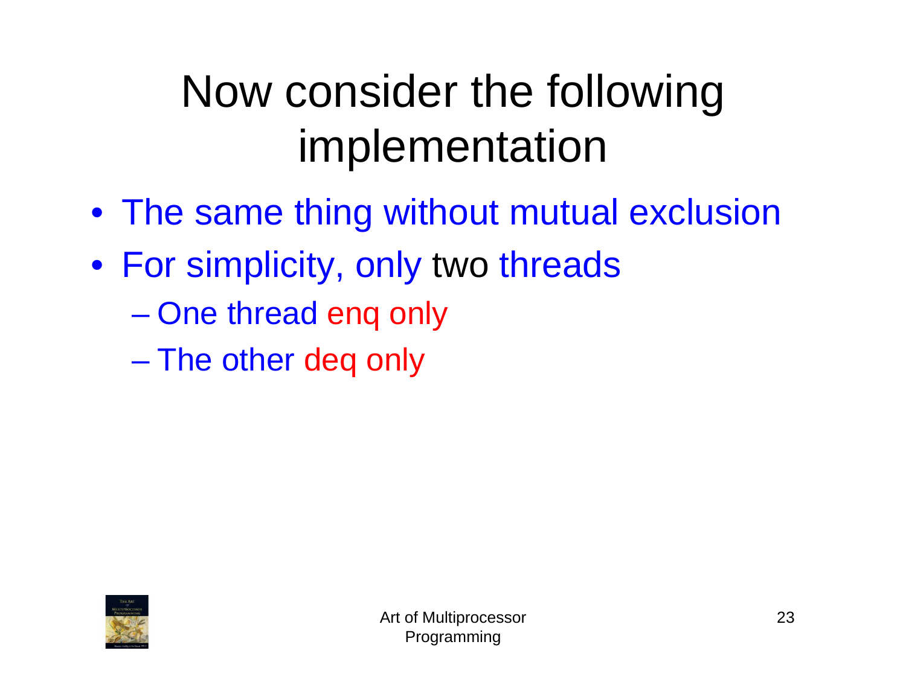# Now consider the following implementation

- The same thing without mutual exclusion
- For simplicity, only two threads
  - One thread enq only
  - The other deq only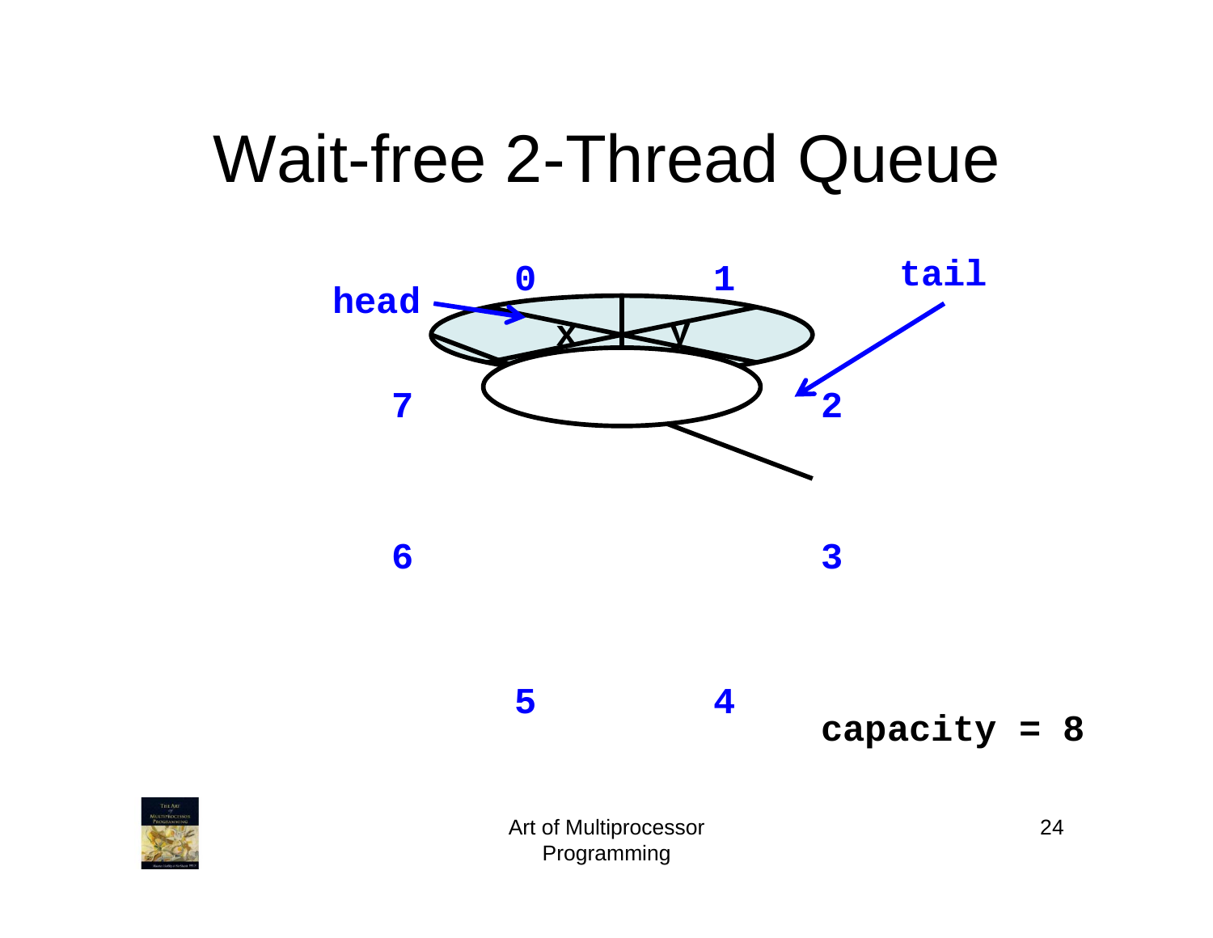# Wait-free 2-Thread Queue

head

tail

0

1

2

3

4

5

6

7

x

y

capacity = 8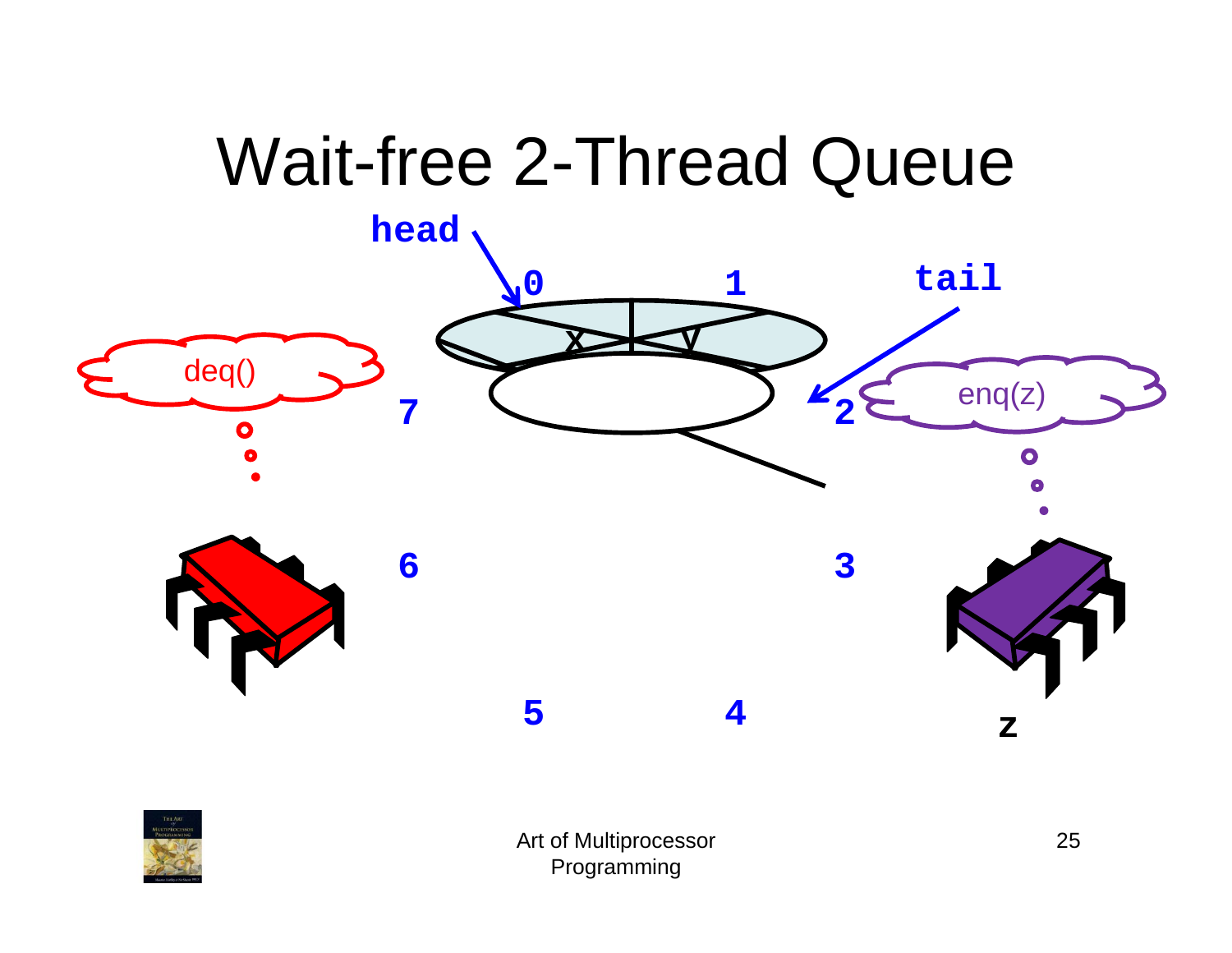# Wait-free 2-Thread Queue

head

tail

0 1 2 3 4 5 6 7

x y

deq()

enq(z)

z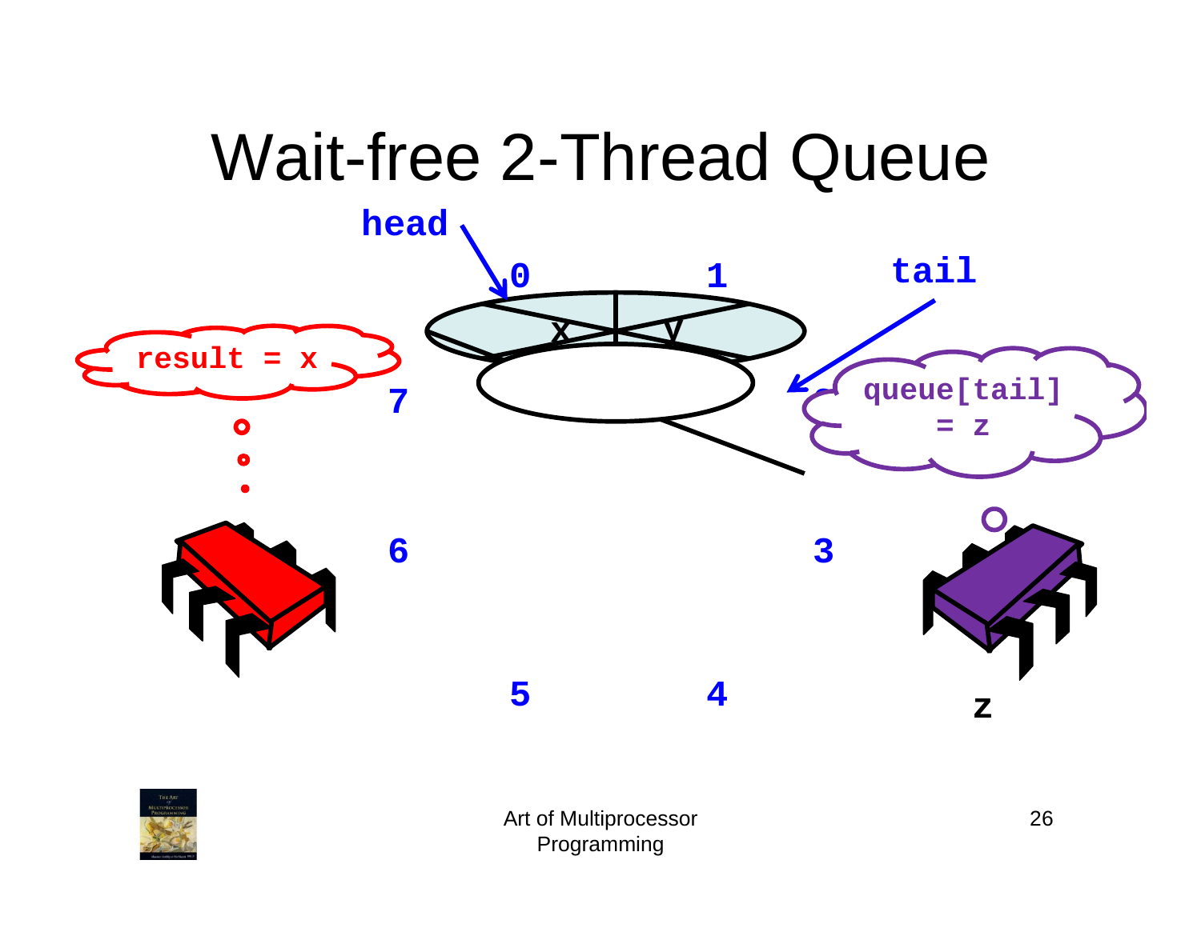# Wait-free 2-Thread Queue

head

0

1

tail

x

y

result = x

queue[tail] = z

7

6

3

5

4

z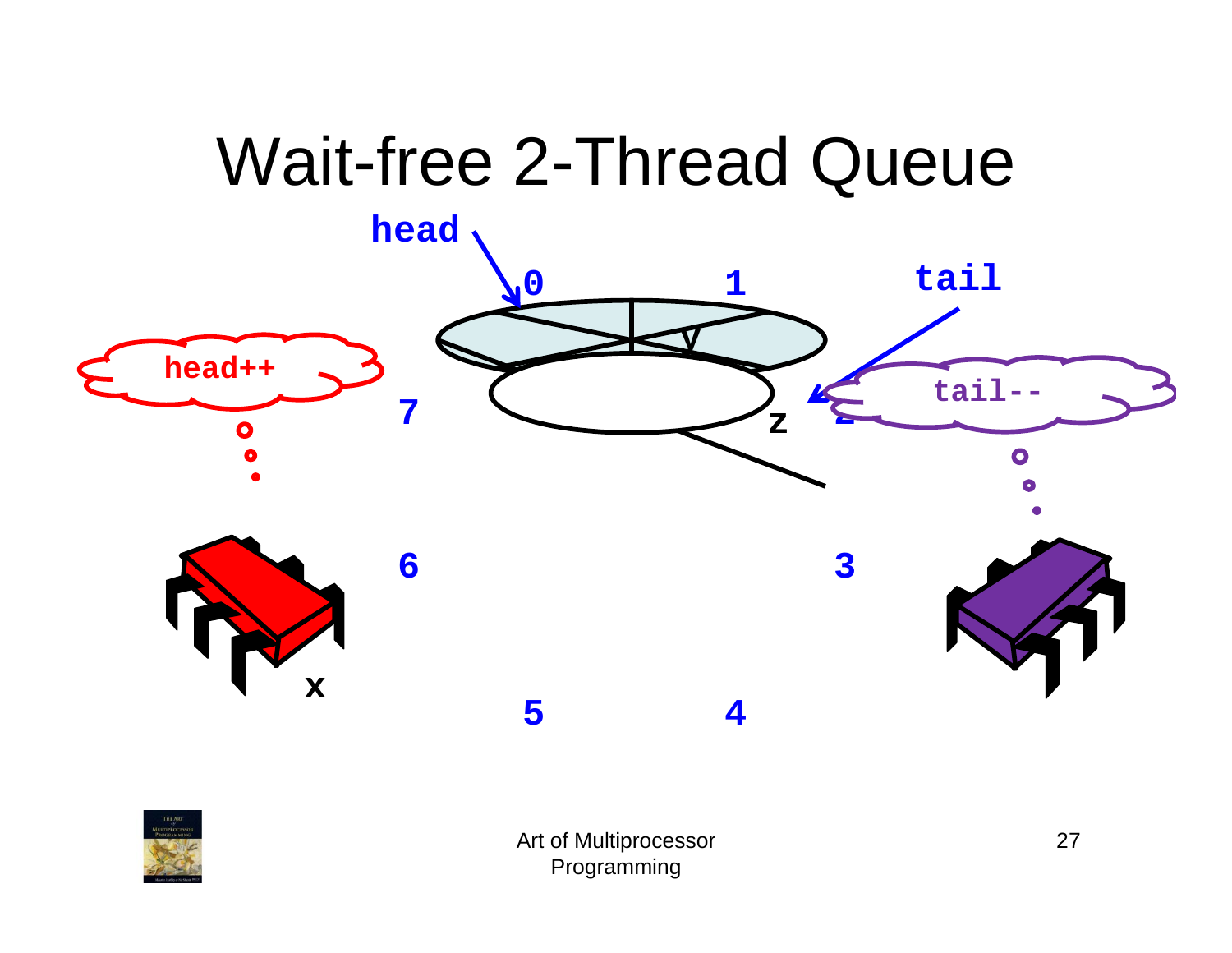# Wait-free 2-Thread Queue

head

0

1

tail

head++

y

7

z

2

tail--

6

3

x

5

4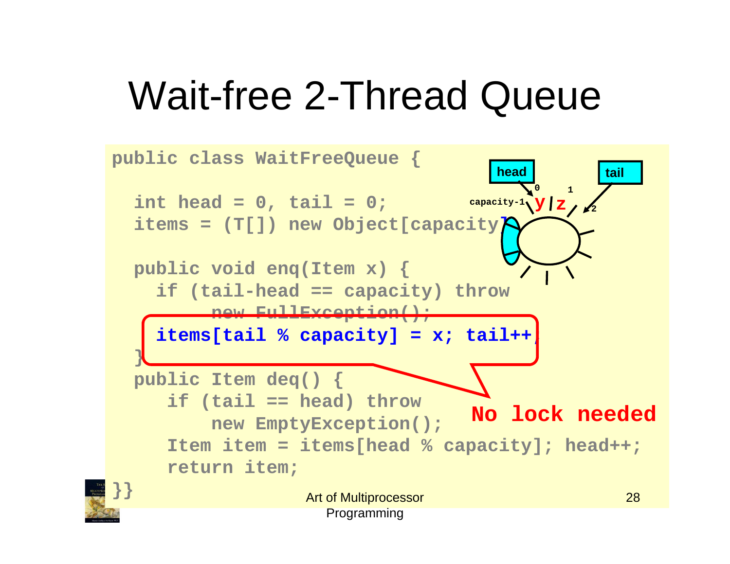# Wait-free 2-Thread Queue

```
public class WaitFreeQueue {

  int head = 0, tail = 0;
  items = (T[]) new Object[capacity];

  public void enq(Item x) {
    if (tail-head == capacity) throw
         new FullException();
    items[tail % capacity] = x; tail++;
  }
  public Item deq() {
     if (tail == head) throw
         new EmptyException();
     Item item = items[head % capacity]; head++;
     return item;
}}
```

No lock needed

head

tail

0

1

2

capacity-1

y

z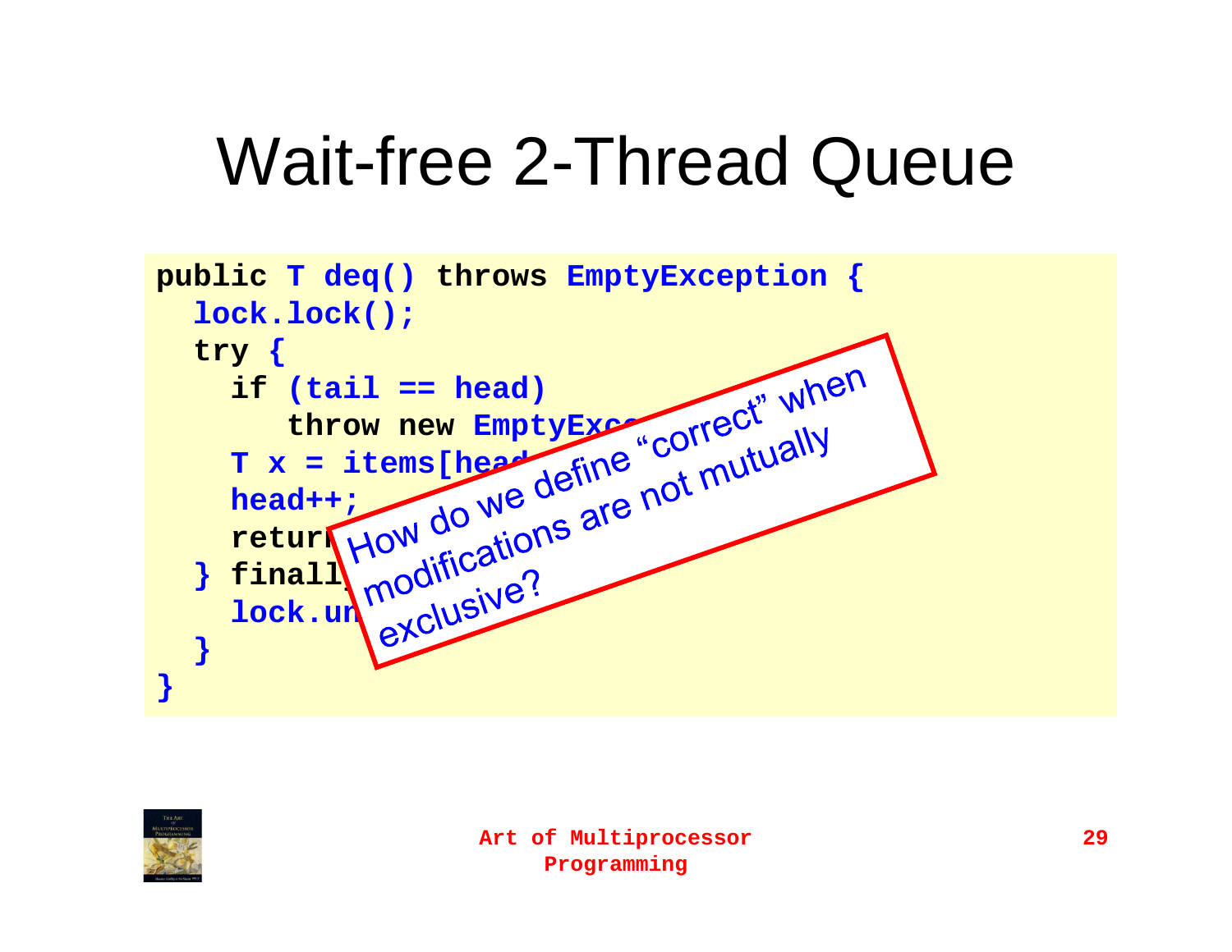# Wait-free 2-Thread Queue

```
public T deq() throws EmptyException {
  lock.lock();
  try {
    if (tail == head)
       throw new EmptyExc
    T x = items[hea
    head++;
    retur
  } finall
    lock.un
  }
}
```

How do we define “correct” when modifications are not mutually exclusive?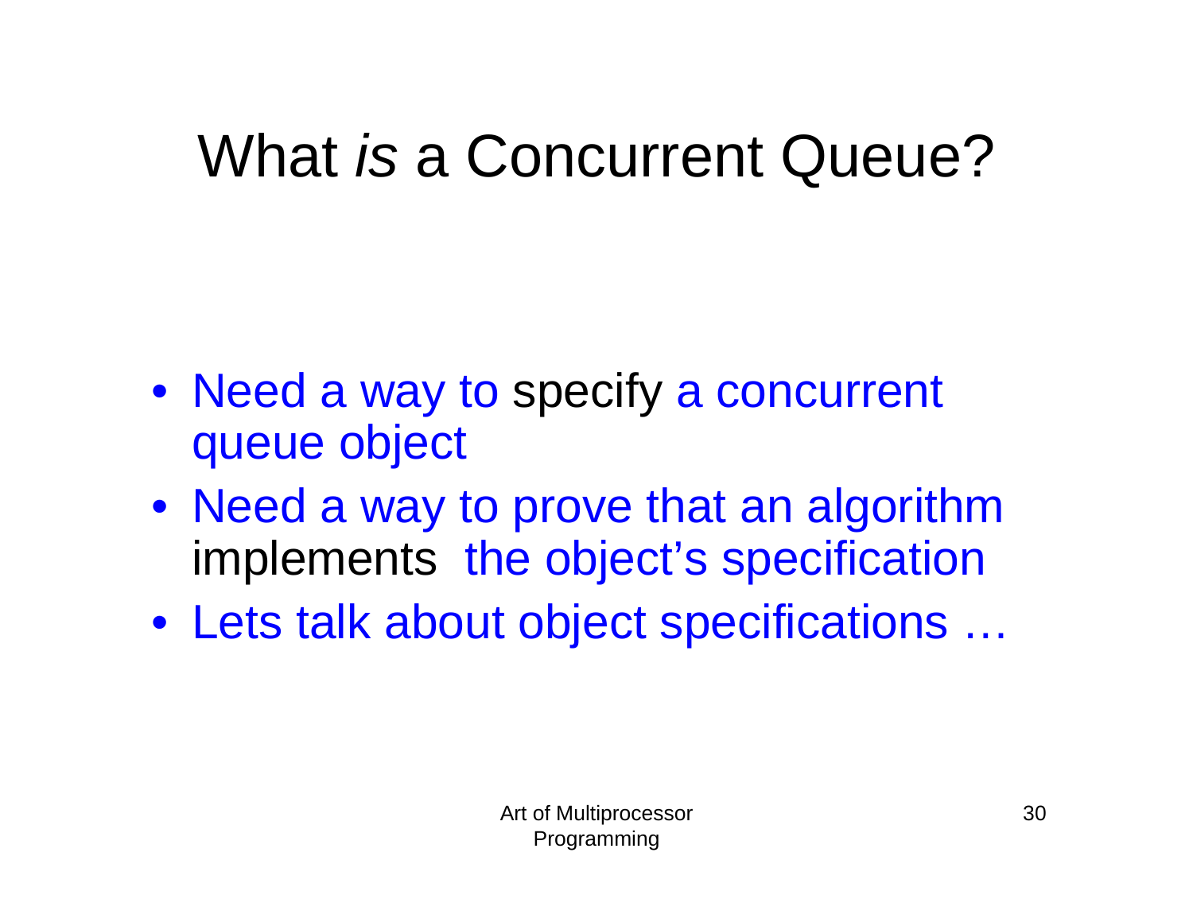# What *is* a Concurrent Queue?

- Need a way to specify a concurrent queue object
- Need a way to prove that an algorithm implements the object's specification
- Lets talk about object specifications …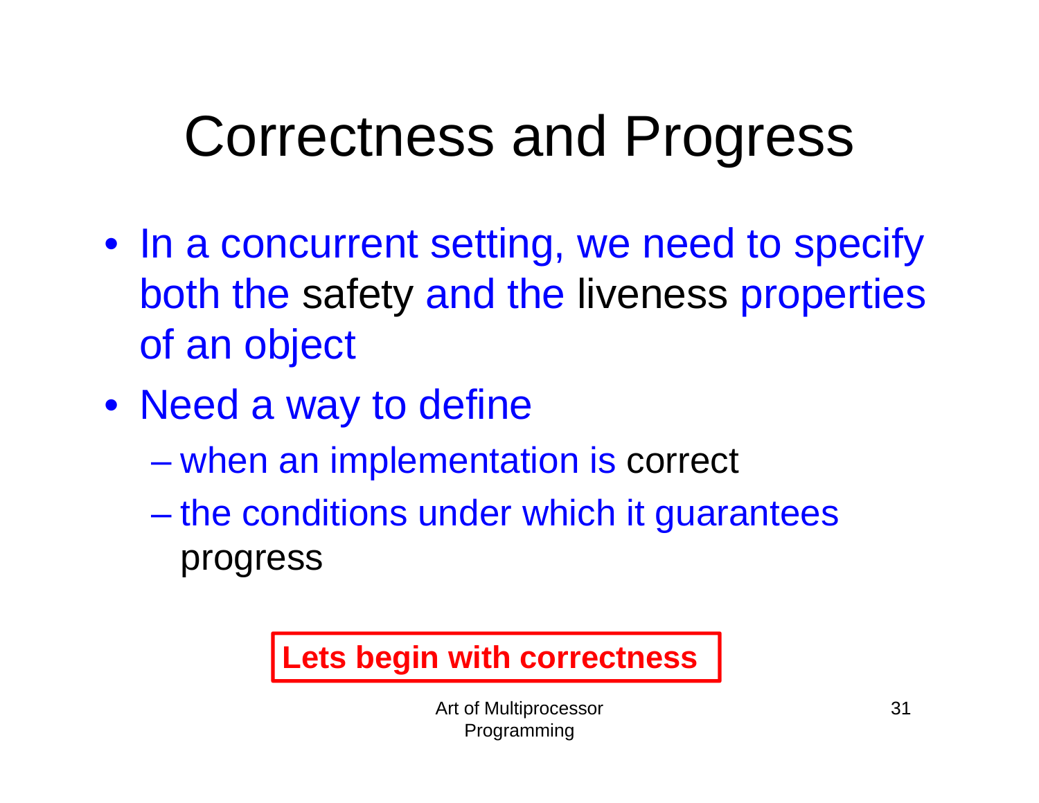# Correctness and Progress

- In a concurrent setting, we need to specify both the safety and the liveness properties of an object
- Need a way to define
  - when an implementation is correct
  - the conditions under which it guarantees progress

**Lets begin with correctness**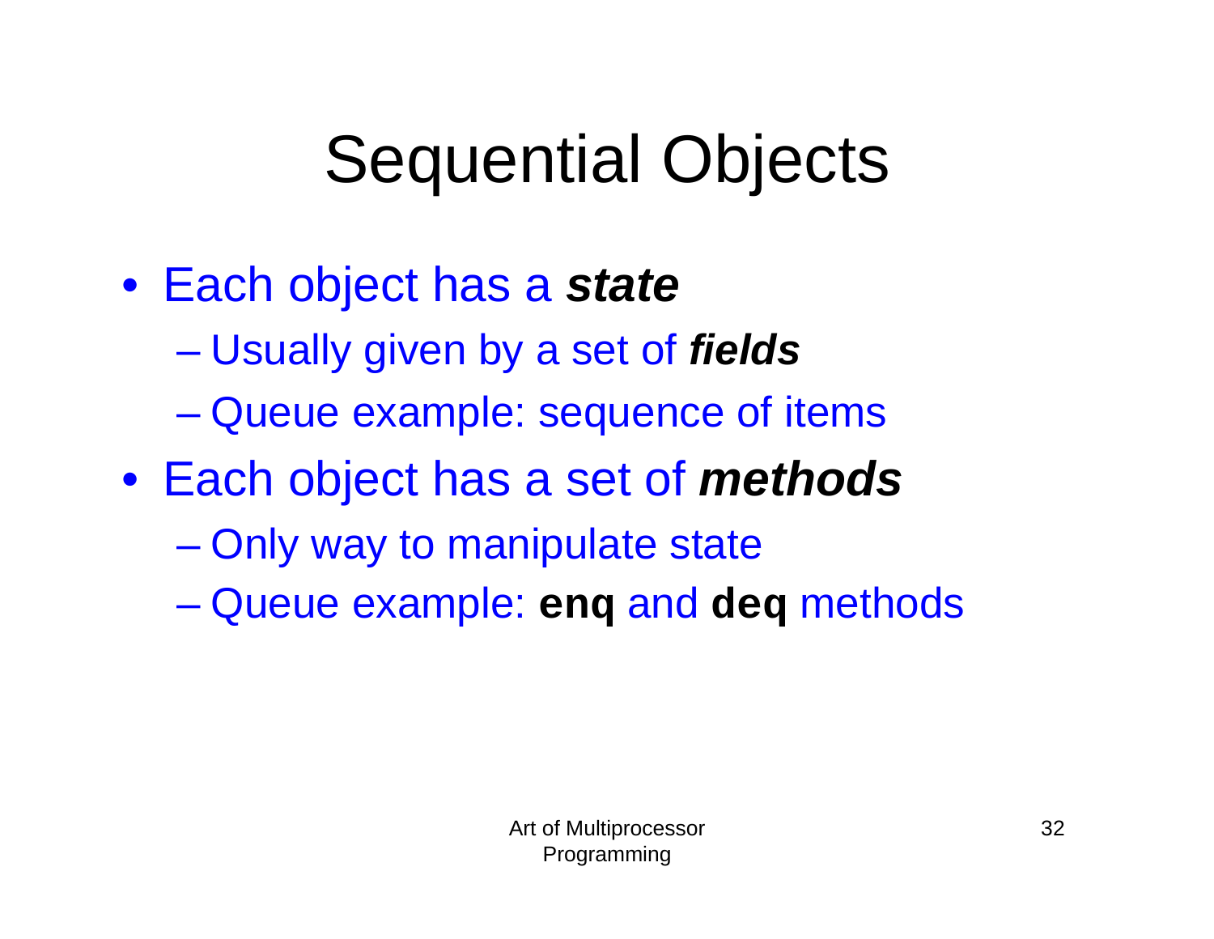# Sequential Objects

- Each object has a ***state***
  - Usually given by a set of ***fields***
  - Queue example: sequence of items
- Each object has a set of ***methods***
  - Only way to manipulate state
  - Queue example: **enq** and **deq** methods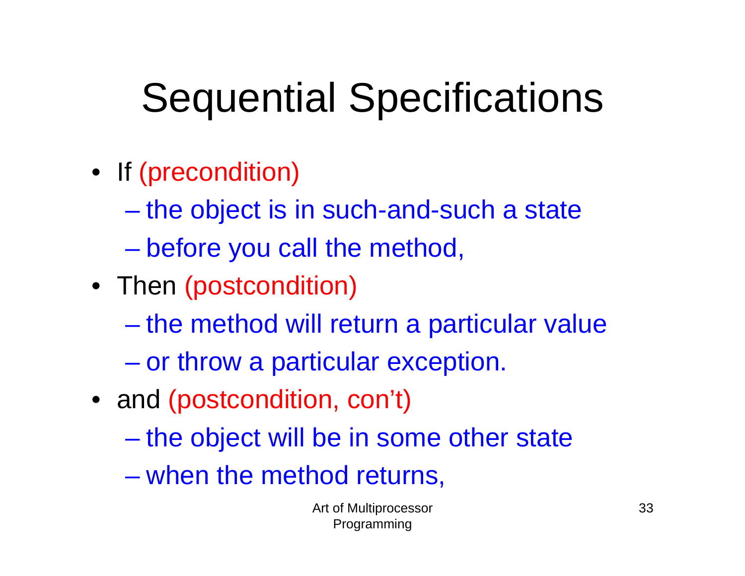# Sequential Specifications

- If (precondition)
  - the object is in such-and-such a state
  - before you call the method,
- Then (postcondition)
  - the method will return a particular value
  - or throw a particular exception.
- and (postcondition, con't)
  - the object will be in some other state
  - when the method returns,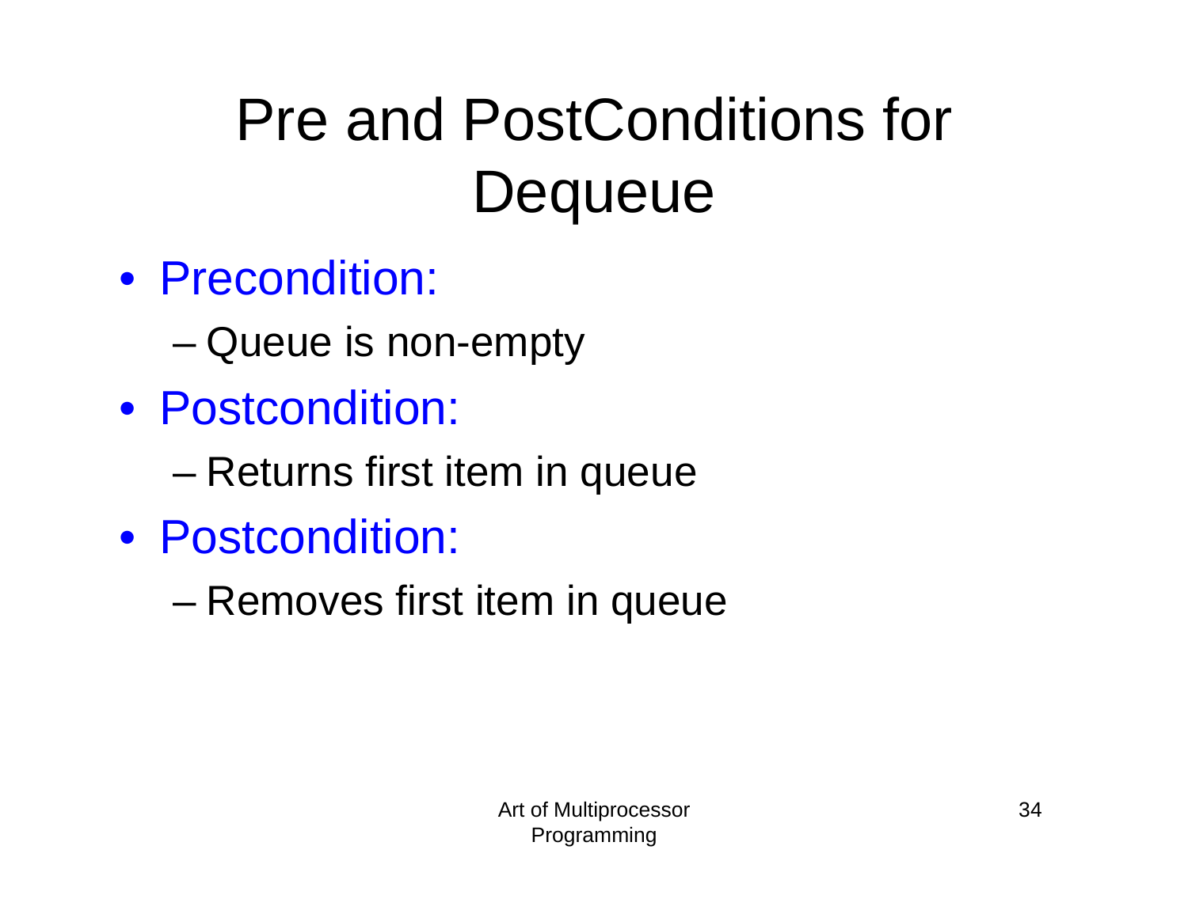# Pre and PostConditions for Dequeue

- Precondition:
  - Queue is non-empty
- Postcondition:
  - Returns first item in queue
- Postcondition:
  - Removes first item in queue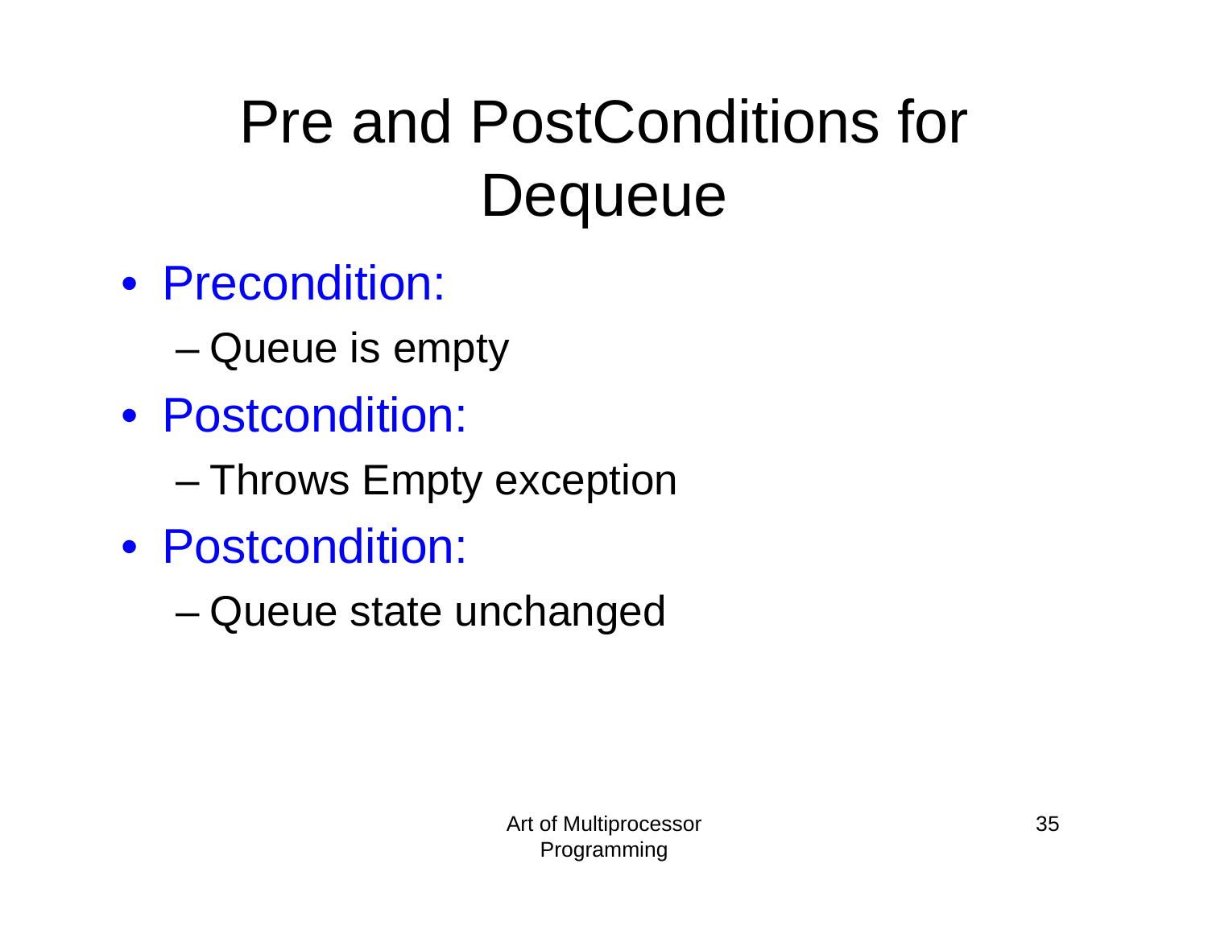# Pre and PostConditions for Dequeue

- Precondition:
  - Queue is empty
- Postcondition:
  - Throws Empty exception
- Postcondition:
  - Queue state unchanged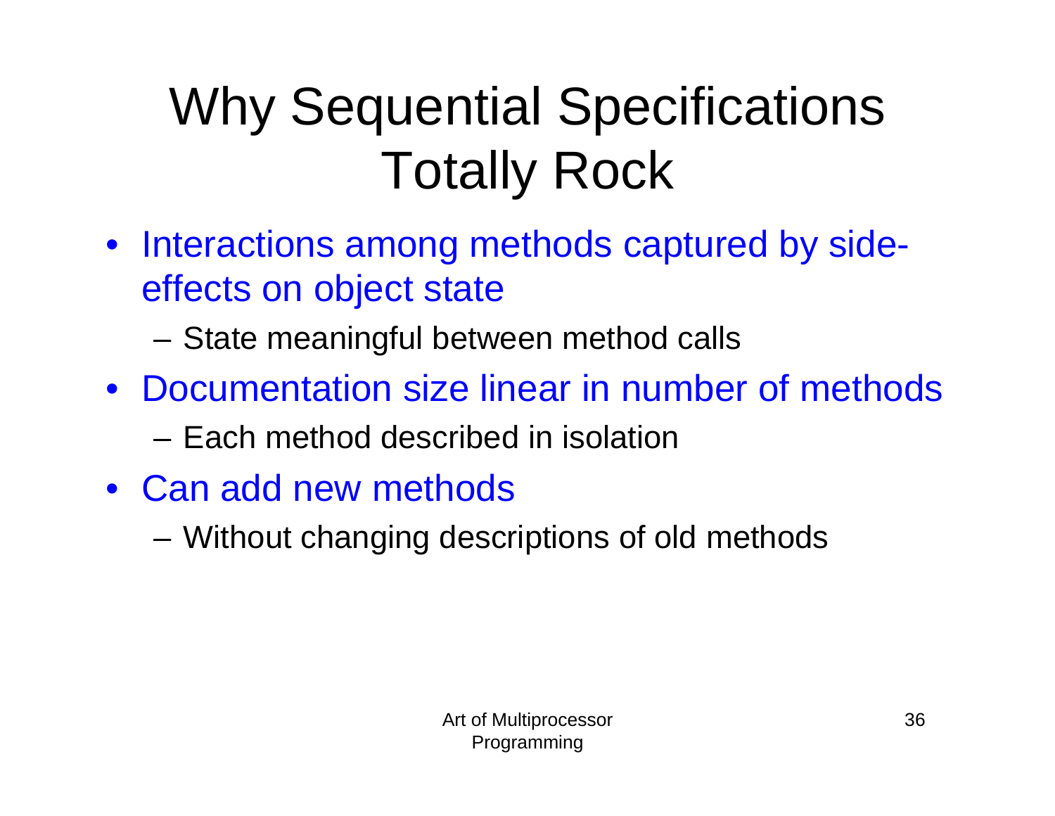# Why Sequential Specifications Totally Rock

- Interactions among methods captured by side-effects on object state
  - State meaningful between method calls
- Documentation size linear in number of methods
  - Each method described in isolation
- Can add new methods
  - Without changing descriptions of old methods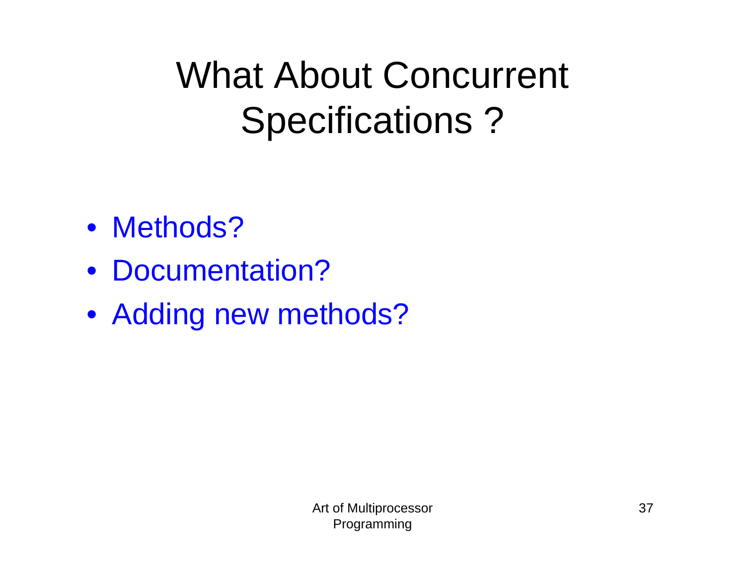# What About Concurrent Specifications ?

- Methods?
- Documentation?
- Adding new methods?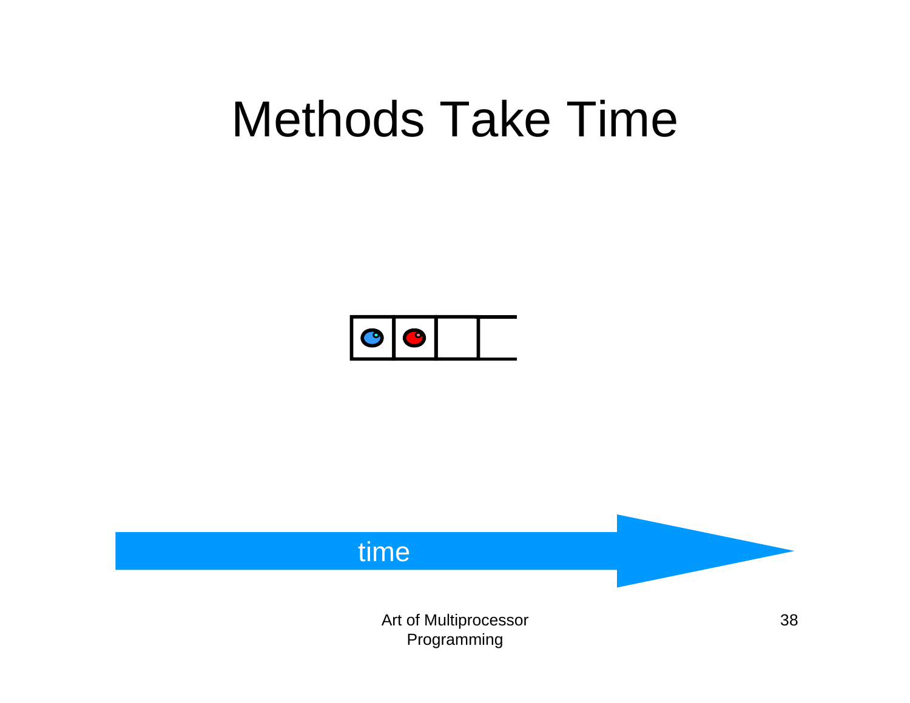# Methods Take Time

time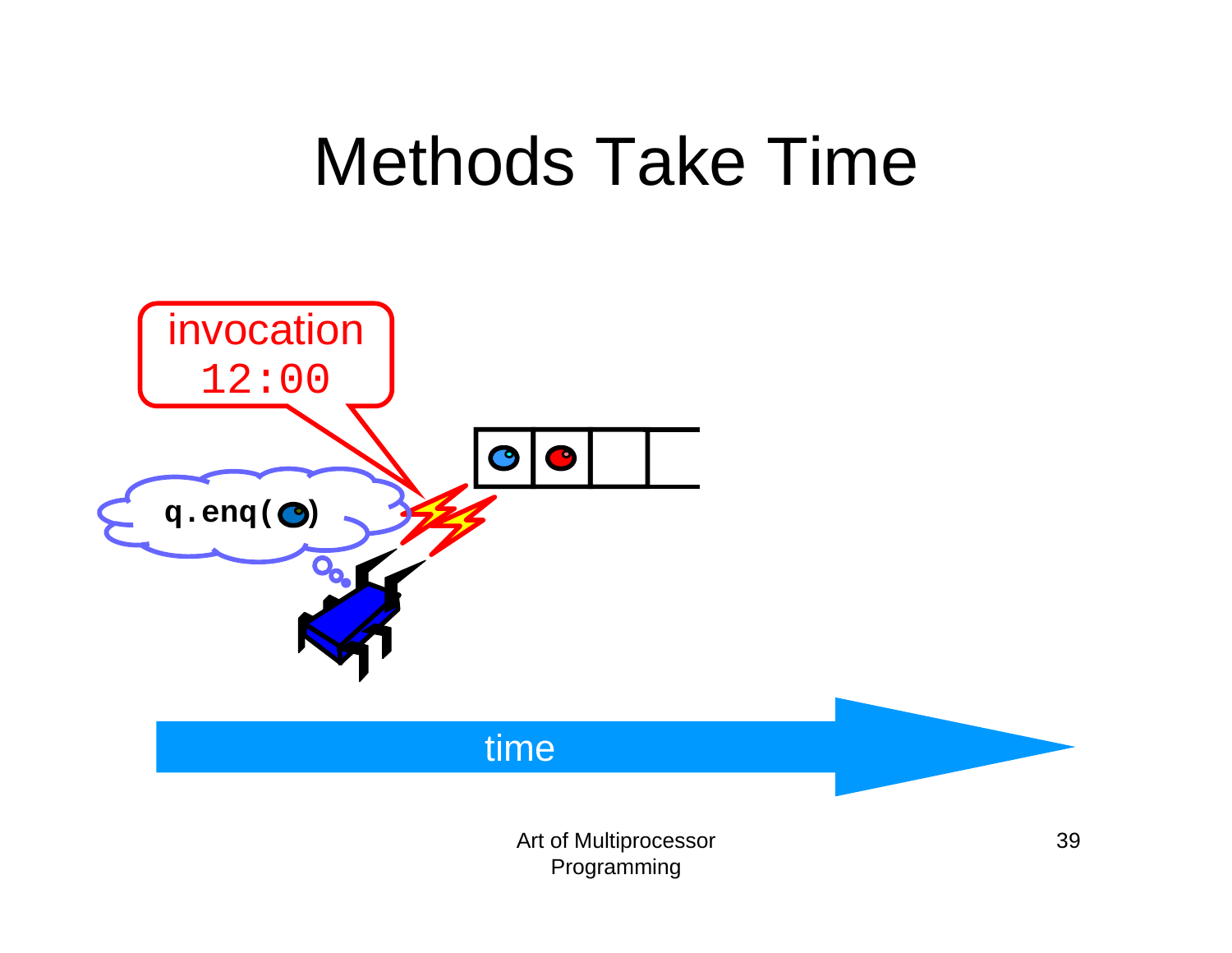# Methods Take Time

invocation
12:00

q.enq( )

time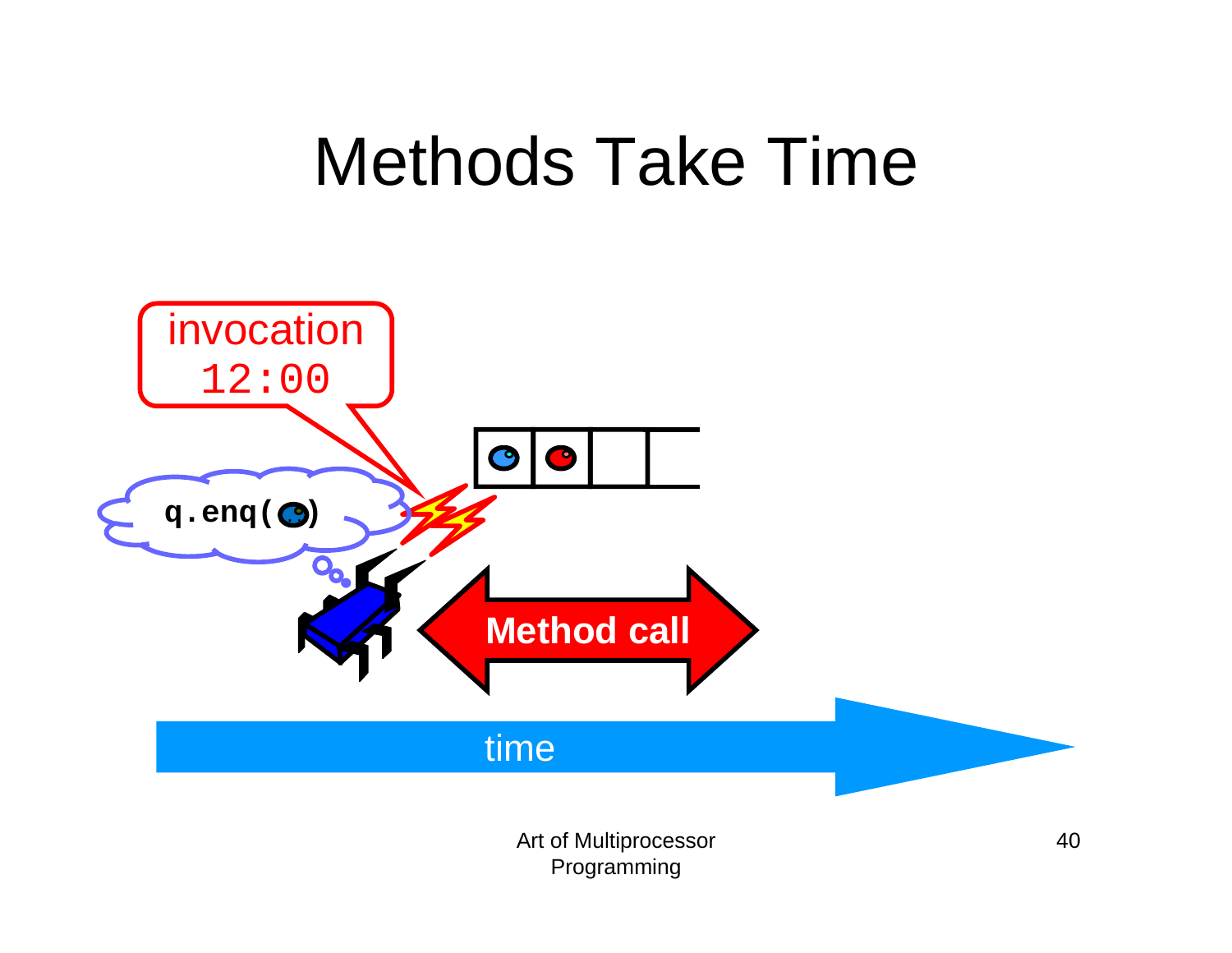# Methods Take Time

invocation
12:00

q.enq( )

Method call

time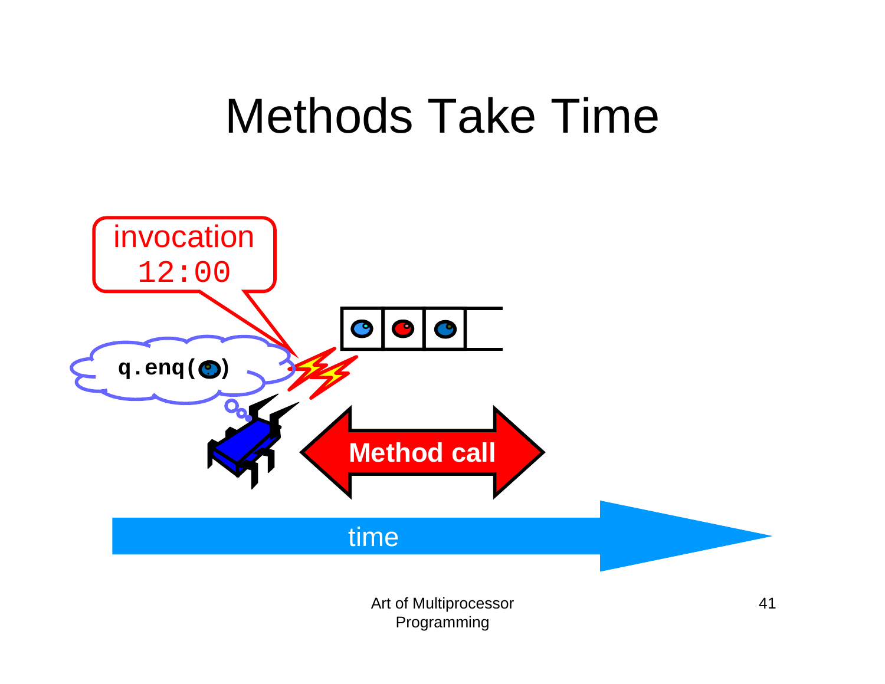# Methods Take Time

invocation
12:00

q.enq( )

Method call

time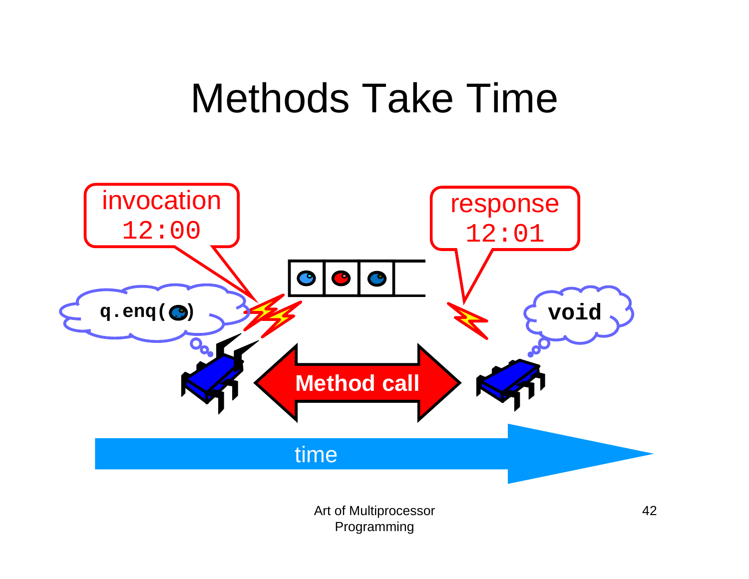# Methods Take Time

invocation
12:00

response
12:01

q.enq( )

void

Method call

time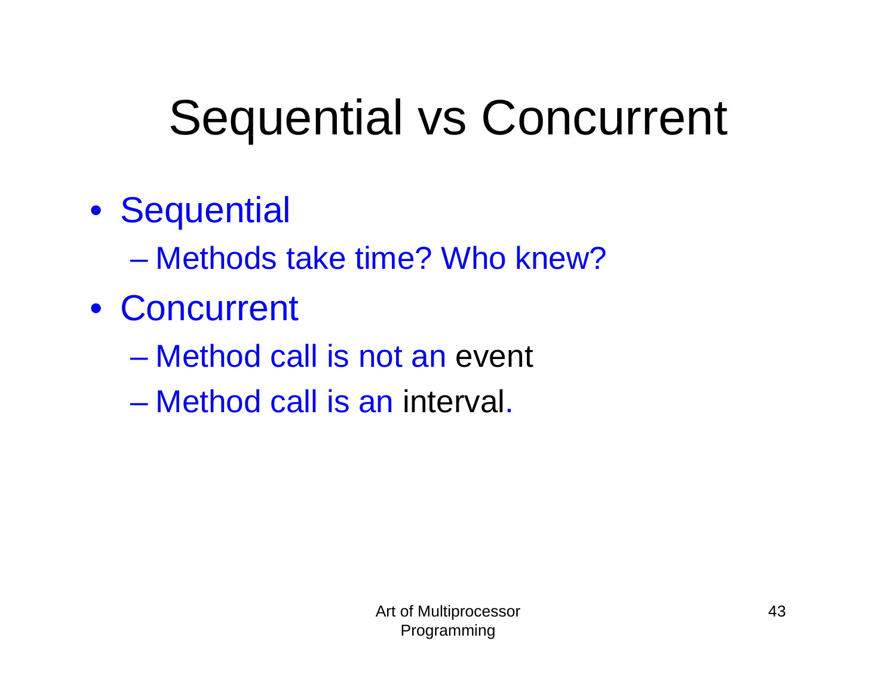# Sequential vs Concurrent

- Sequential
  - Methods take time? Who knew?
- Concurrent
  - Method call is not an event
  - Method call is an interval.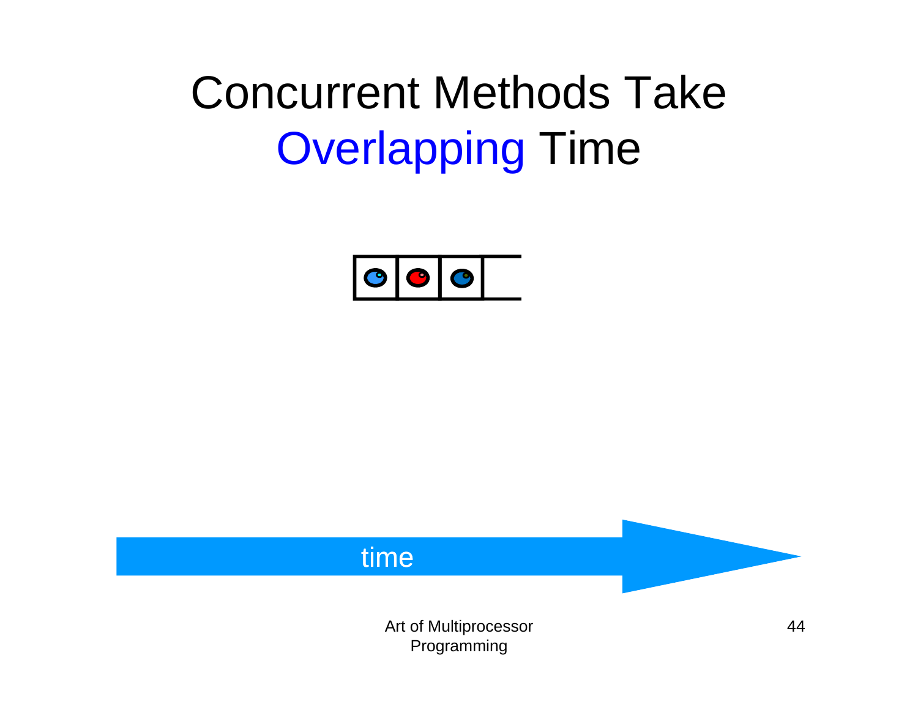# Concurrent Methods Take Overlapping Time

time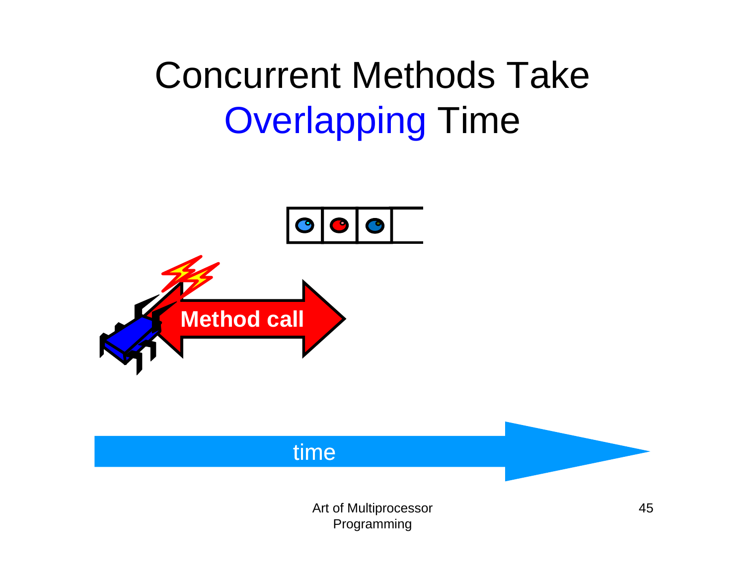# Concurrent Methods Take Overlapping Time

Method call

time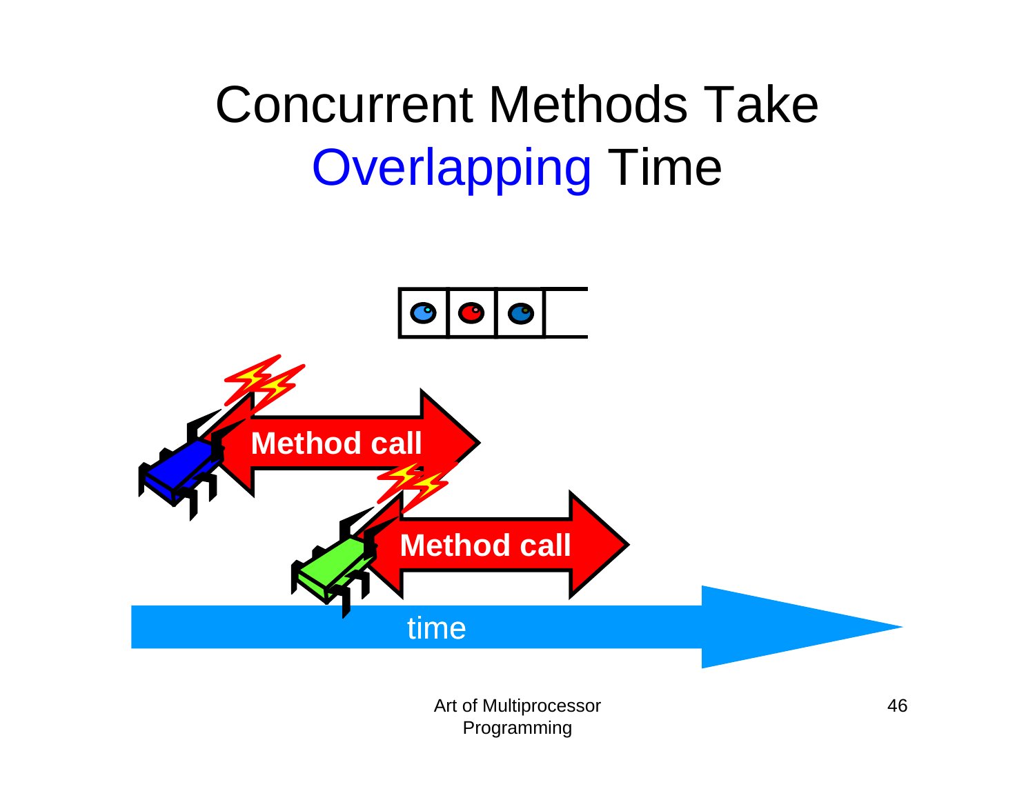# Concurrent Methods Take Overlapping Time

Method call

Method call

time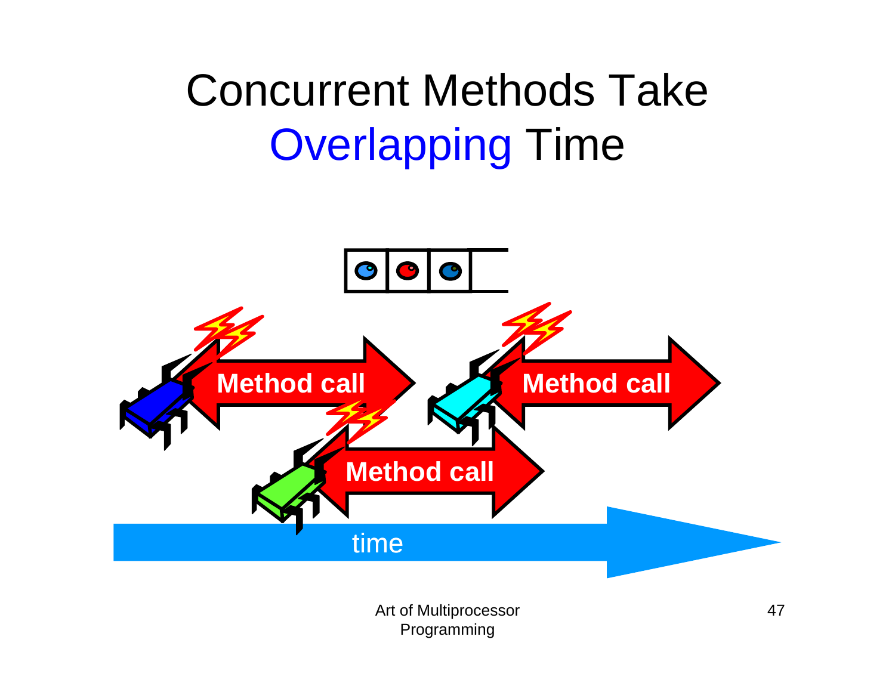# Concurrent Methods Take Overlapping Time

Method call

Method call

Method call

time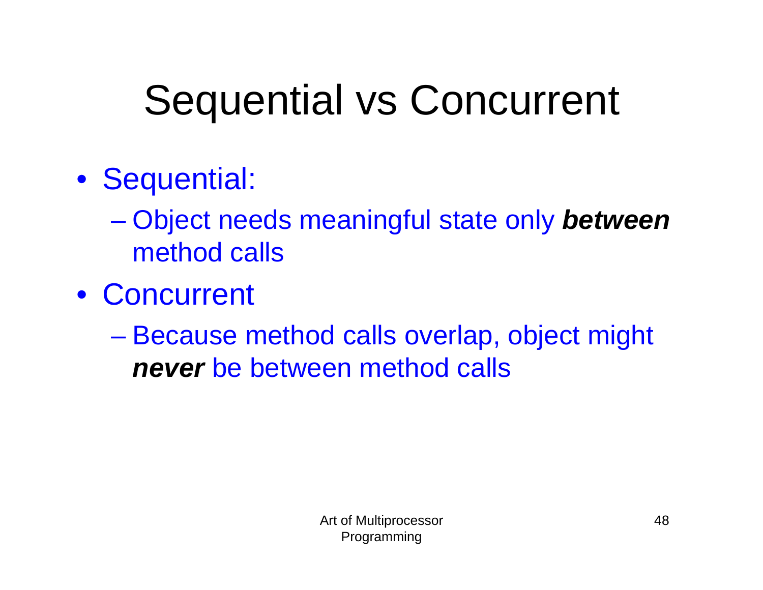# Sequential vs Concurrent

- Sequential:
  - Object needs meaningful state only ***between*** method calls
- Concurrent
  - Because method calls overlap, object might ***never*** be between method calls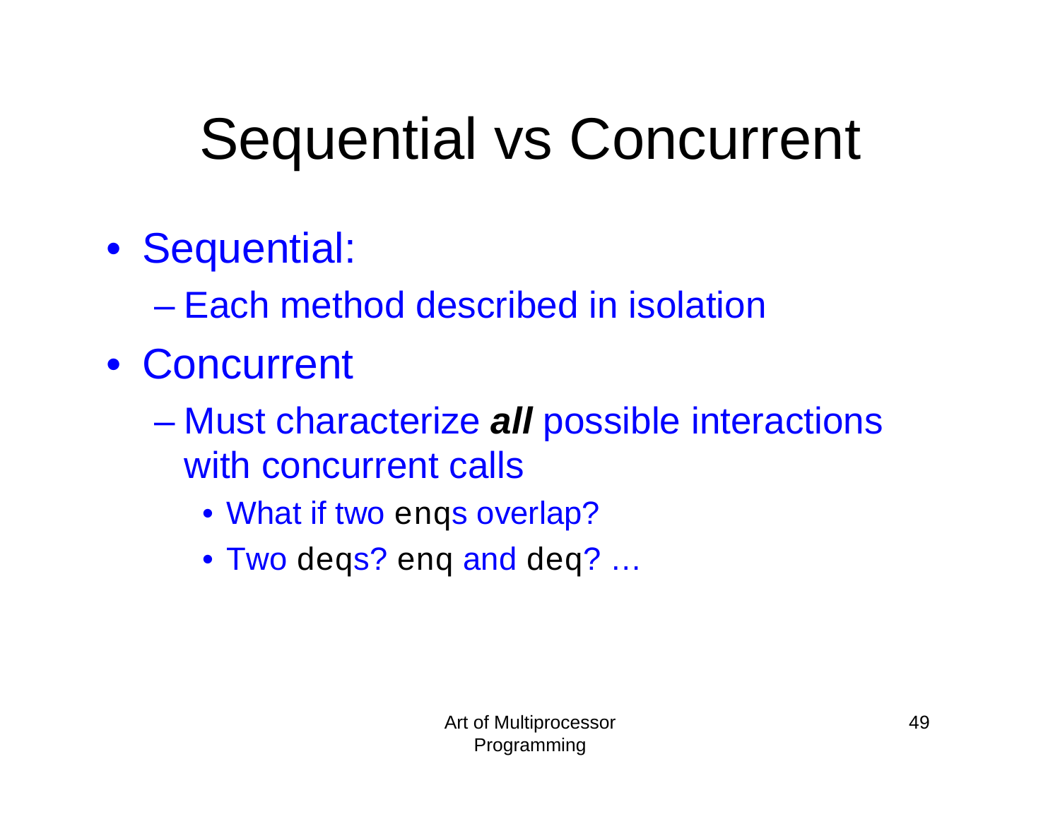# Sequential vs Concurrent

- Sequential:
  - Each method described in isolation
- Concurrent
  - Must characterize ***all*** possible interactions with concurrent calls
    - What if two `enq`s overlap?
    - Two `deq`s? `enq` and `deq`? …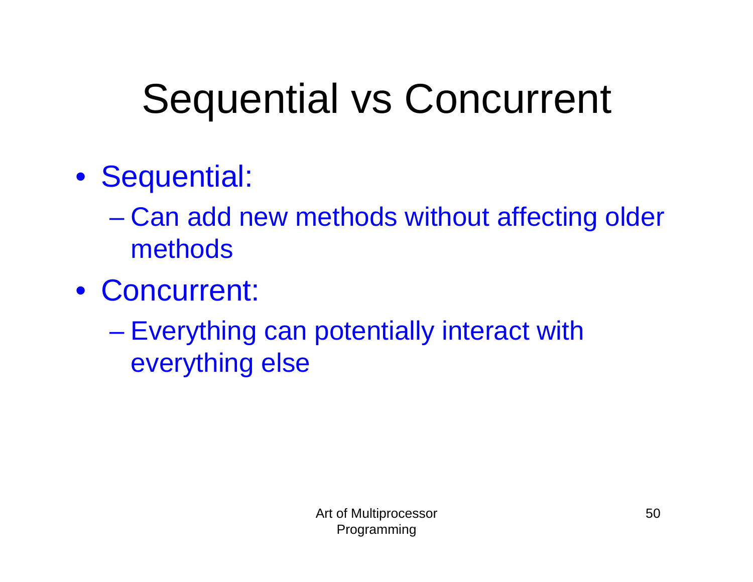# Sequential vs Concurrent

- Sequential:
  - Can add new methods without affecting older methods
- Concurrent:
  - Everything can potentially interact with everything else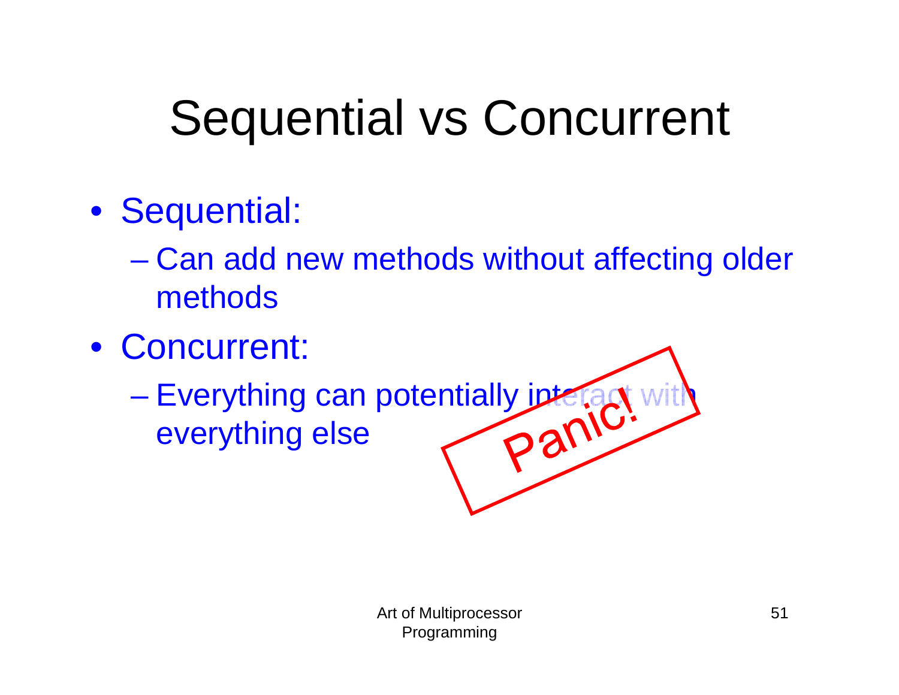# Sequential vs Concurrent

- Sequential:
  - Can add new methods without affecting older methods
- Concurrent:
  - Everything can potentially interact with everything else

Panic!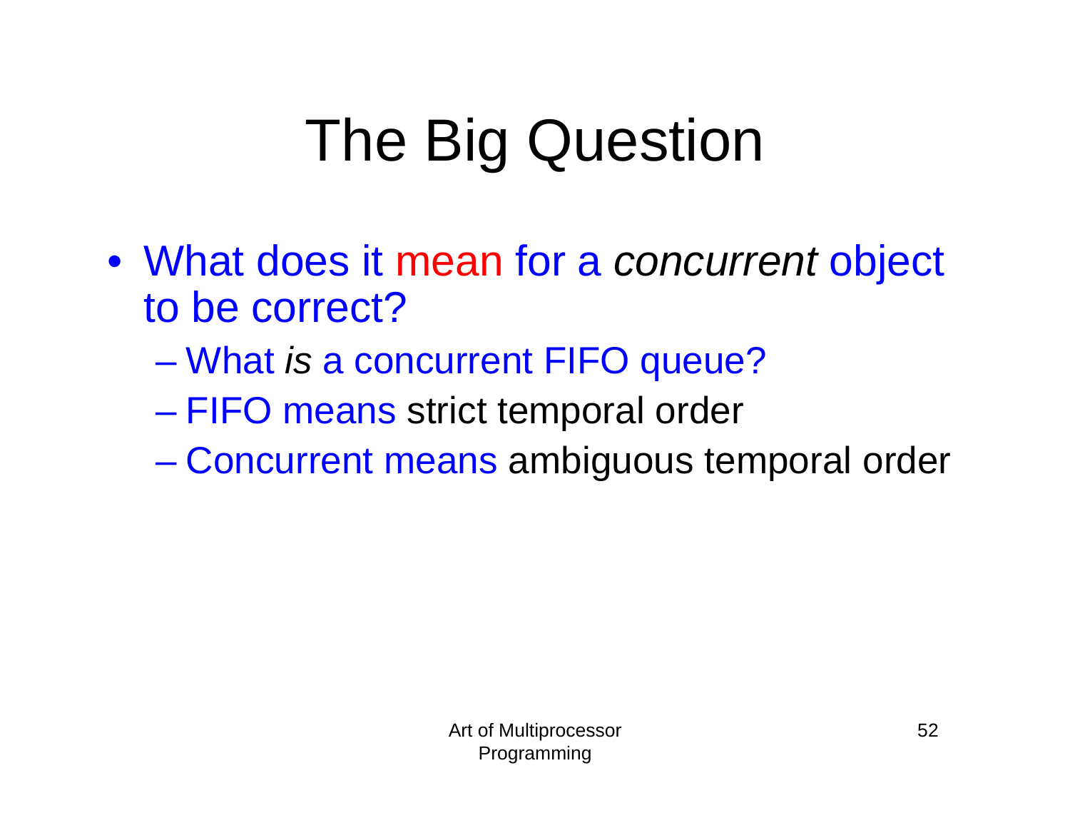# The Big Question

- What does it mean for a *concurrent* object to be correct?
  - What *is* a concurrent FIFO queue?
  - FIFO means strict temporal order
  - Concurrent means ambiguous temporal order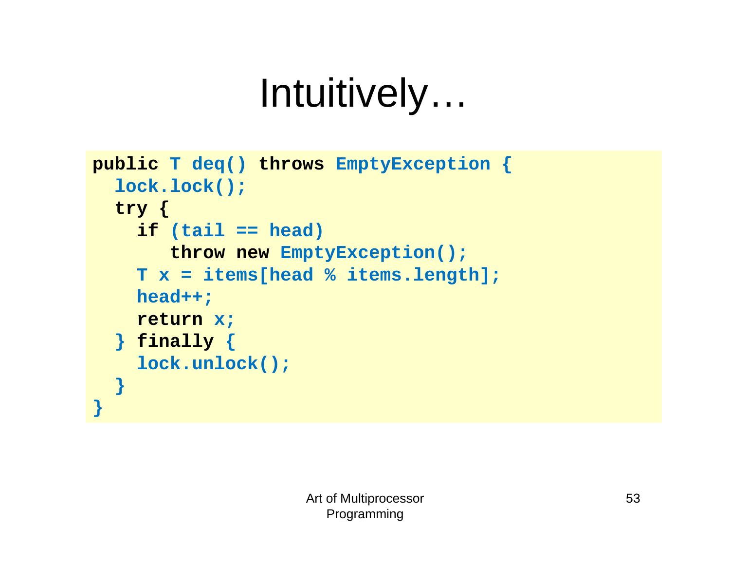# Intuitively…

```
public T deq() throws EmptyException {
  lock.lock();
  try {
    if (tail == head)
       throw new EmptyException();
    T x = items[head % items.length];
    head++;
    return x;
  } finally {
    lock.unlock();
  }
}
```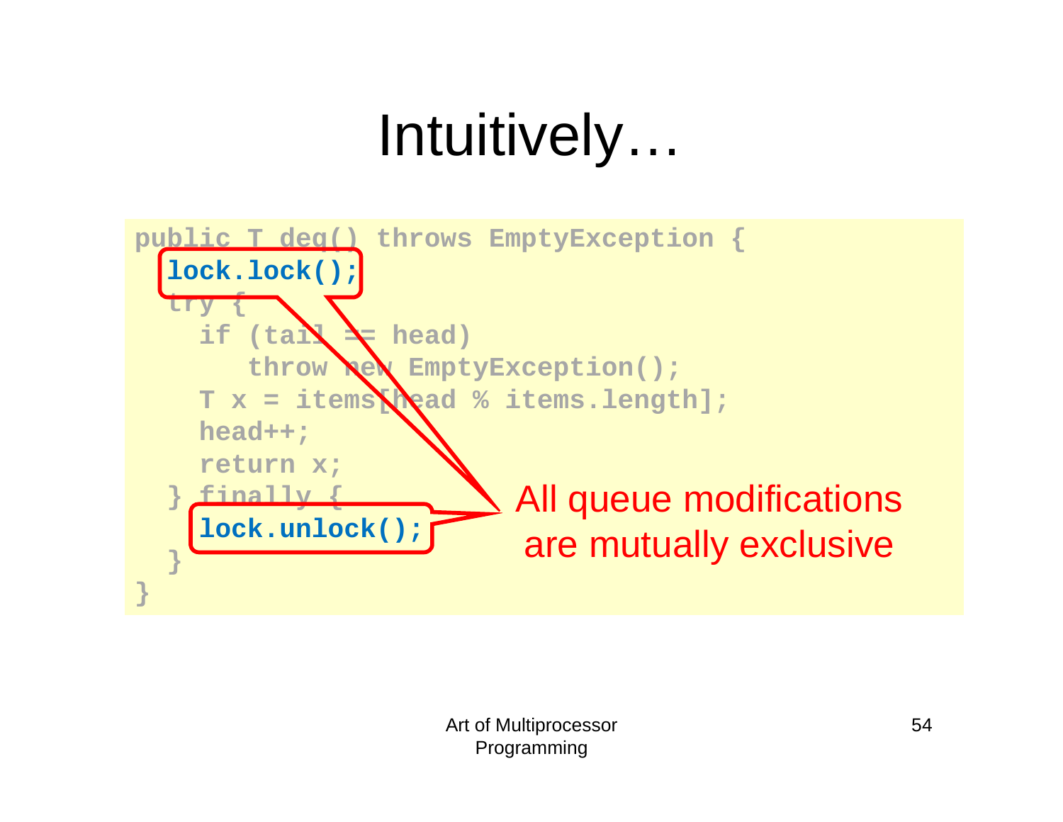# Intuitively…

```
public T deq() throws EmptyException {
  lock.lock();
  try {
    if (tail == head)
       throw new EmptyException();
    T x = items[head % items.length];
    head++;
    return x;
  } finally {
    lock.unlock();
  }
}
```

All queue modifications are mutually exclusive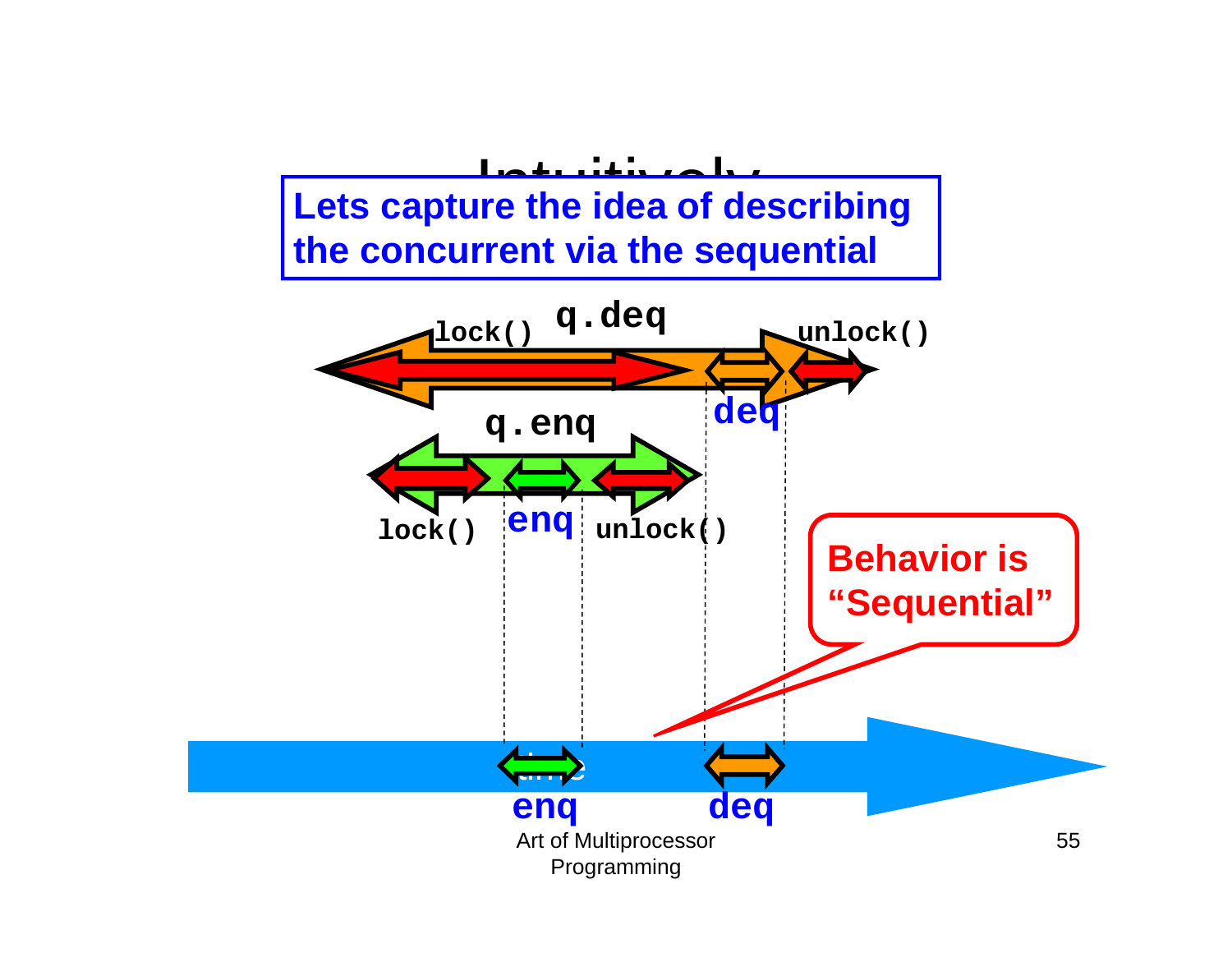# Intuitively

Lets capture the idea of describing the concurrent via the sequential

q.deq

lock()

unlock()

deq

q.enq

lock()

enq

unlock()

Behavior is "Sequential"

time

enq

deq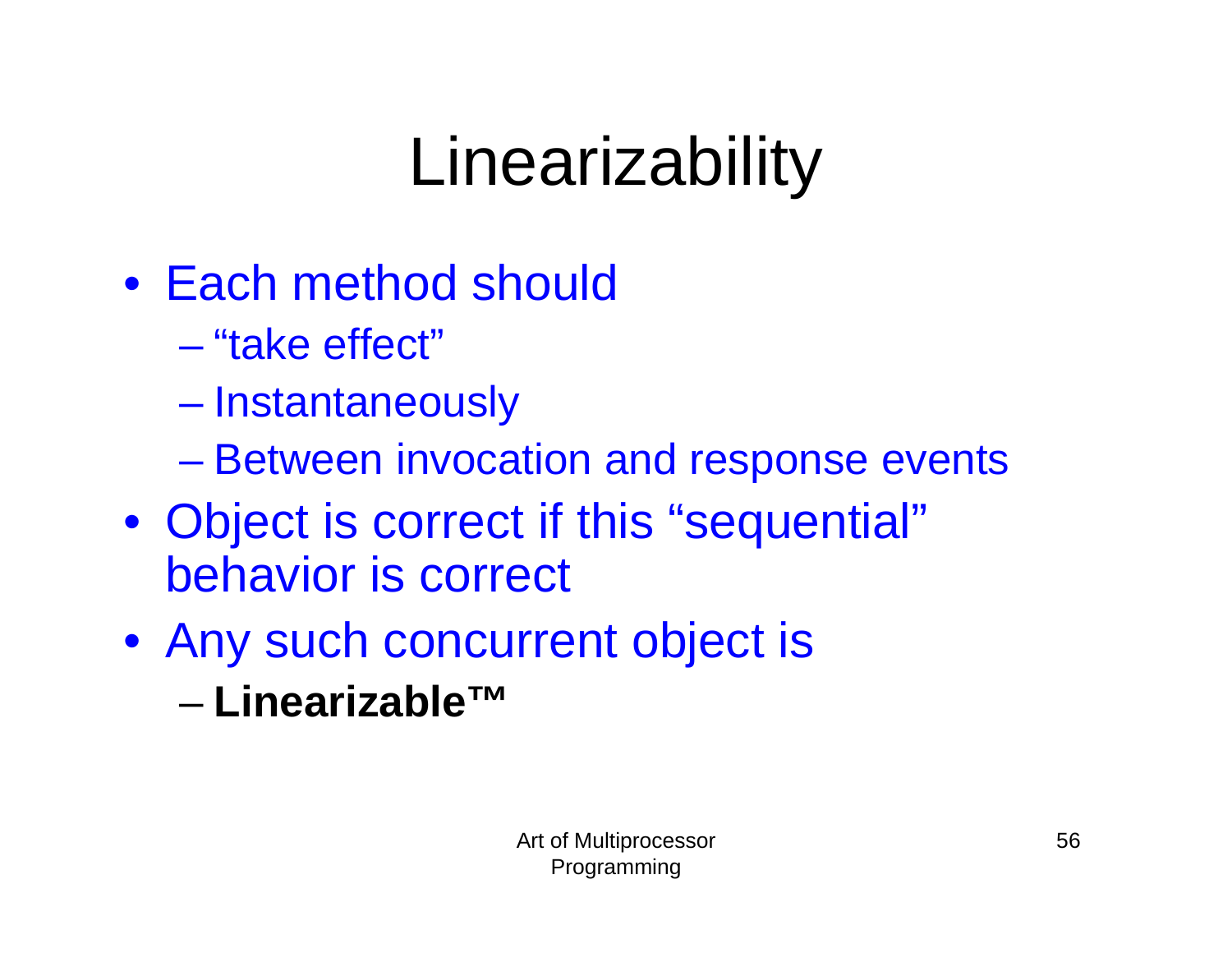# Linearizability

- Each method should
  - "take effect"
  - Instantaneously
  - Between invocation and response events
- Object is correct if this "sequential" behavior is correct
- Any such concurrent object is
  - **Linearizable™**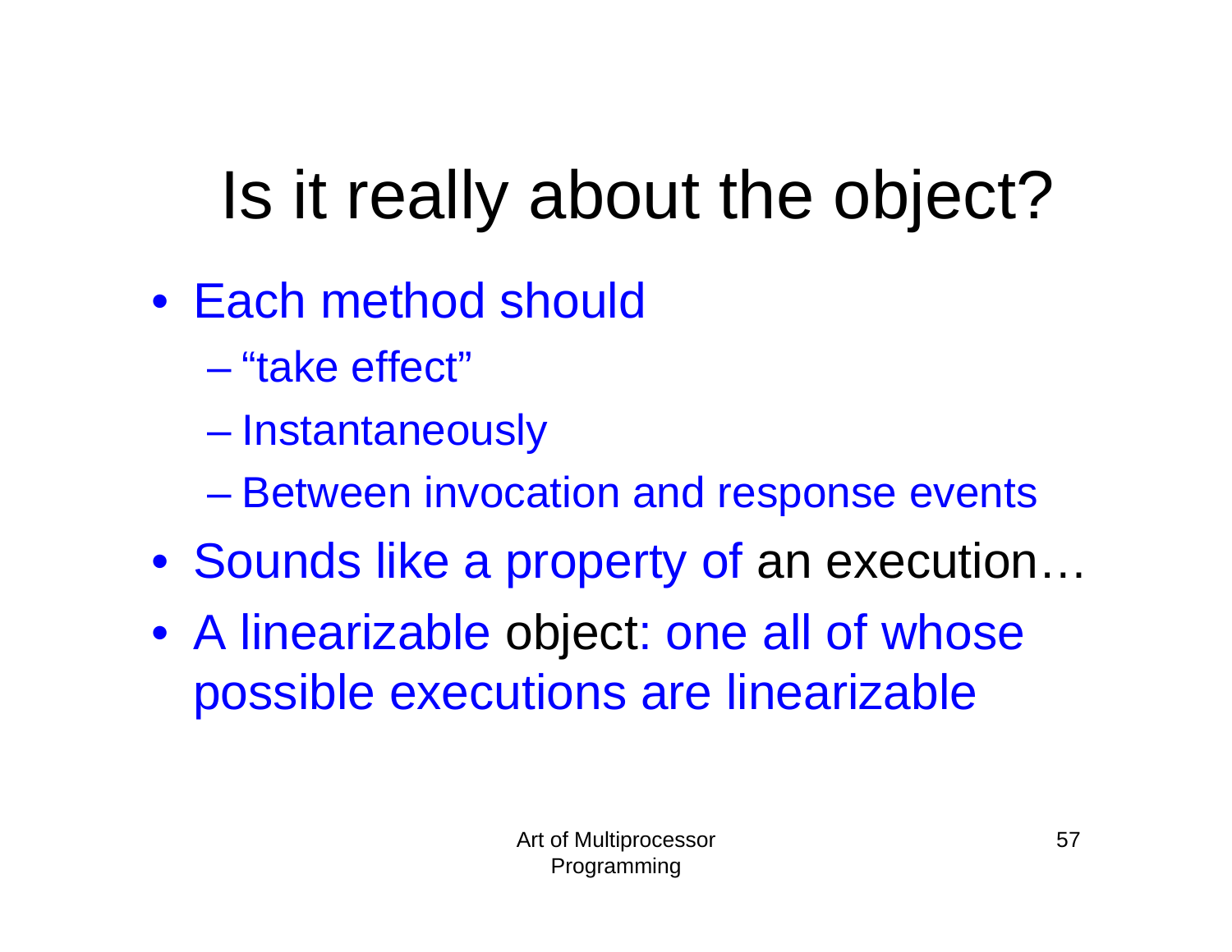# Is it really about the object?

- Each method should
  - "take effect"
  - Instantaneously
  - Between invocation and response events
- Sounds like a property of an execution…
- A linearizable object: one all of whose possible executions are linearizable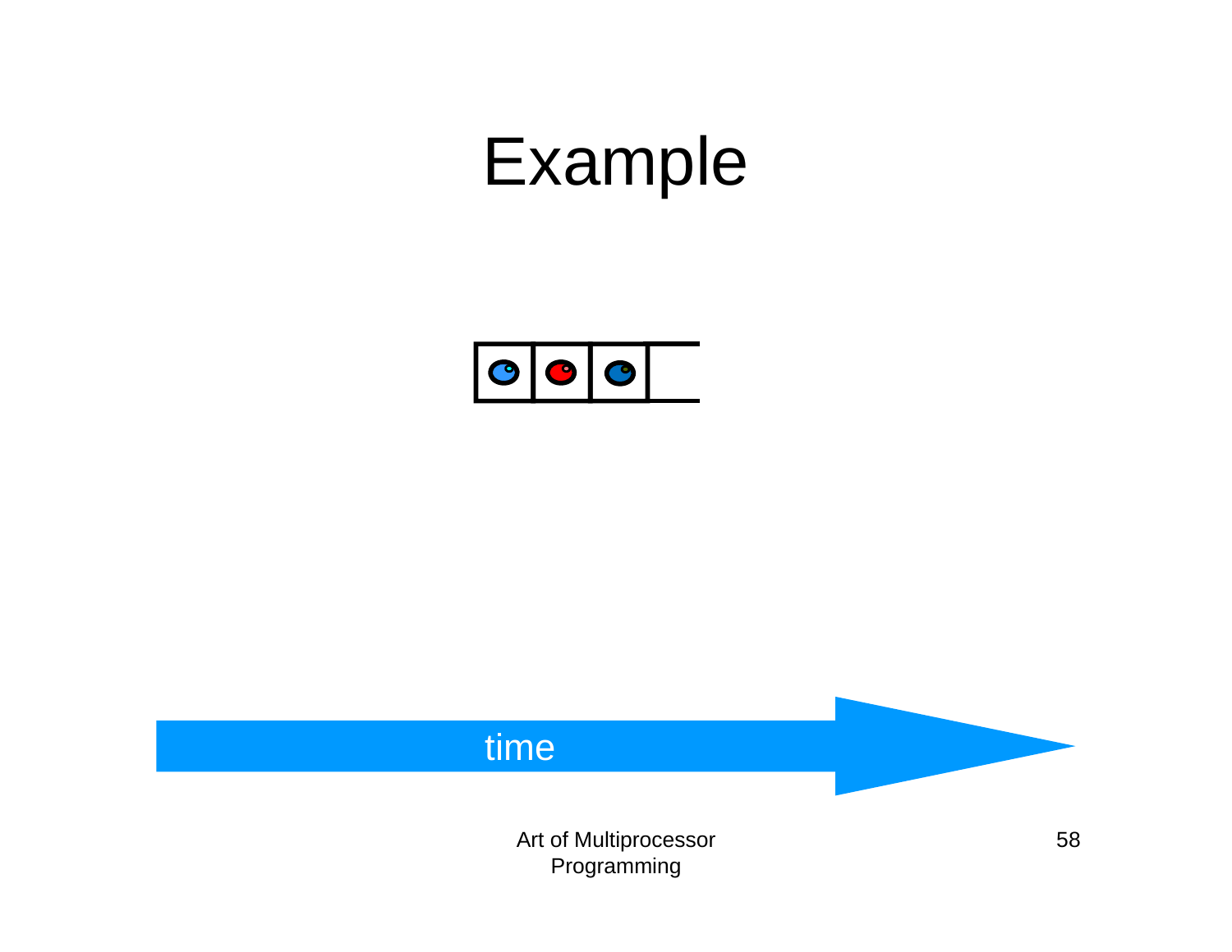# Example

time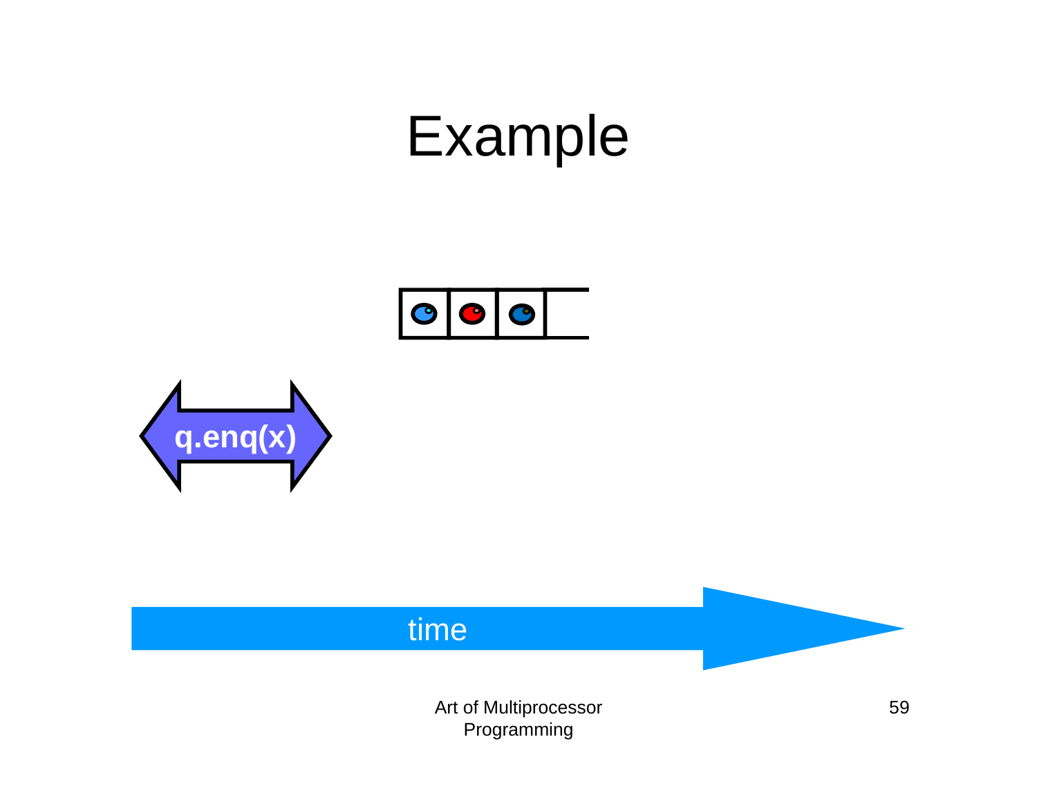# Example

q.enq(x)

time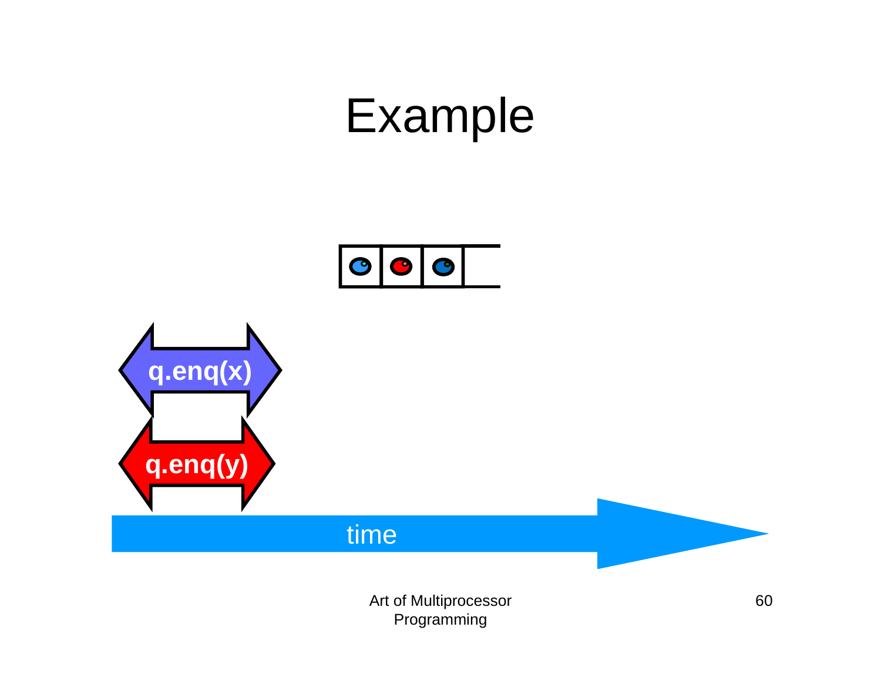# Example

q.enq(x)

q.enq(y)

time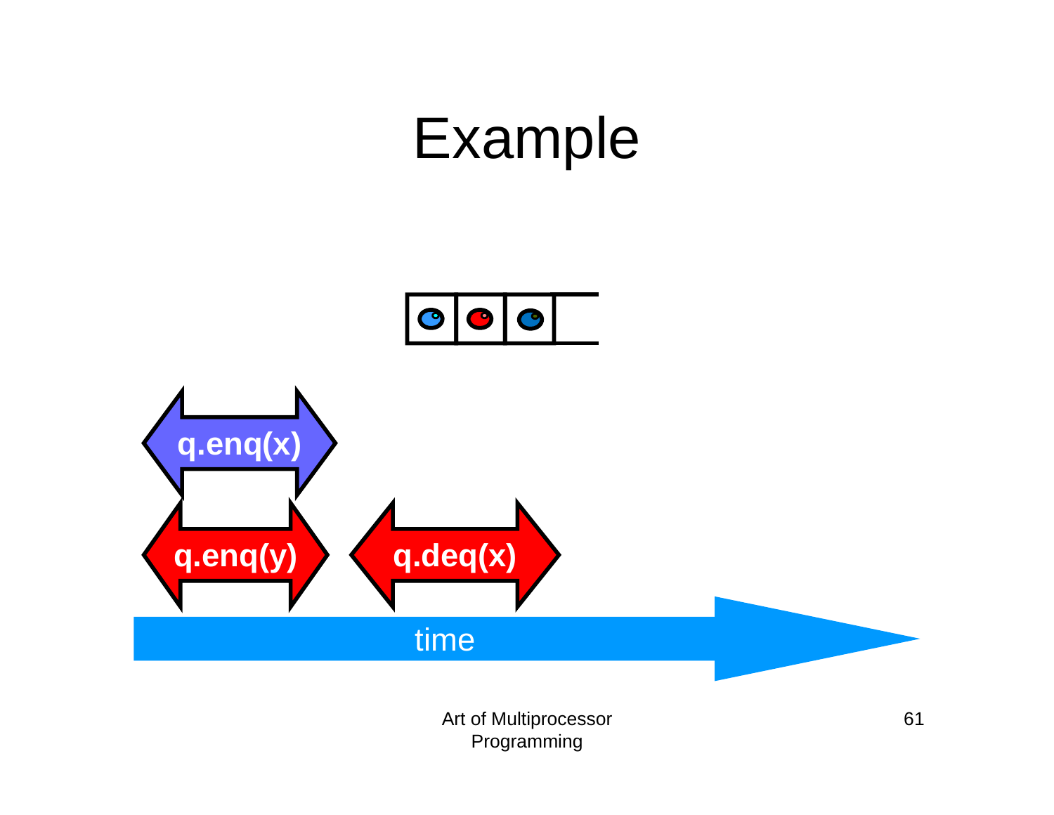# Example

q.enq(x)

q.enq(y)

q.deq(x)

time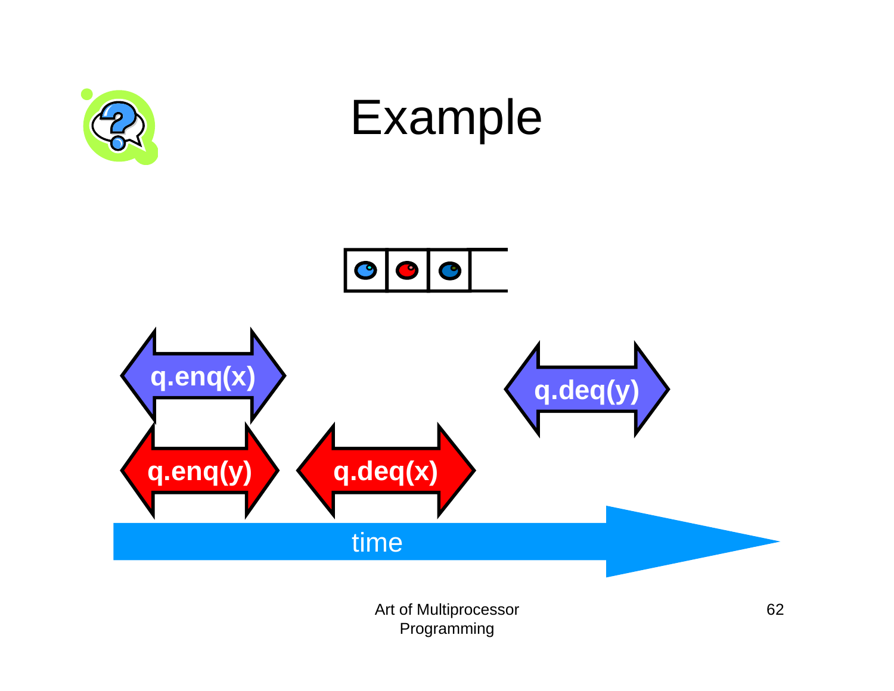# Example

q.enq(x)

q.enq(y)

q.deq(x)

q.deq(y)

time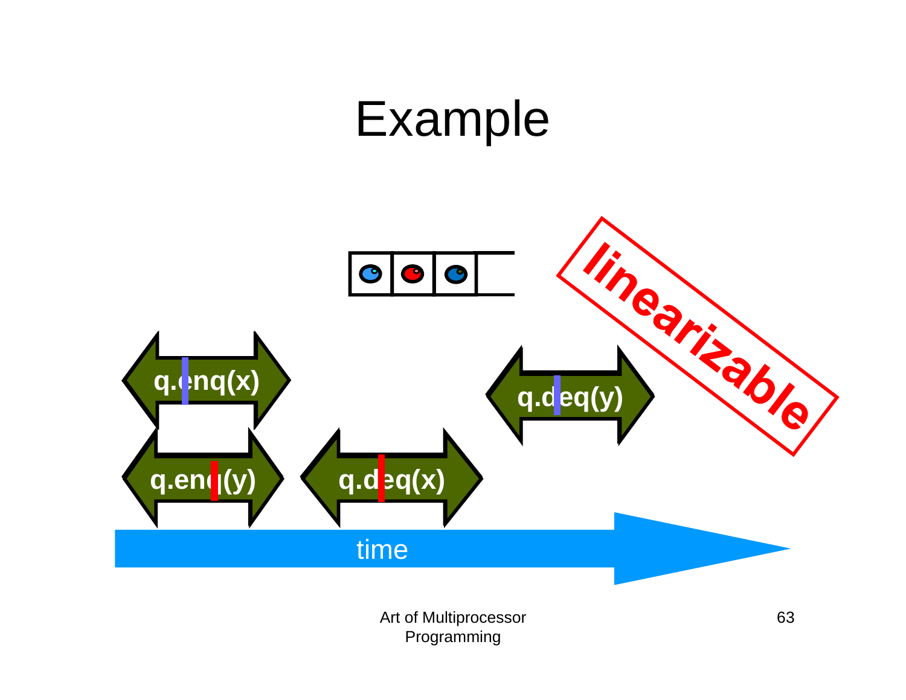# Example

q.enq(x)

q.enq(y)

q.deq(x)

q.deq(y)

linearizable

time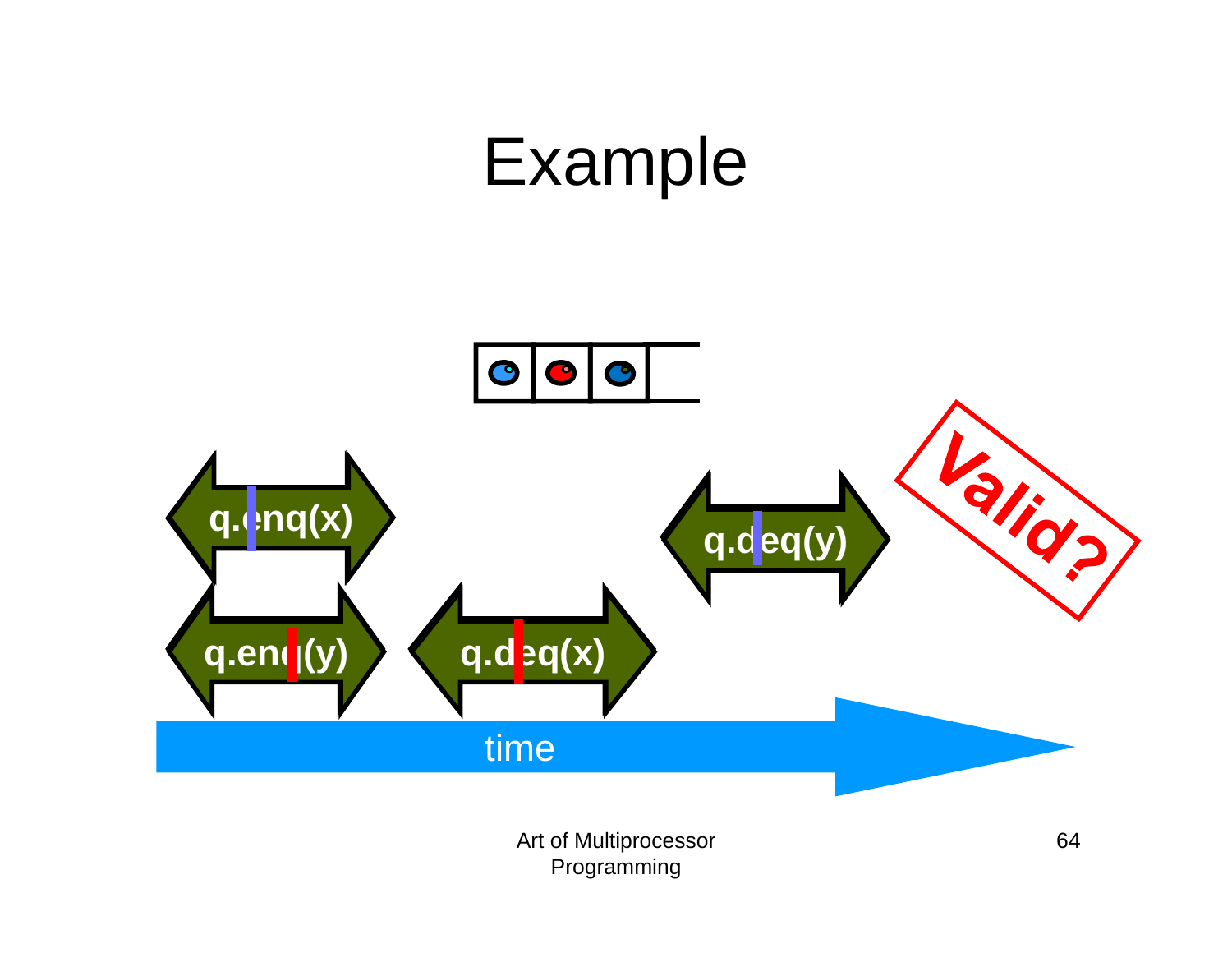# Example

q.enq(x)

q.enq(y)

q.deq(x)

q.deq(y)

Valid?

time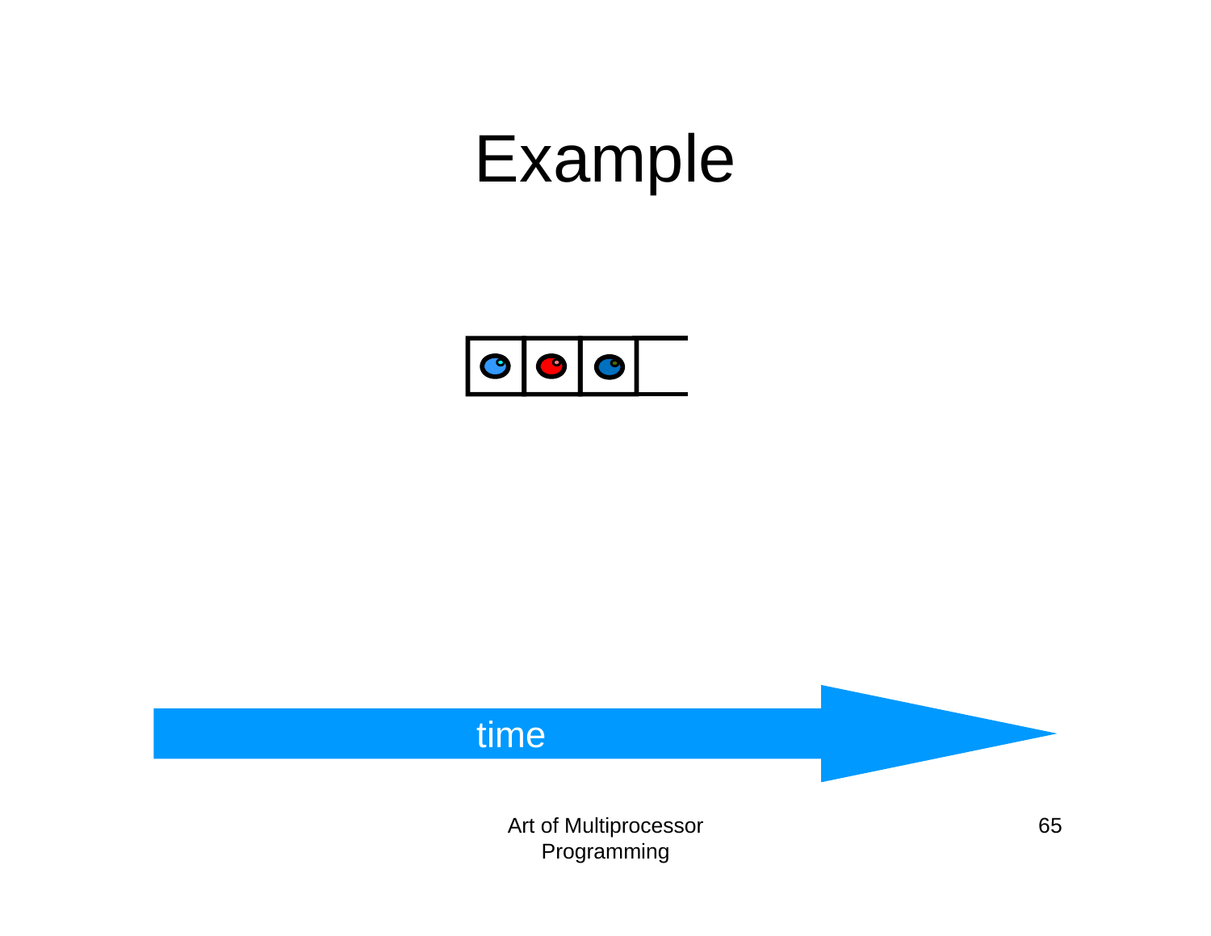# Example

time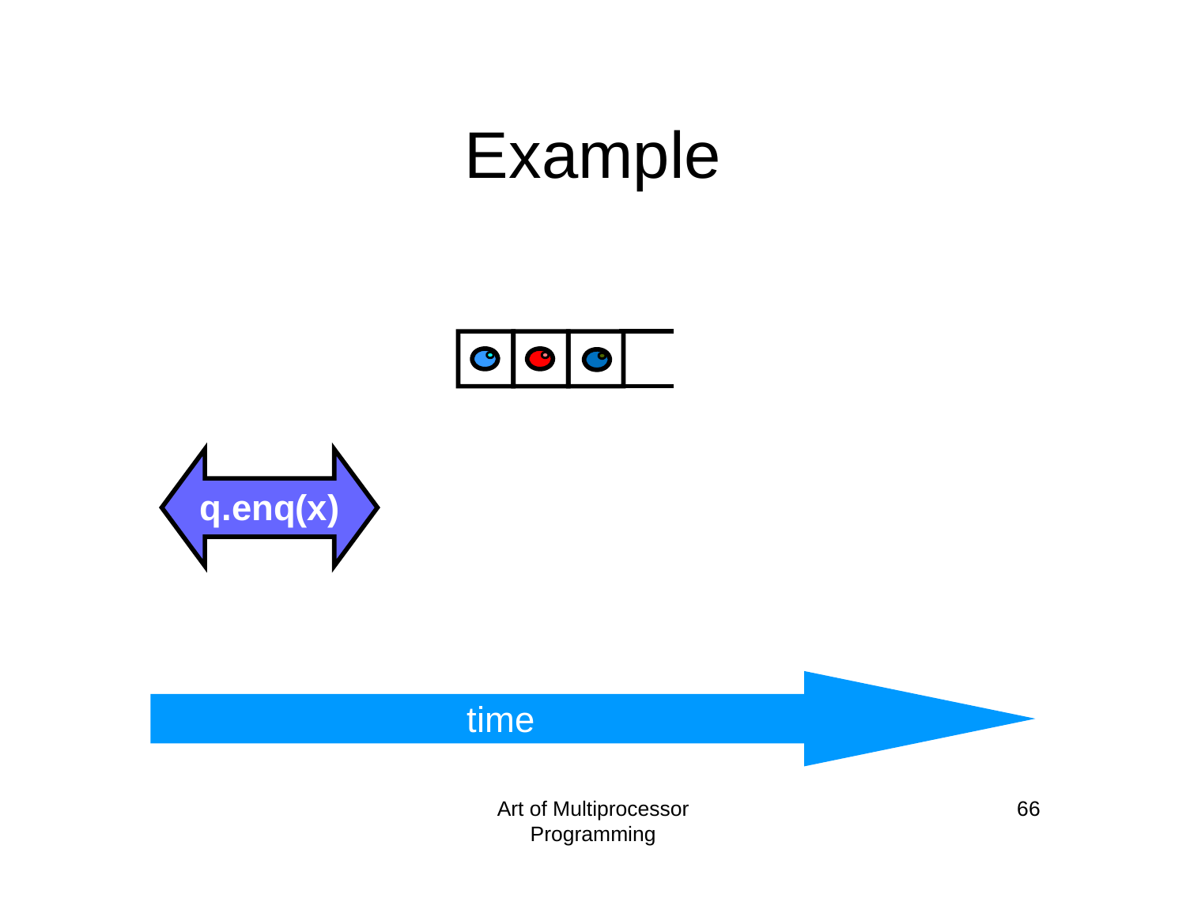# Example

q.enq(x)

time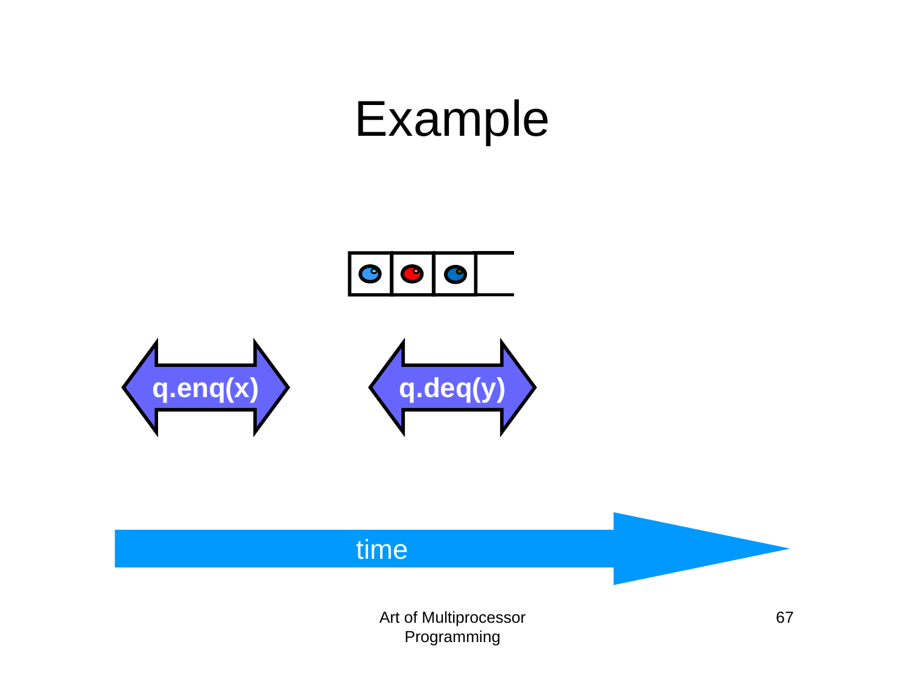# Example

q.enq(x)

q.deq(y)

time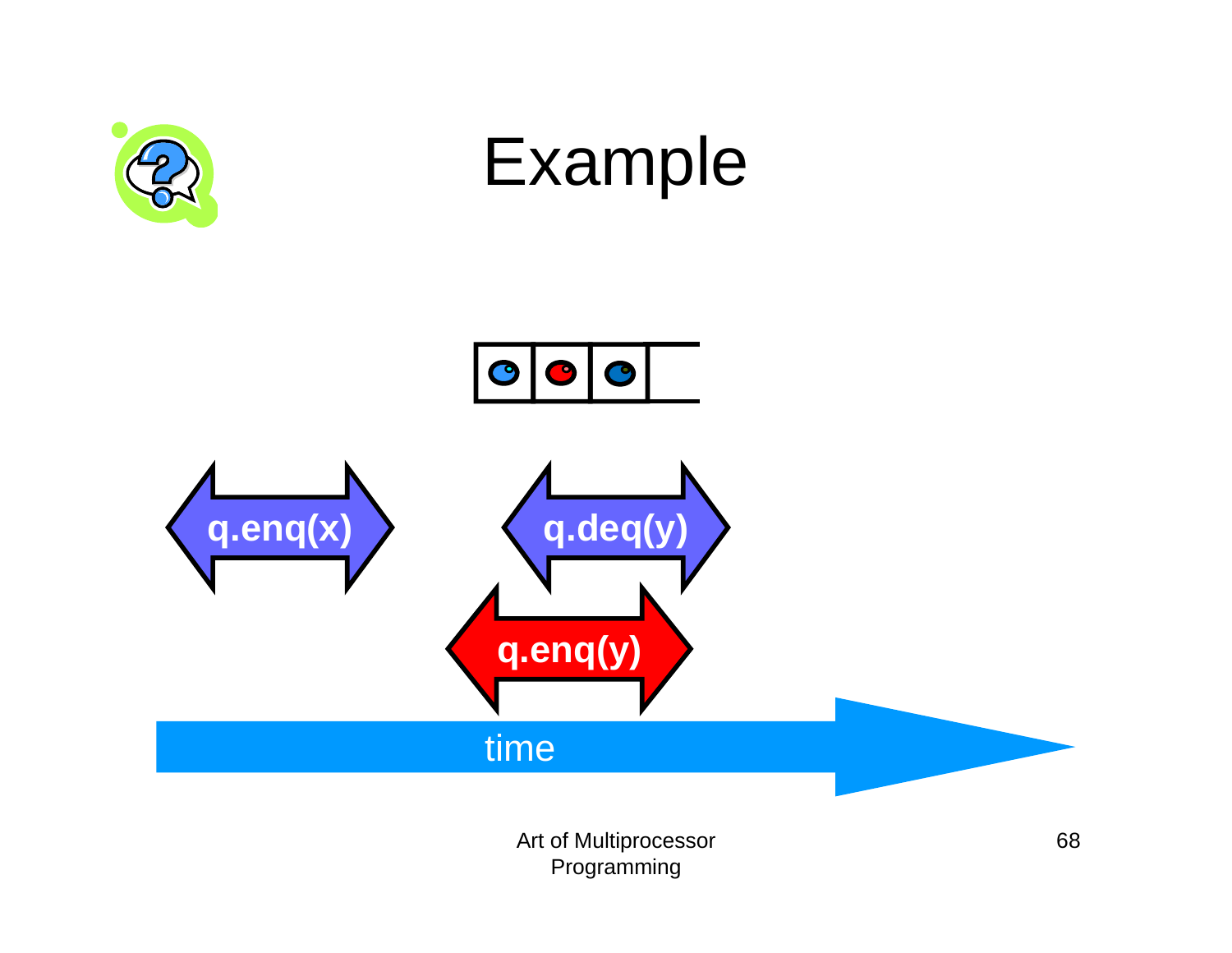# Example

q.enq(x)

q.deq(y)

q.enq(y)

time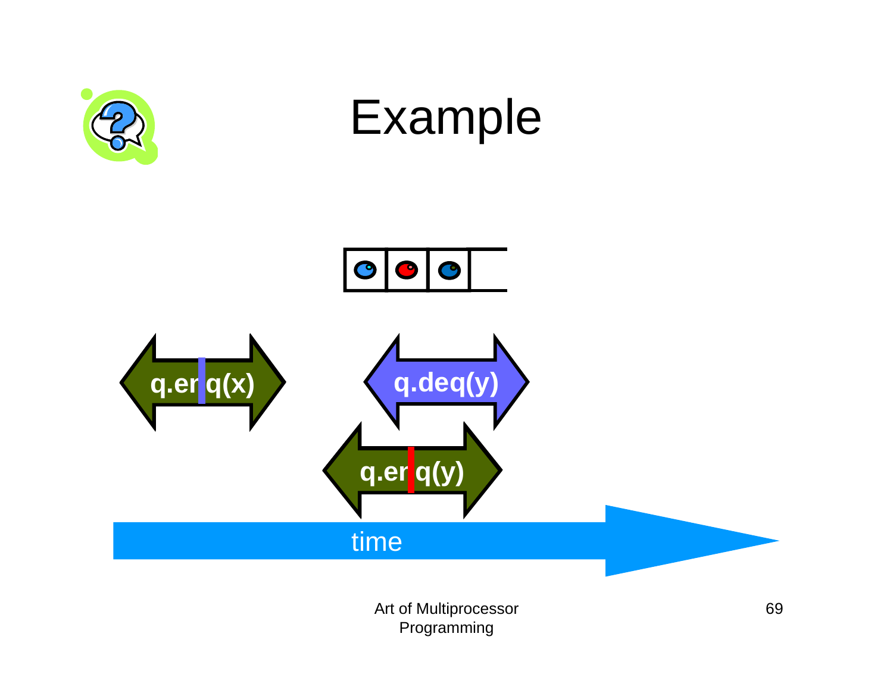# Example

q.enq(x)

q.deq(y)

q.enq(y)

time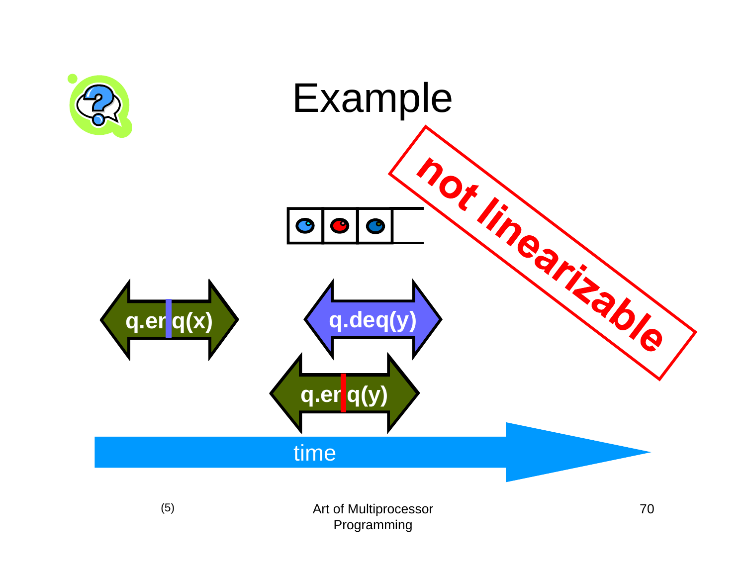# Example

not linearizable

q.enq(x)

q.deq(y)

q.enq(y)

time

(5)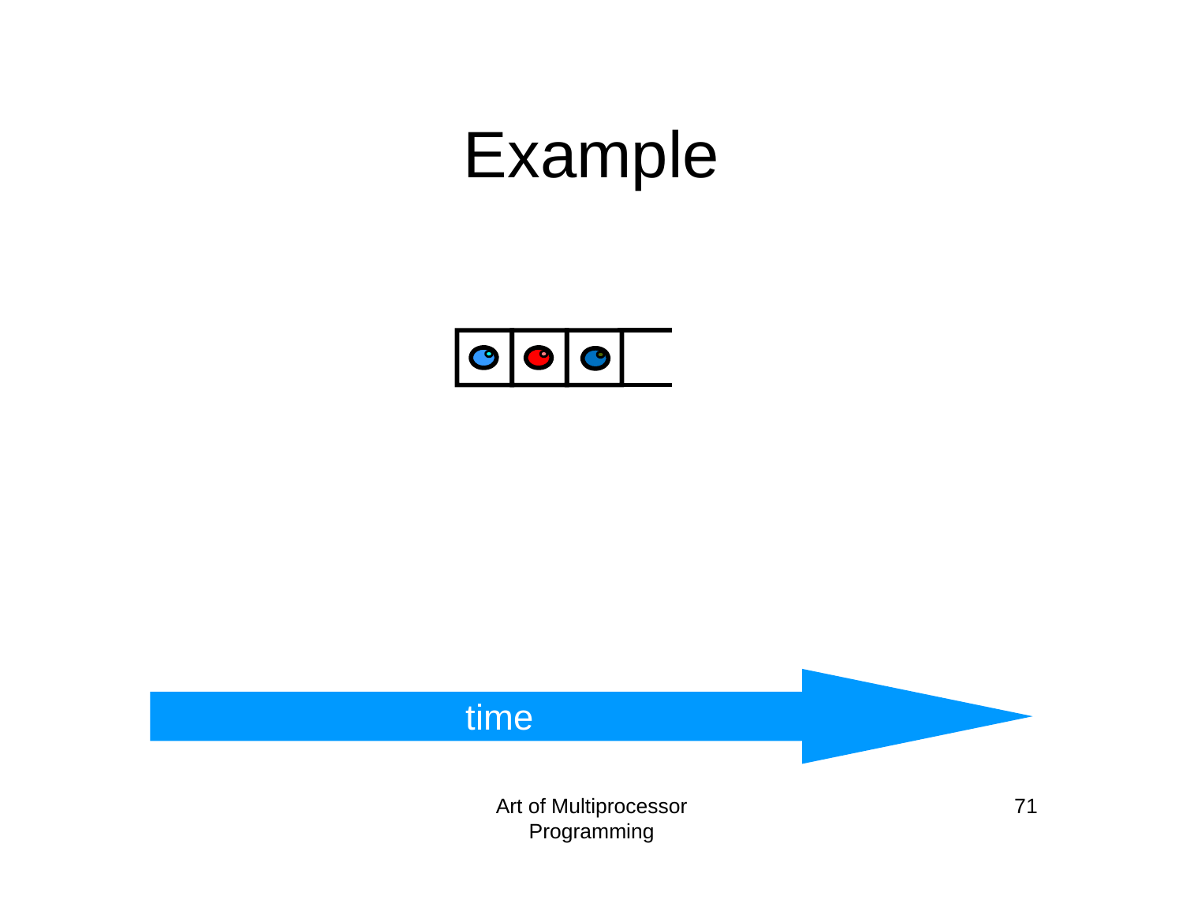# Example

time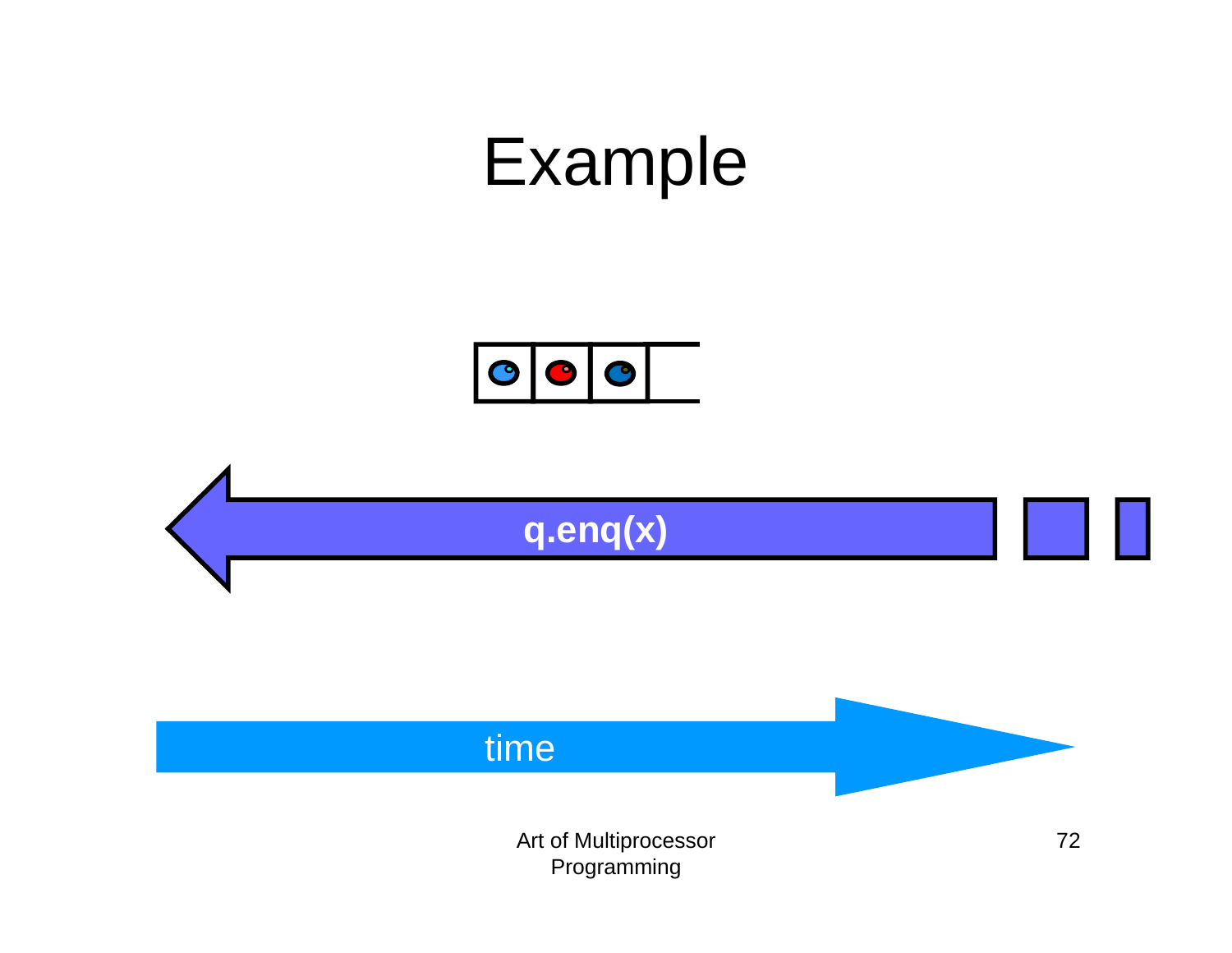# Example

q.enq(x)

time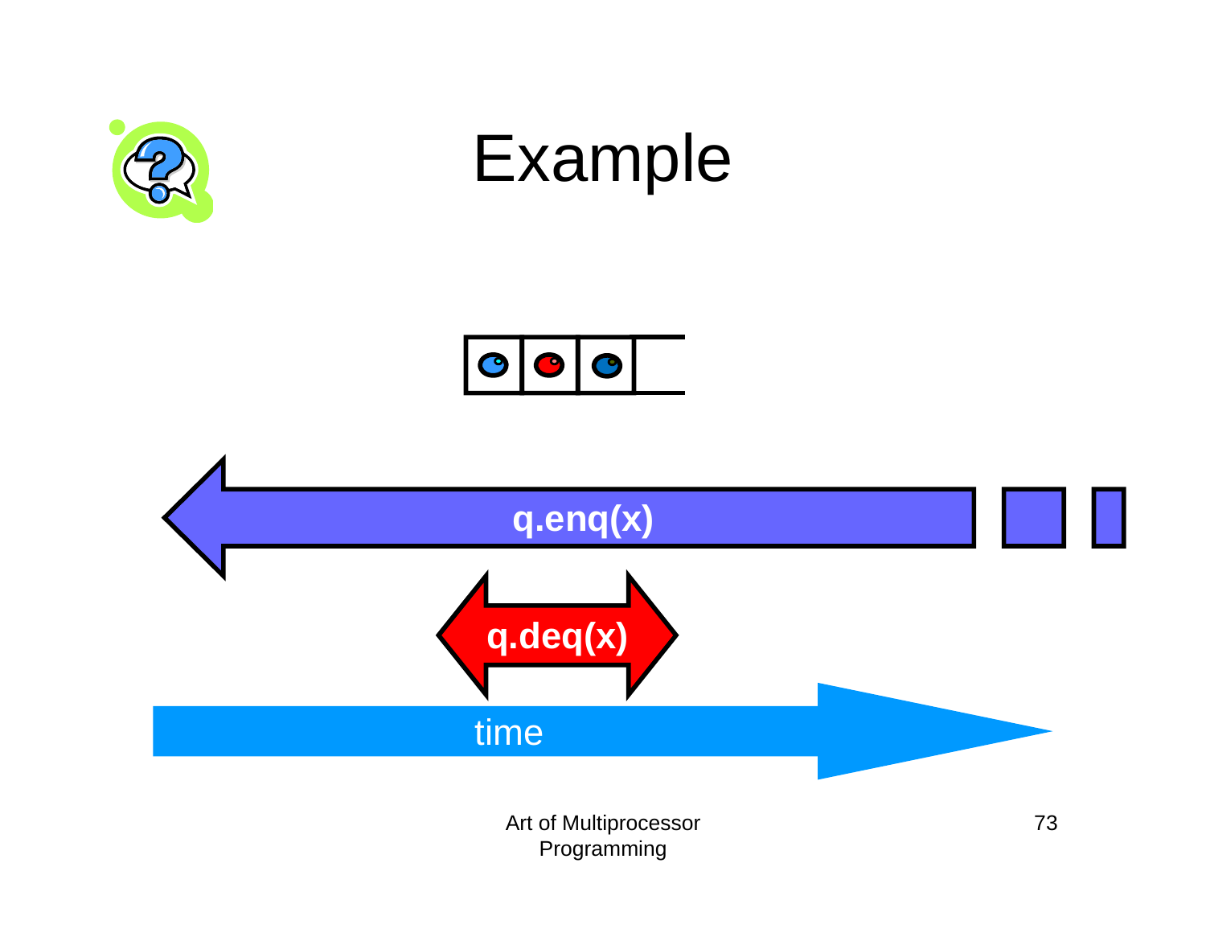# Example

q.enq(x)

q.deq(x)

time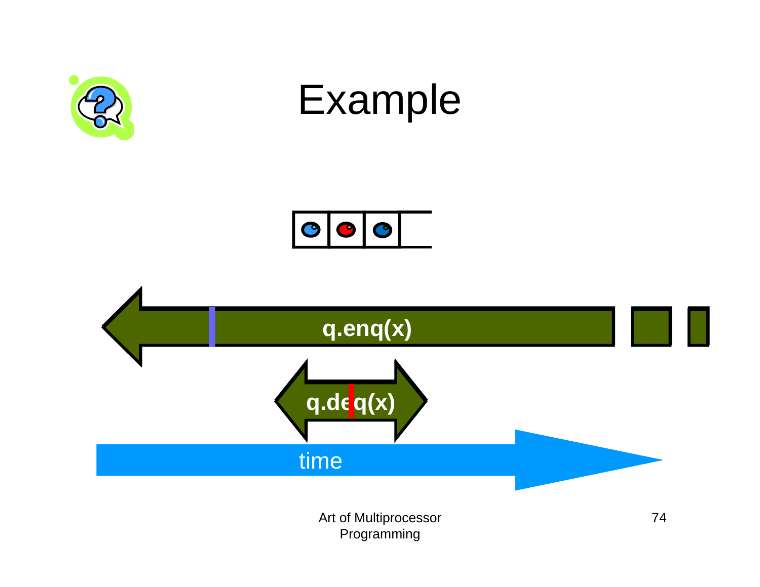# Example

q.enq(x)

q.deq(x)

time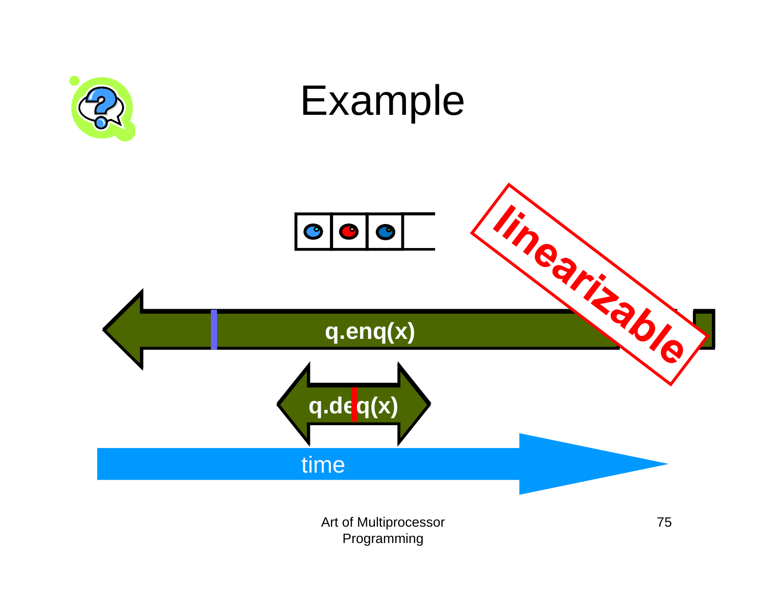# Example

linearizable

q.enq(x)

q.deq(x)

time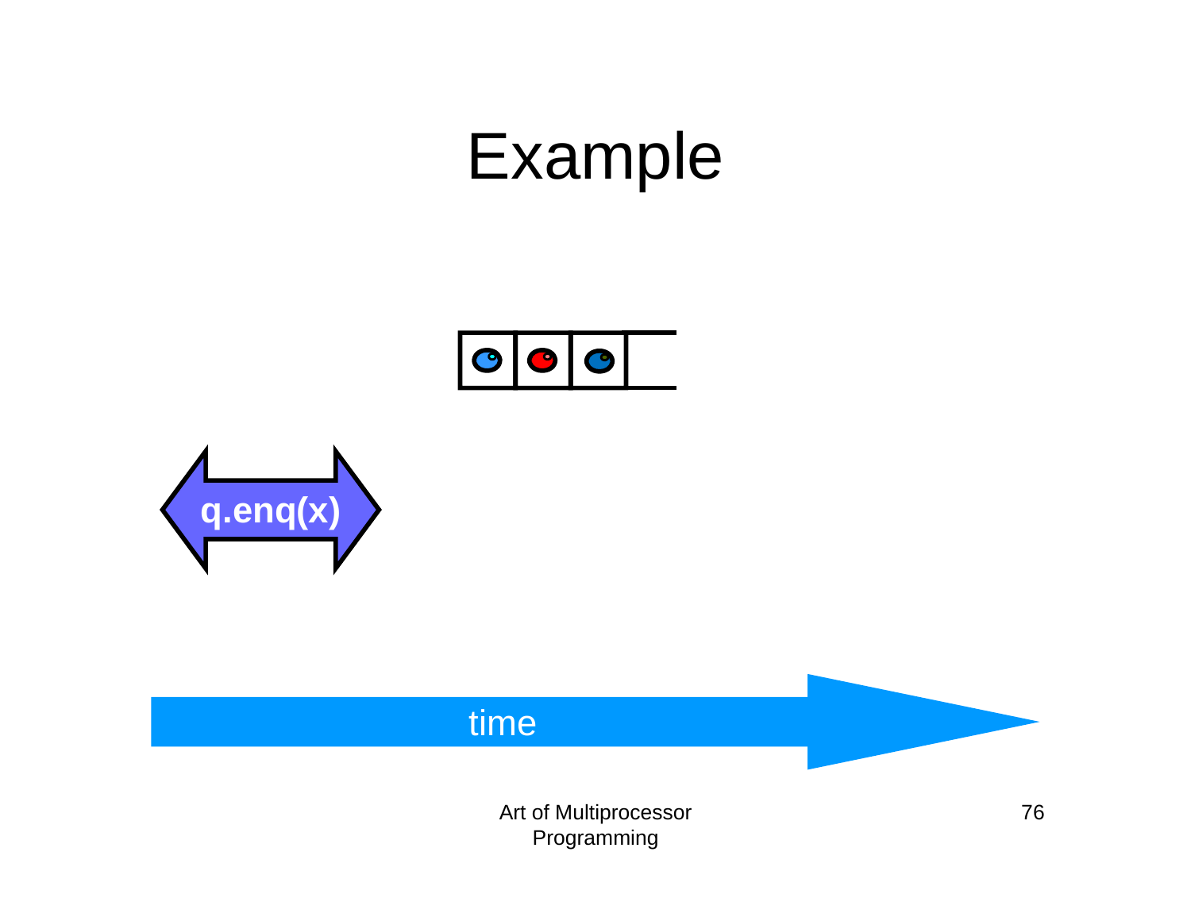# Example

q.enq(x)

time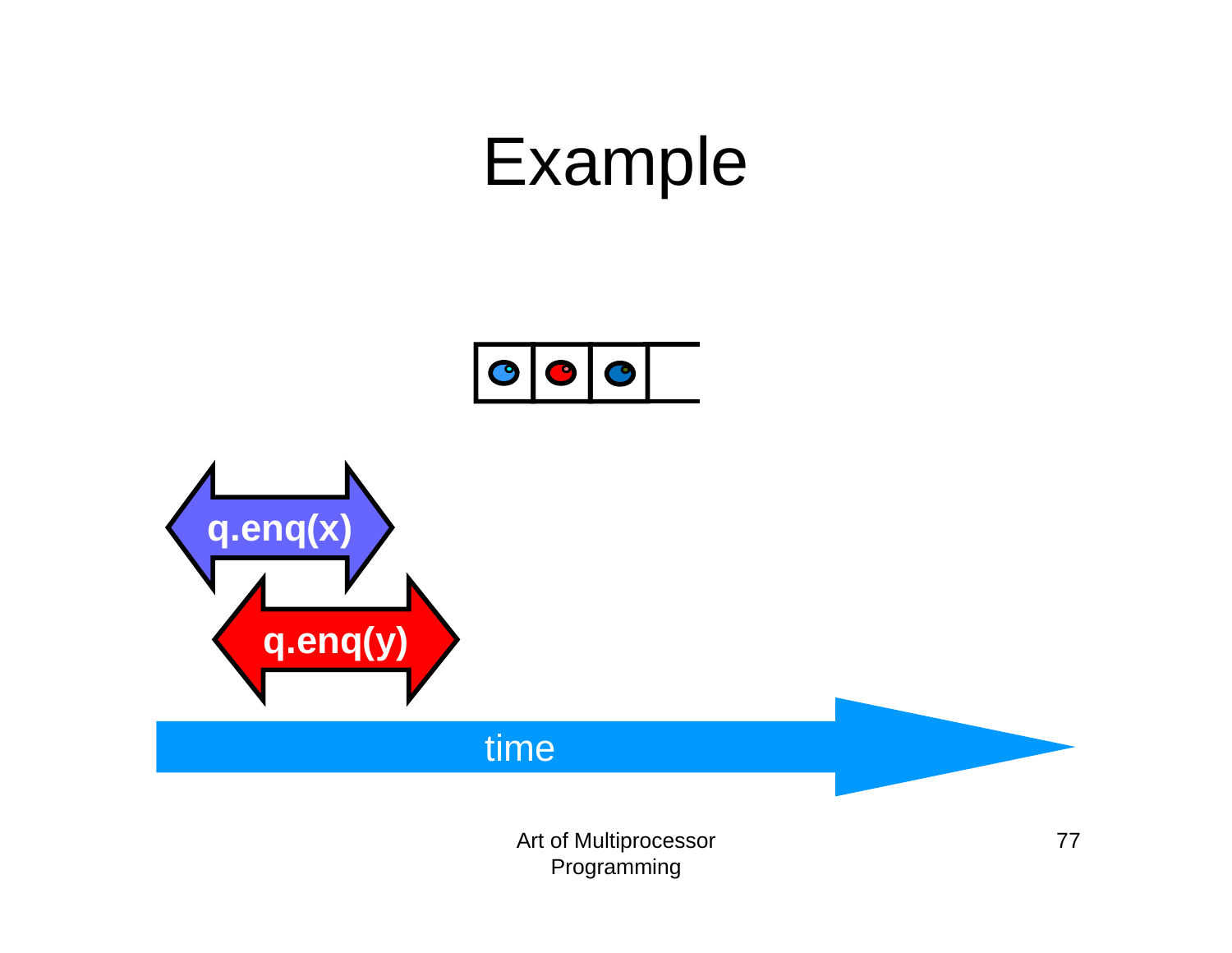# Example

q.enq(x)

q.enq(y)

time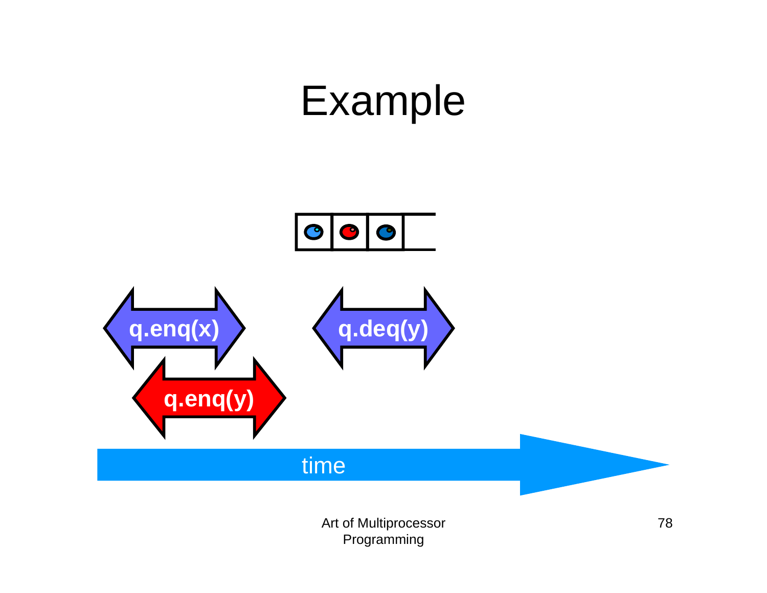# Example

q.enq(x)

q.enq(y)

q.deq(y)

time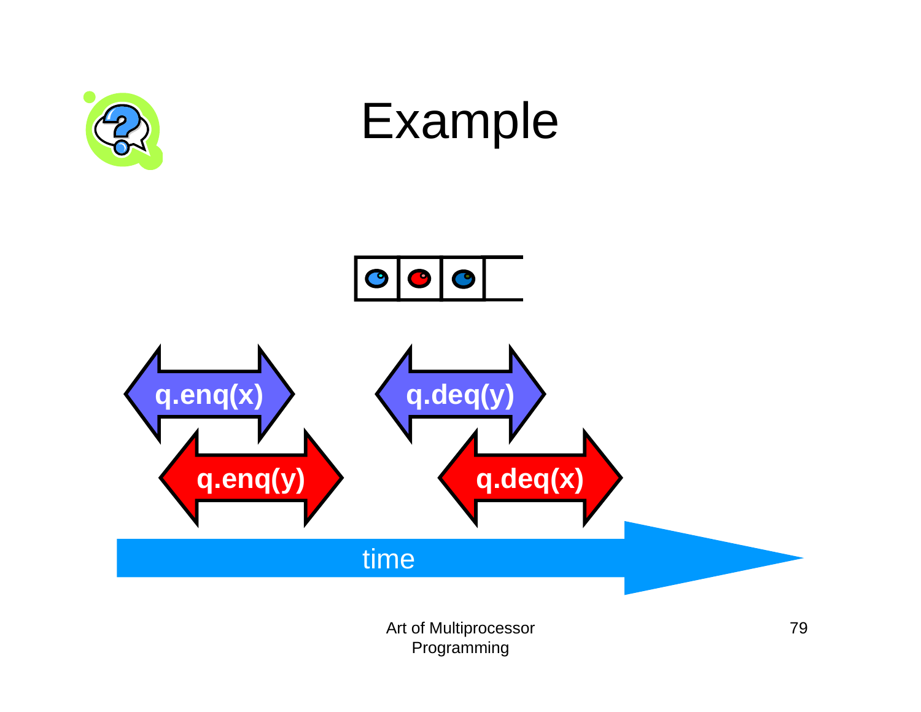# Example

q.enq(x)

q.enq(y)

q.deq(y)

q.deq(x)

time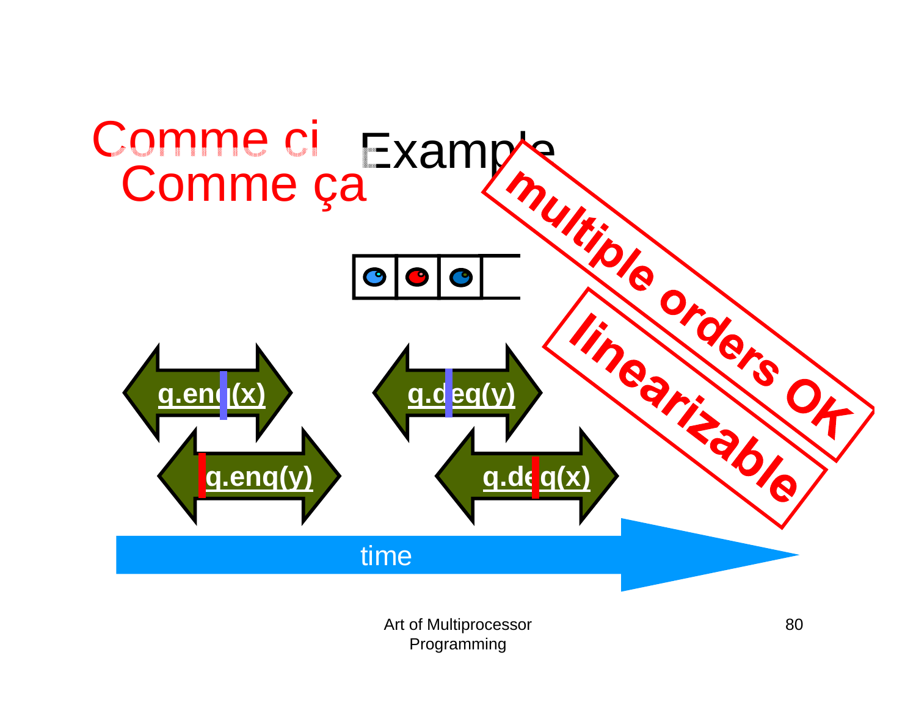# Example

Comme ci

Comme ça

multiple orders OK

linearizable

q.enq(x)

q.enq(y)

q.deq(y)

q.deq(x)

time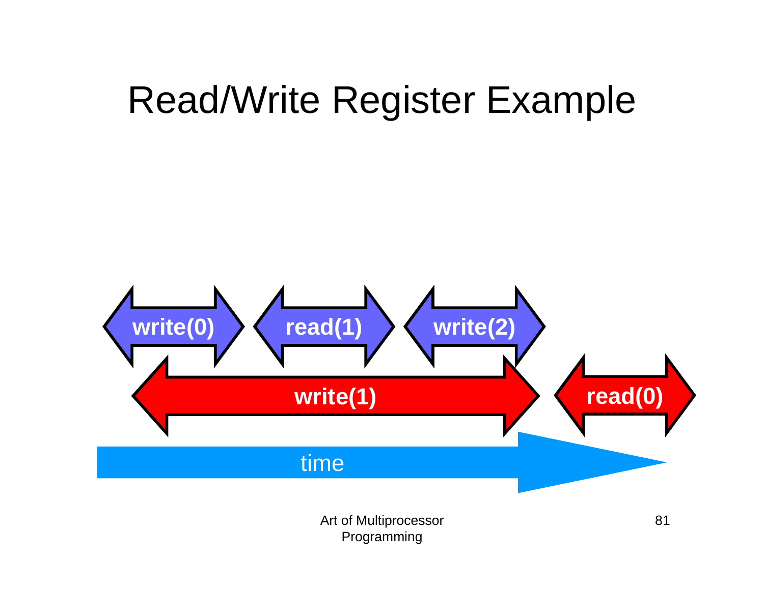# Read/Write Register Example

write(0)

read(1)

write(2)

write(1)

read(0)

time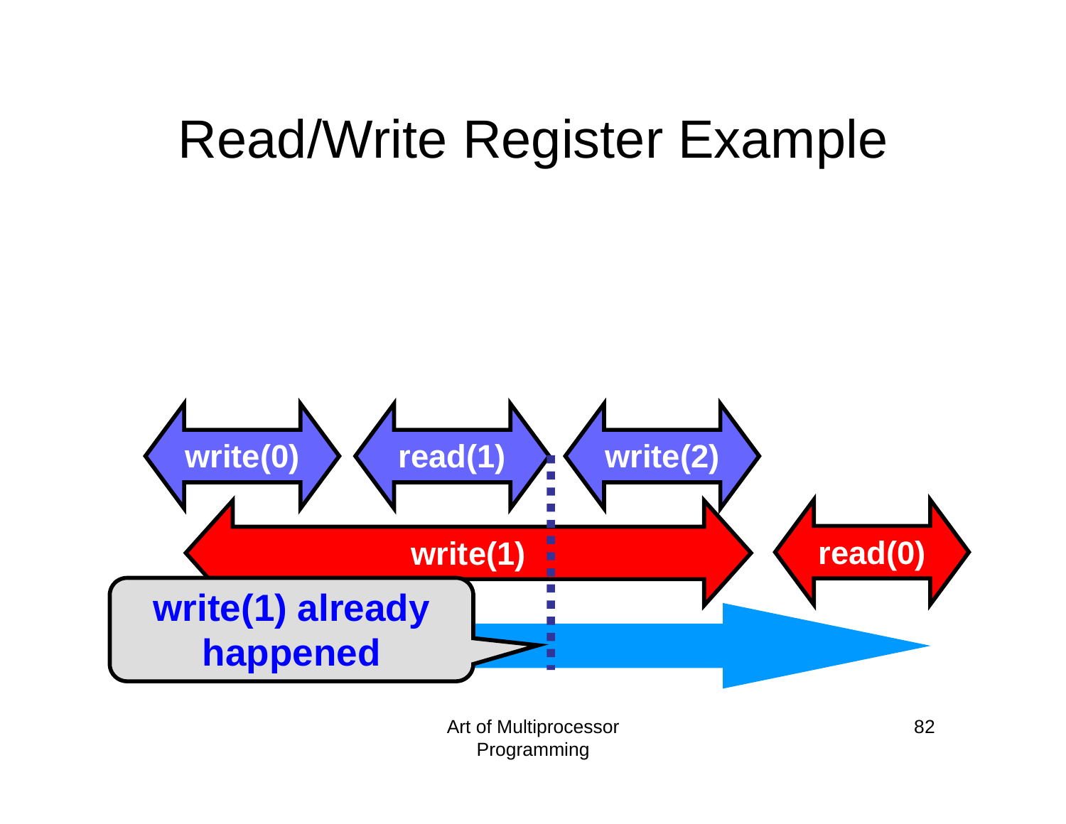# Read/Write Register Example

write(0)

read(1)

write(2)

write(1)

read(0)

write(1) already happened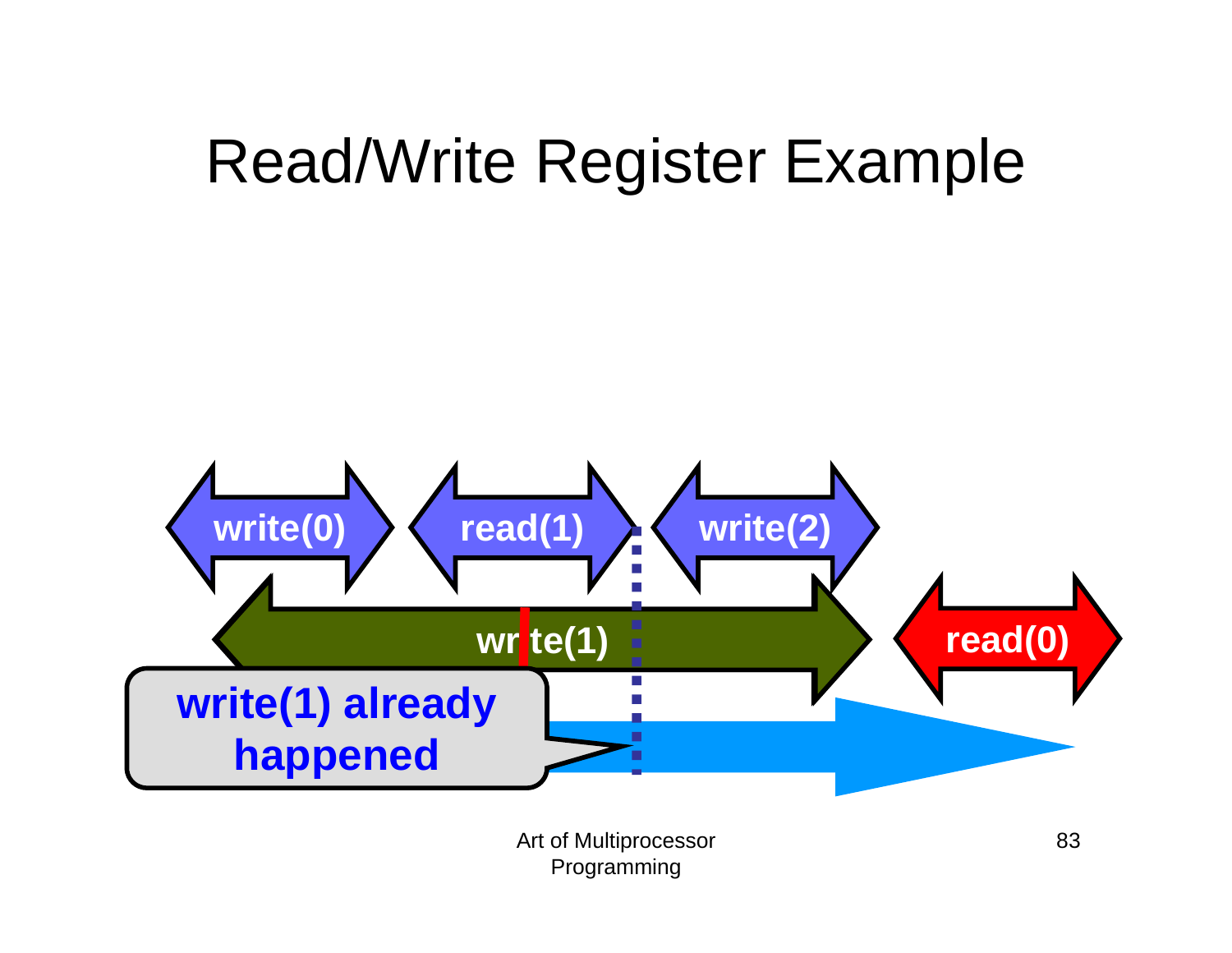# Read/Write Register Example

write(0)

read(1)

write(2)

write(1)

read(0)

write(1) already happened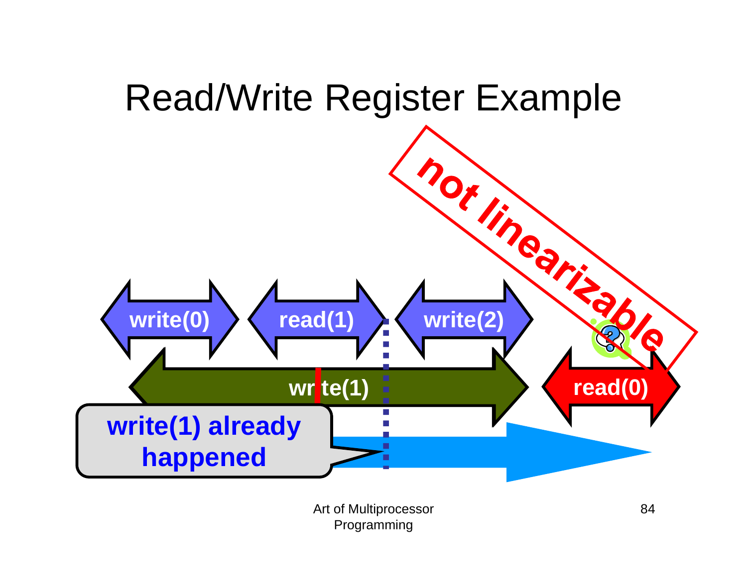# Read/Write Register Example

not linearizable

write(0)

read(1)

write(2)

write(1)

read(0)

write(1) already happened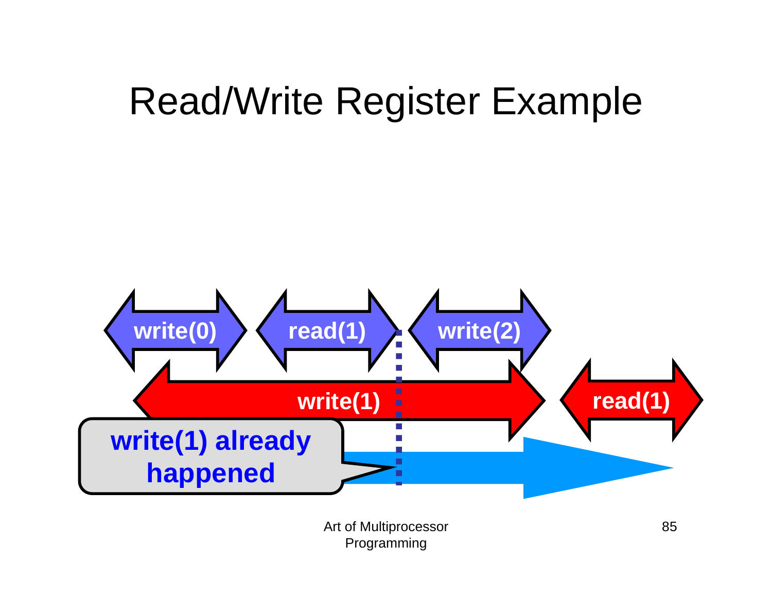# Read/Write Register Example

write(0)

read(1)

write(2)

write(1)

read(1)

write(1) already happened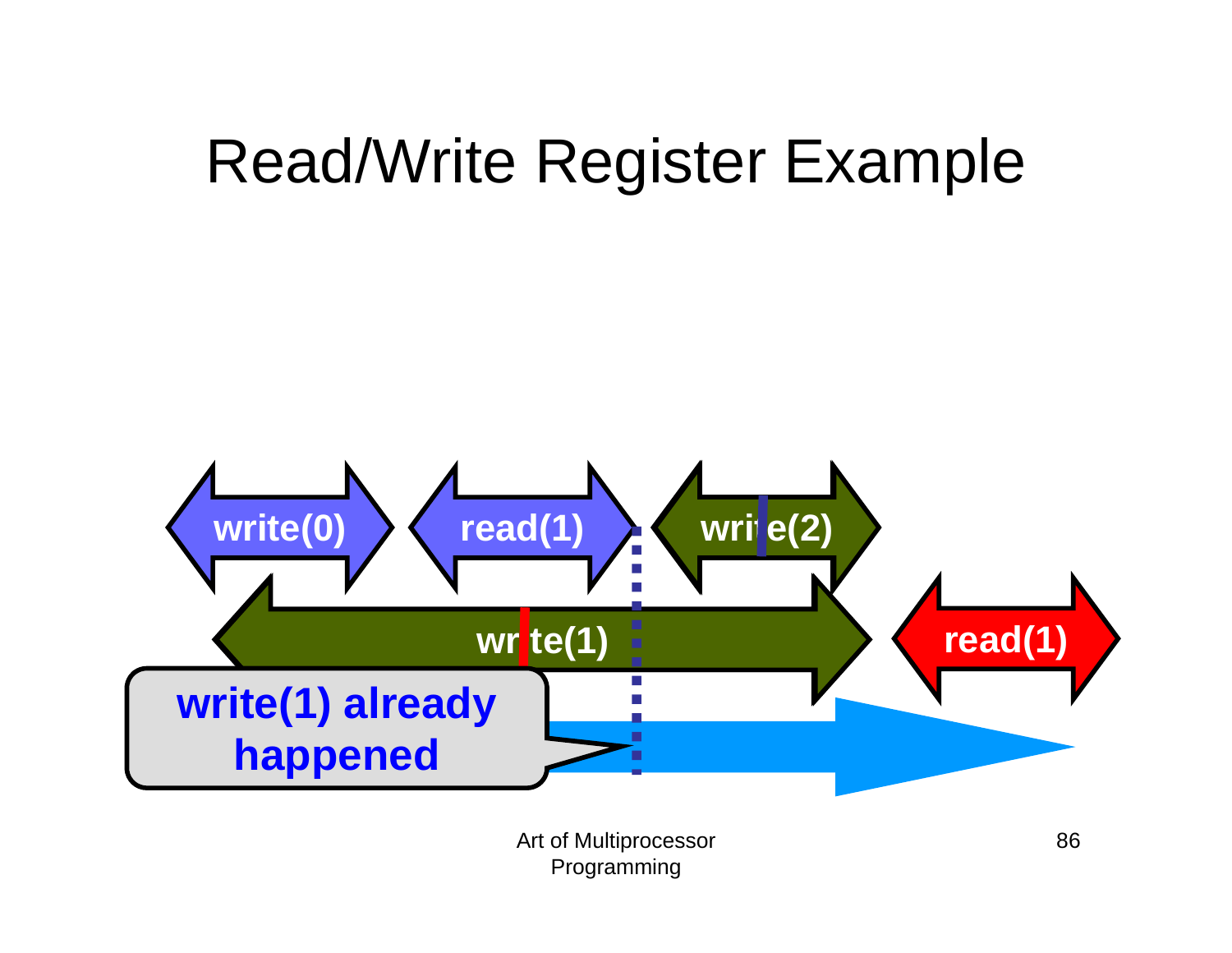# Read/Write Register Example

write(0)

read(1)

write(2)

write(1)

read(1)

write(1) already happened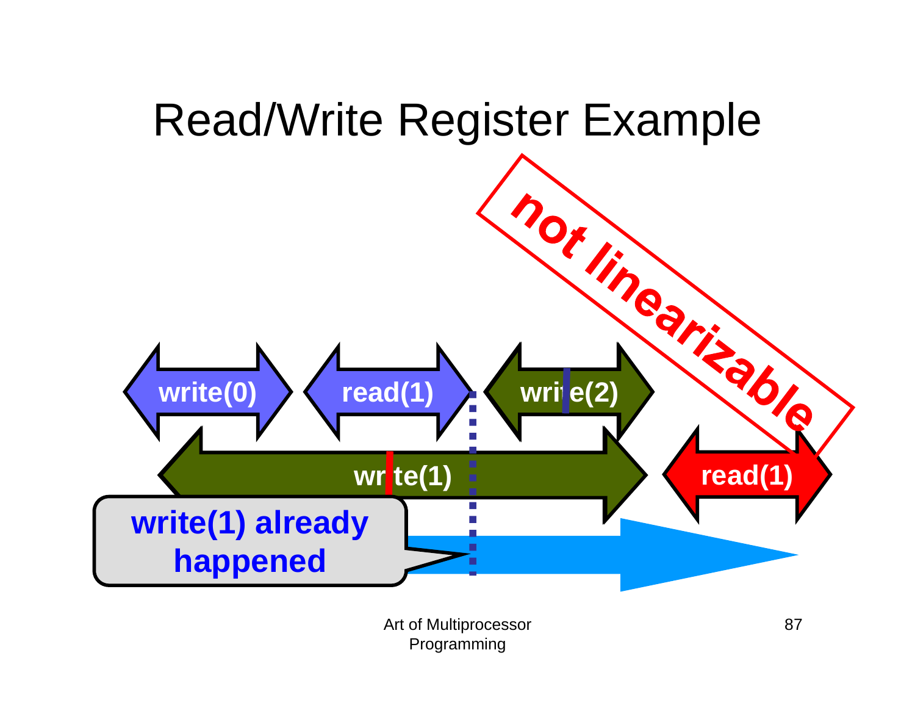# Read/Write Register Example

write(0)

read(1)

write(2)

write(1)

read(1)

not linearizable

write(1) already happened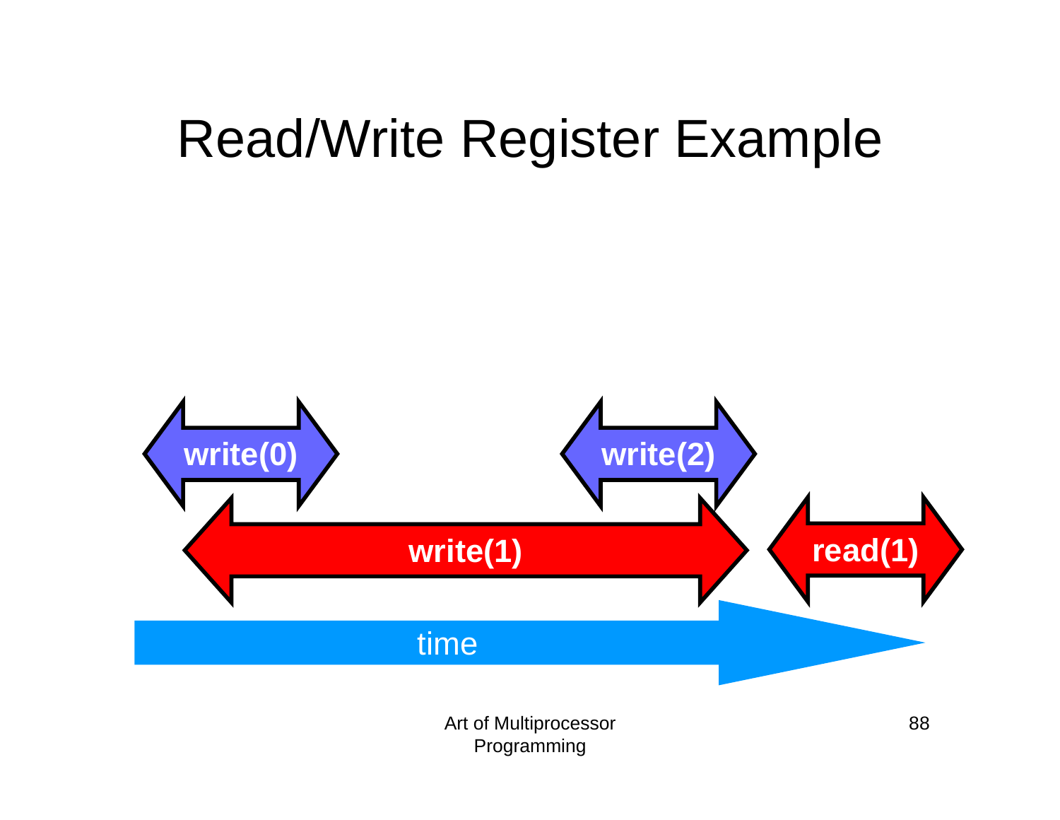# Read/Write Register Example

write(0)

write(2)

write(1)

read(1)

time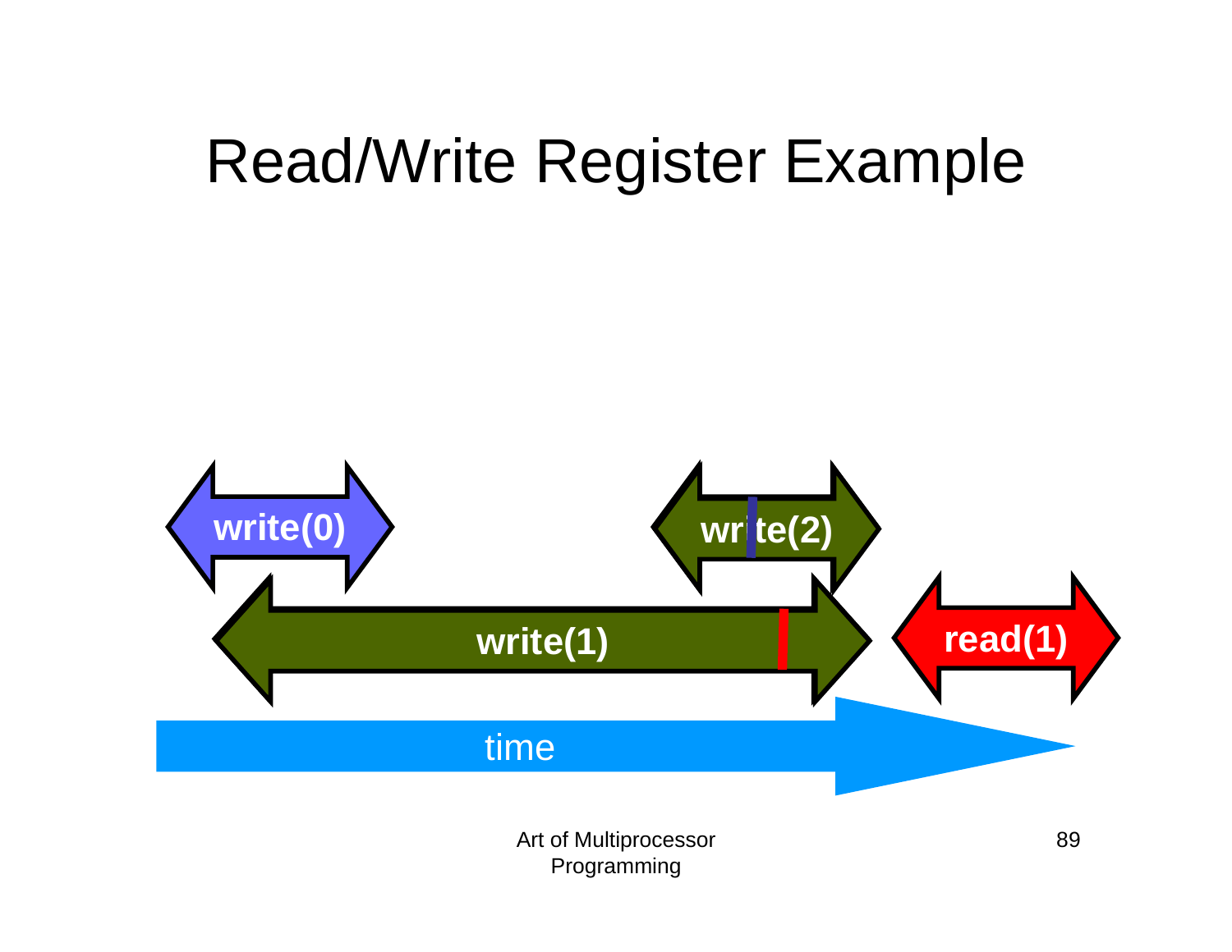# Read/Write Register Example

write(0)

write(2)

write(1)

read(1)

time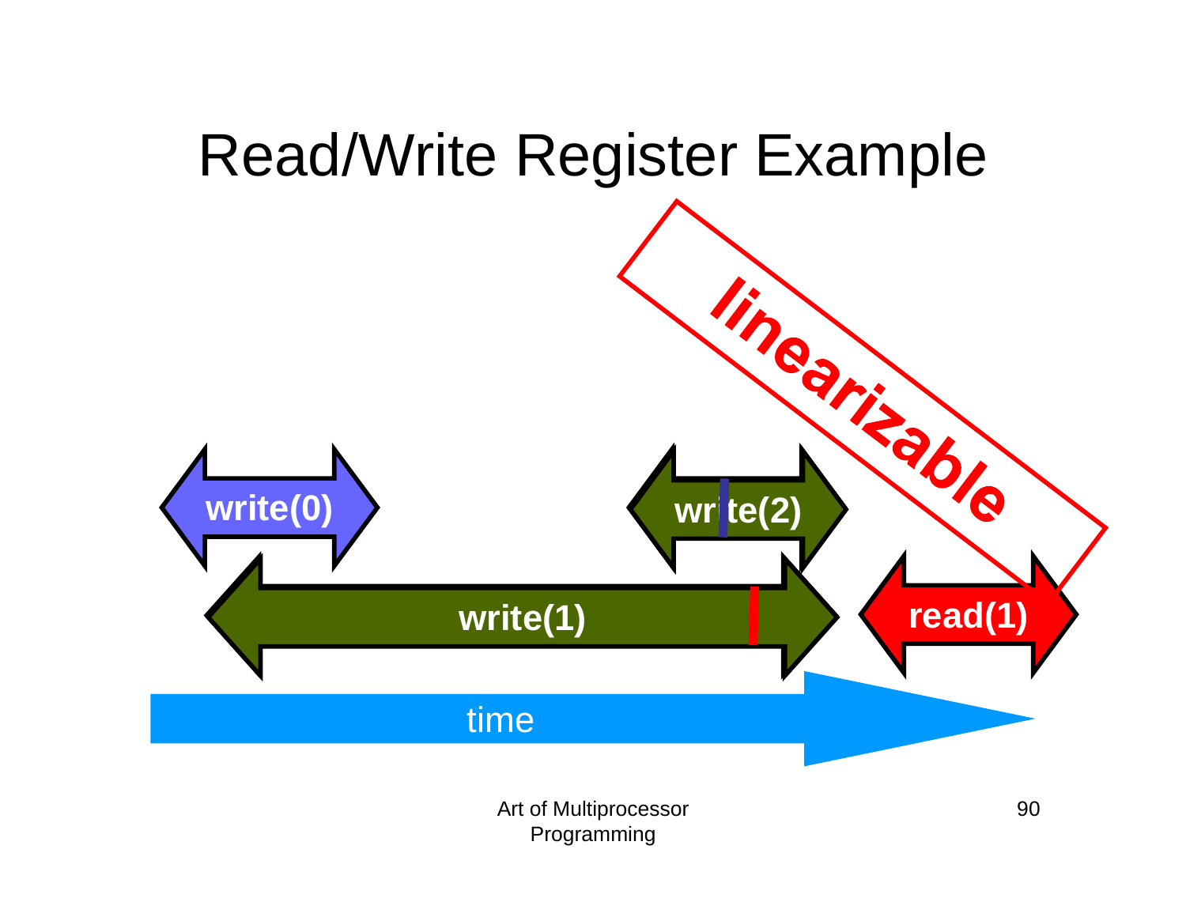# Read/Write Register Example

linearizable

write(0)

write(2)

write(1)

read(1)

time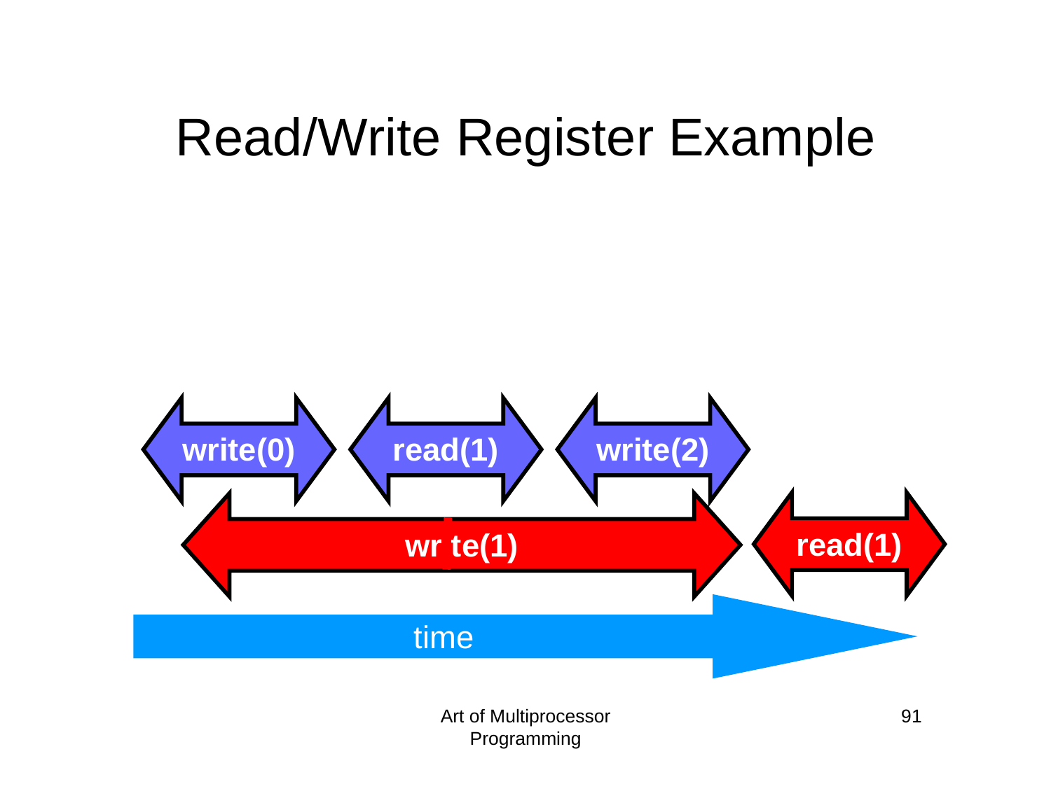# Read/Write Register Example

write(0)

read(1)

write(2)

wr te(1)

read(1)

time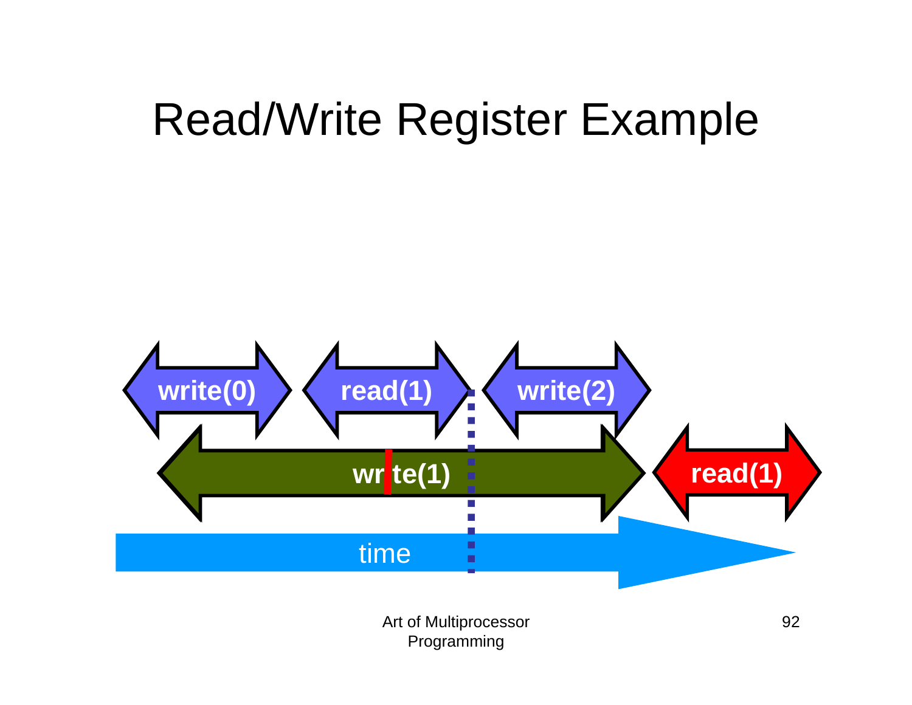# Read/Write Register Example

write(0)

read(1)

write(2)

write(1)

read(1)

time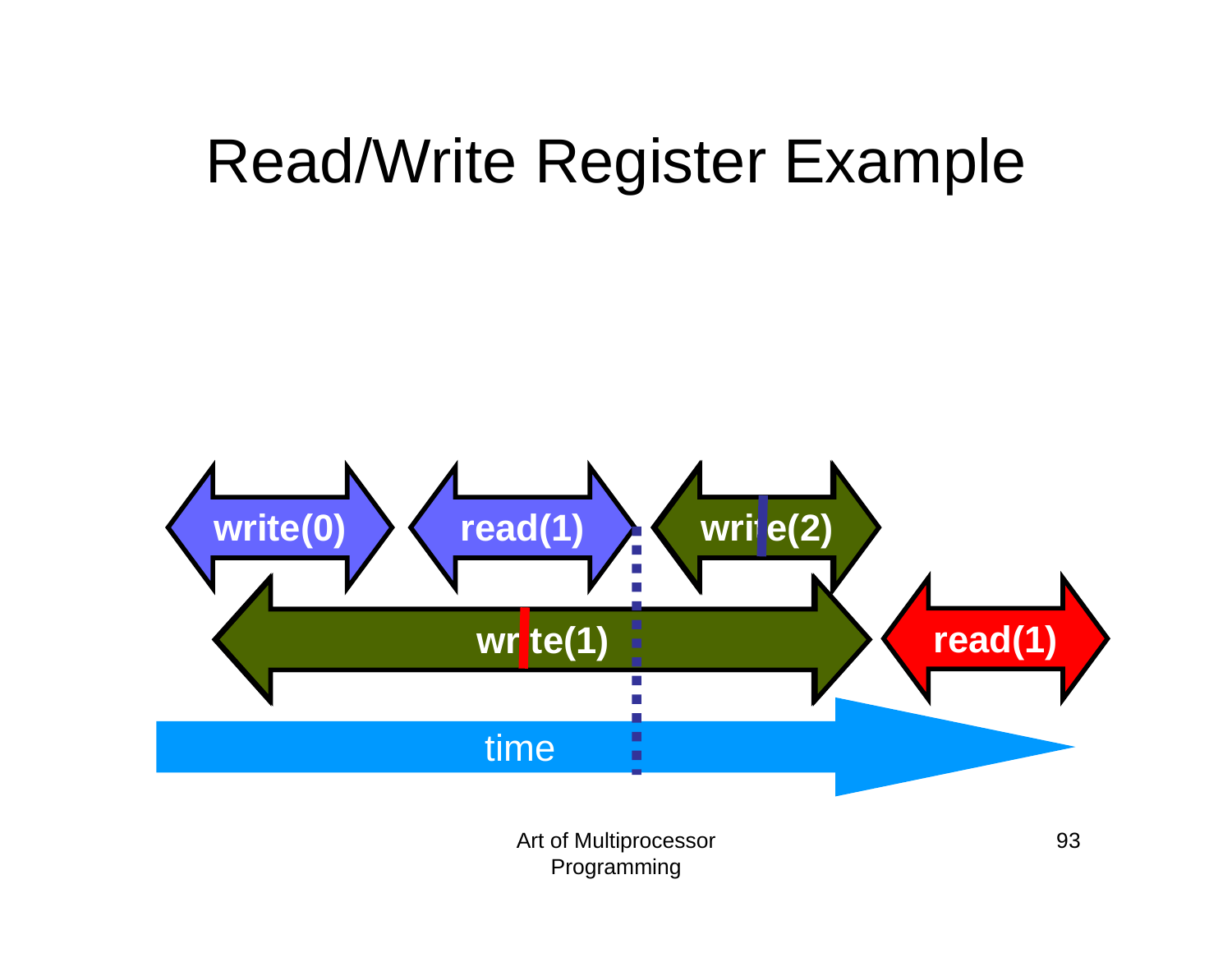# Read/Write Register Example

write(0)

read(1)

write(2)

write(1)

read(1)

time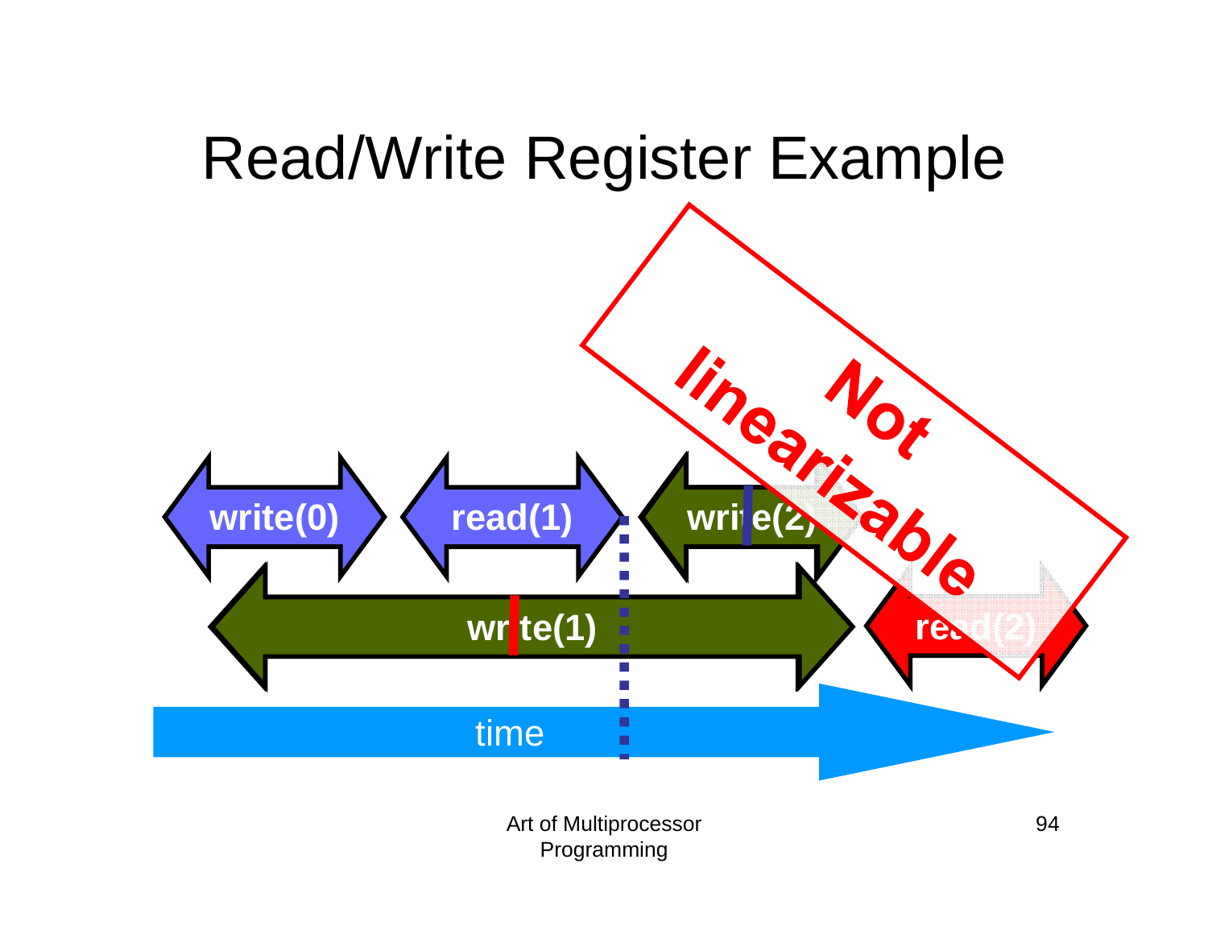# Read/Write Register Example

write(0)

read(1)

write(2)

write(1)

read(2)

time

Not linearizable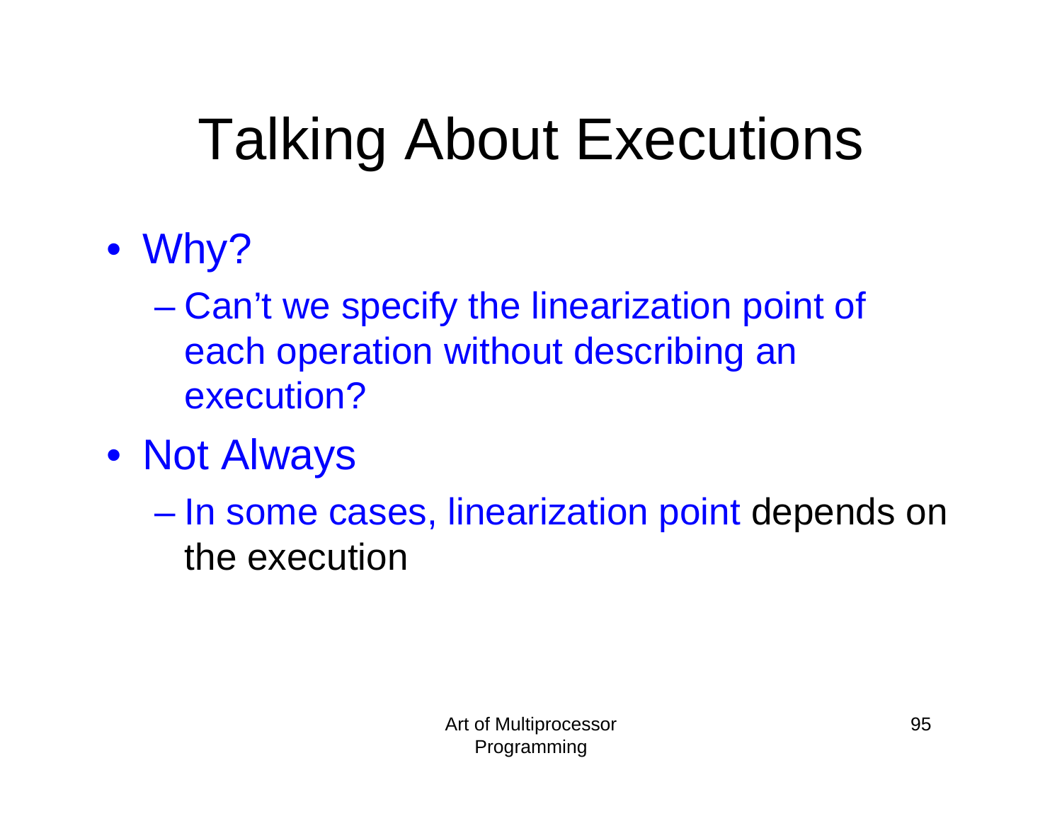# Talking About Executions

- Why?
  - Can't we specify the linearization point of each operation without describing an execution?
- Not Always
  - In some cases, linearization point depends on the execution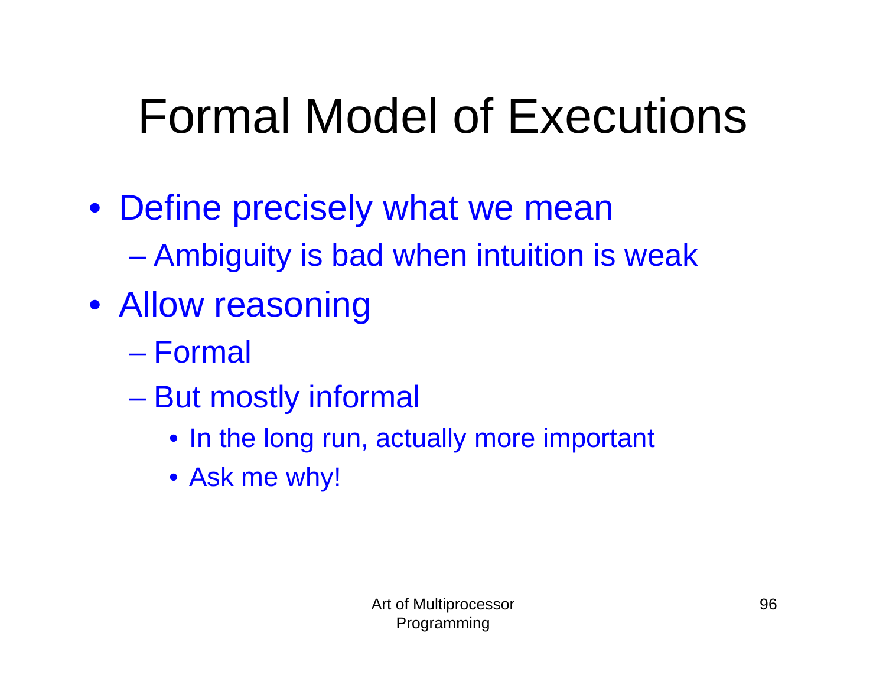# Formal Model of Executions

- Define precisely what we mean
  - Ambiguity is bad when intuition is weak
- Allow reasoning
  - Formal
  - But mostly informal
    - In the long run, actually more important
    - Ask me why!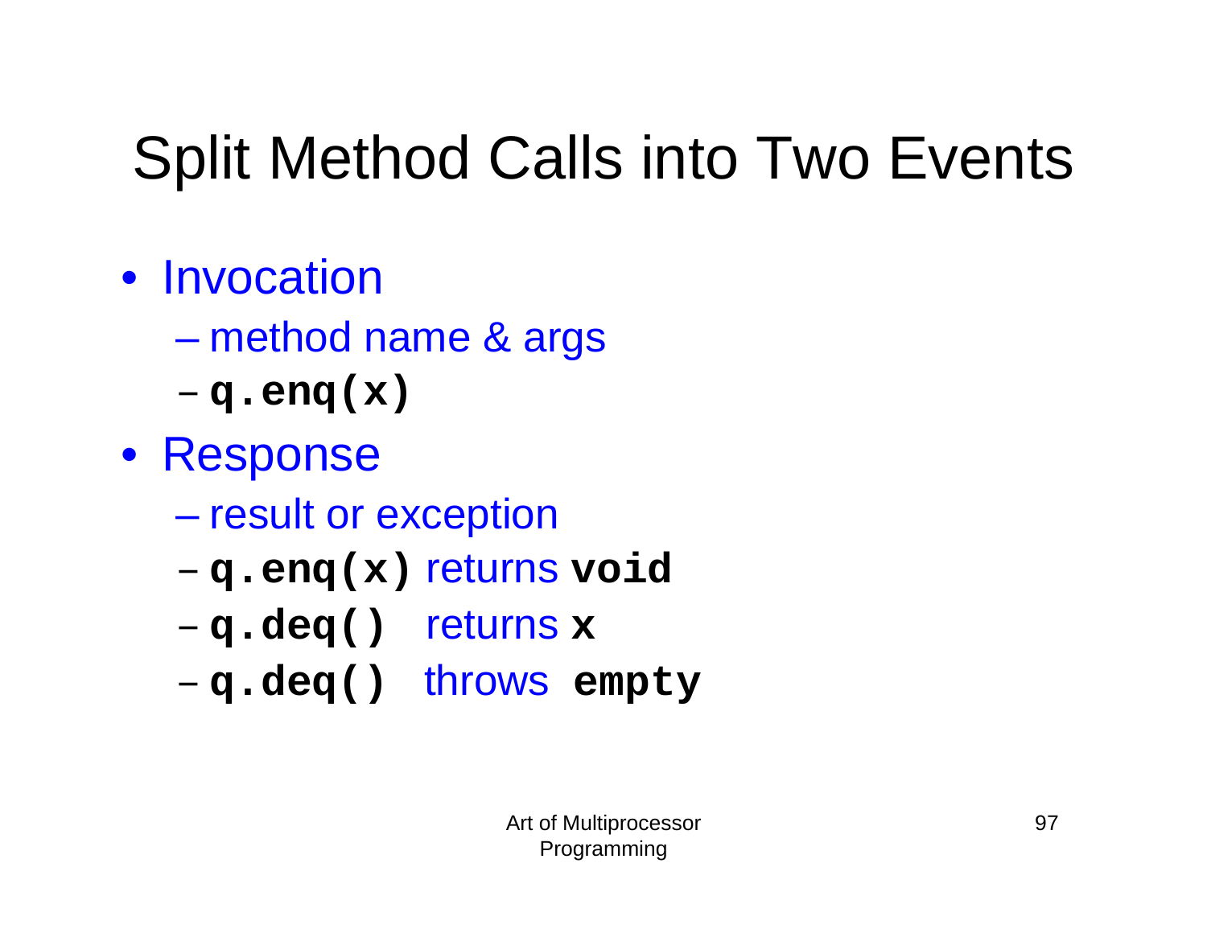# Split Method Calls into Two Events

- Invocation
  - method name & args
  - `q.enq(x)`
- Response
  - result or exception
  - `q.enq(x)` returns `void`
  - `q.deq()` returns `x`
  - `q.deq()` throws `empty`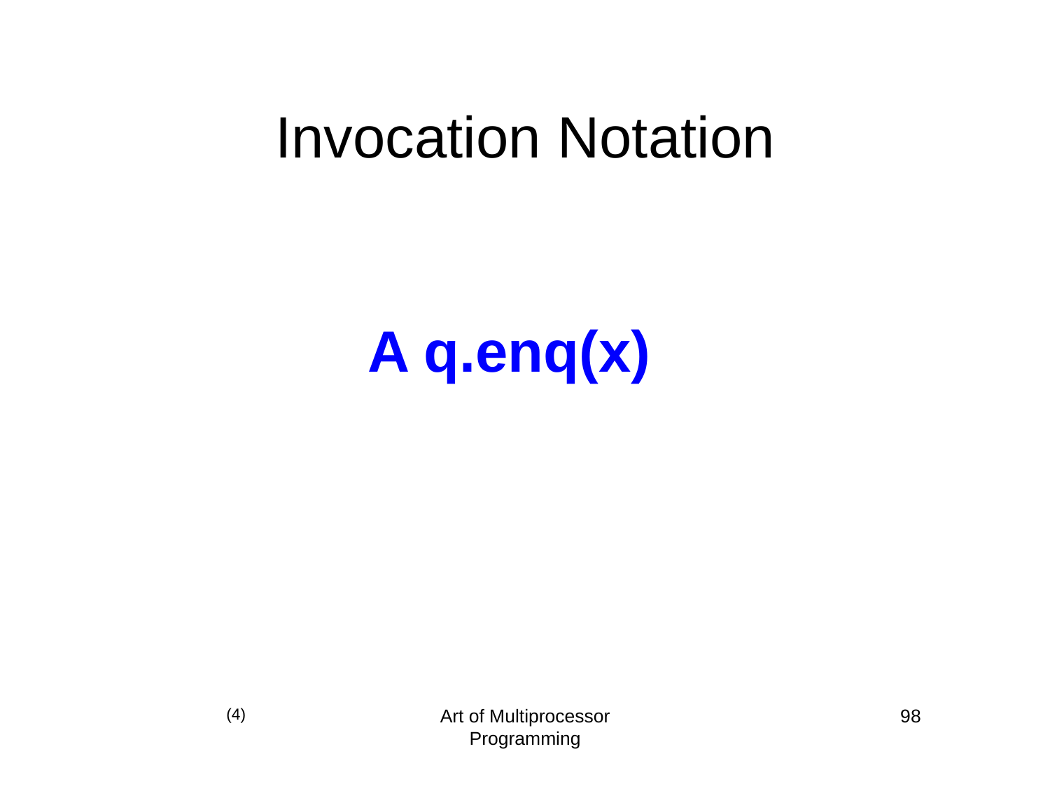# Invocation Notation

**A q.enq(x)**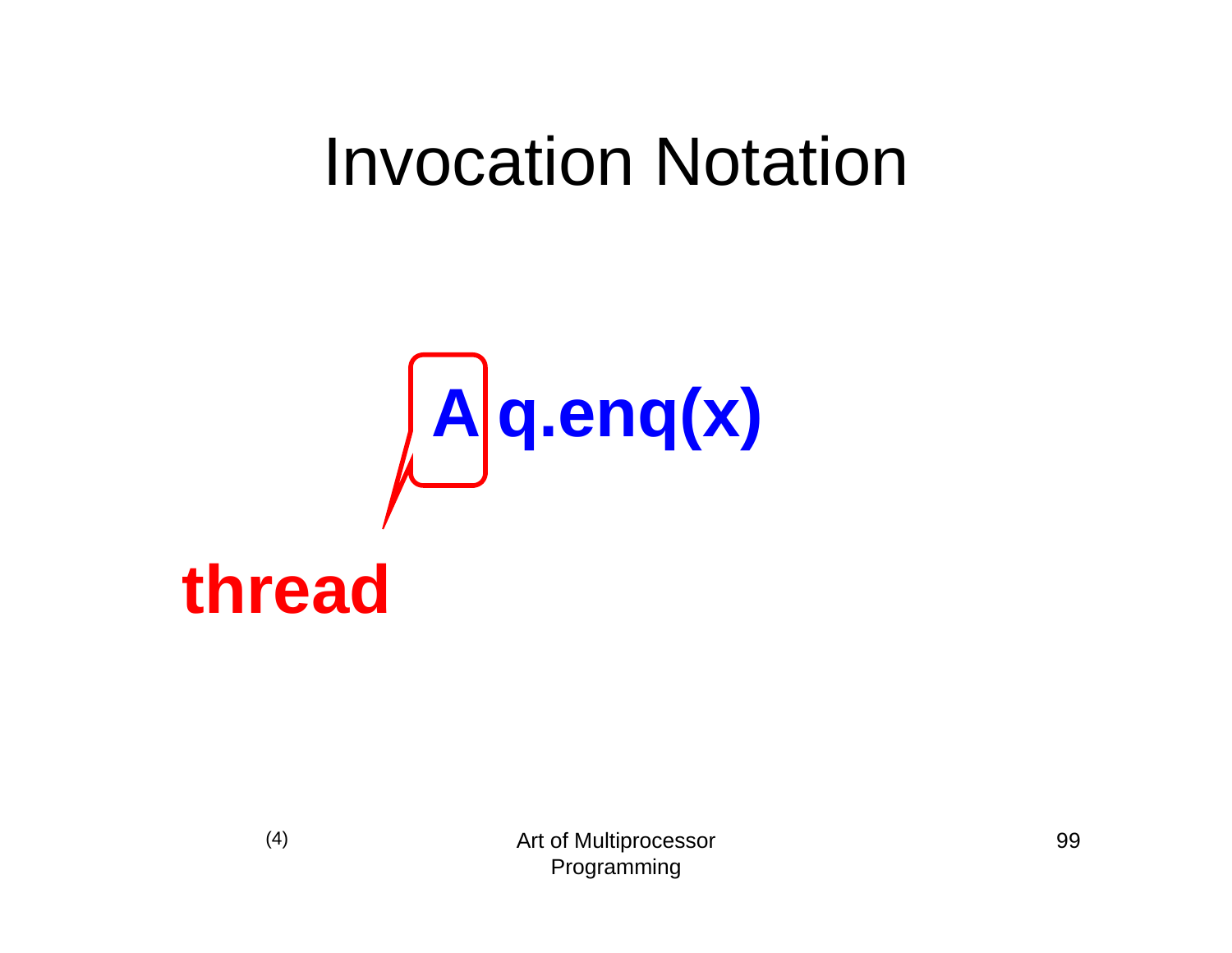# Invocation Notation

**A q.enq(x)**

**thread**

(4)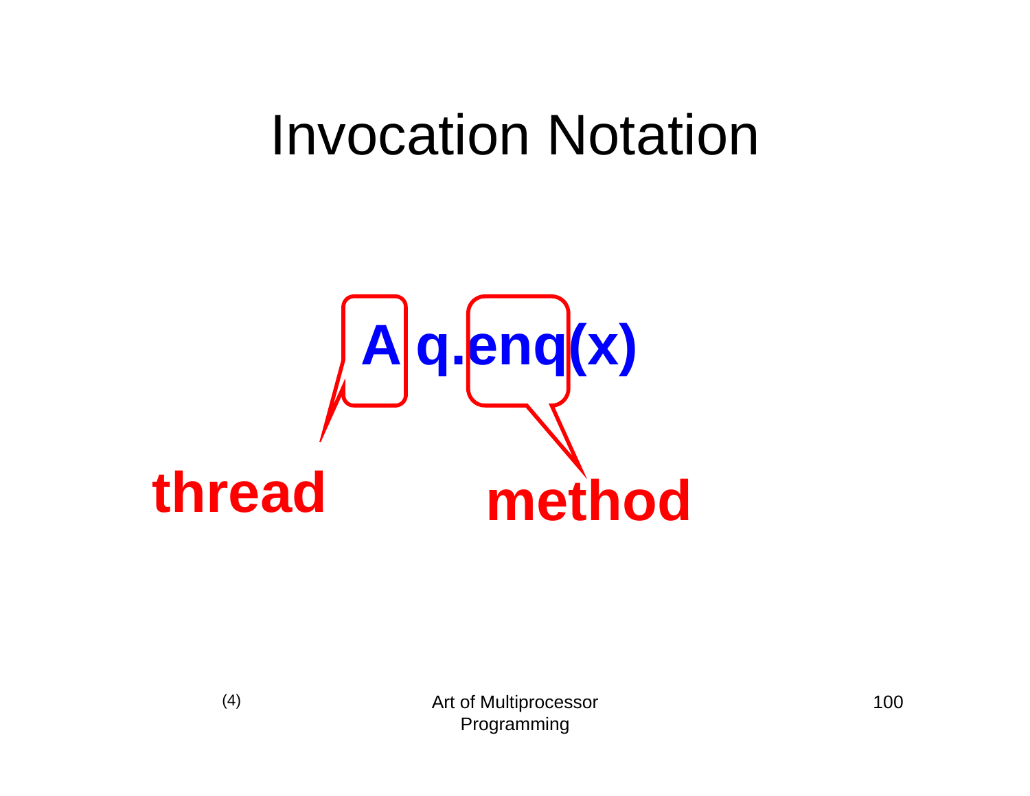# Invocation Notation

**A q.enq(x)**

**thread**

**method**

(4)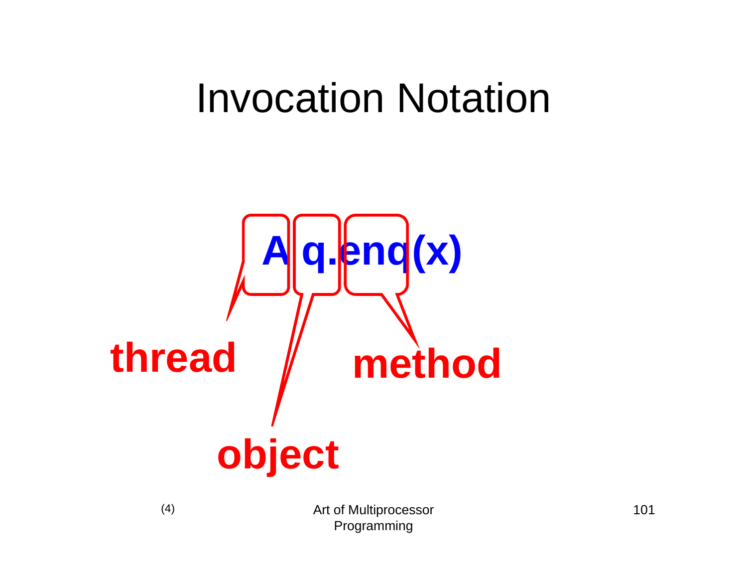# Invocation Notation

**A q.enq(x)**

**thread**

**object**

**method**

(4)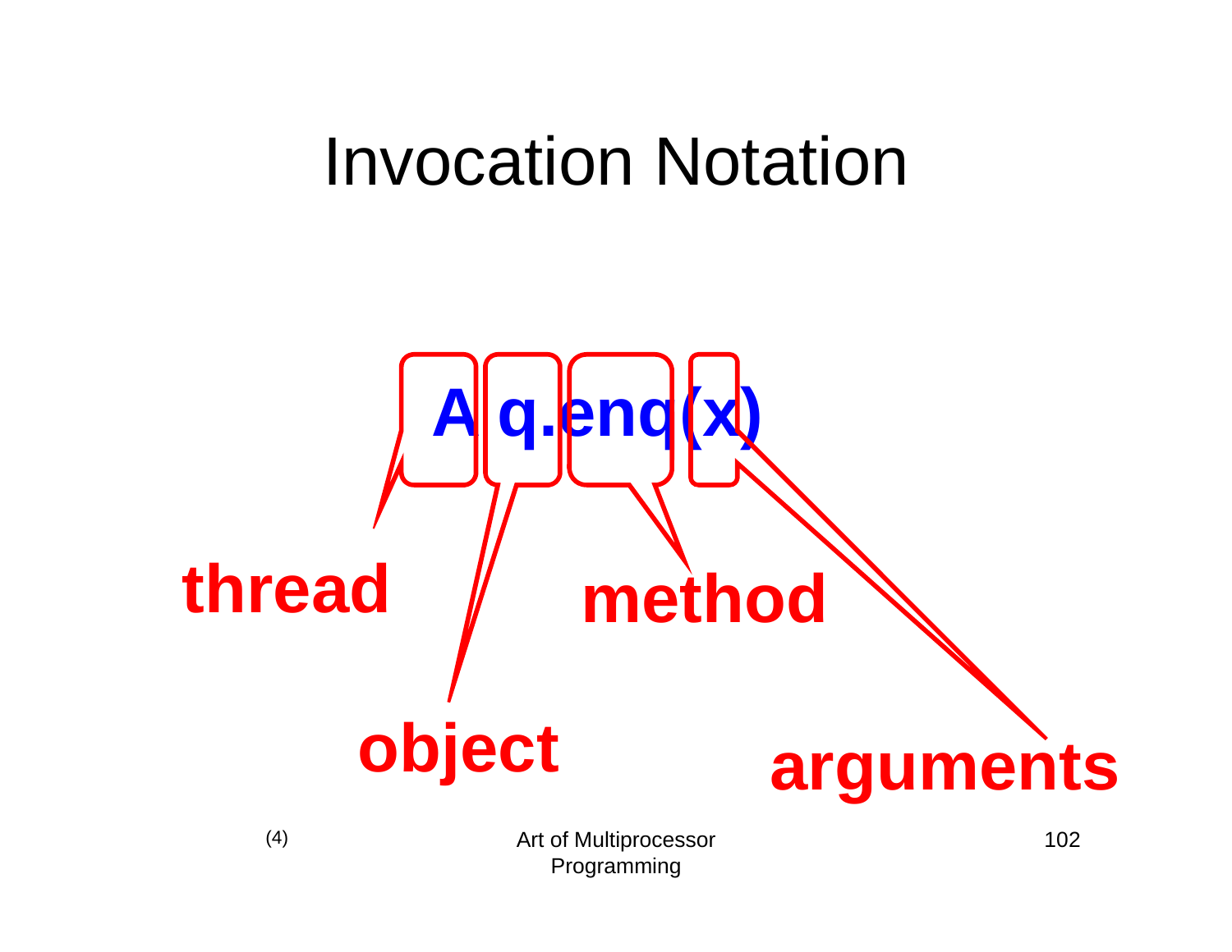# Invocation Notation

**A q.enq(x)**

**thread** **object** **method** **arguments**

(4)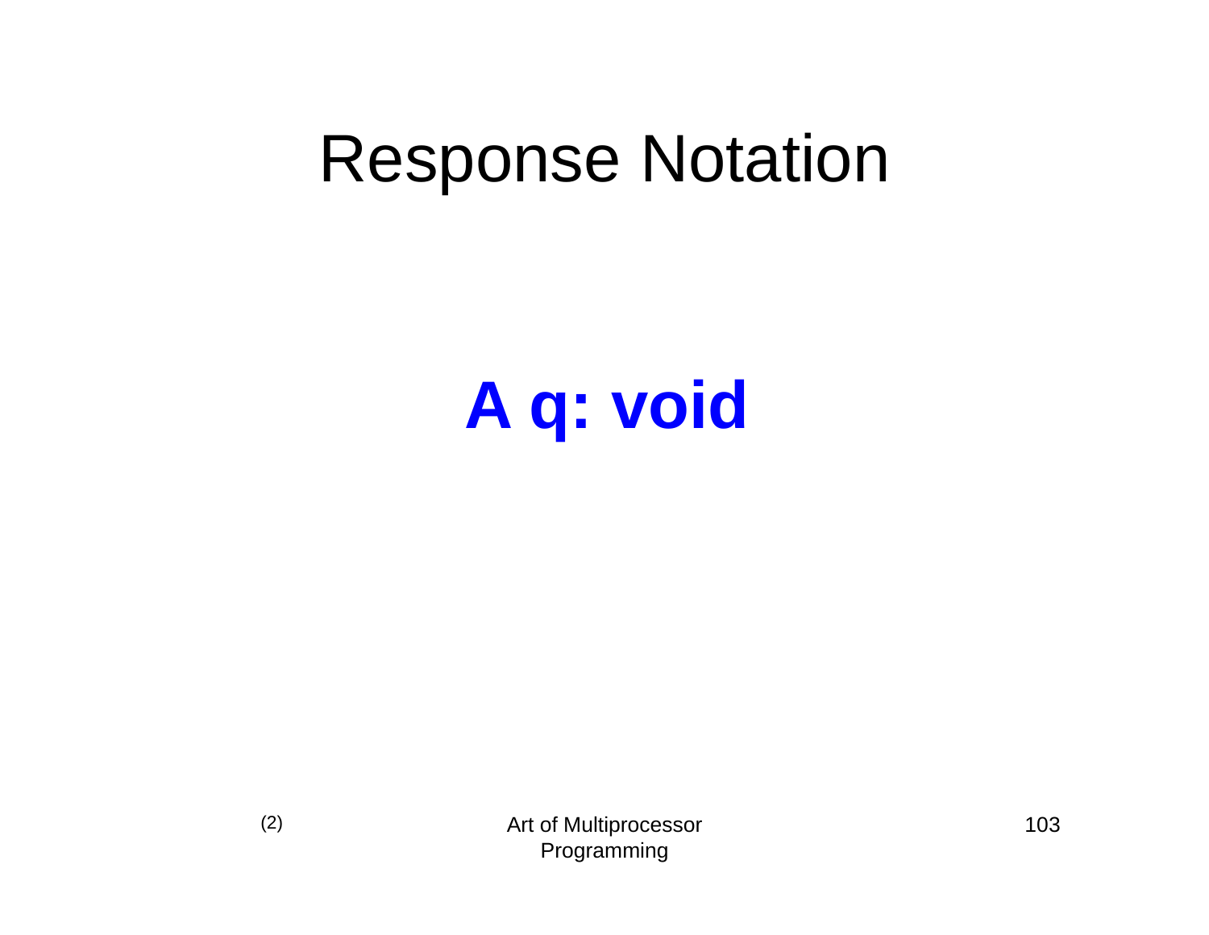# Response Notation

**A q: void**

(2)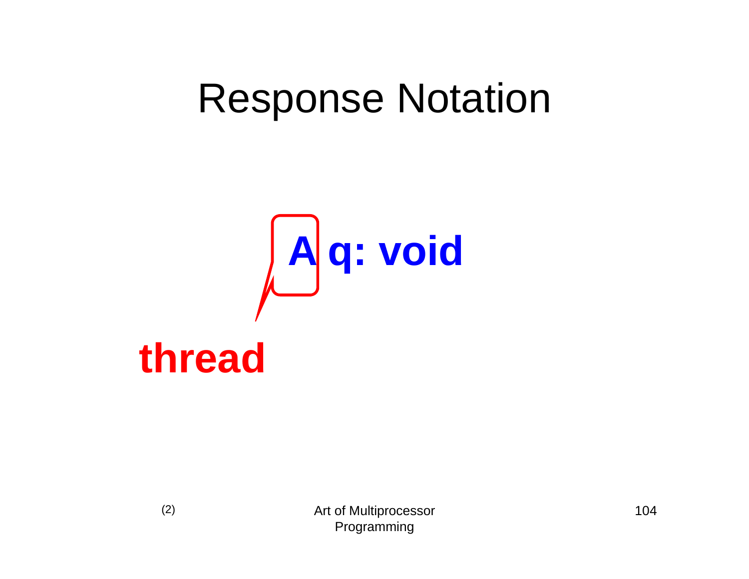# Response Notation

**A q: void**

**thread**

(2)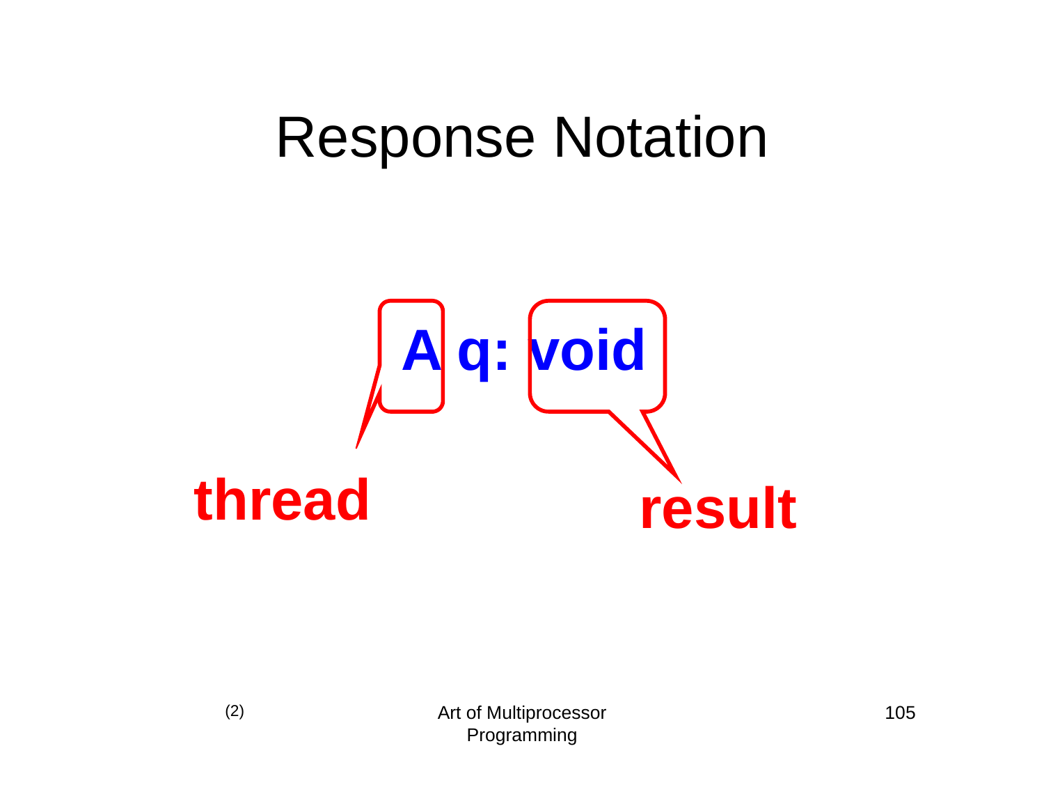# Response Notation

**A q: void**

**thread**

**result**

(2)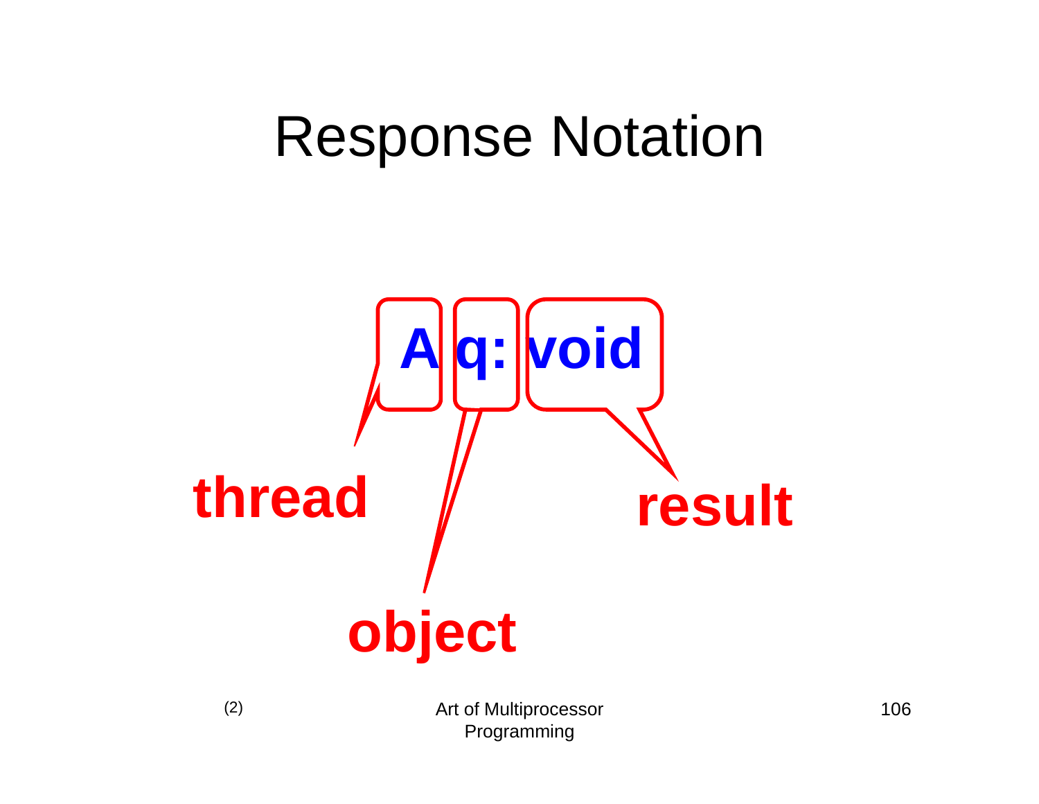# Response Notation

**A q: void**

**thread**

**object**

**result**

(2)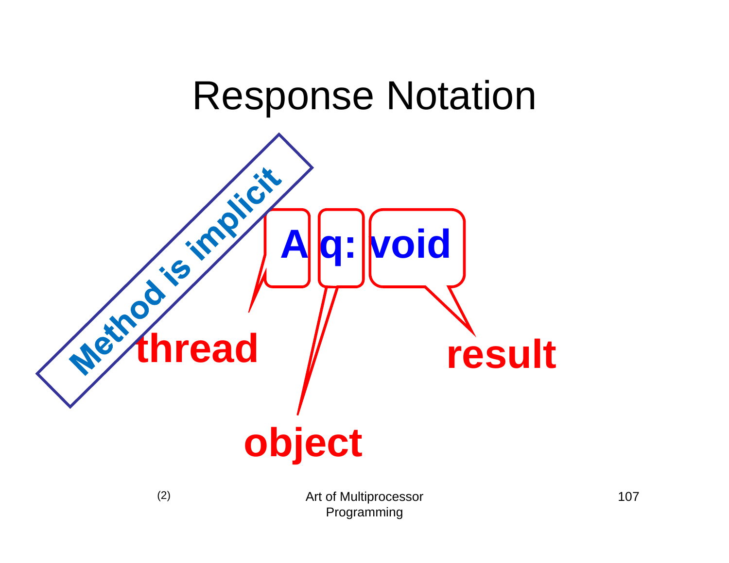# Response Notation

**A q: void**

**thread**

**object**

**result**

**Method is implicit**

(2)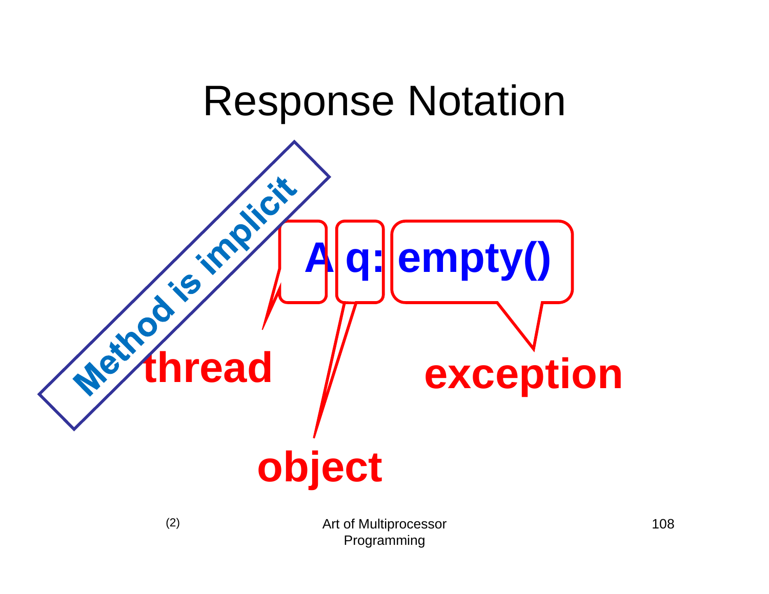# Response Notation

Method is implicit

**A q: empty()**

**thread**

**object**

**exception**

(2)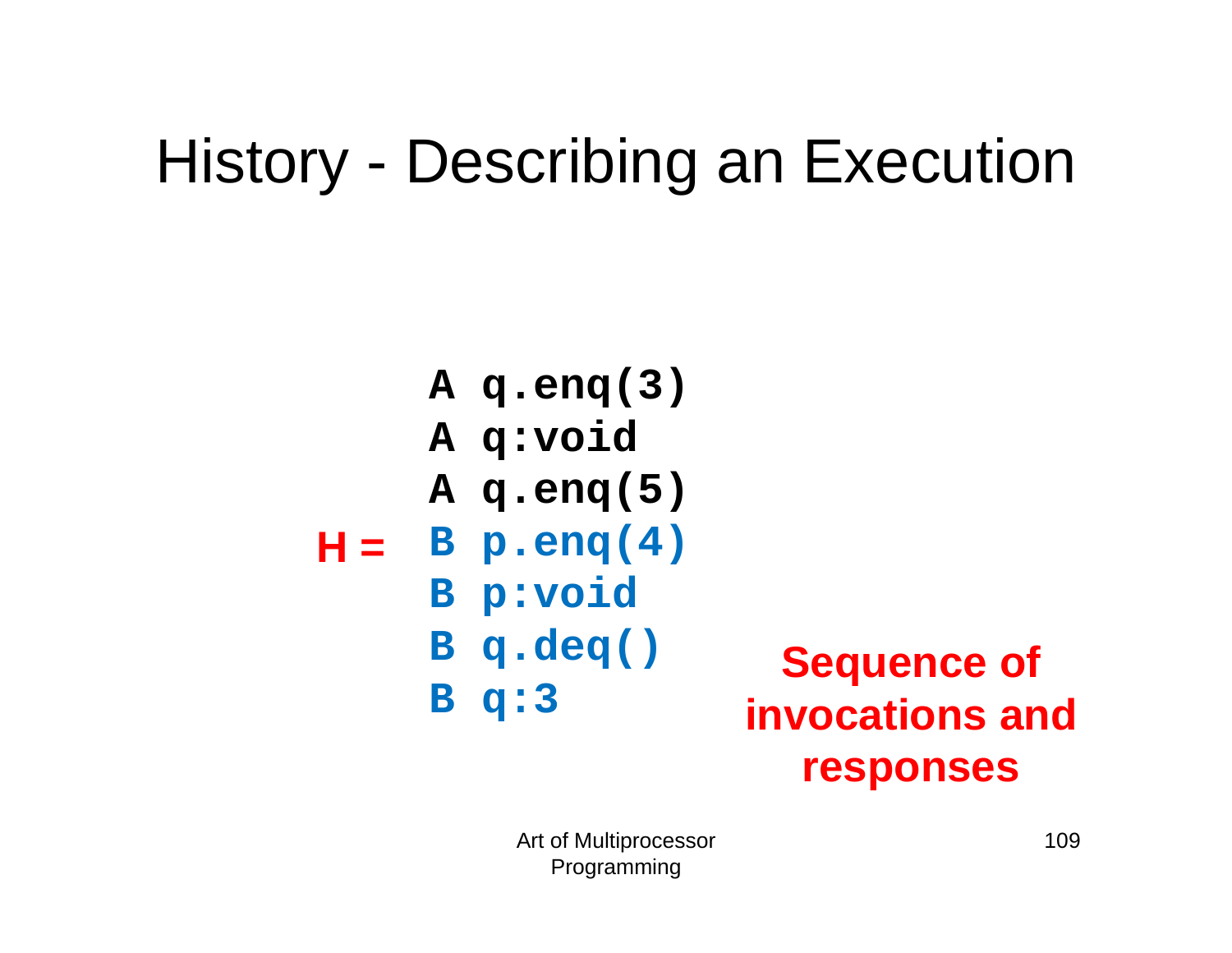# History - Describing an Execution

**H =**

```
A q.enq(3)
A q:void
A q.enq(5)
B p.enq(4)
B p:void
B q.deq()
B q:3
```

**Sequence of invocations and responses**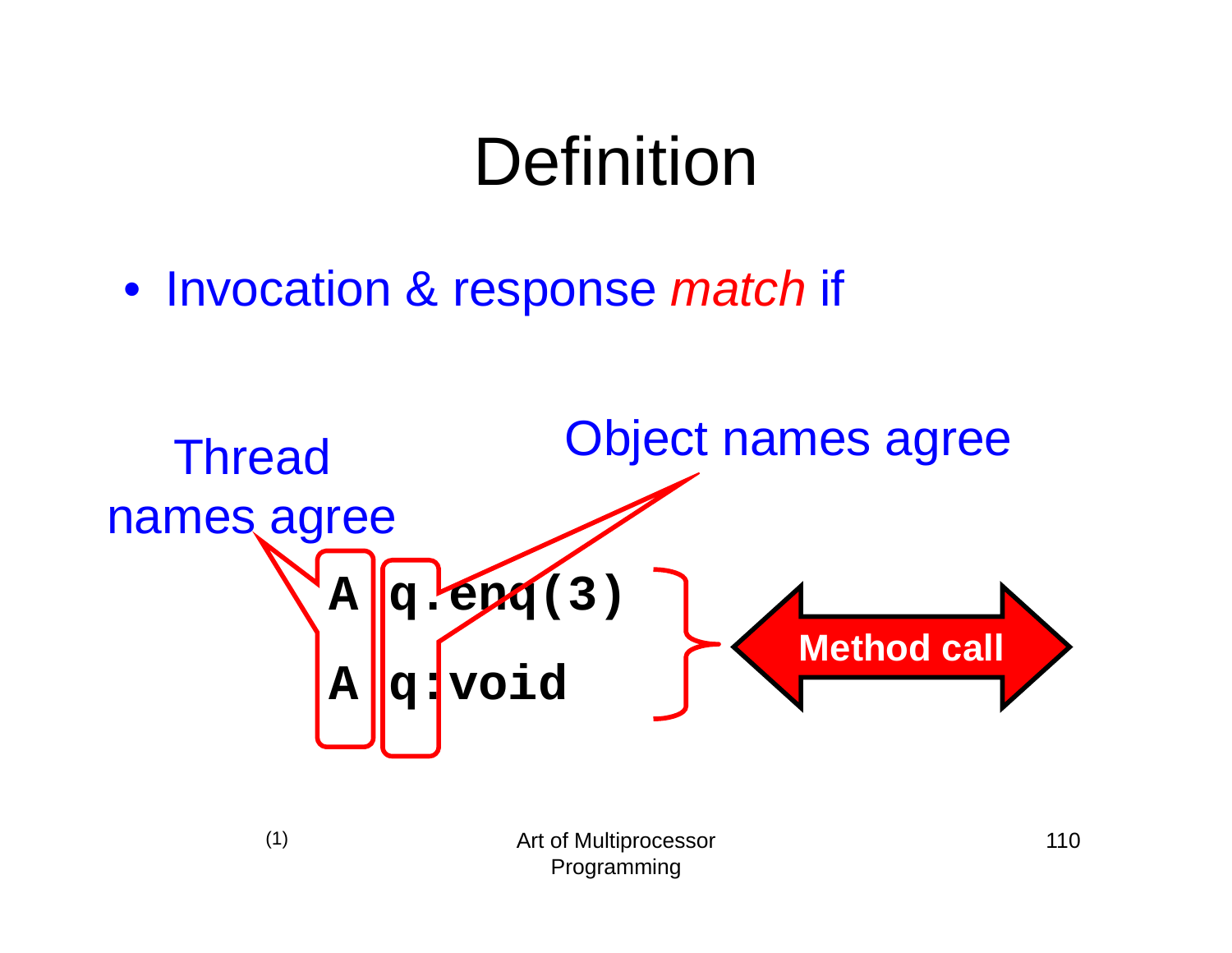# Definition

- Invocation & response *match* if

Thread names agree

Object names agree

```
A q.enq(3)
A q:void
```

Method call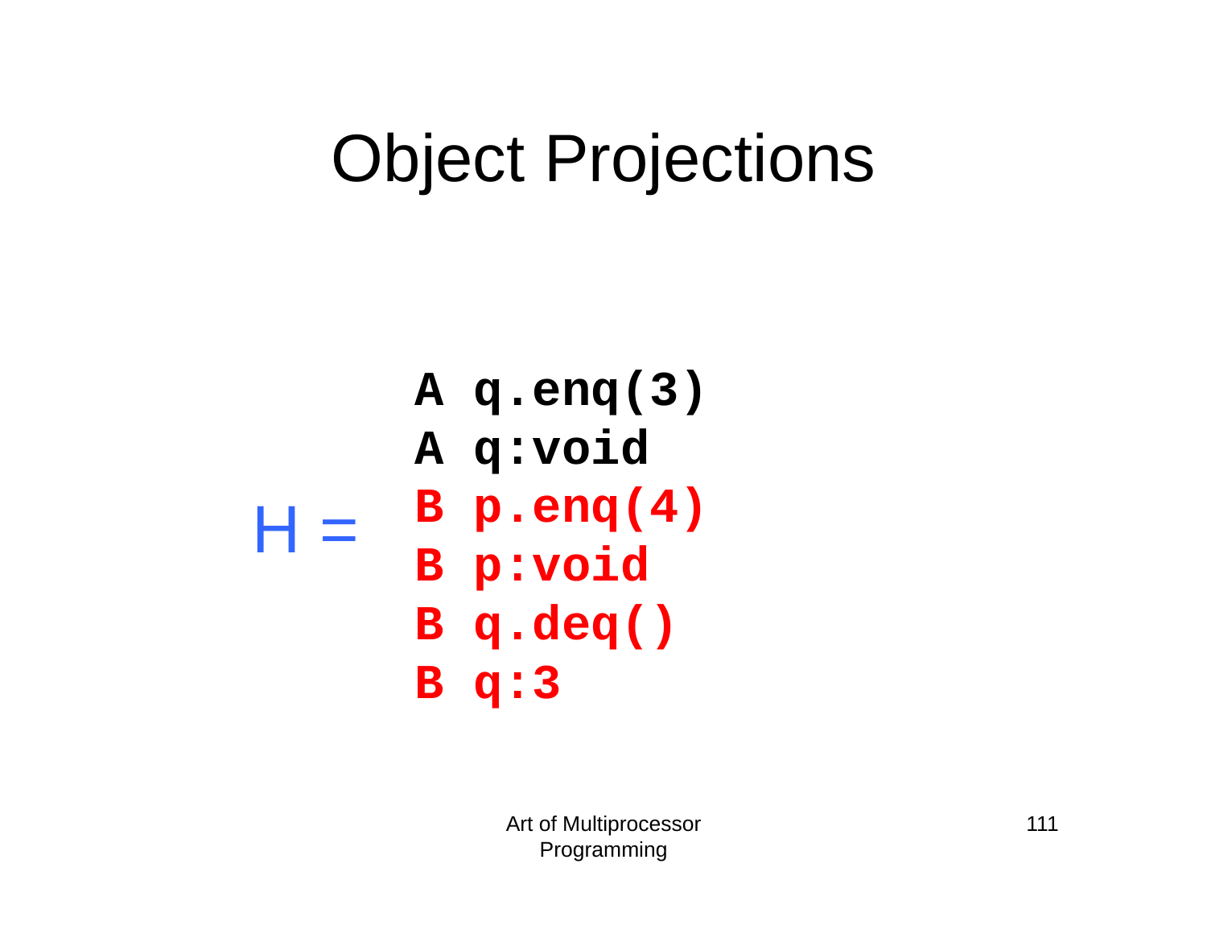# Object Projections

H =

```
A q.enq(3)
A q:void
B p.enq(4)
B p:void
B q.deq()
B q:3
```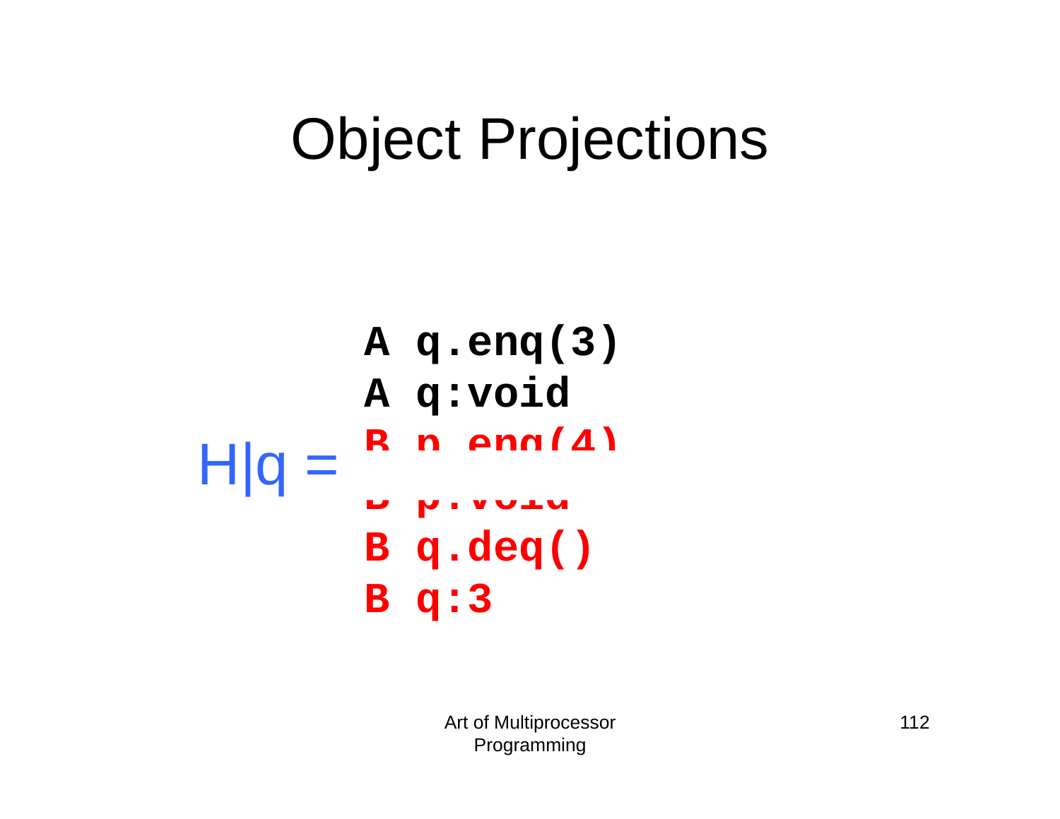# Object Projections

H|q =

```
A q.enq(3)
A q:void
B p.enq(4)
B p:void
B q.deq()
B q:3
```

Art of Multiprocessor Programming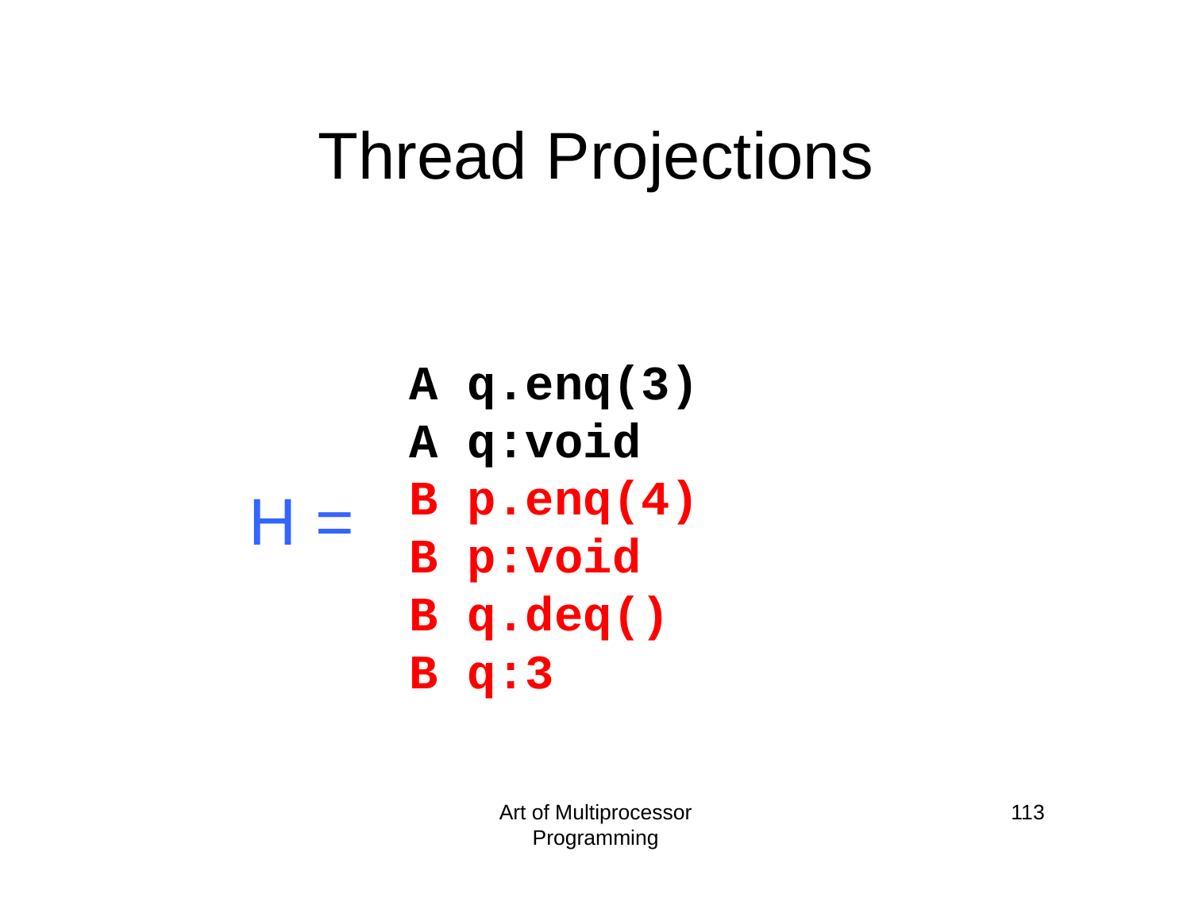# Thread Projections

H =

```
A q.enq(3)
A q:void
B p.enq(4)
B p:void
B q.deq()
B q:3
```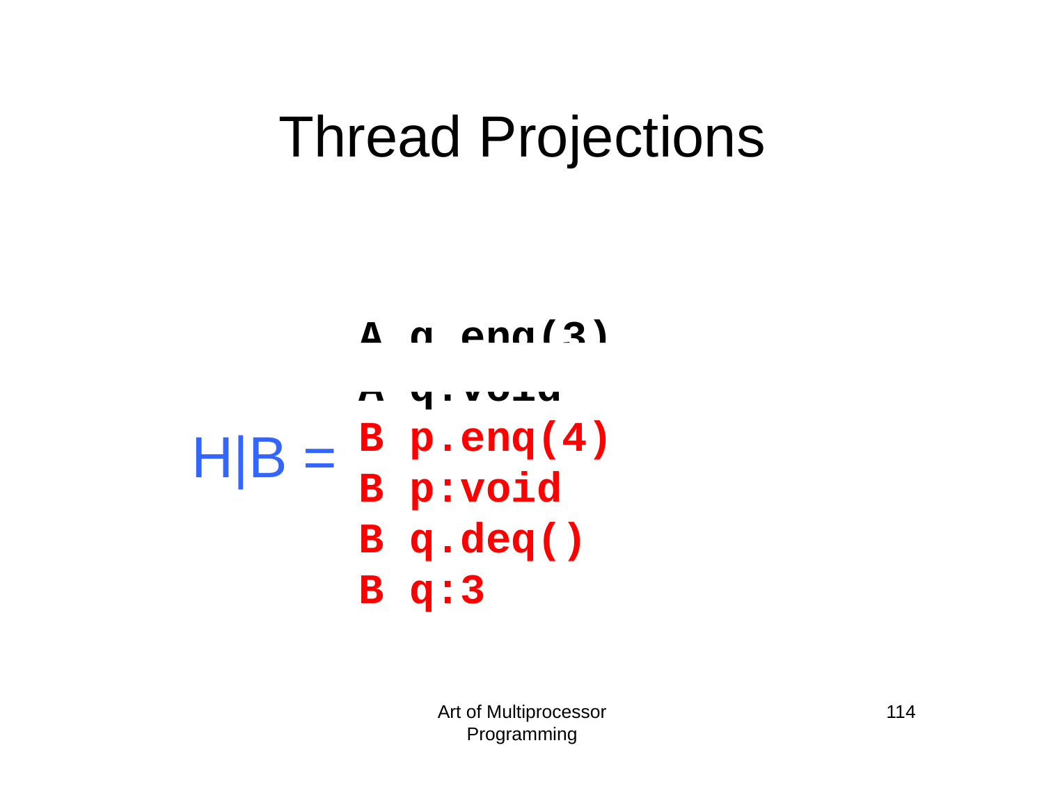# Thread Projections

H|B =

```
A q.enq(3)
A q:void
B p.enq(4)
B p:void
B q.deq()
B q:3
```

Art of Multiprocessor Programming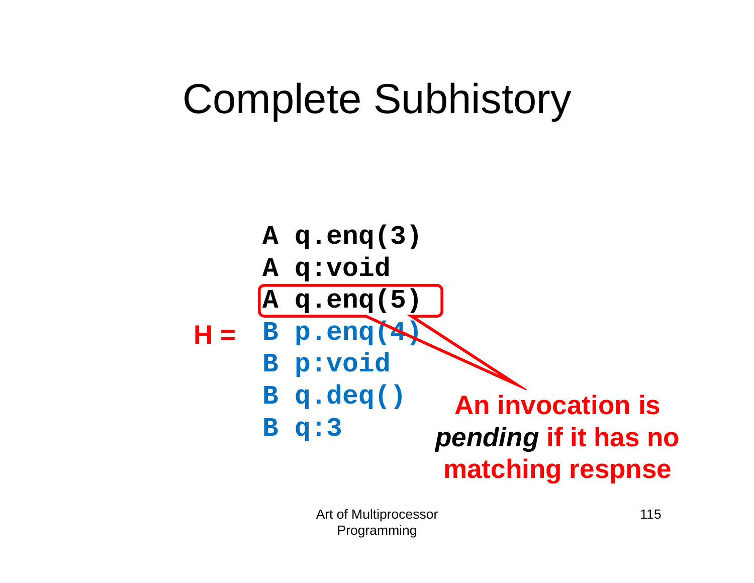# Complete Subhistory

H =

```
A q.enq(3)
A q:void
A q.enq(5)
B p.enq(4)
B p:void
B q.deq()
B q:3
```

**An invocation is *pending* if it has no matching respnse**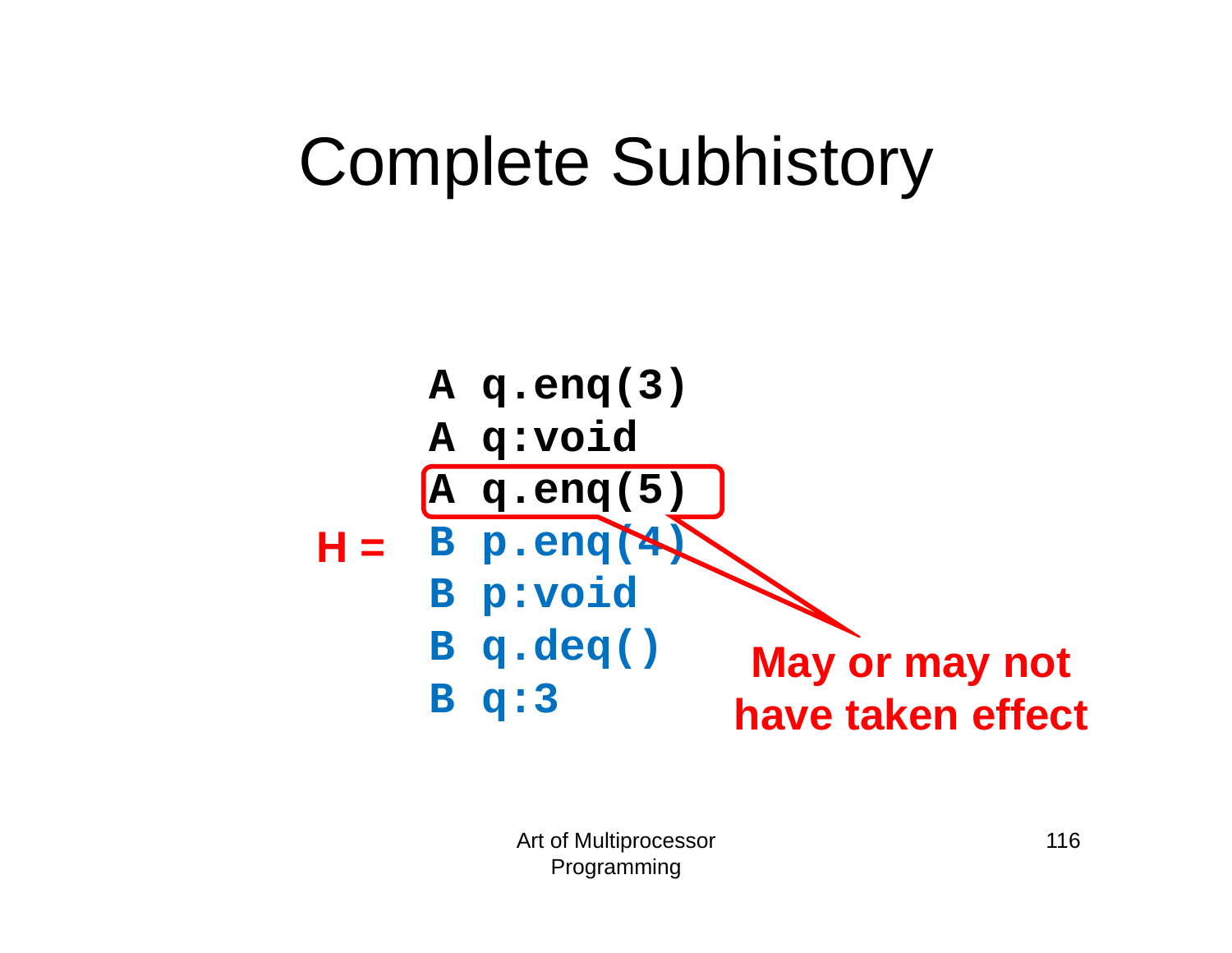# Complete Subhistory

H =

```
A q.enq(3)
A q:void
A q.enq(5)
B p.enq(4)
B p:void
B q.deq()
B q:3
```

**May or may not have taken effect**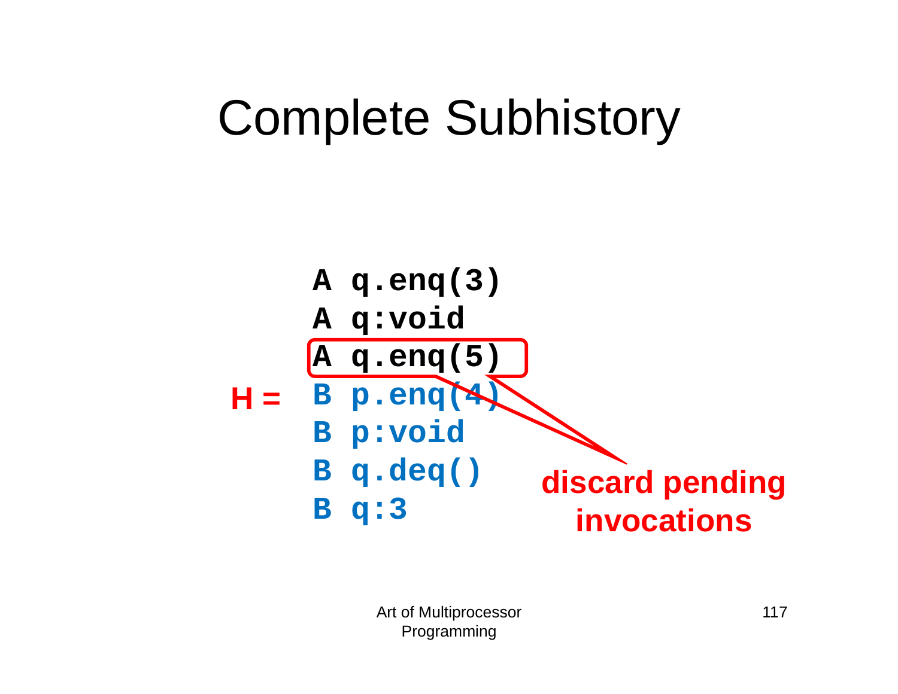# Complete Subhistory

H =

```
A q.enq(3)
A q:void
A q.enq(5)
B p.enq(4)
B p:void
B q.deq()
B q:3
```

**discard pending invocations**

Art of Multiprocessor Programming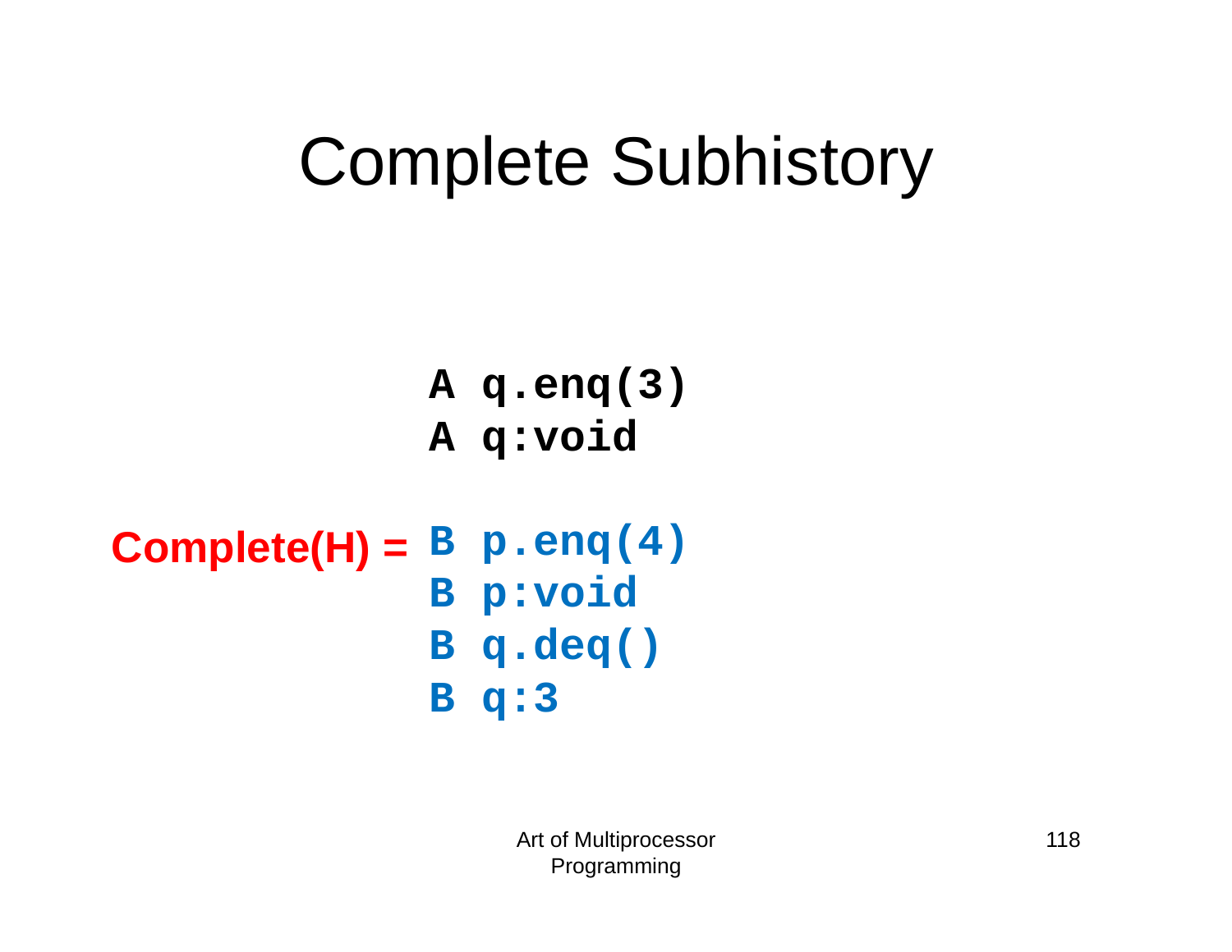# Complete Subhistory

**Complete(H) =**

```
A q.enq(3)
A q:void

B p.enq(4)
B p:void
B q.deq()
B q:3
```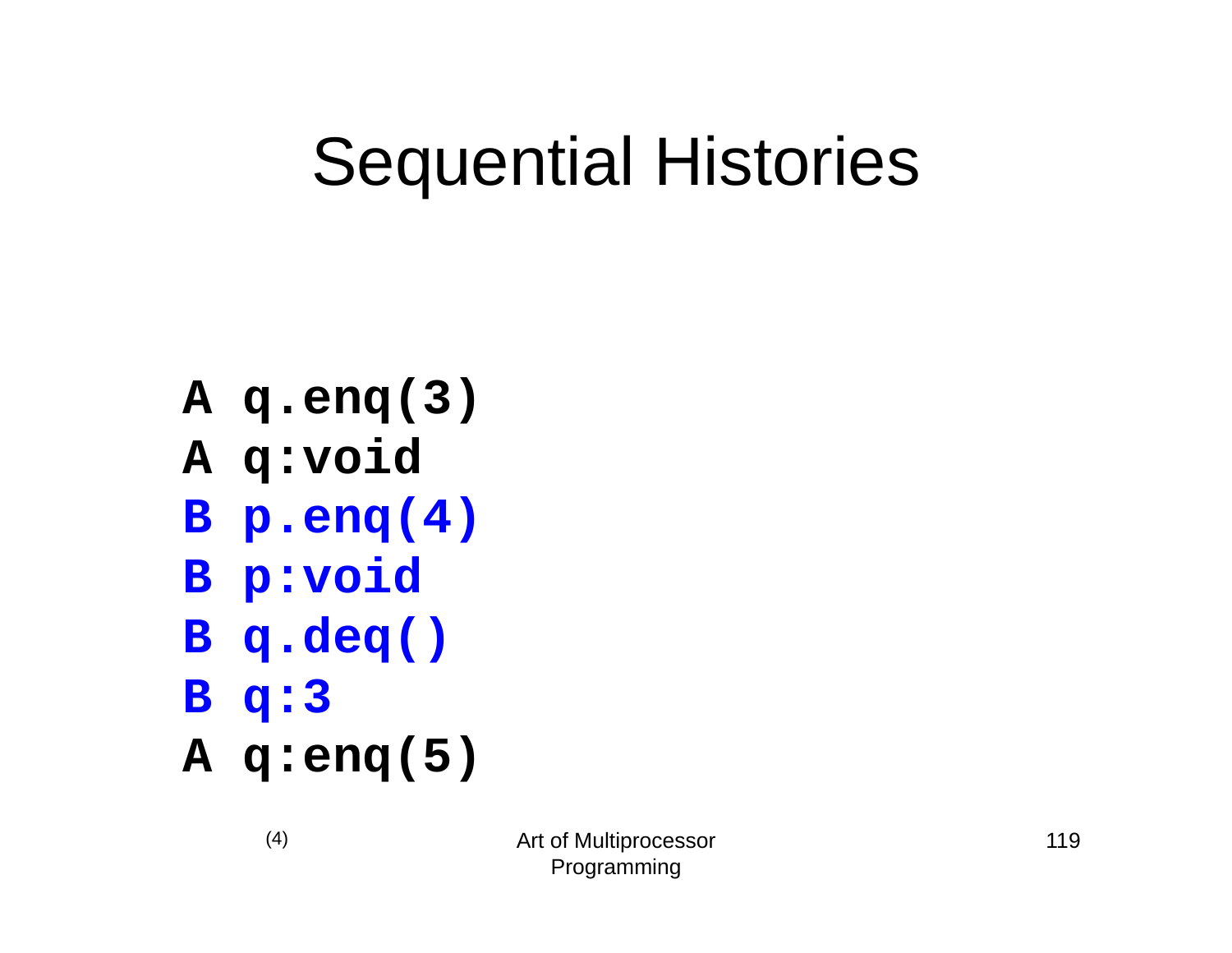# Sequential Histories

```
A q.enq(3)
A q:void
B p.enq(4)
B p:void
B q.deq()
B q:3
A q:enq(5)
```

(4)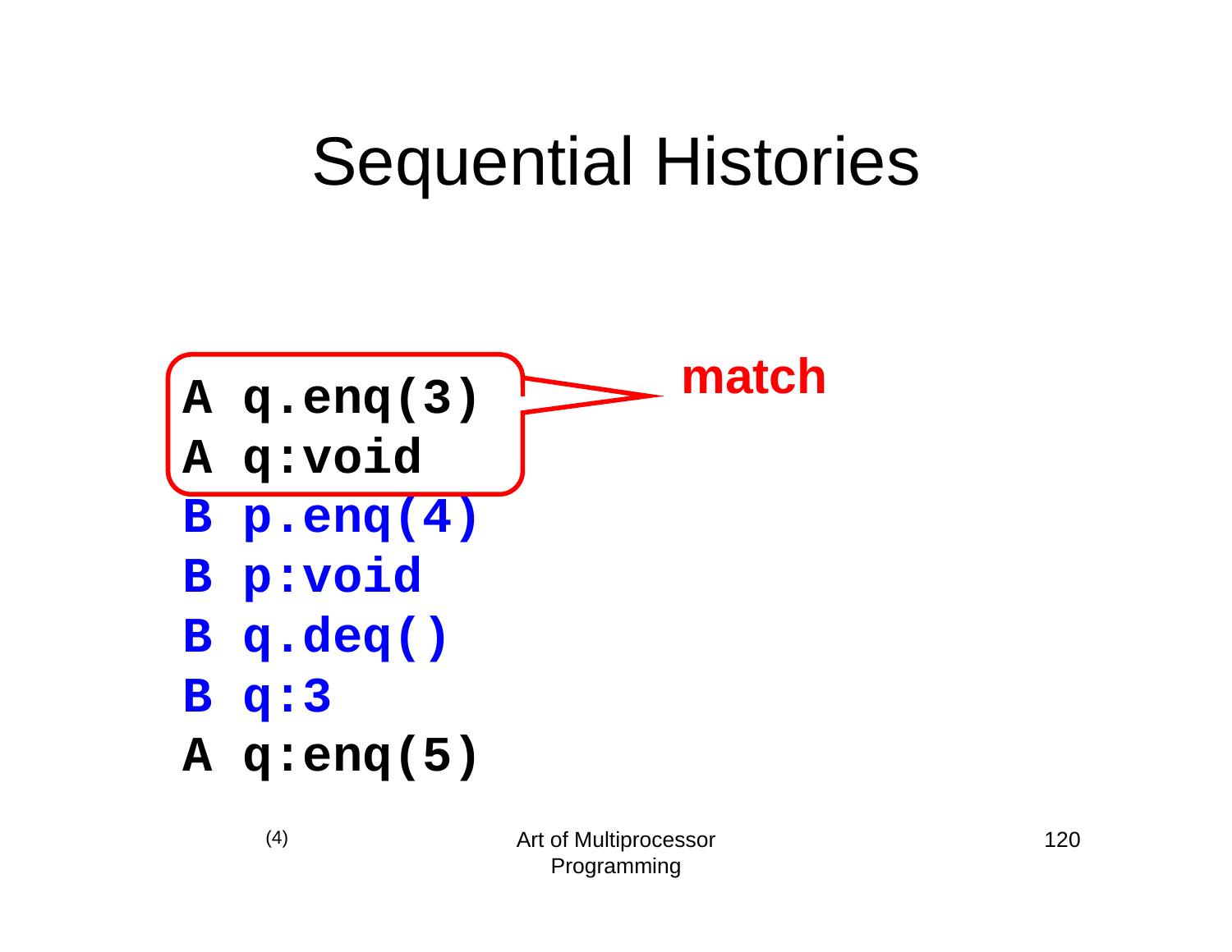# Sequential Histories

```
A q.enq(3)
A q:void
B p.enq(4)
B p:void
B q.deq()
B q:3
A q:enq(5)
```

match

(4)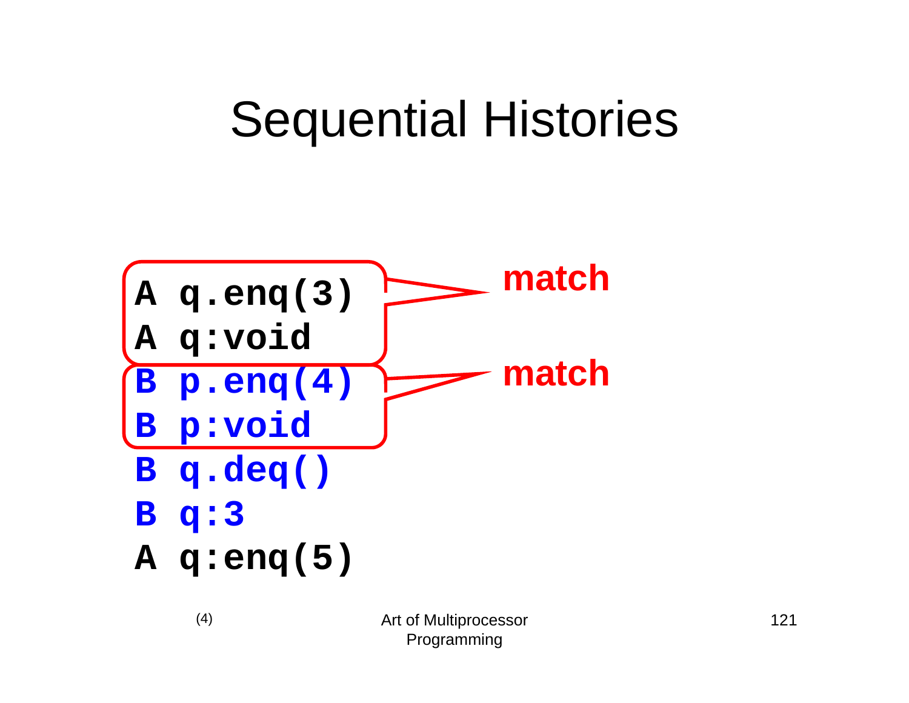# Sequential Histories

```
A q.enq(3)
A q:void
B p.enq(4)
B p:void
B q.deq()
B q:3
A q:enq(5)
```

match

match

(4)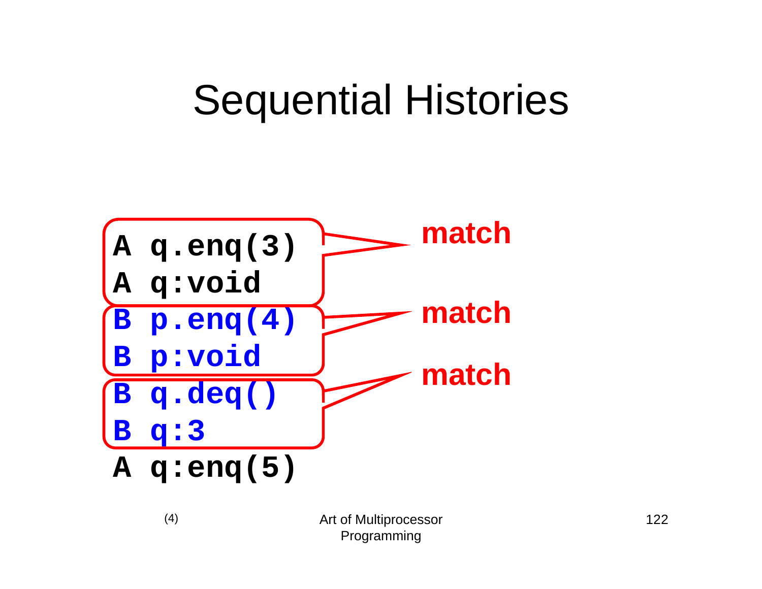# Sequential Histories

```
A q.enq(3)
A q:void
B p.enq(4)
B p:void
B q.deq()
B q:3
A q:enq(5)
```

match

match

match

(4)

Art of Multiprocessor Programming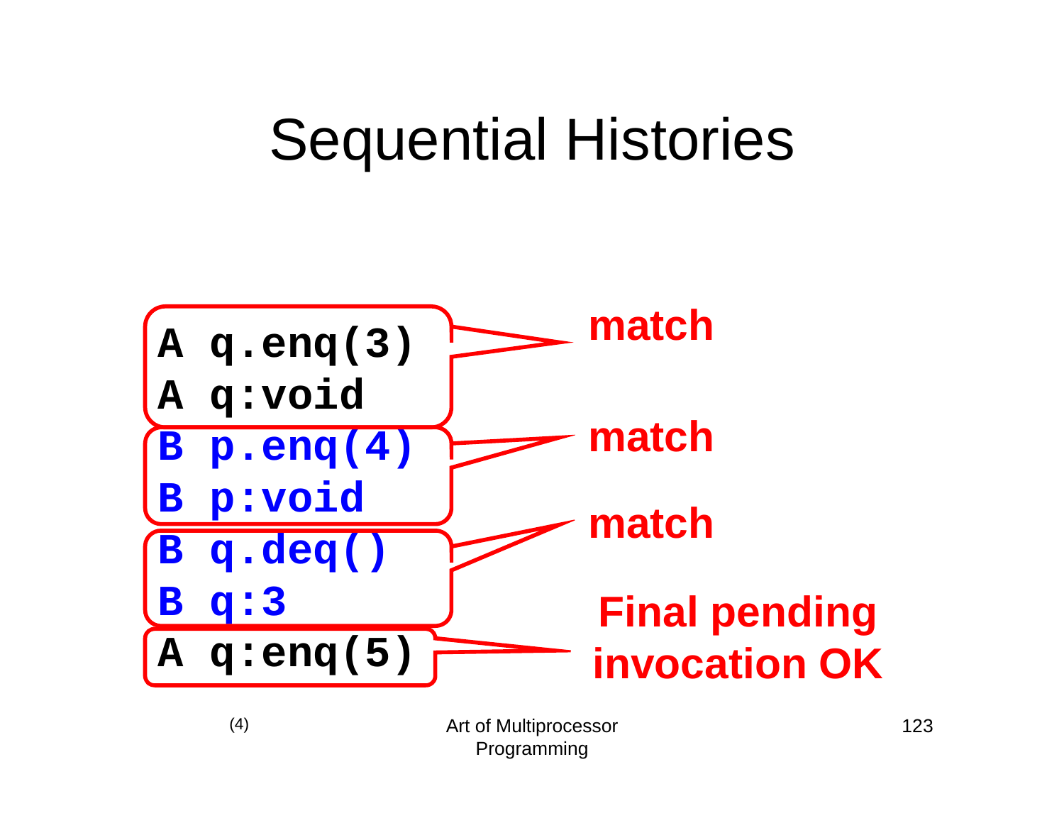# Sequential Histories

```
A q.enq(3)
A q:void
B p.enq(4)
B p:void
B q.deq()
B q:3
A q:enq(5)
```

match

match

match

Final pending invocation OK

(4)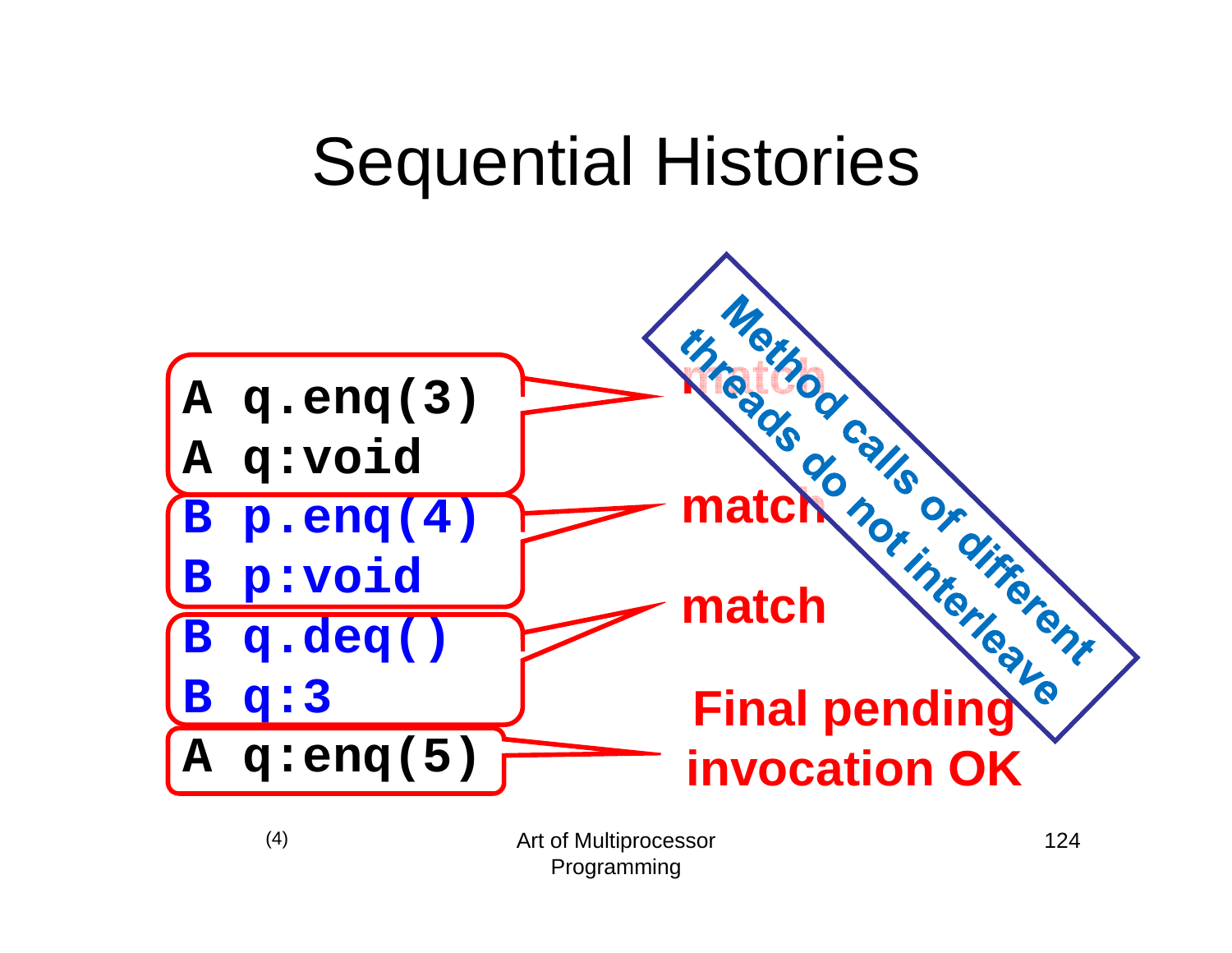# Sequential Histories

```
A q.enq(3)
A q:void
B p.enq(4)
B p:void
B q.deq()
B q:3
A q:enq(5)
```

match

match

match

Final pending invocation OK

Method calls of different threads do not interleave

(4)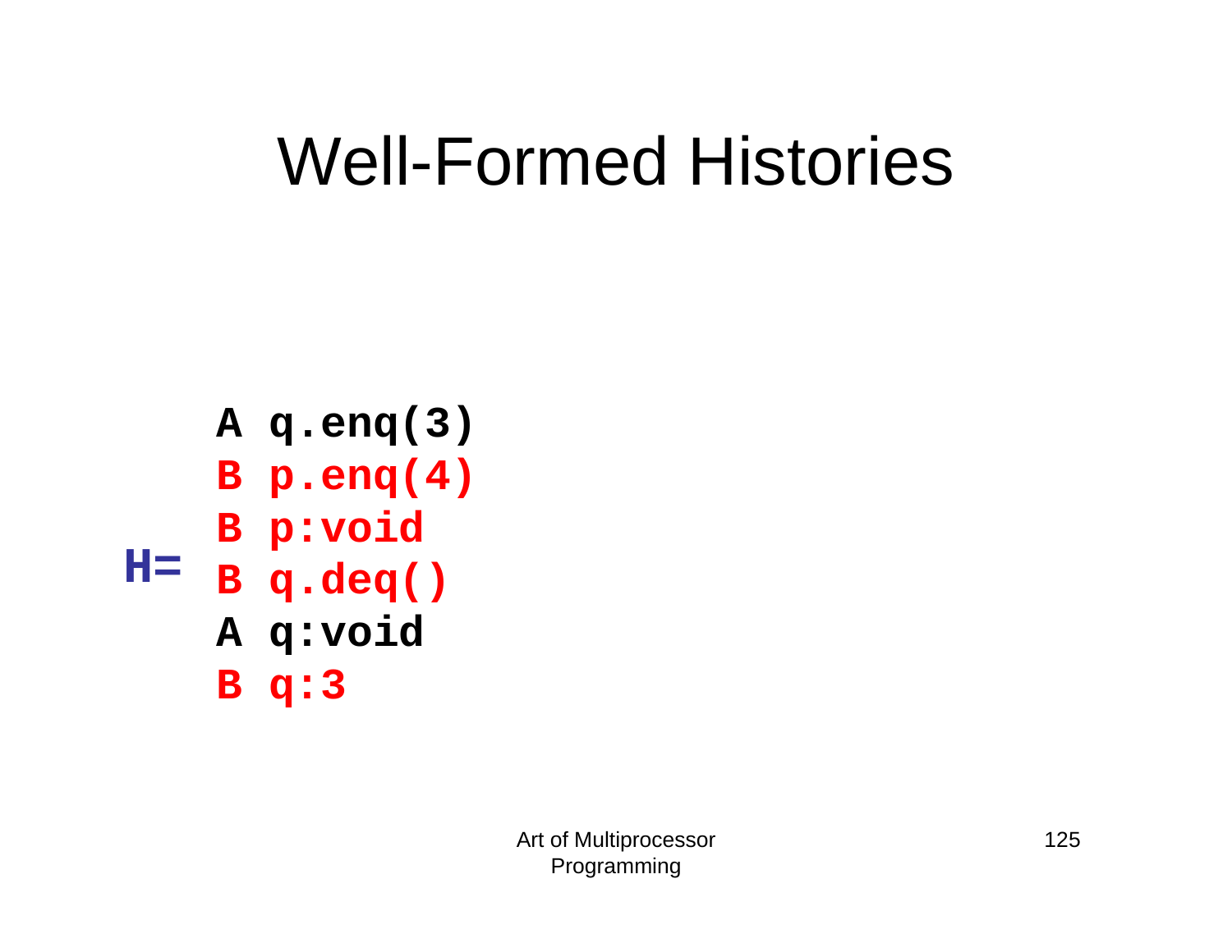# Well-Formed Histories

```
     A q.enq(3)
     B p.enq(4)
     B p:void
H=   B q.deq()
     A q:void
     B q:3
```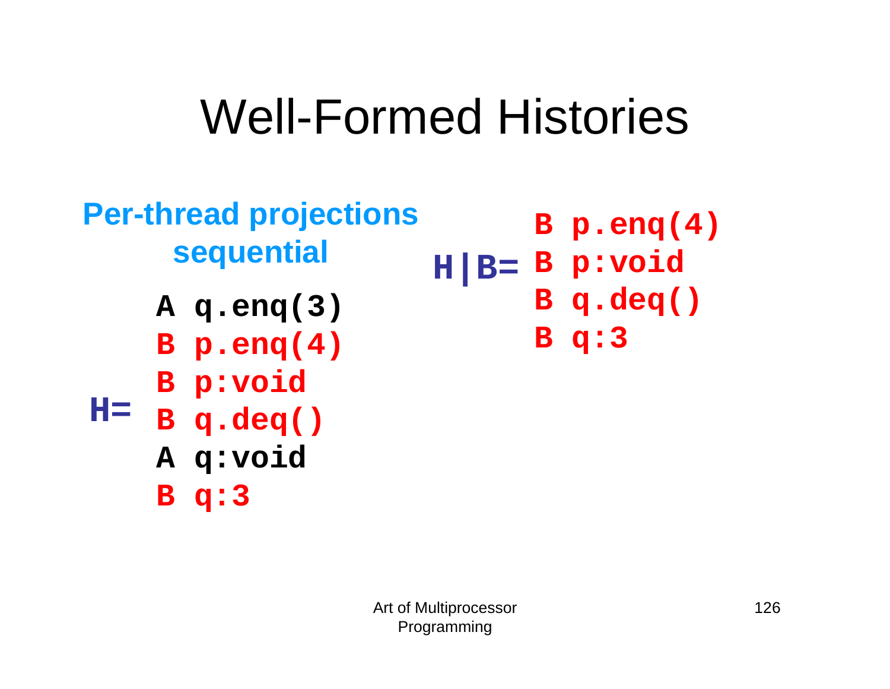# Well-Formed Histories

**Per-thread projections sequential**

H=

```
A q.enq(3)
B p.enq(4)
B p:void
B q.deq()
A q:void
B q:3
```

H|B=

```
B p.enq(4)
B p:void
B q.deq()
B q:3
```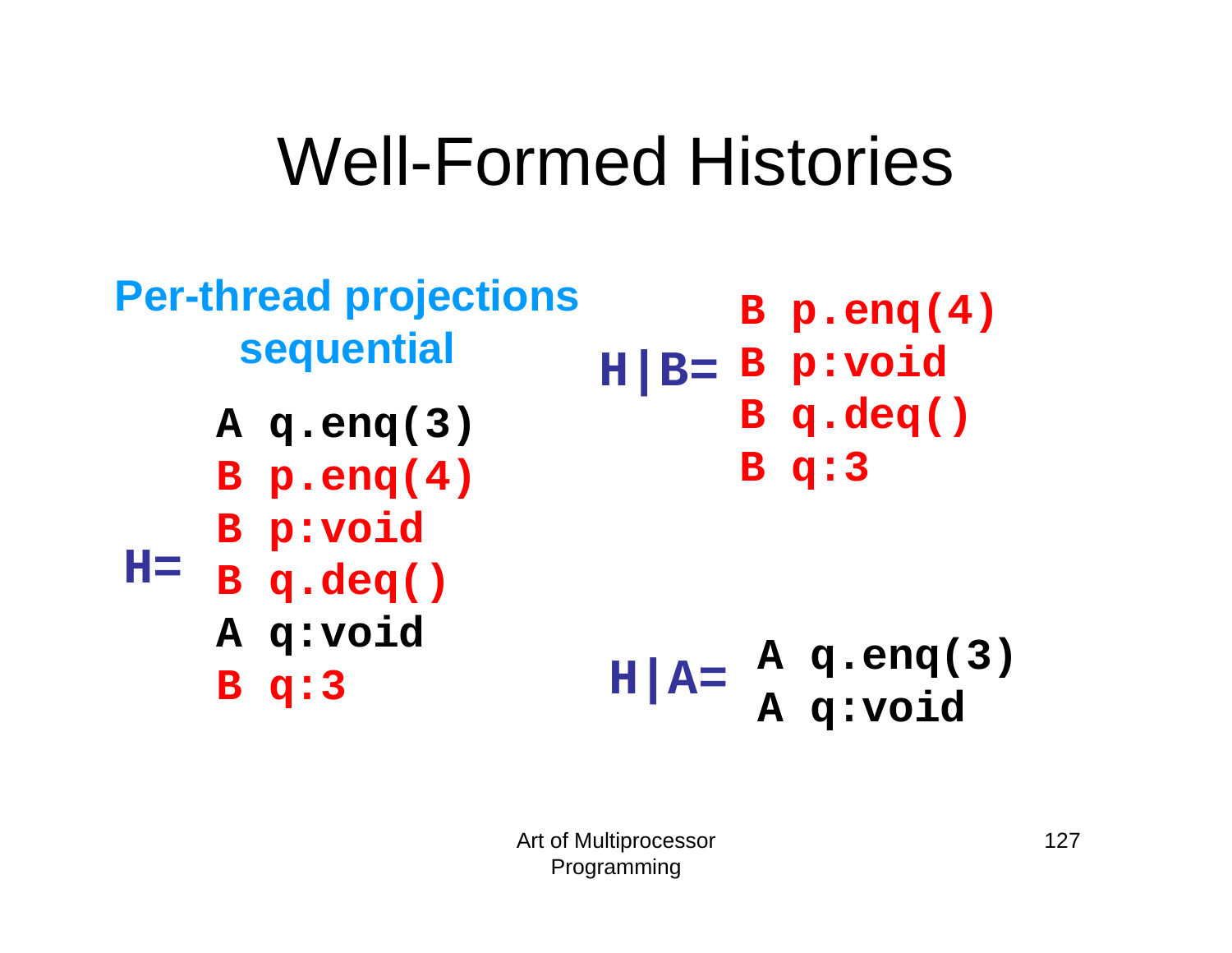# Well-Formed Histories

**Per-thread projections sequential**

H=

```
A q.enq(3)
B p.enq(4)
B p:void
B q.deq()
A q:void
B q:3
```

H|B=

```
B p.enq(4)
B p:void
B q.deq()
B q:3
```

H|A=

```
A q.enq(3)
A q:void
```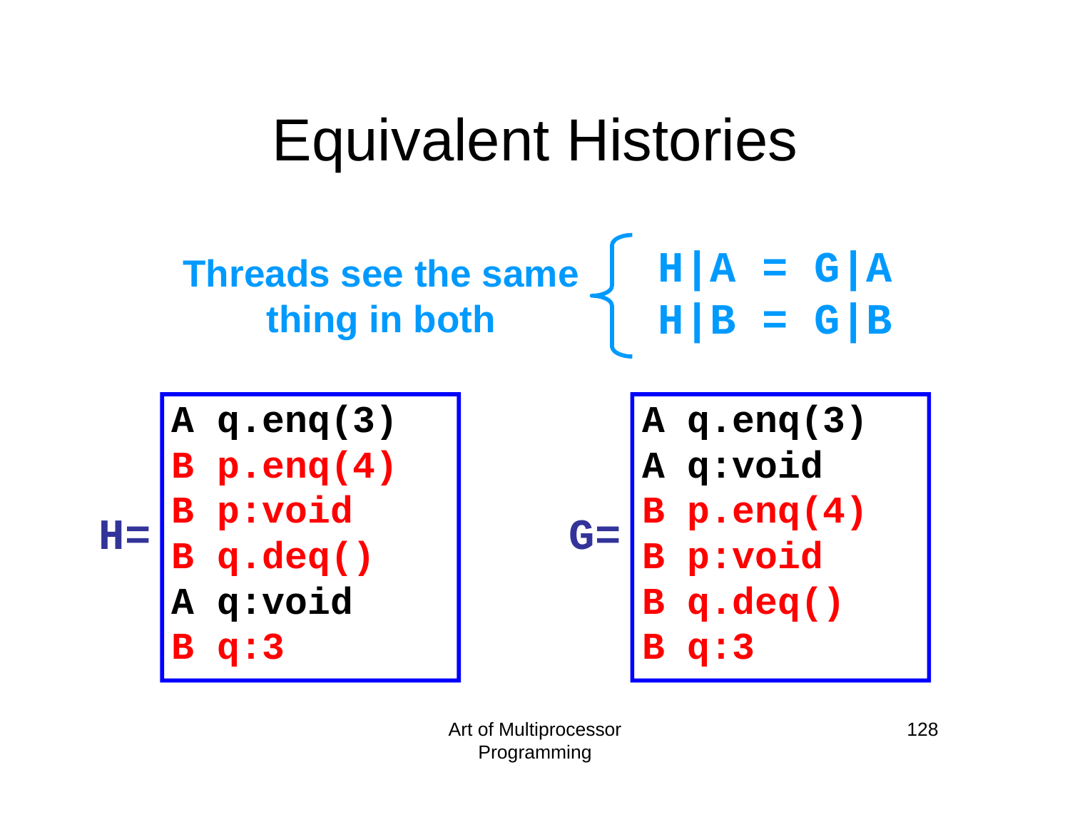# Equivalent Histories

Threads see the same thing in both

```
H|A = G|A
H|B = G|B
```

H=

```
A q.enq(3)
B p.enq(4)
B p:void
B q.deq()
A q:void
B q:3
```

G=

```
A q.enq(3)
A q:void
B p.enq(4)
B p:void
B q.deq()
B q:3
```

Art of Multiprocessor Programming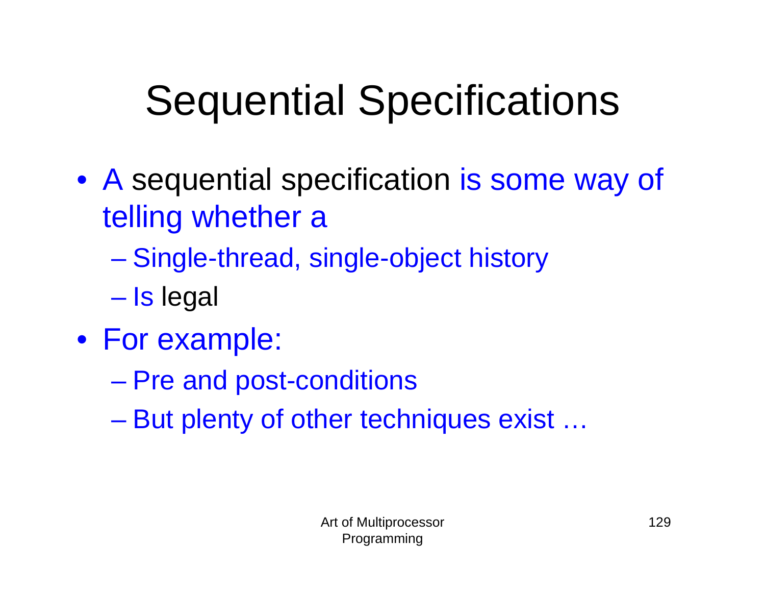# Sequential Specifications

- A sequential specification is some way of telling whether a
  - Single-thread, single-object history
  - Is legal
- For example:
  - Pre and post-conditions
  - But plenty of other techniques exist …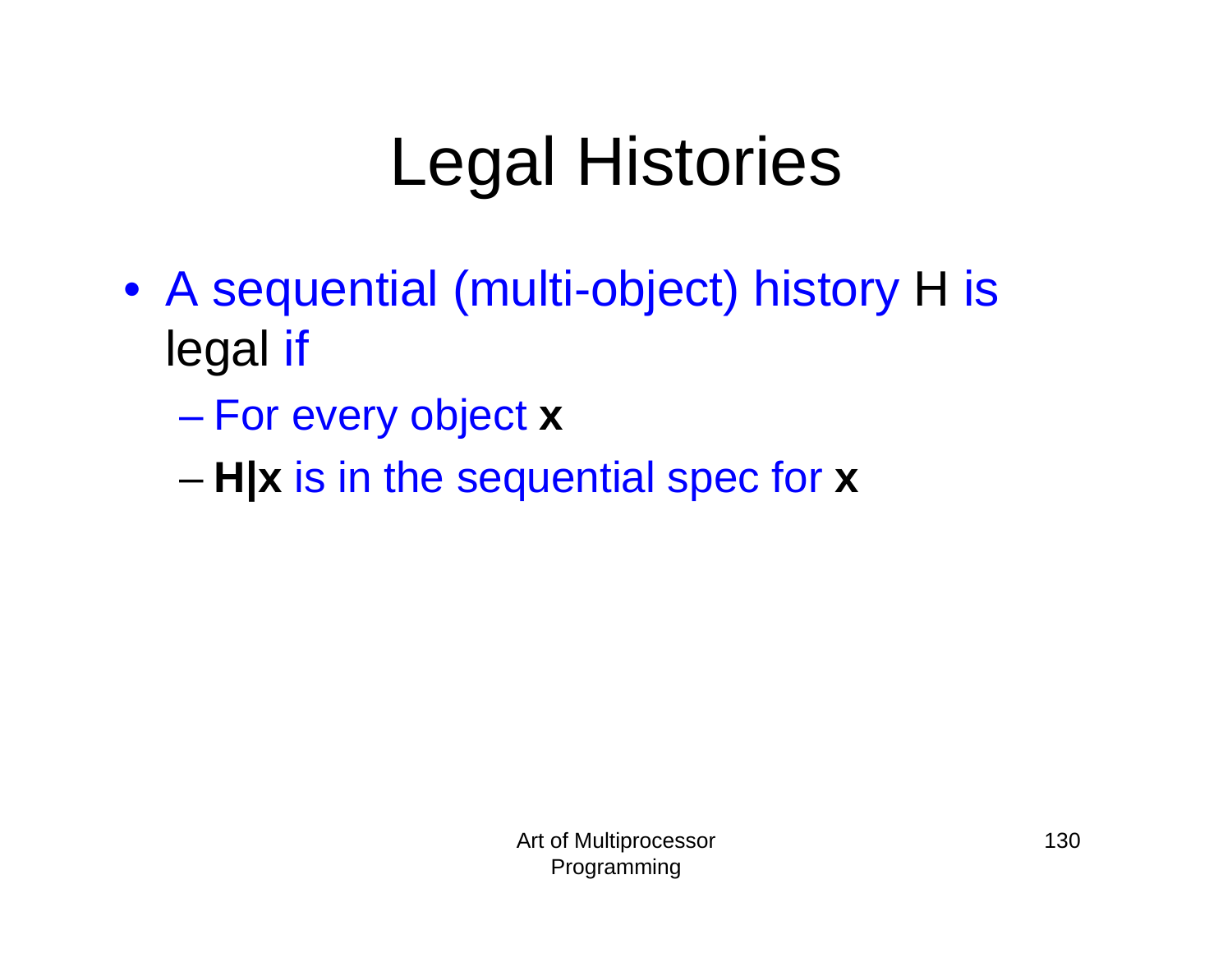# Legal Histories

- A sequential (multi-object) history H is legal if
  - For every object **x**
  - **H|x** is in the sequential spec for **x**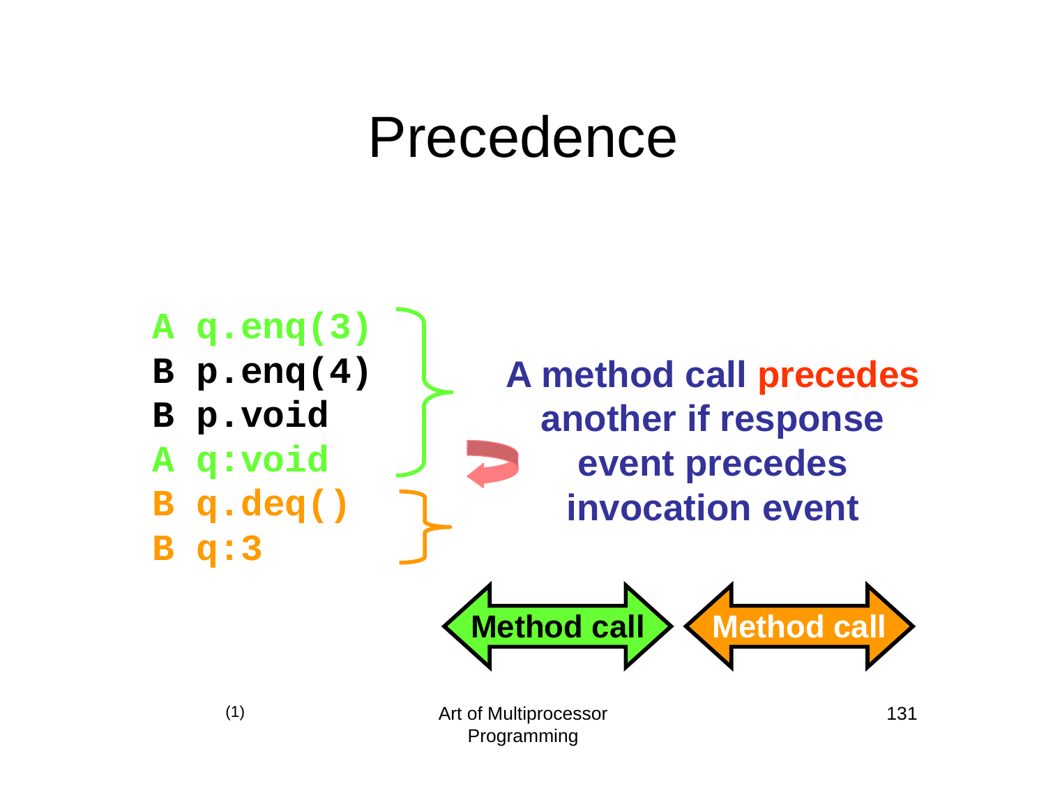# Precedence

```
A q.enq(3)
B p.enq(4)
B p.void
A q:void
B q.deq()
B q:3
```

**A method call precedes another if response event precedes invocation event**

Method call

Method call

(1)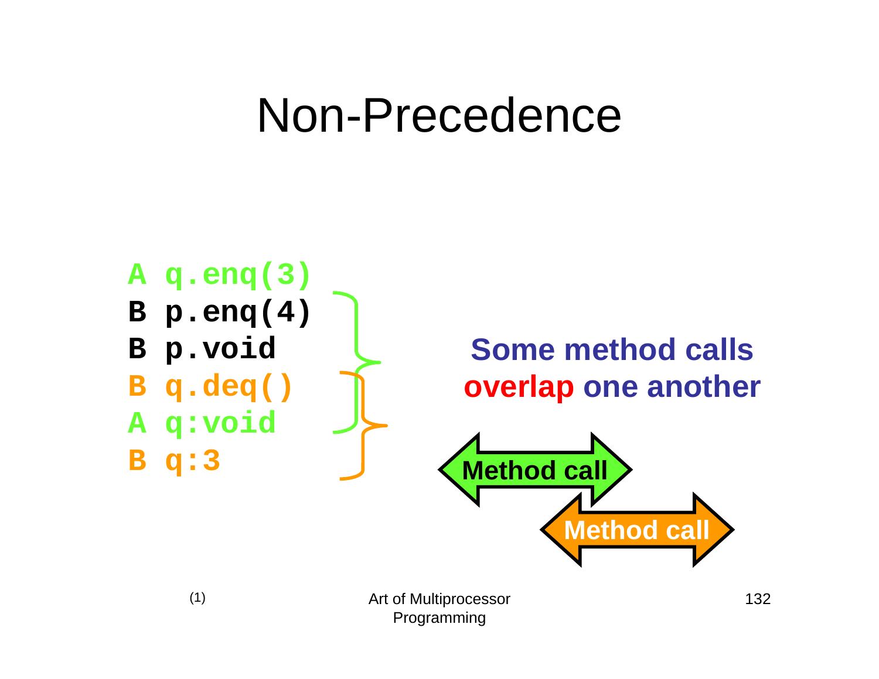# Non-Precedence

```
A q.enq(3)
B p.enq(4)
B p.void
B q.deq()
A q:void
B q:3
```

**Some method calls overlap one another**

Method call

Method call

(1)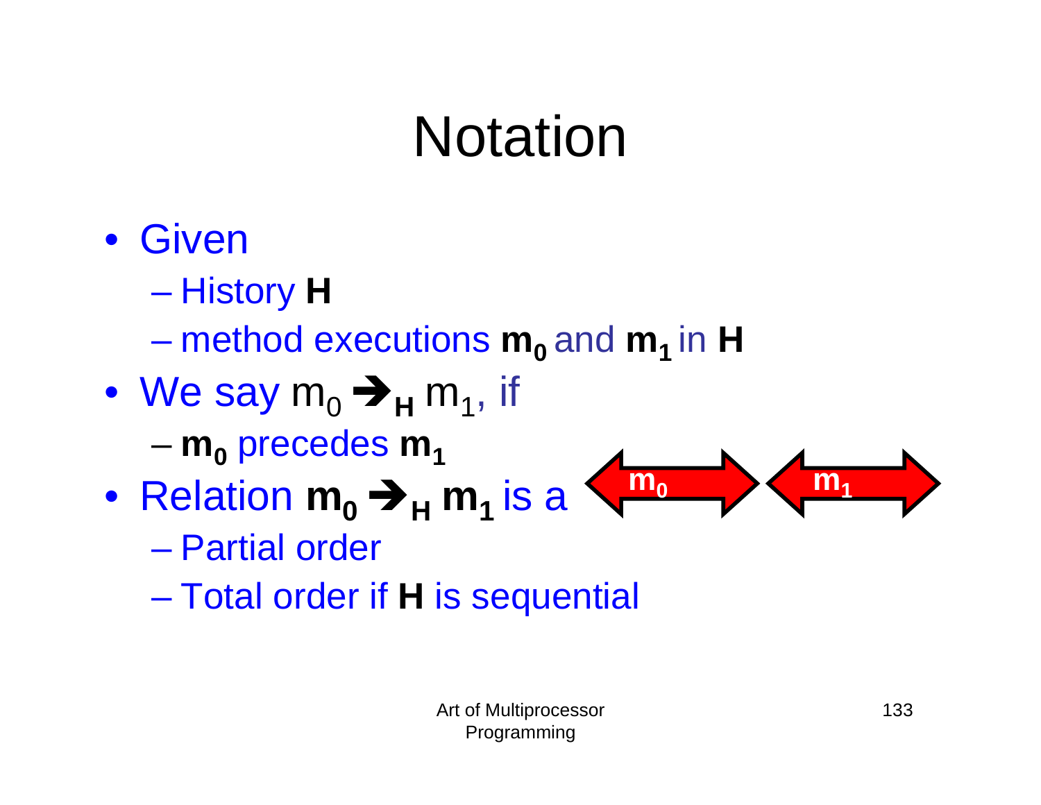# Notation

- Given
  - History **H**
  - method executions $\mathbf{m_0}$ and $\mathbf{m_1}$ in **H**
- We say $m_0 \rightarrow_H m_1$, if
  - $\mathbf{m_0}$ precedes $\mathbf{m_1}$
- Relation $\mathbf{m_0} \rightarrow_H \mathbf{m_1}$ is a
  - Partial order
  - Total order if **H** is sequential

$m_0$ $m_1$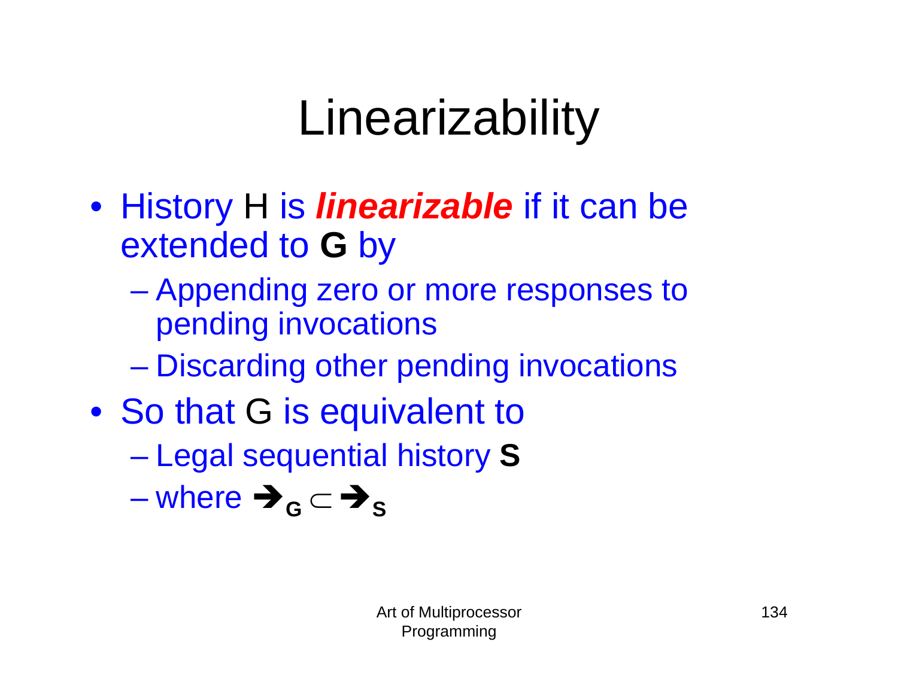# Linearizability

- History H is ***linearizable*** if it can be extended to **G** by
  - Appending zero or more responses to pending invocations
  - Discarding other pending invocations
- So that G is equivalent to
  - Legal sequential history **S**
  - where $\rightarrow_G \subset \rightarrow_S$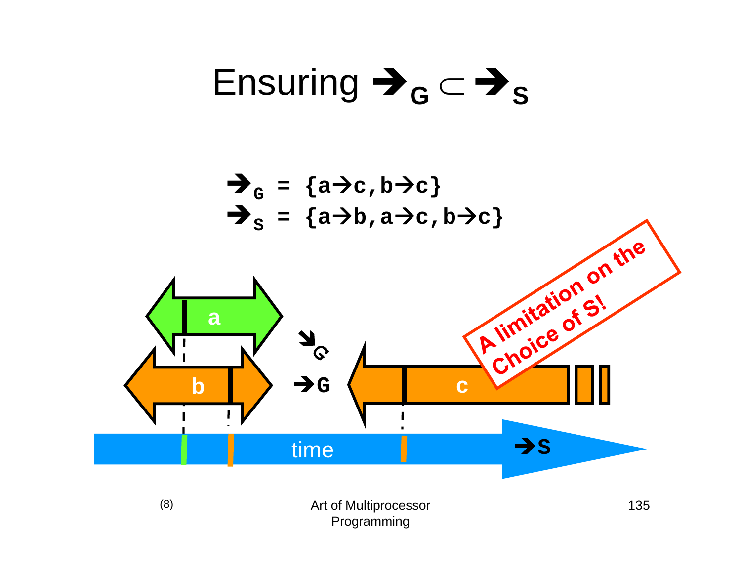# Ensuring $\rightarrow_G \subset \rightarrow_S$

$\rightarrow_G$ = {a→c,b→c}

$\rightarrow_S$ = {a→b,a→c,b→c}

a

b

$\rightarrow_G$

$\rightarrow_G$

c

A limitation on the Choice of S!

time

$\rightarrow$S

(8)

Art of Multiprocessor Programming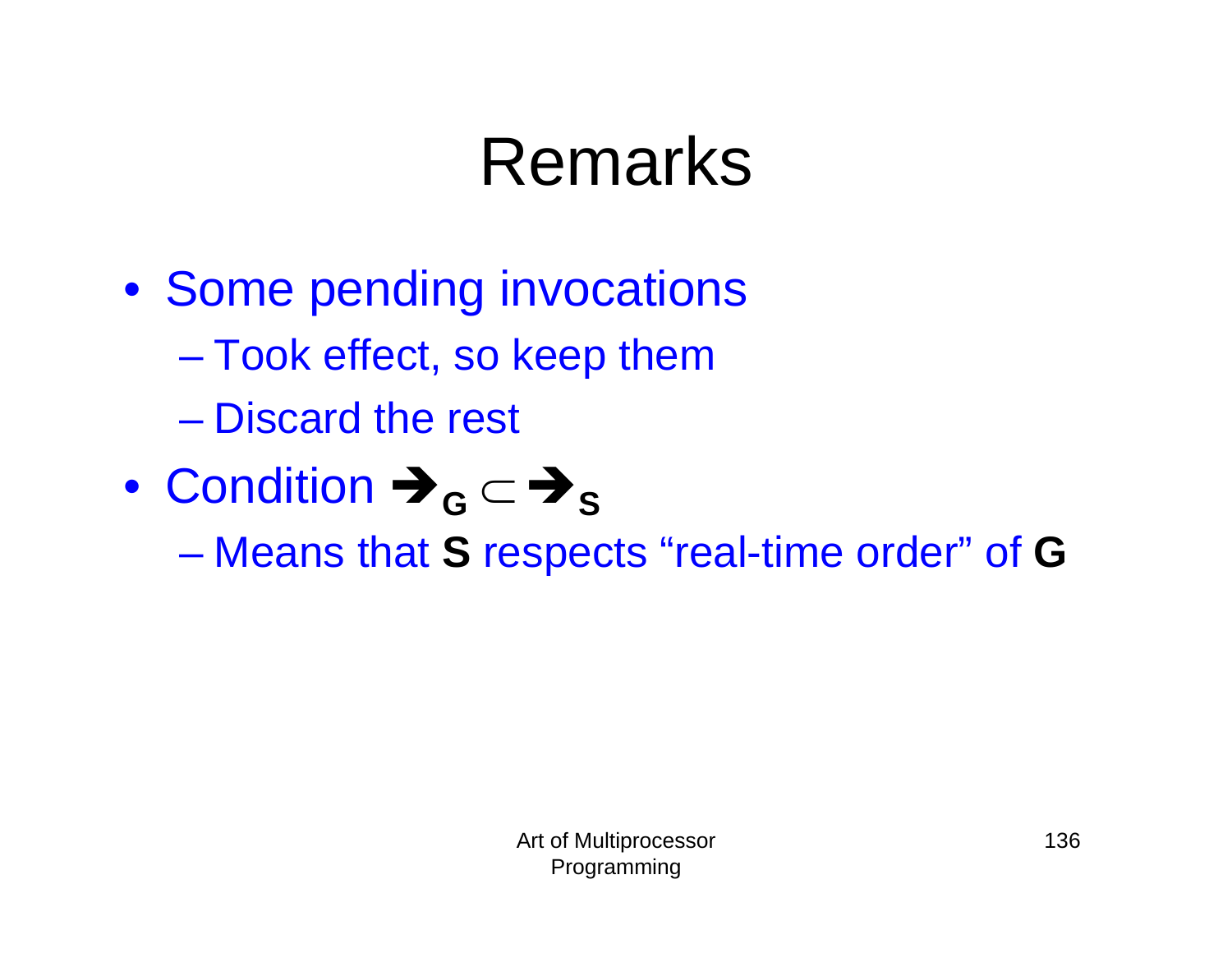# Remarks

- Some pending invocations
  - Took effect, so keep them
  - Discard the rest
- Condition $\rightarrow_G \subset \rightarrow_S$
  - Means that **S** respects "real-time order" of **G**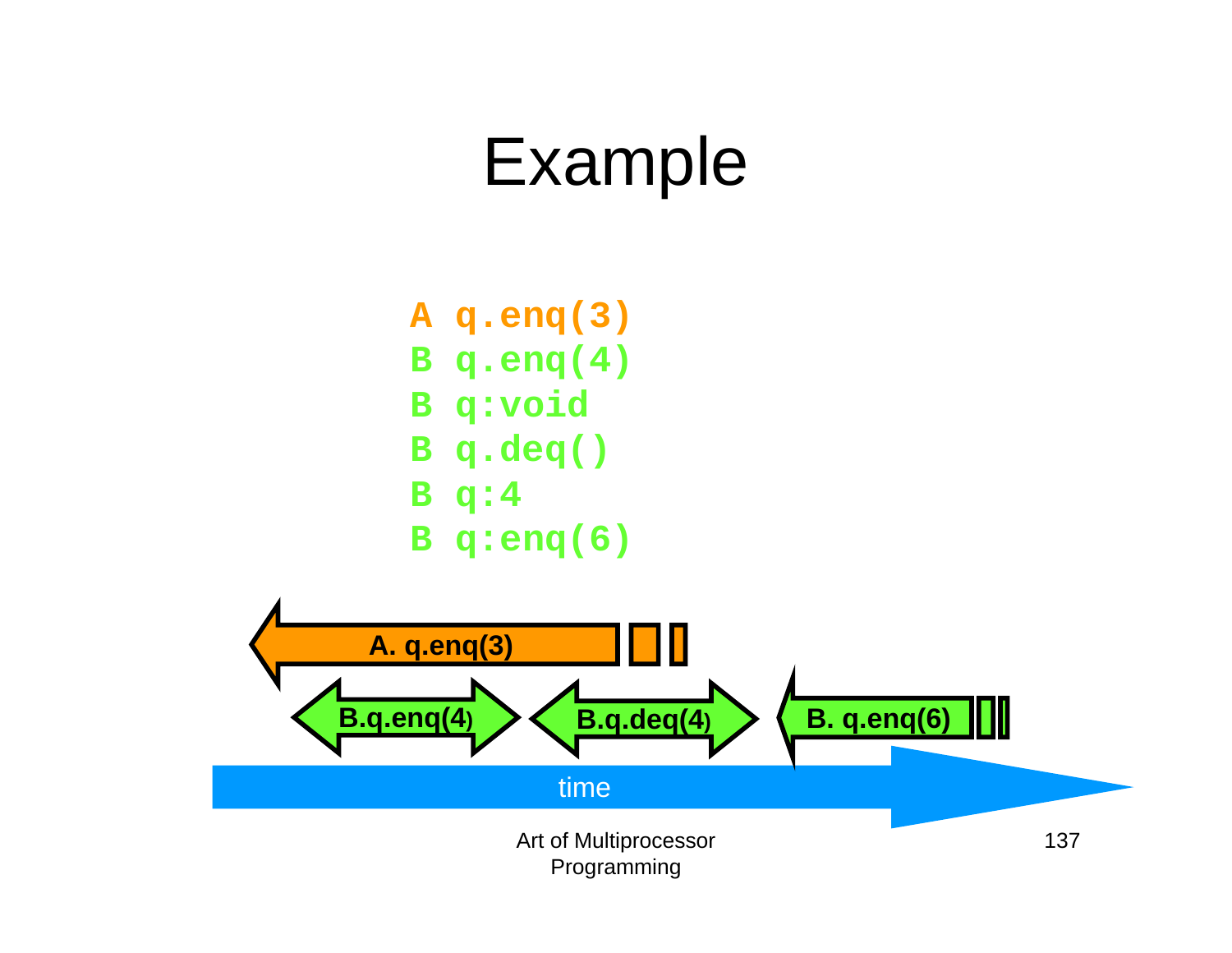# Example

```
A q.enq(3)
B q.enq(4)
B q:void
B q.deq()
B q:4
B q:enq(6)
```

A. q.enq(3)

B.q.enq(4)

B.q.deq(4)

B. q.enq(6)

time

Art of Multiprocessor Programming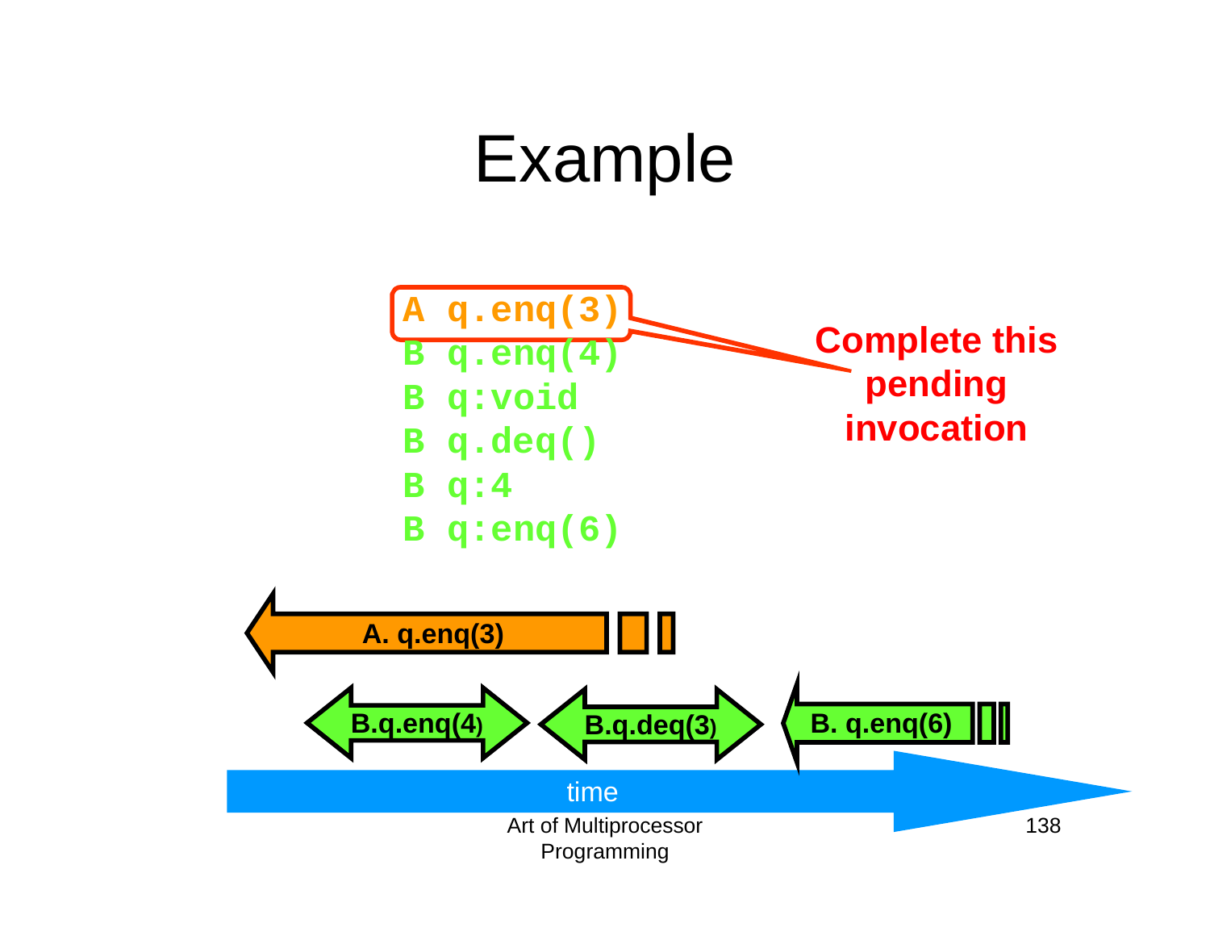# Example

```
A q.enq(3)
B q.enq(4)
B q:void
B q.deq()
B q:4
B q:enq(6)
```

**Complete this pending invocation**

A. q.enq(3)

B.q.enq(4)

B.q.deq(3)

B. q.enq(6)

time

Art of Multiprocessor Programming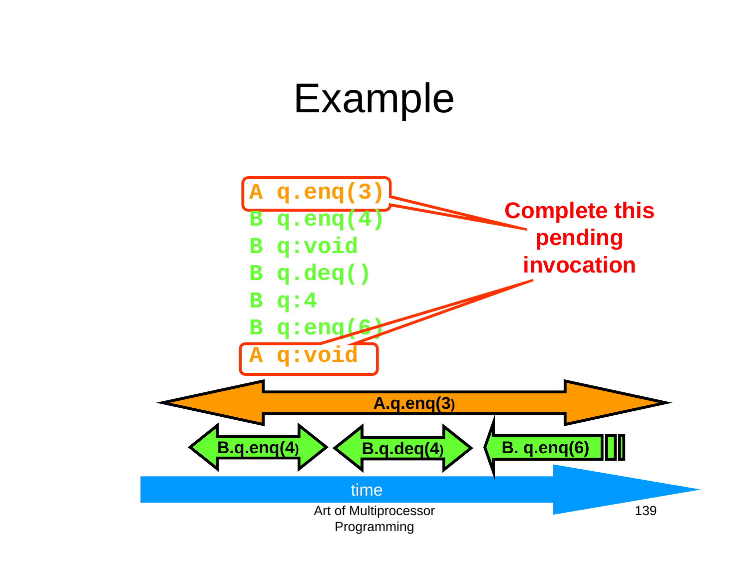# Example

```
A q.enq(3)
B q.enq(4)
B q:void
B q.deq()
B q:4
B q:enq(6)
A q:void
```

**Complete this pending invocation**

A.q.enq(3)

B.q.enq(4)

B.q.deq(4)

B. q.enq(6)

time

Art of Multiprocessor Programming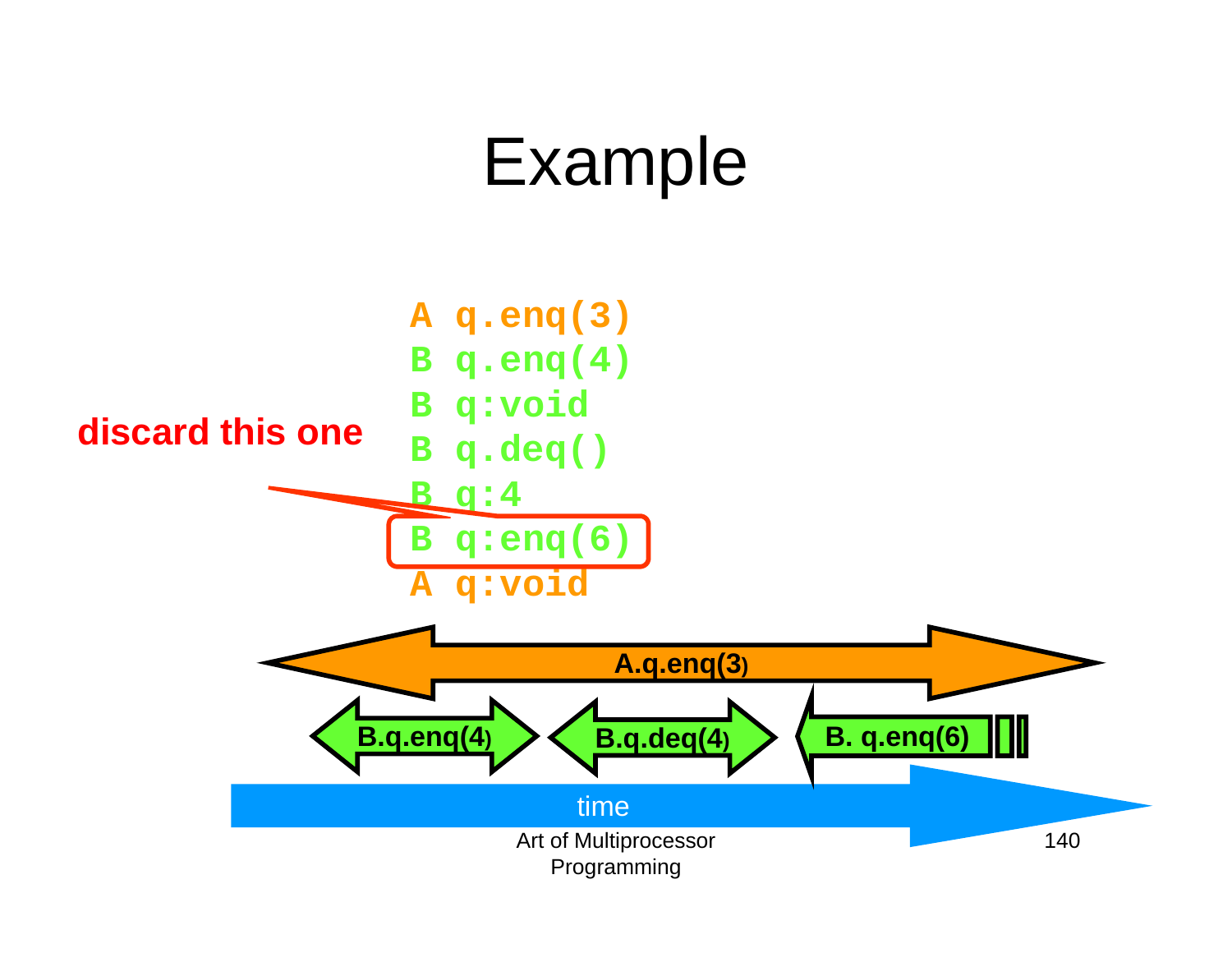# Example

```
A q.enq(3)
B q.enq(4)
B q:void
B q.deq()
B q:4
B q:enq(6)
A q:void
```

discard this one

A.q.enq(3)

B.q.enq(4)

B.q.deq(4)

B. q.enq(6)

time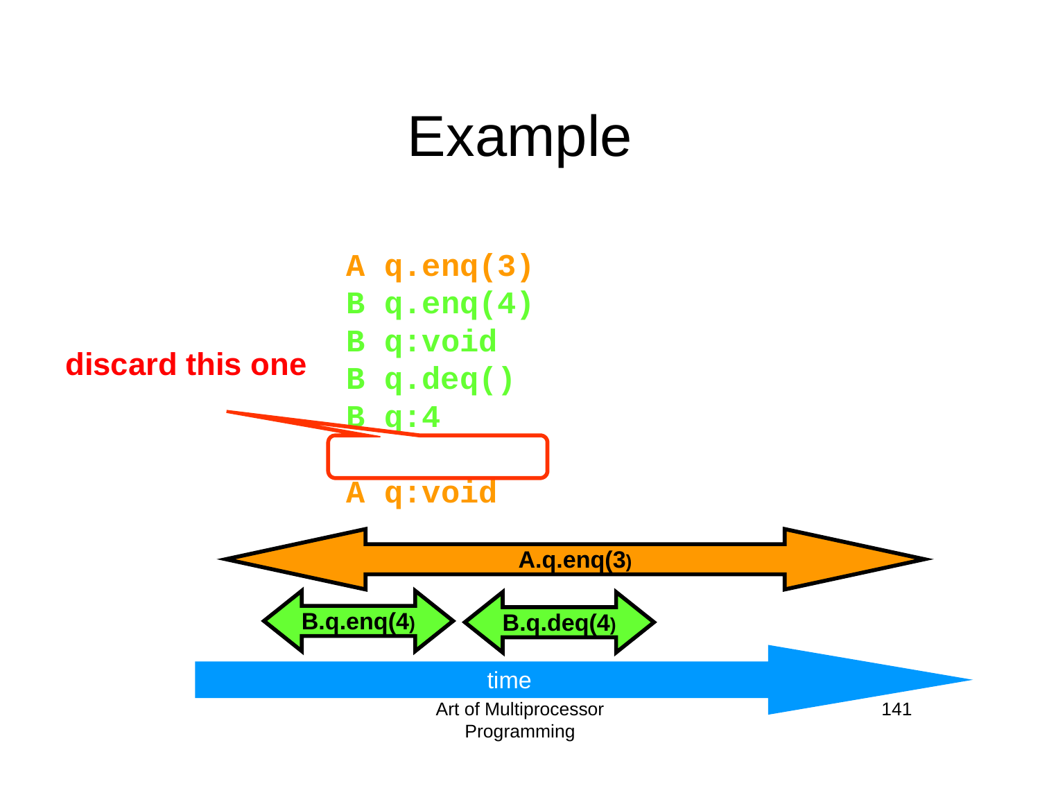# Example

```
A q.enq(3)
B q.enq(4)
B q:void
B q.deq()
B q:4

A q:void
```

discard this one

A.q.enq(3)

B.q.enq(4)

B.q.deq(4)

time

Art of Multiprocessor Programming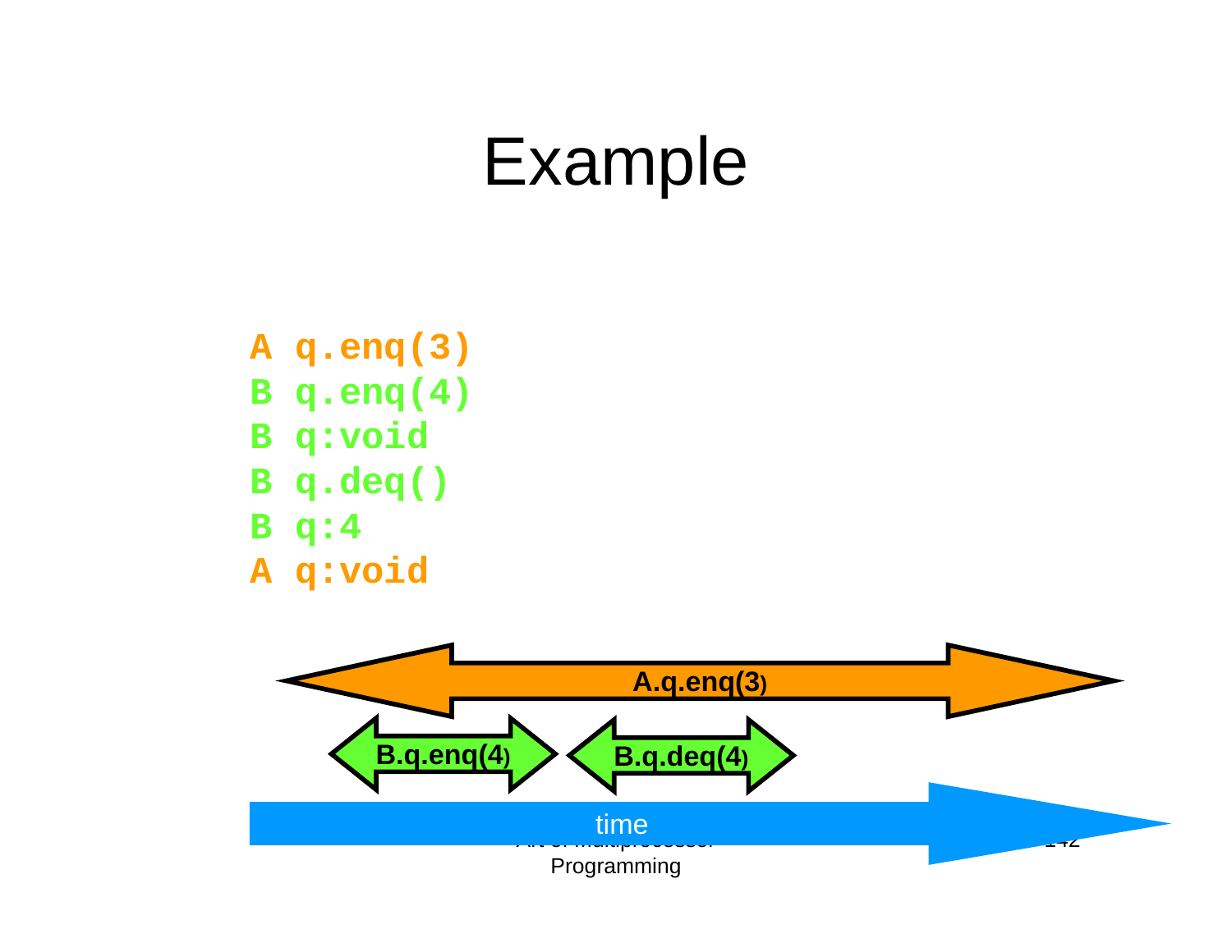# Example

```
A q.enq(3)
B q.enq(4)
B q:void
B q.deq()
B q:4
A q:void
```

A.q.enq(3)

B.q.enq(4)

B.q.deq(4)

time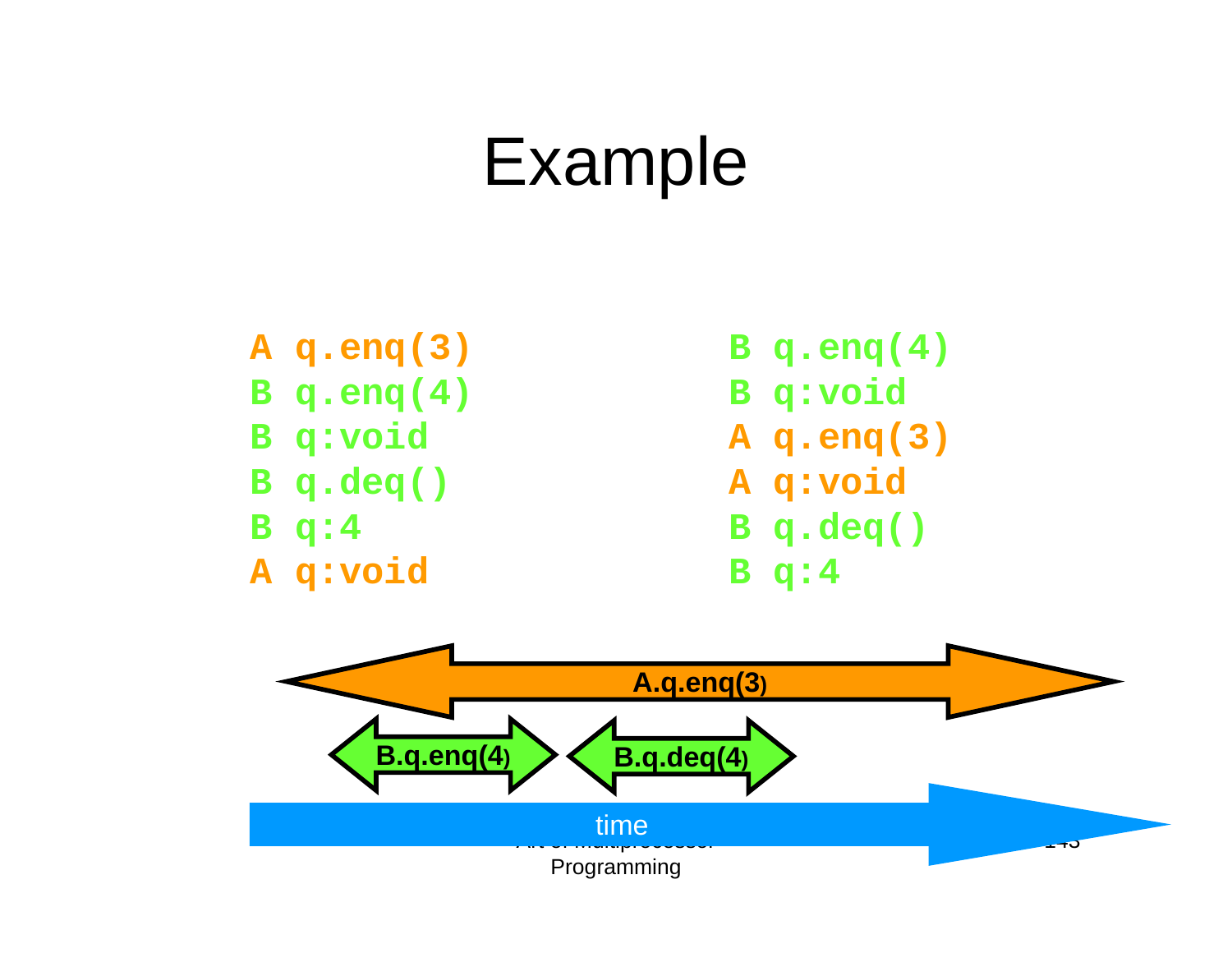# Example

```
A q.enq(3)
B q.enq(4)
B q:void
B q.deq()
B q:4
A q:void
```

```
B q.enq(4)
B q:void
A q.enq(3)
A q:void
B q.deq()
B q:4
```

A.q.enq(3)

B.q.enq(4)

B.q.deq(4)

time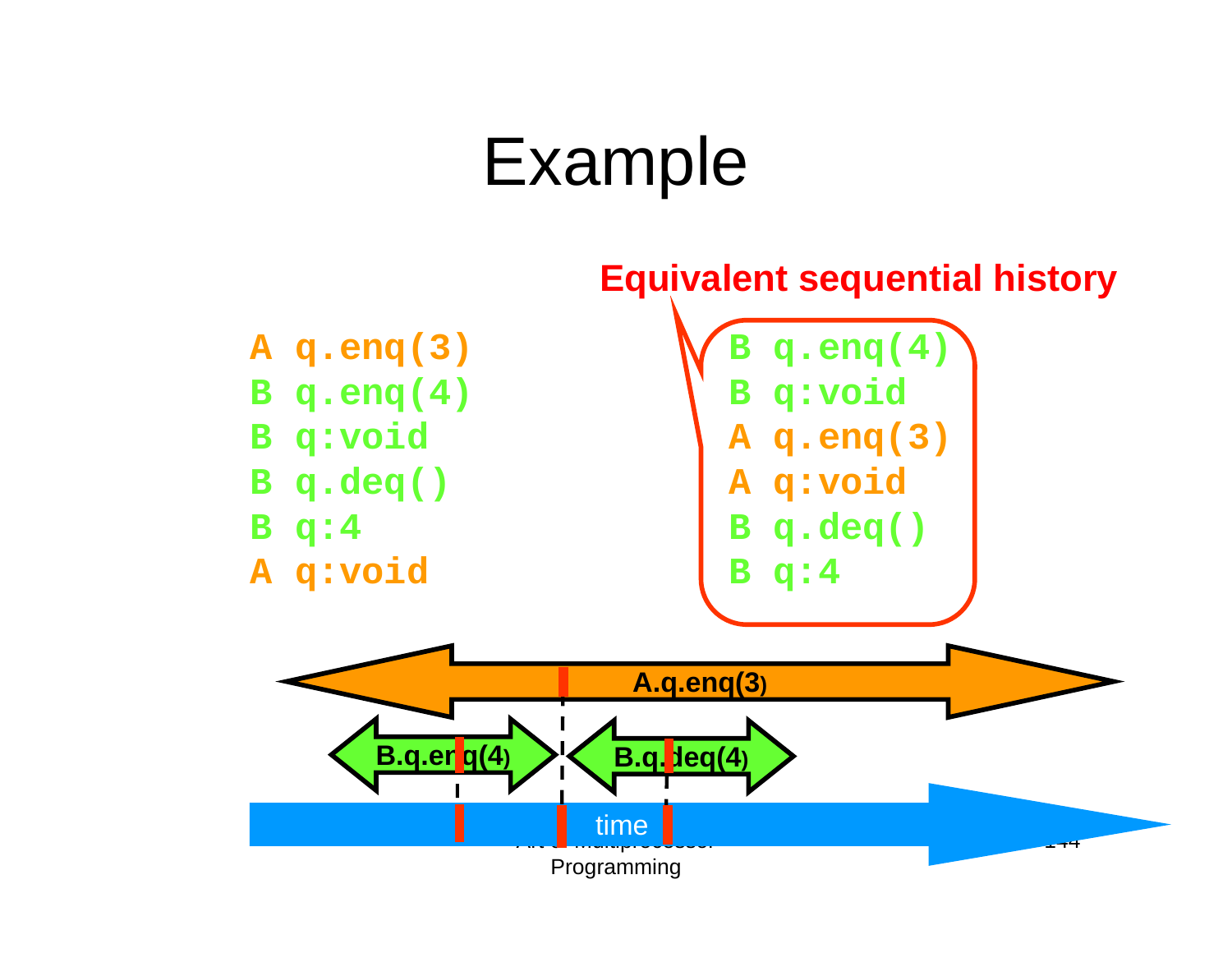# Example

```
A q.enq(3)
B q.enq(4)
B q:void
B q.deq()
B q:4
A q:void
```

**Equivalent sequential history**

```
B q.enq(4)
B q:void
A q.enq(3)
A q:void
B q.deq()
B q:4
```

A.q.enq(3)

B.q.enq(4)

B.q.deq(4)

time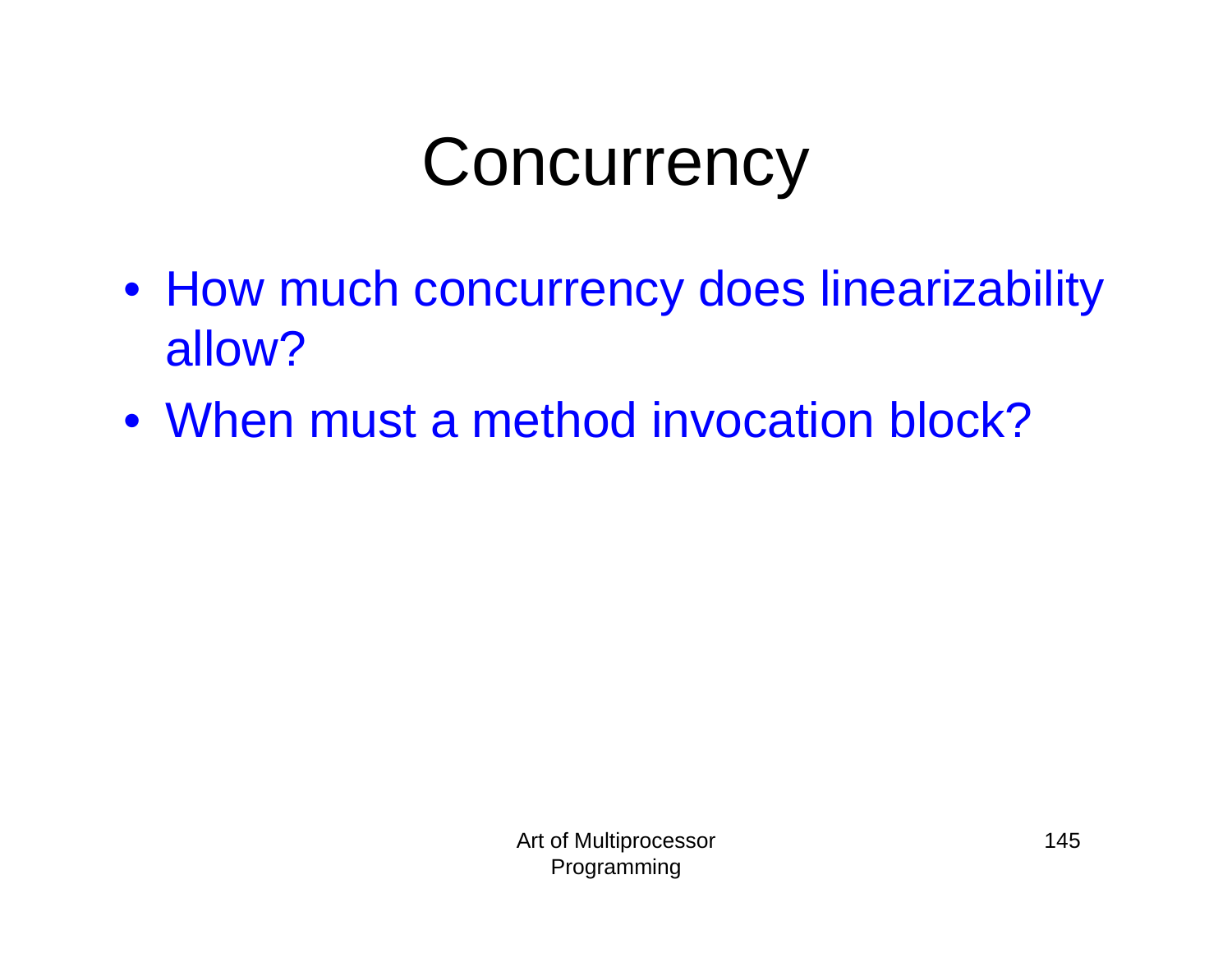# Concurrency

- How much concurrency does linearizability allow?
- When must a method invocation block?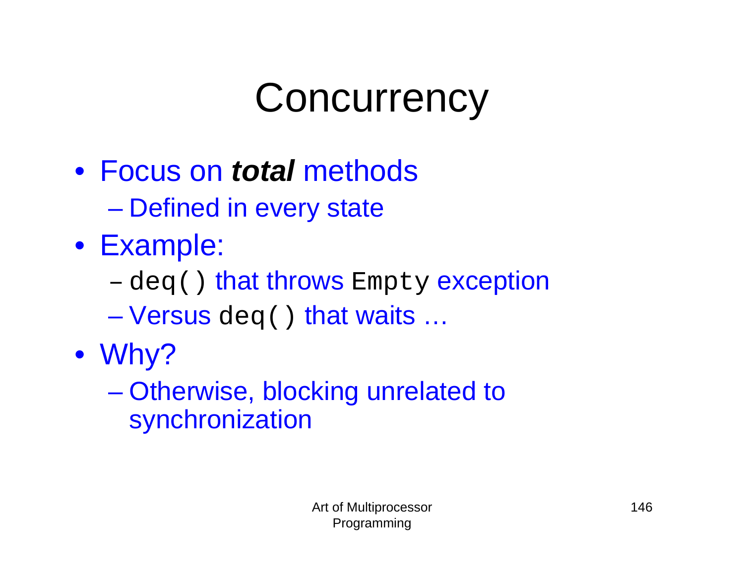# Concurrency

- Focus on ***total*** methods
  - Defined in every state
- Example:
  - `deq()` that throws `Empty` exception
  - Versus `deq()` that waits …
- Why?
  - Otherwise, blocking unrelated to synchronization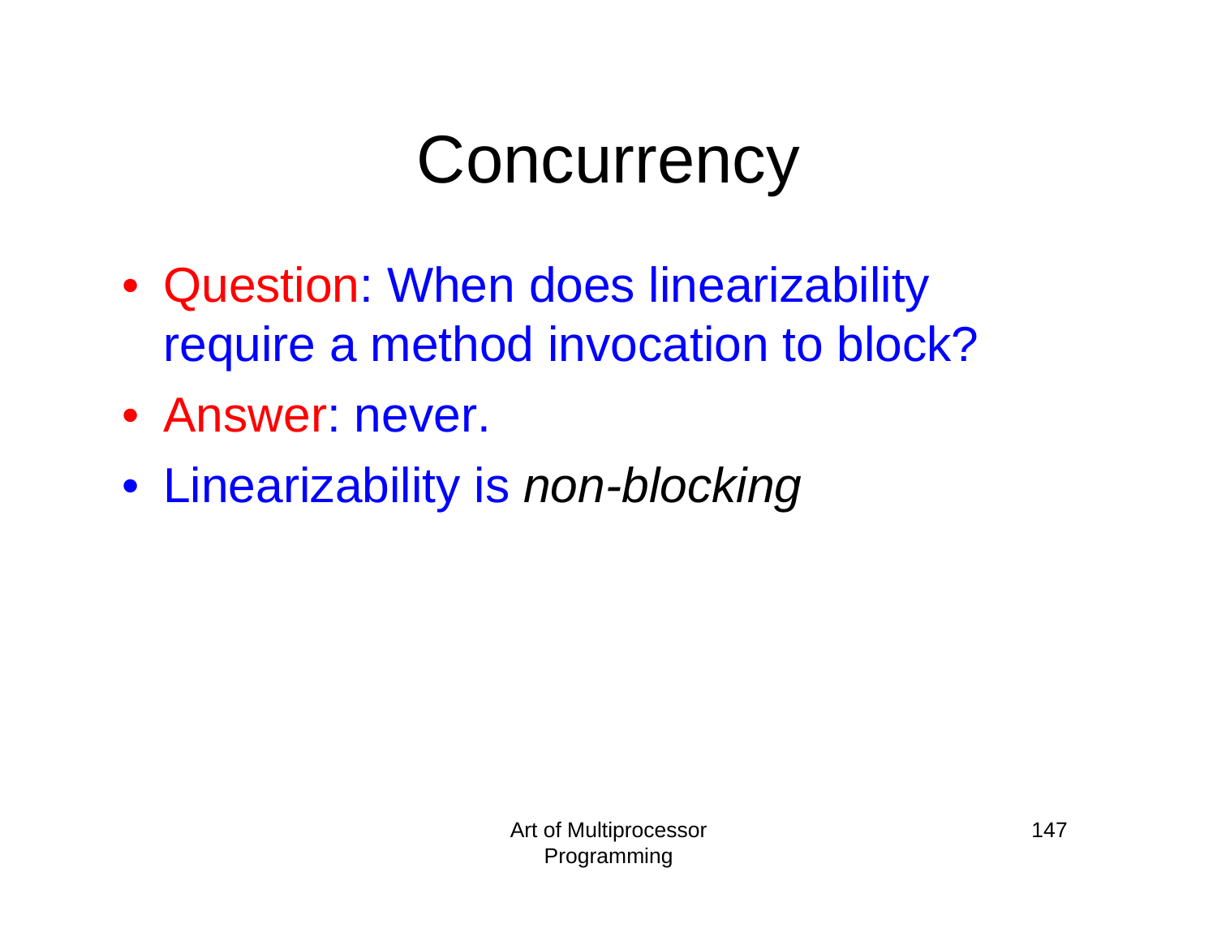# Concurrency

- Question: When does linearizability require a method invocation to block?
- Answer: never.
- Linearizability is *non-blocking*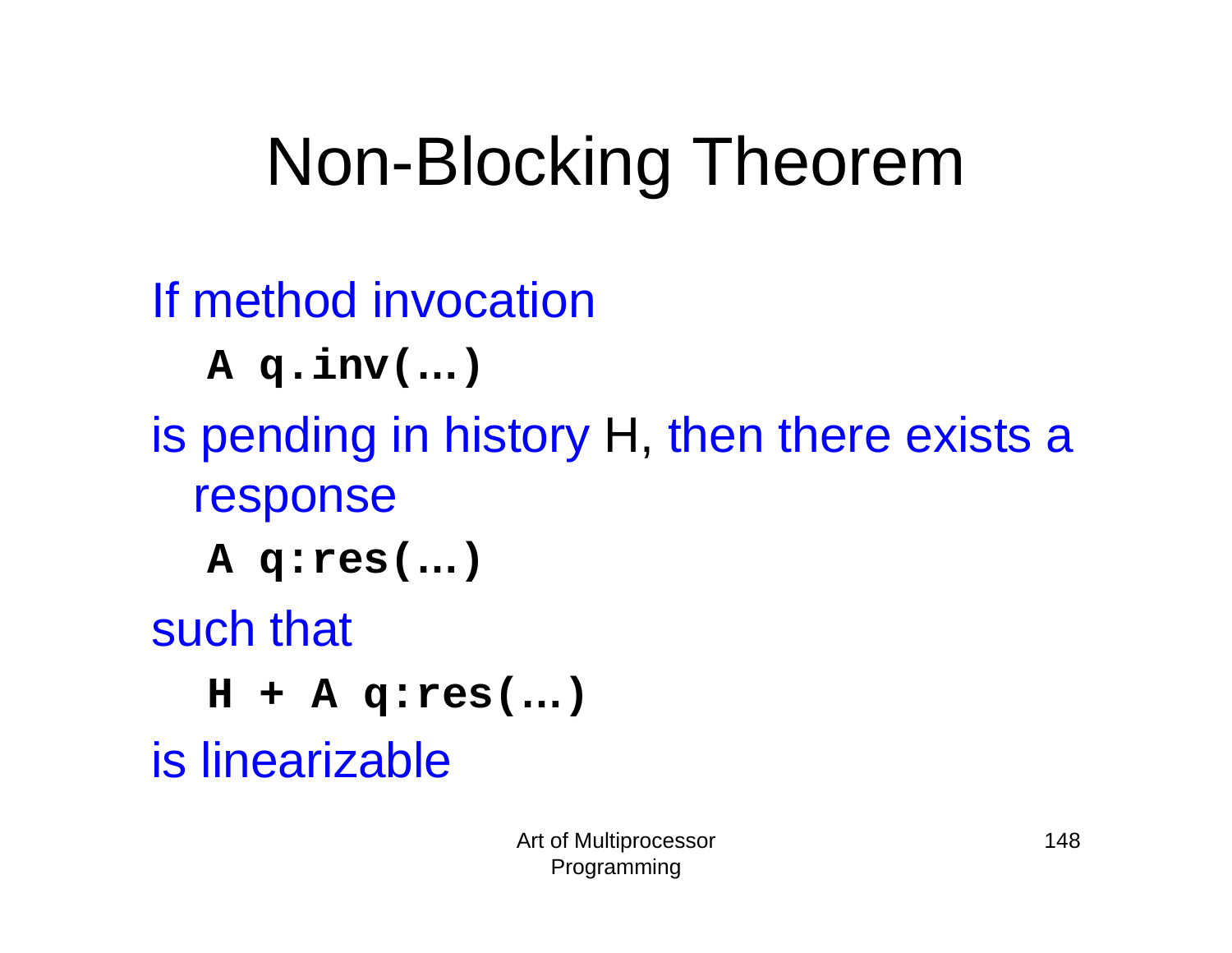# Non-Blocking Theorem

If method invocation

```
A q.inv(…)
```

is pending in history H, then there exists a response

```
A q:res(…)
```

such that

```
H + A q:res(…)
```

is linearizable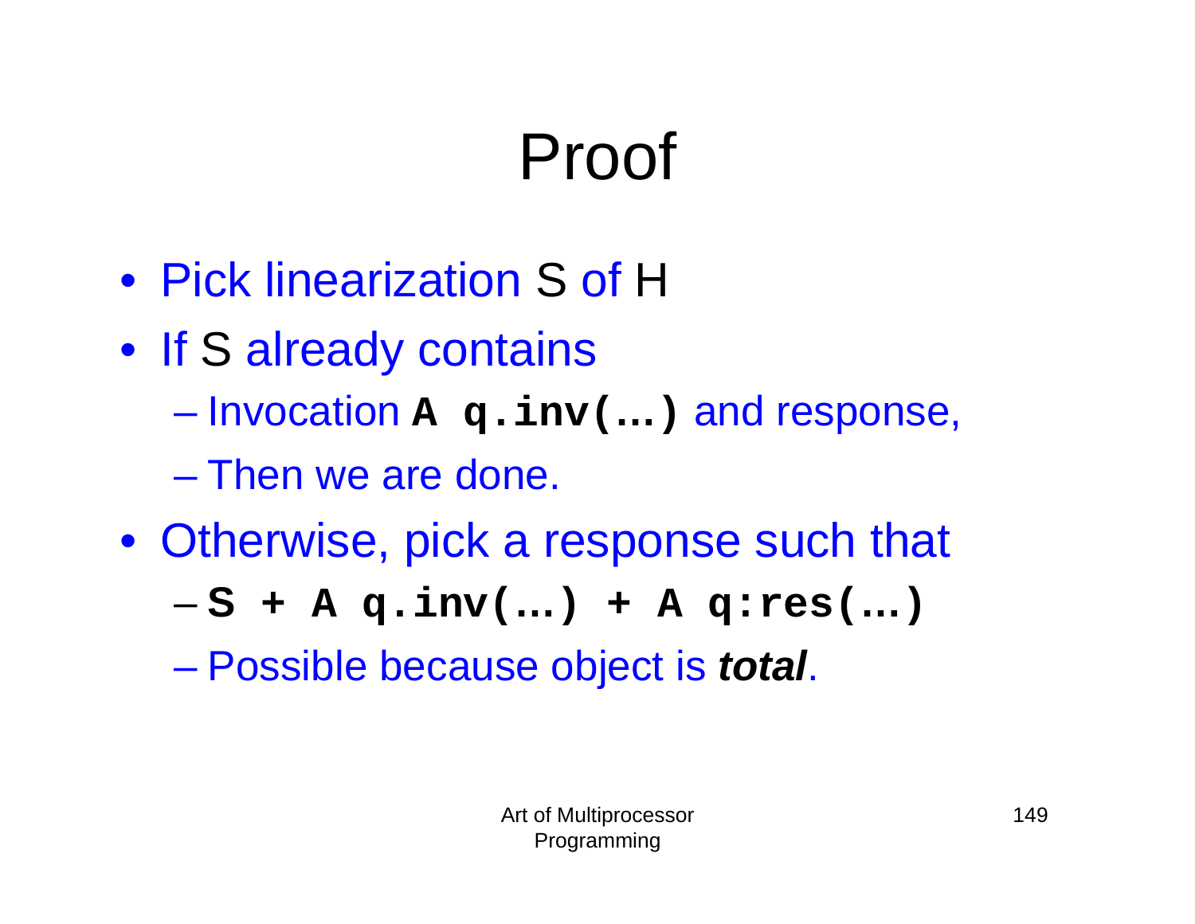# Proof

- Pick linearization S of H
- If S already contains
  - Invocation **`A q.inv(…)`** and response,
  - Then we are done.
- Otherwise, pick a response such that
  - **`S + A q.inv(…) + A q:res(…)`**
  - Possible because object is ***total***.

Art of Multiprocessor Programming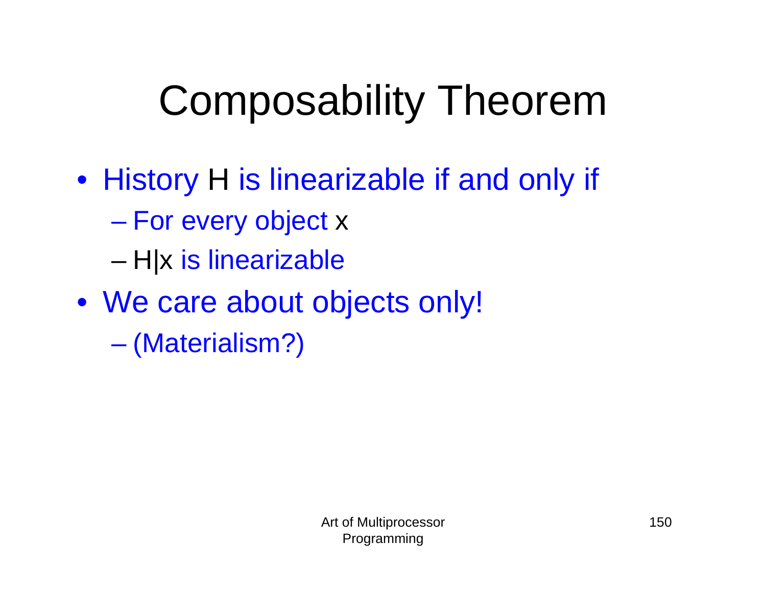# Composability Theorem

- History H is linearizable if and only if
  - For every object x
  - H|x is linearizable
- We care about objects only!
  - (Materialism?)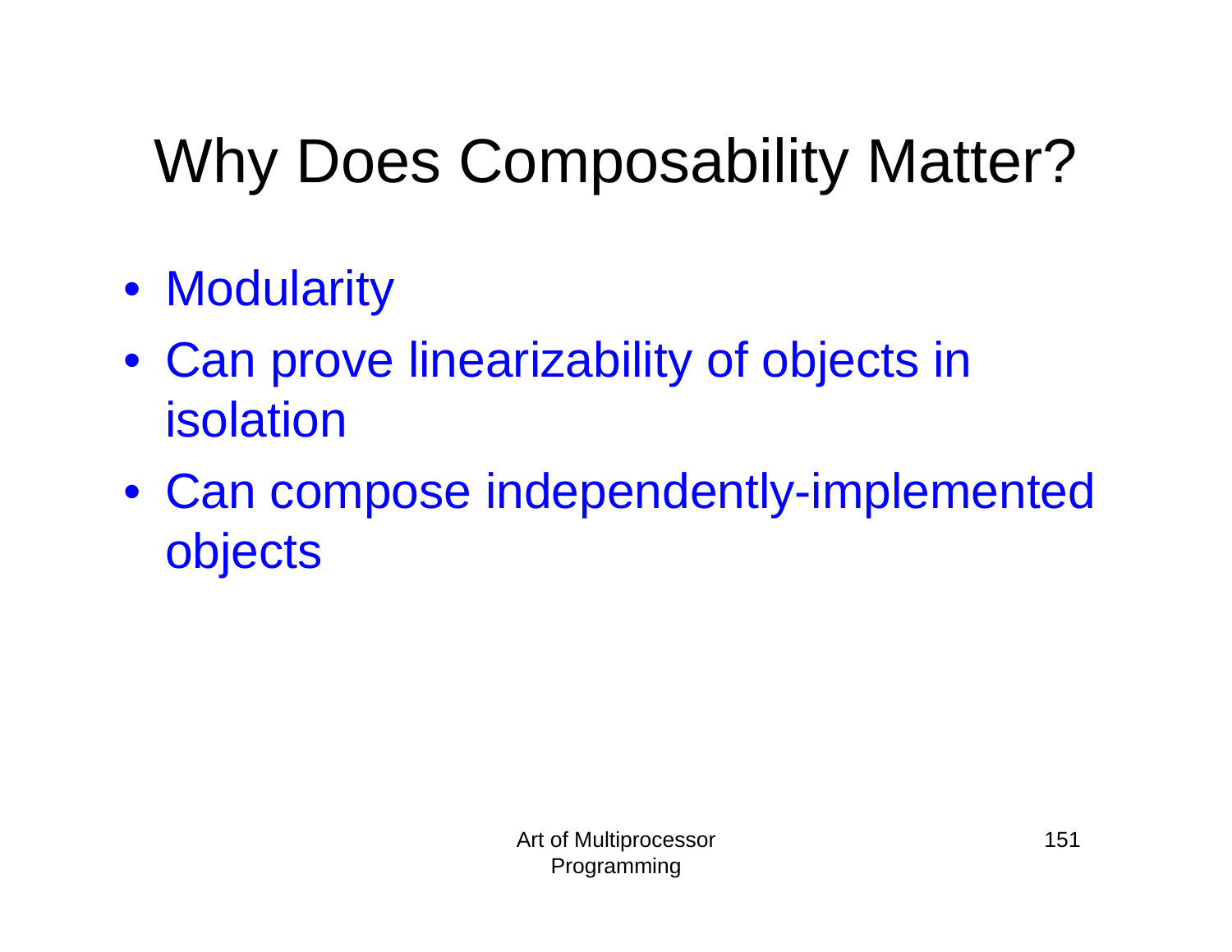# Why Does Composability Matter?

- Modularity
- Can prove linearizability of objects in isolation
- Can compose independently-implemented objects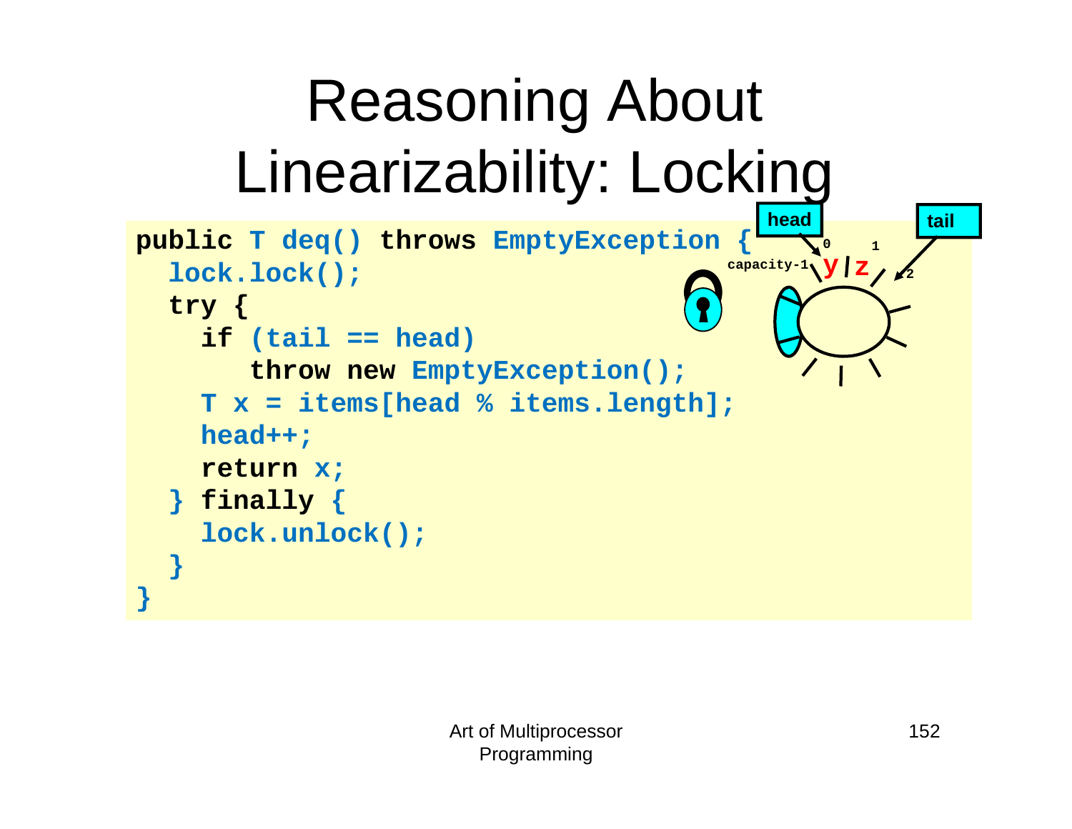# Reasoning About Linearizability: Locking

```
public T deq() throws EmptyException {
  lock.lock();
  try {
    if (tail == head)
       throw new EmptyException();
    T x = items[head % items.length];
    head++;
    return x;
  } finally {
    lock.unlock();
  }
}
```

head

tail

0

1

2

capacity-1

y

z

Art of Multiprocessor Programming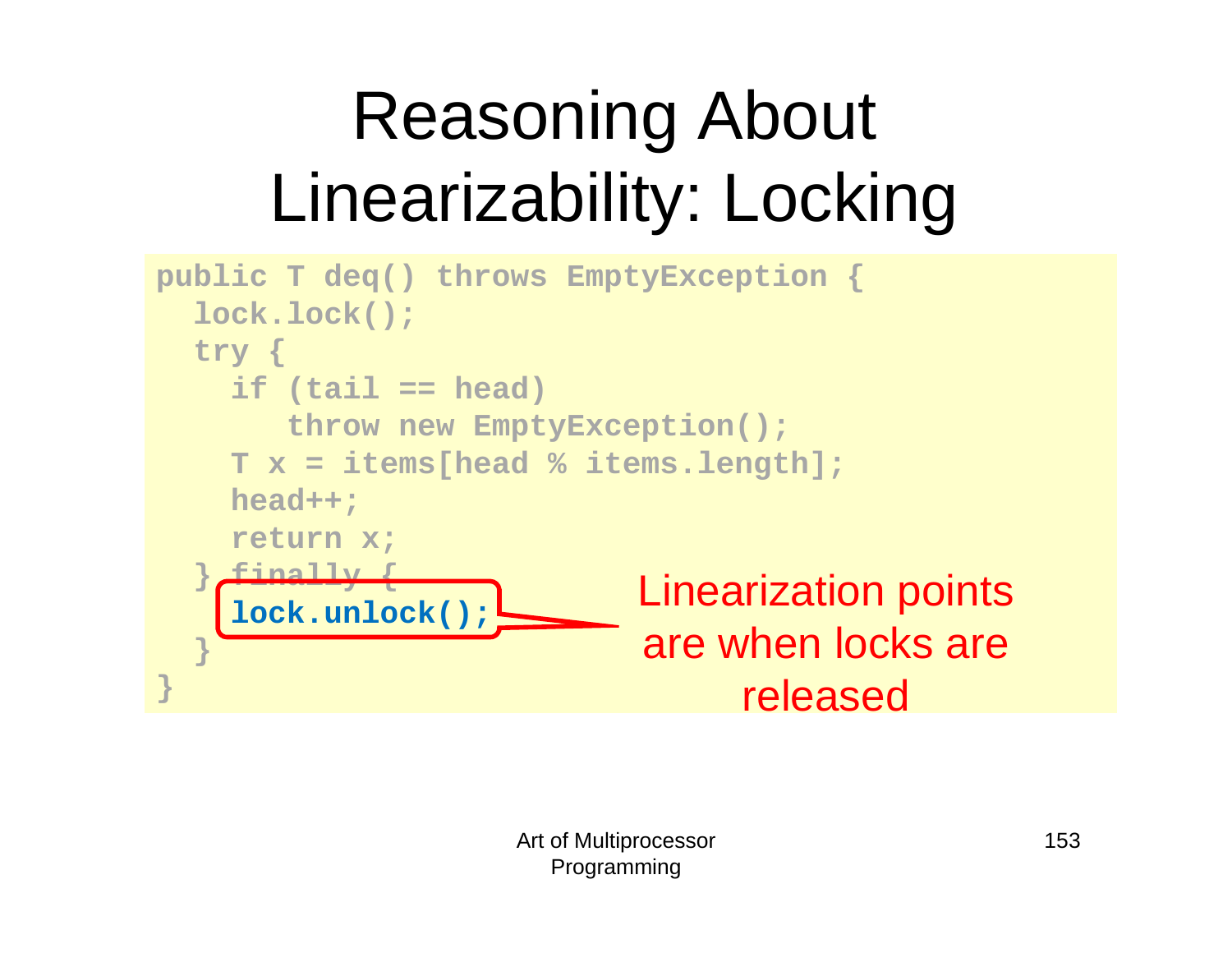# Reasoning About Linearizability: Locking

```
public T deq() throws EmptyException {
  lock.lock();
  try {
    if (tail == head)
       throw new EmptyException();
    T x = items[head % items.length];
    head++;
    return x;
  } finally {
    lock.unlock();
  }
}
```

Linearization points are when locks are released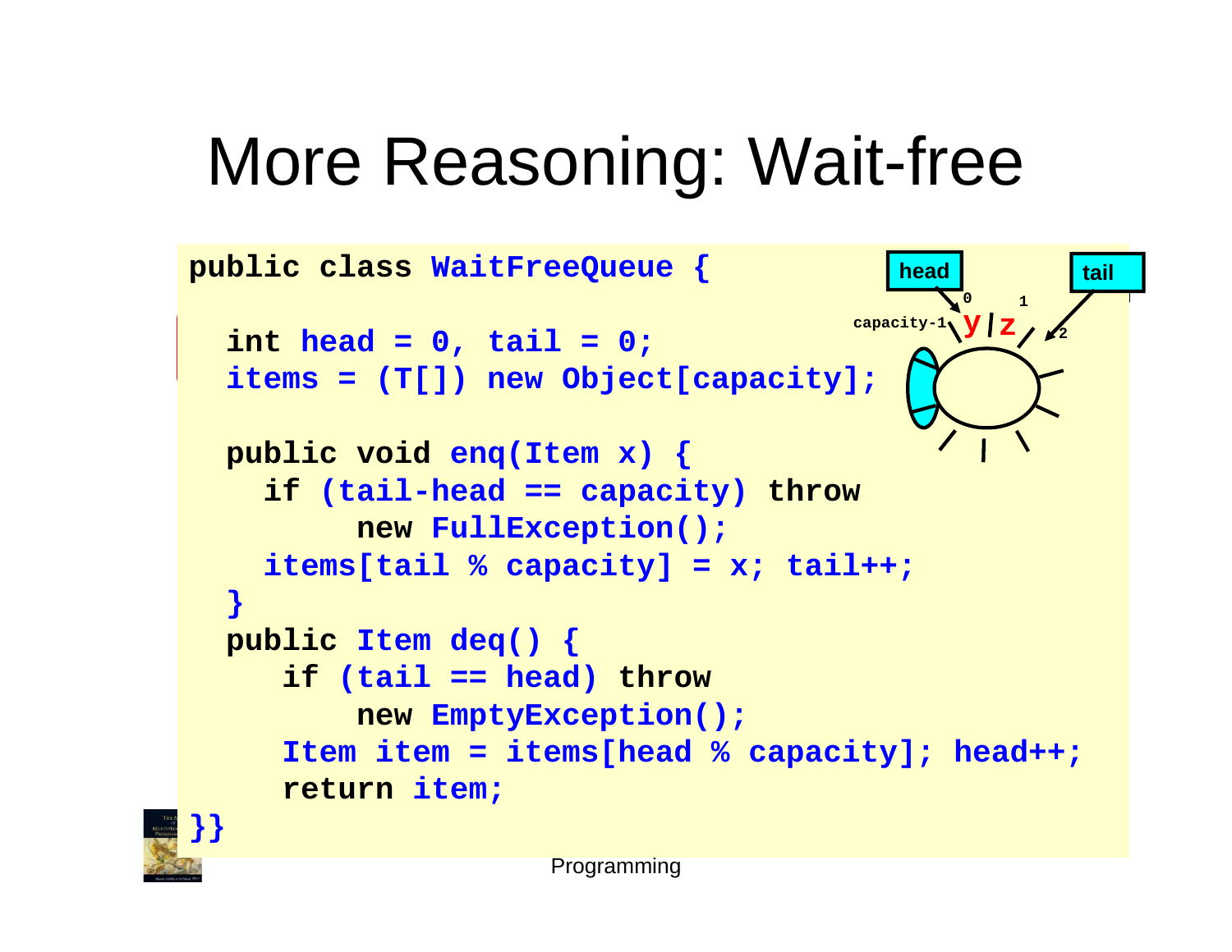# More Reasoning: Wait-free

```
public class WaitFreeQueue {

  int head = 0, tail = 0;
  items = (T[]) new Object[capacity];

  public void enq(Item x) {
    if (tail-head == capacity) throw
         new FullException();
    items[tail % capacity] = x; tail++;
  }
  public Item deq() {
     if (tail == head) throw
         new EmptyException();
     Item item = items[head % capacity]; head++;
     return item;
}}
```

head

tail

0

1

2

capacity-1

y

z

Programming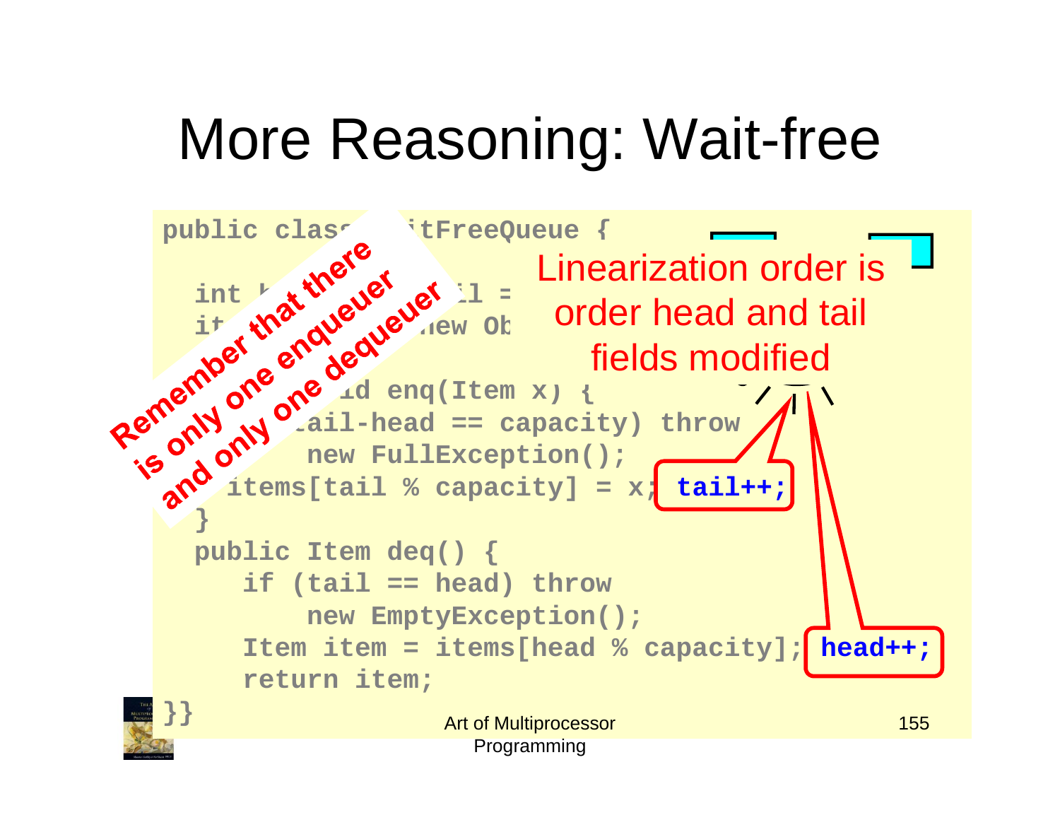# More Reasoning: Wait-free

```
public class WaitFreeQueue {

  int head = 0, tail = 0;
  items = (T[]) new Object[capacity];

  public void enq(Item x) {
    if (tail-head == capacity) throw
         new FullException();
    items[tail % capacity] = x; tail++;
  }
  public Item deq() {
     if (tail == head) throw
         new EmptyException();
     Item item = items[head % capacity]; head++;
     return item;
}}
```

Remember that there is only one enqueuer and only one dequeuer

Linearization order is order head and tail fields modified

Art of Multiprocessor Programming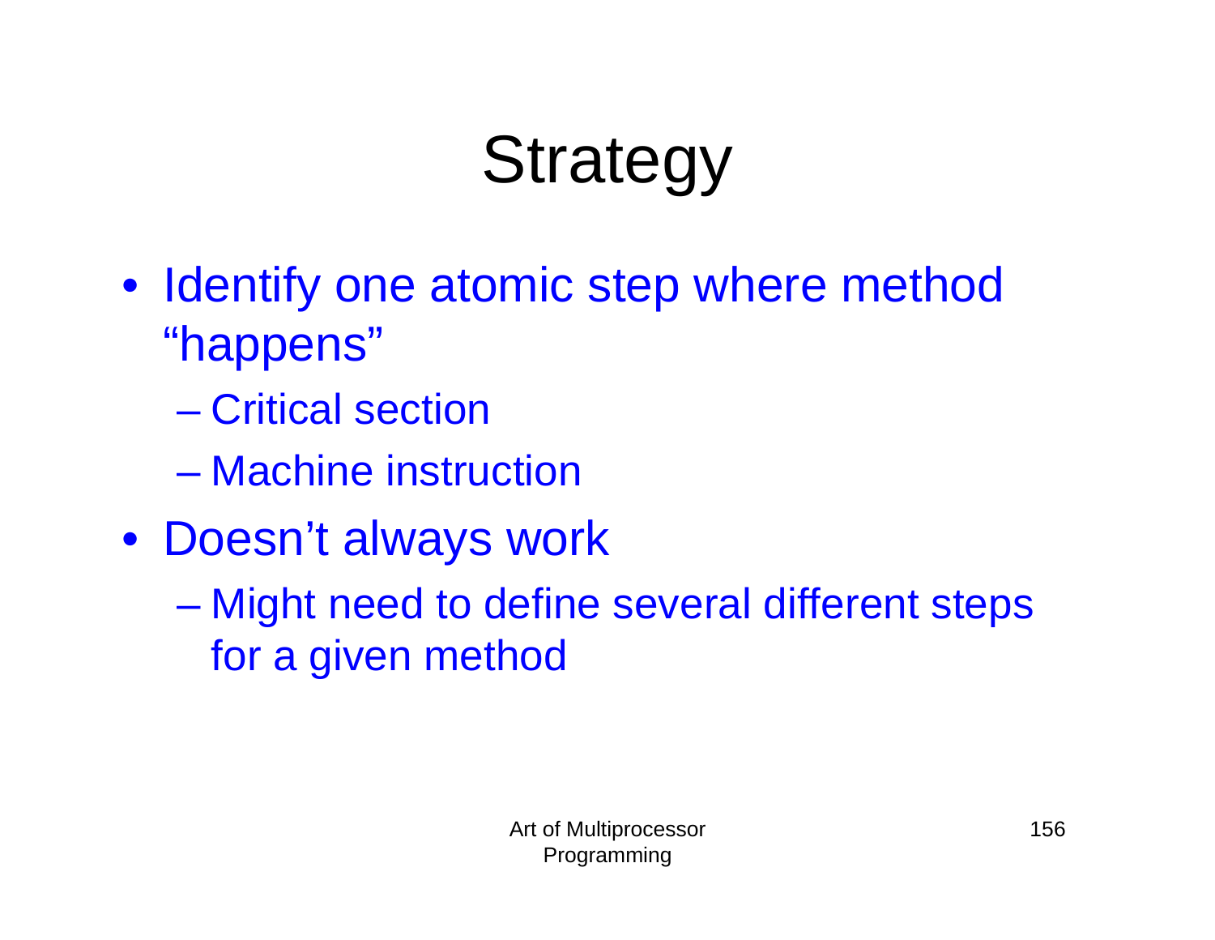# Strategy

- Identify one atomic step where method "happens"
  - Critical section
  - Machine instruction
- Doesn't always work
  - Might need to define several different steps for a given method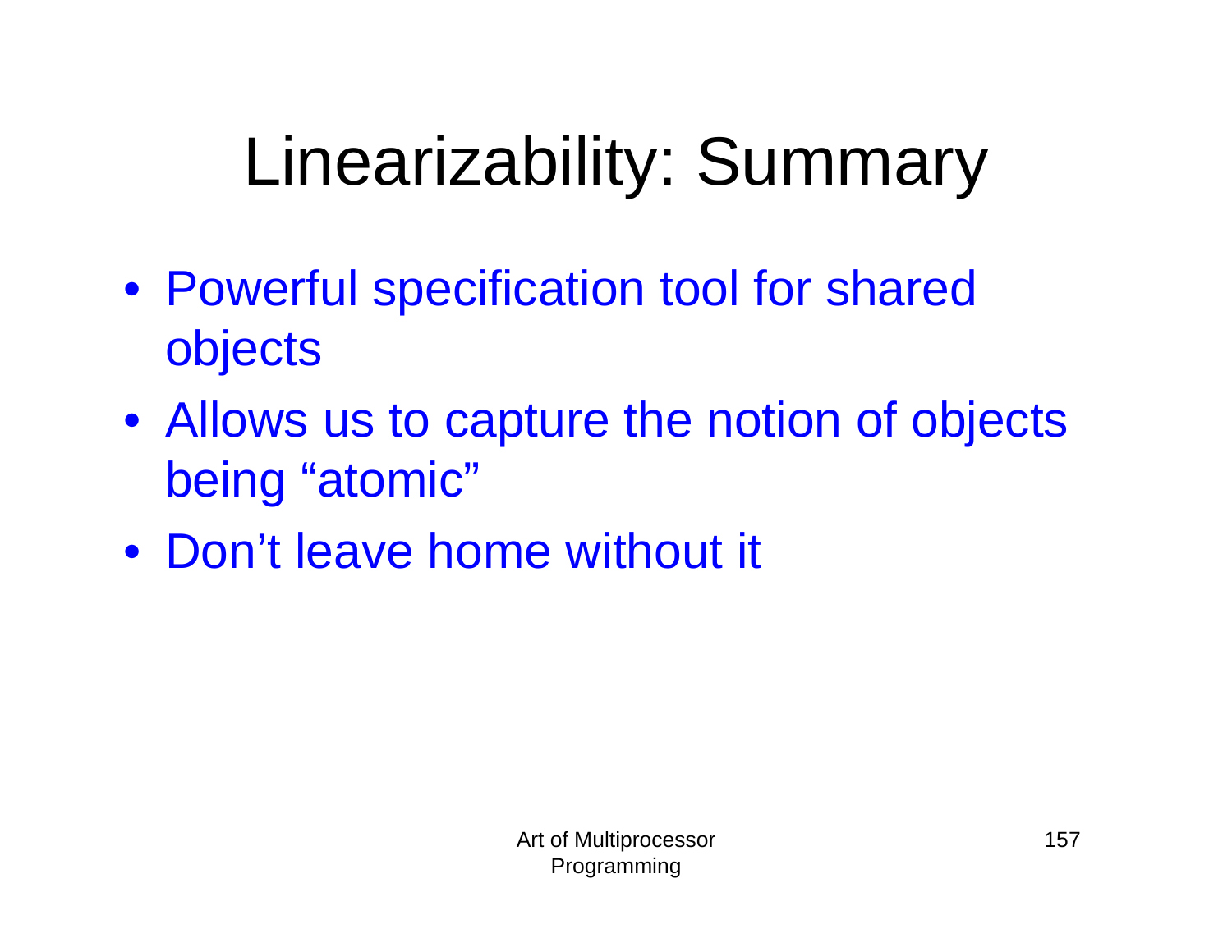# Linearizability: Summary

- Powerful specification tool for shared objects
- Allows us to capture the notion of objects being "atomic"
- Don't leave home without it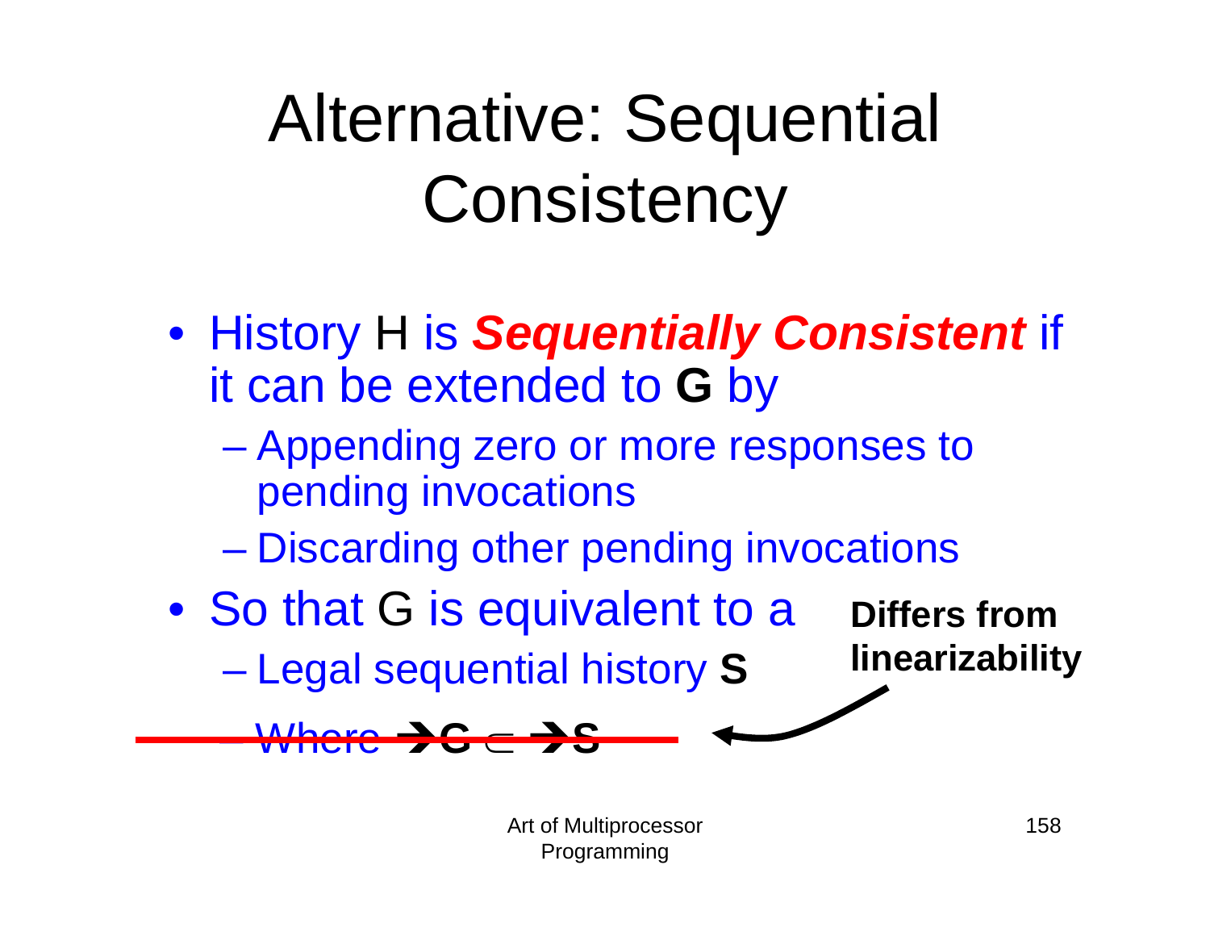# Alternative: Sequential Consistency

- History H is ***Sequentially Consistent*** if it can be extended to **G** by
  - Appending zero or more responses to pending invocations
  - Discarding other pending invocations
- So that G is equivalent to a
  - Legal sequential history **S**
  - ~~Where $\rightarrow_G \subset \rightarrow_S$~~

**Differs from linearizability**

Art of Multiprocessor Programming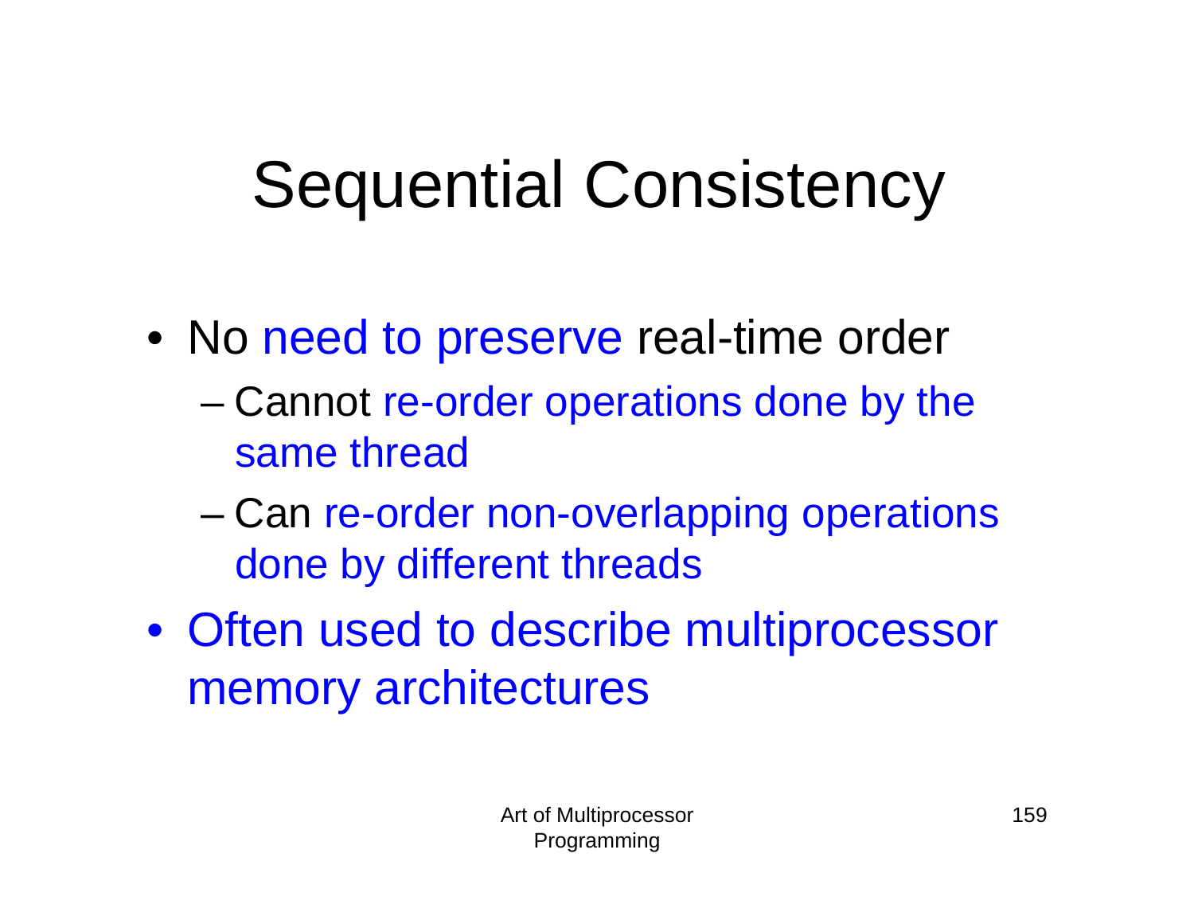# Sequential Consistency

- No need to preserve real-time order
  - Cannot re-order operations done by the same thread
  - Can re-order non-overlapping operations done by different threads
- Often used to describe multiprocessor memory architectures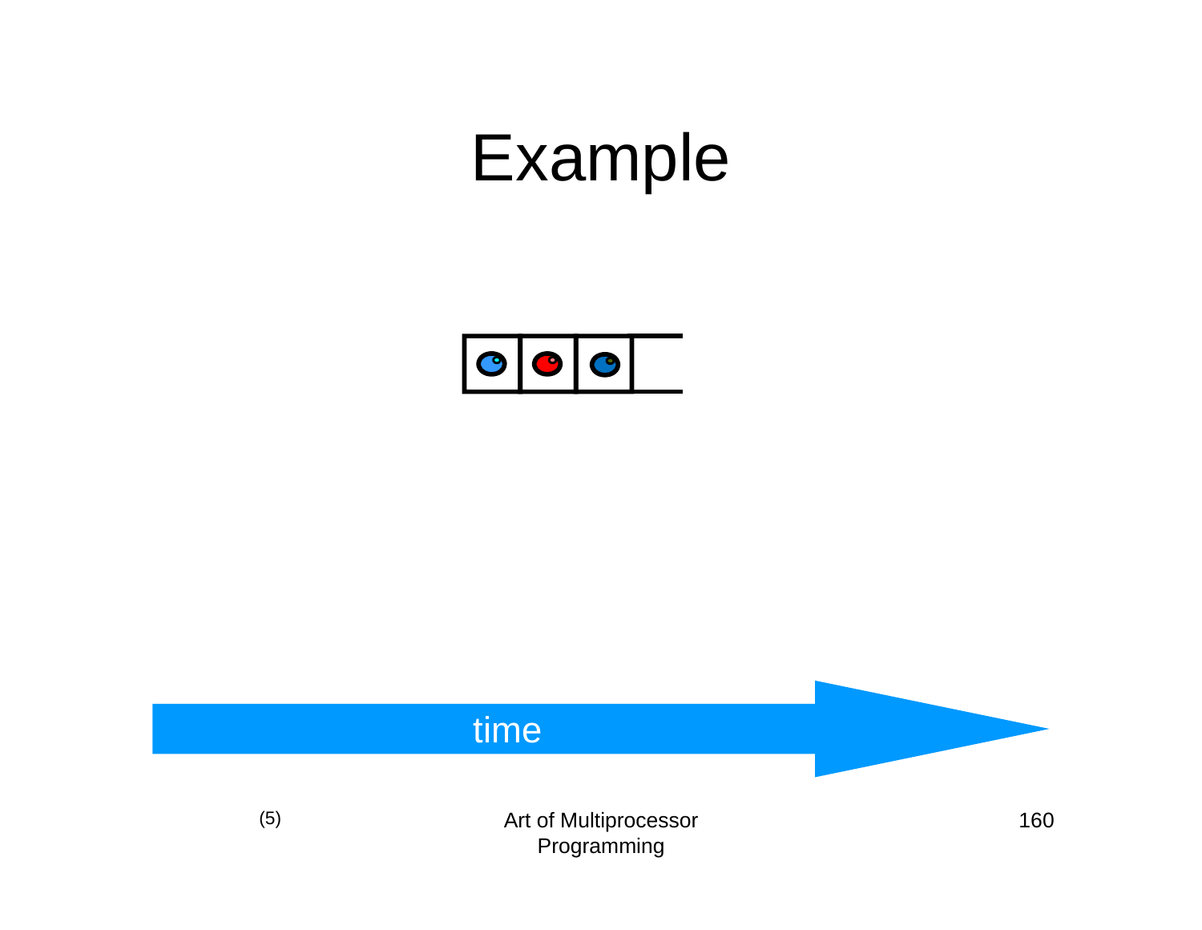# Example

time

(5)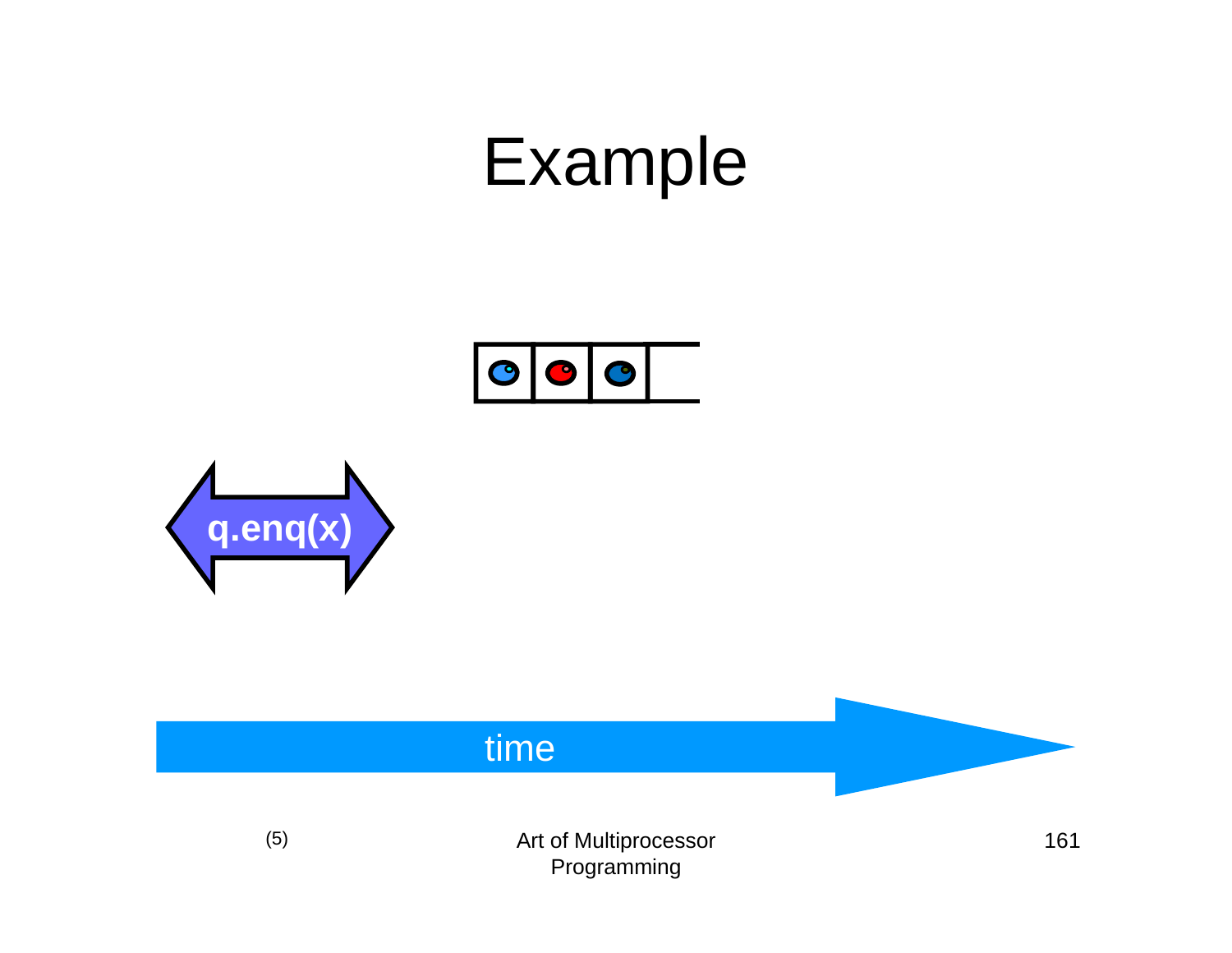# Example

q.enq(x)

time

(5)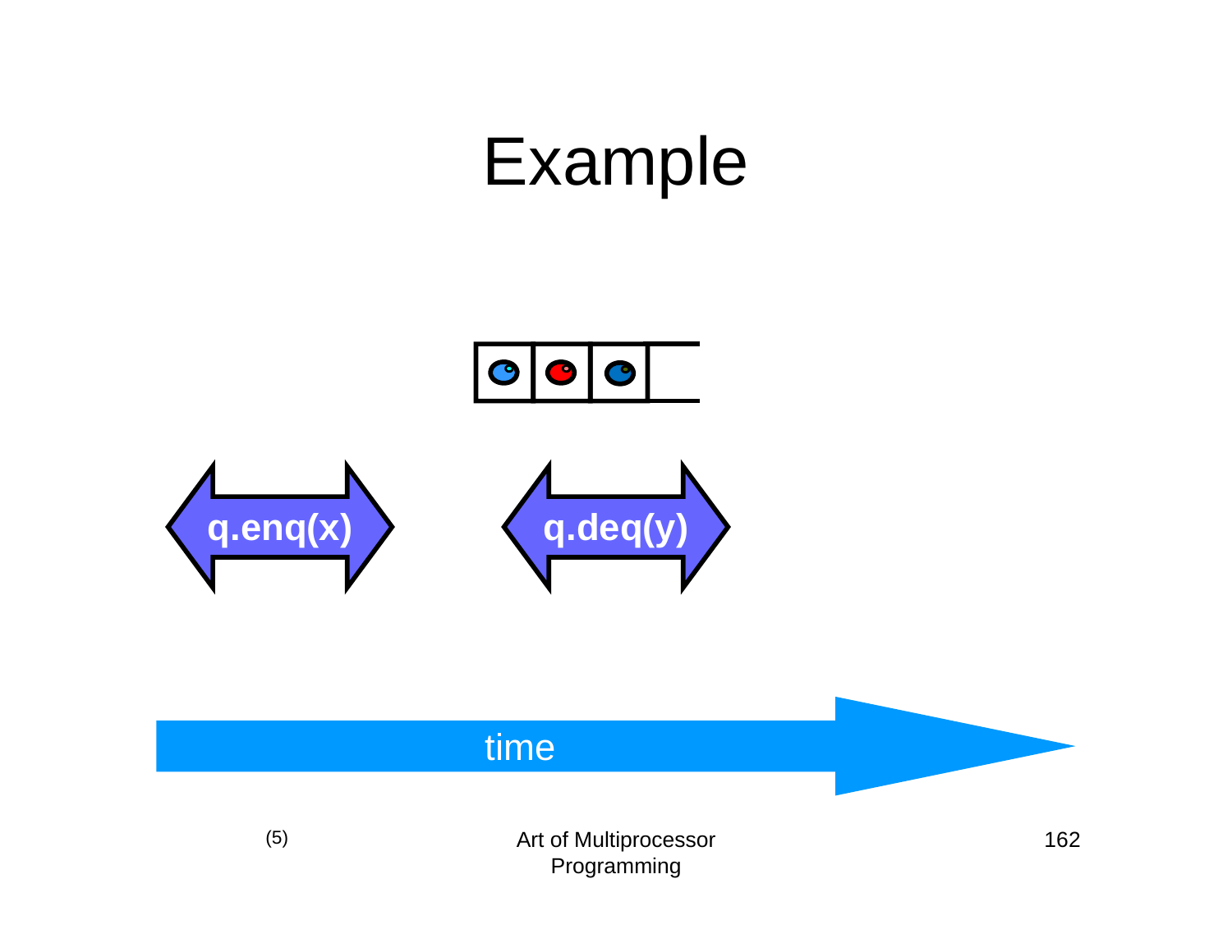# Example

q.enq(x)

q.deq(y)

time

(5)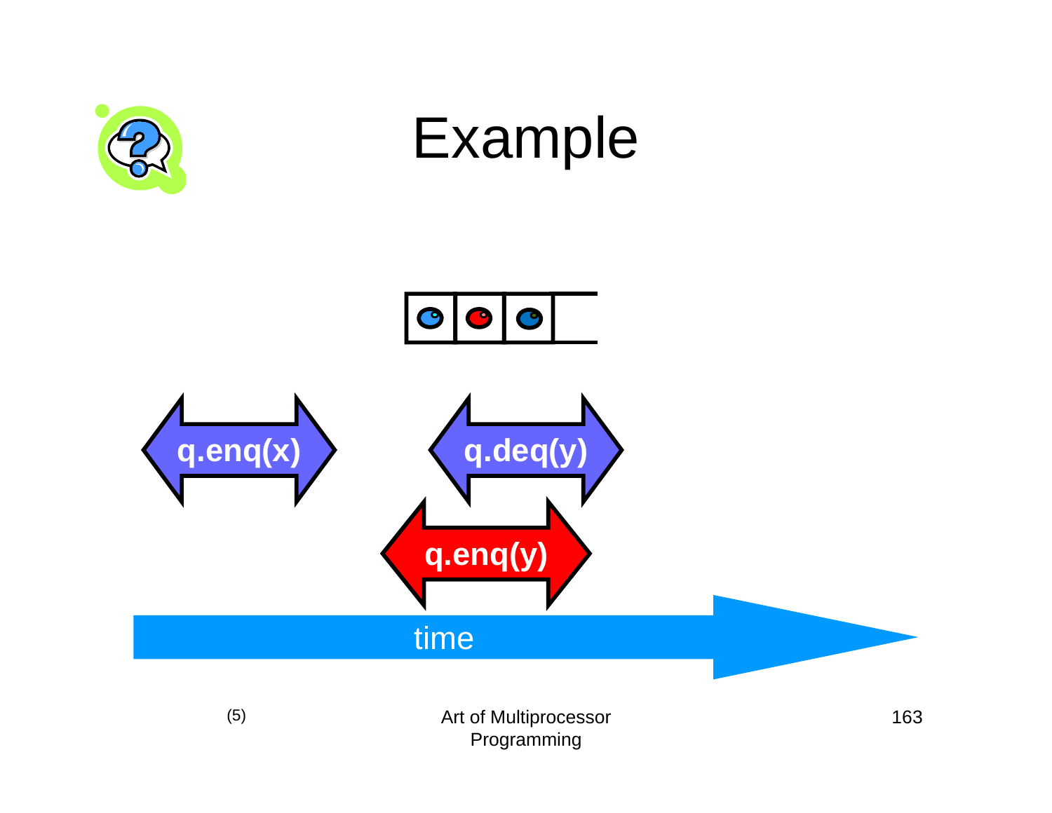# Example

q.enq(x)

q.deq(y)

q.enq(y)

time

(5)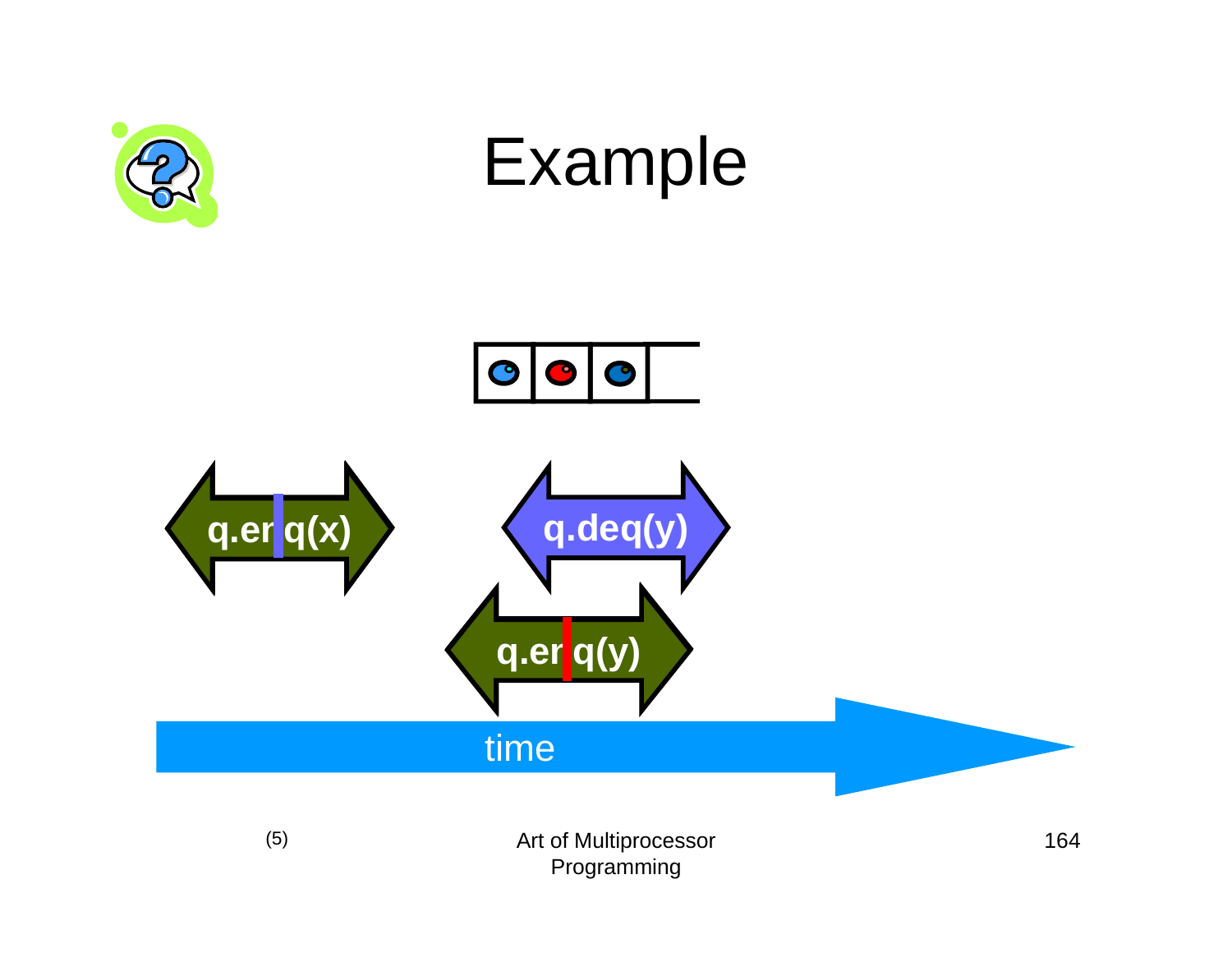# Example

q.enq(x)

q.deq(y)

q.enq(y)

time

(5)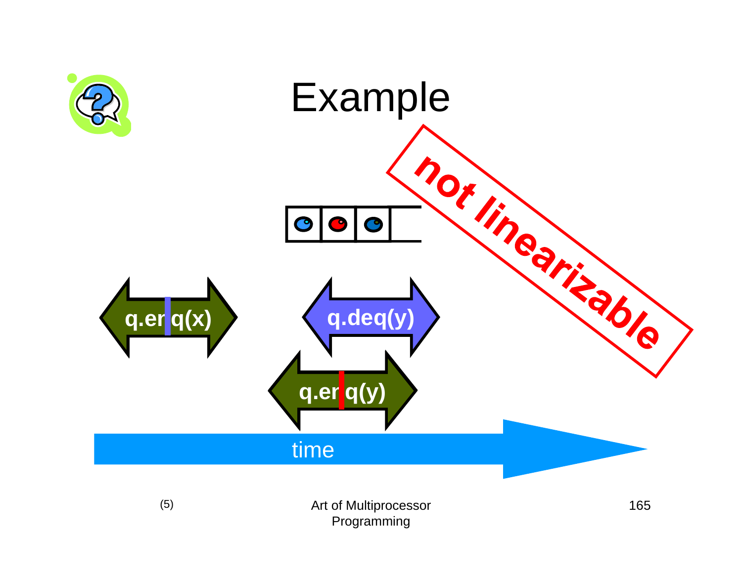# Example

not linearizable

q.enq(x)

q.deq(y)

q.enq(y)

time

(5)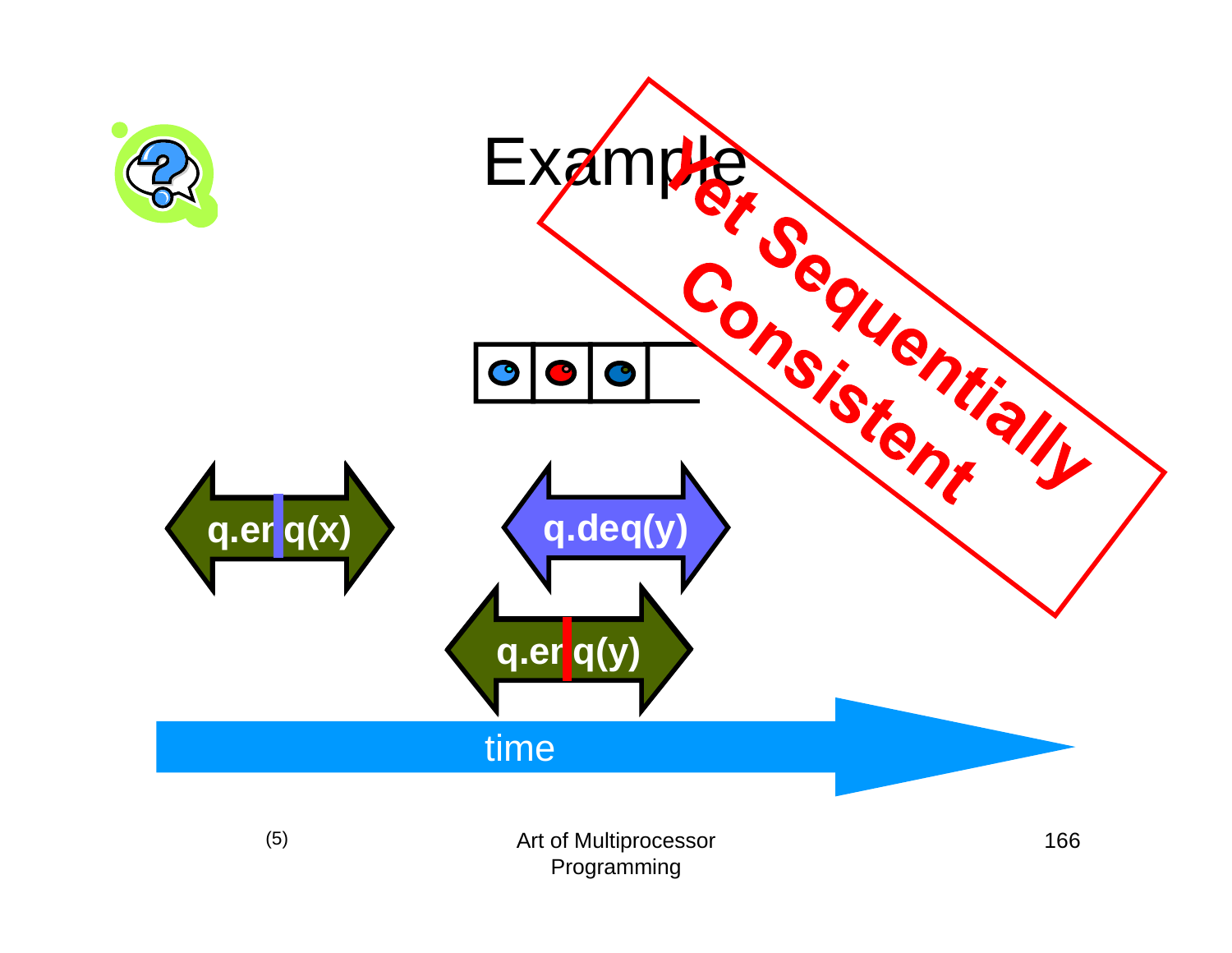# Example

Yet Sequentially Consistent

q.enq(x)

q.deq(y)

q.enq(y)

time

(5)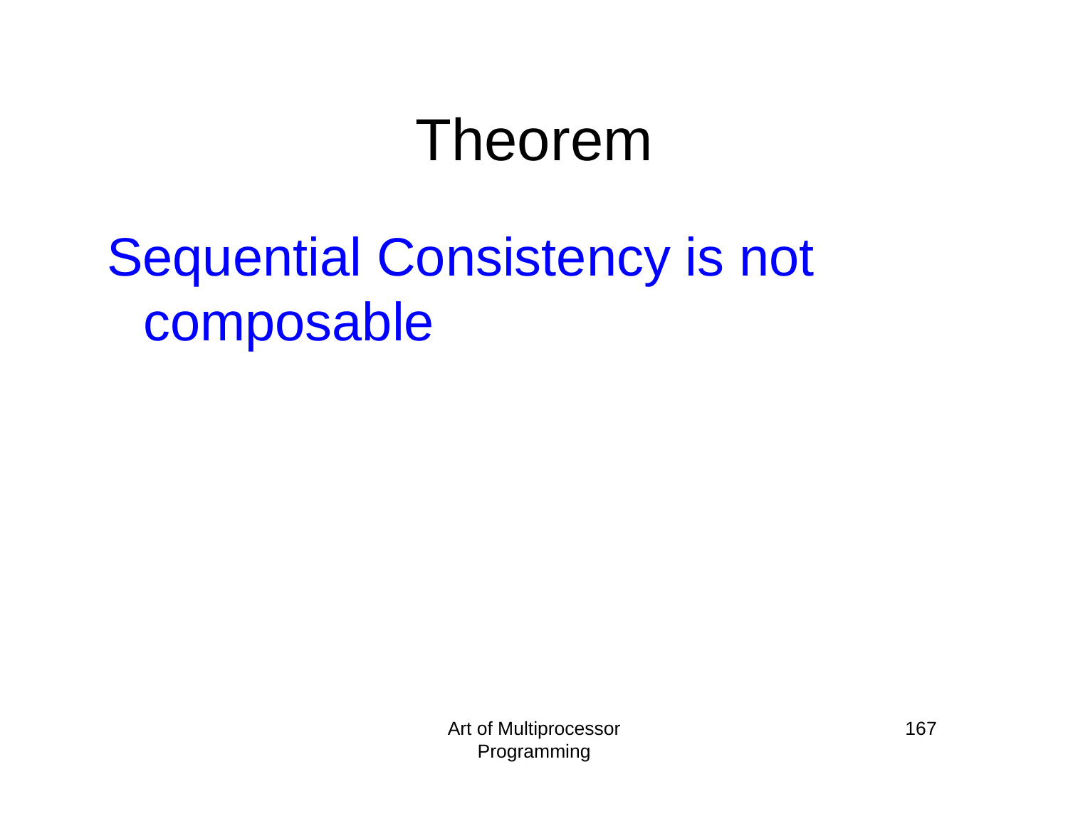# Theorem

Sequential Consistency is not composable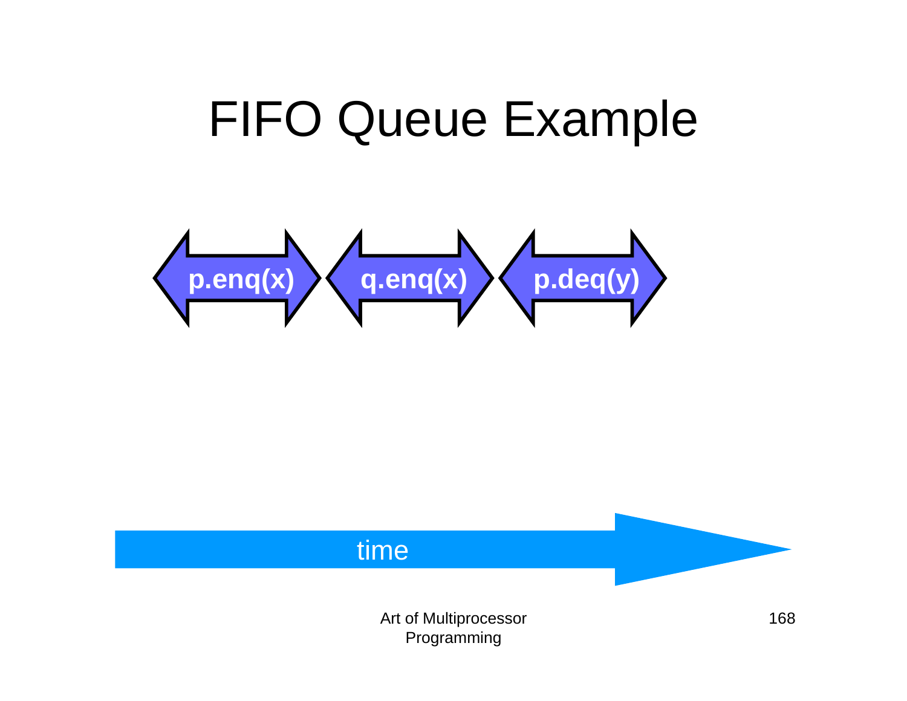# FIFO Queue Example

p.enq(x)

q.enq(x)

p.deq(y)

time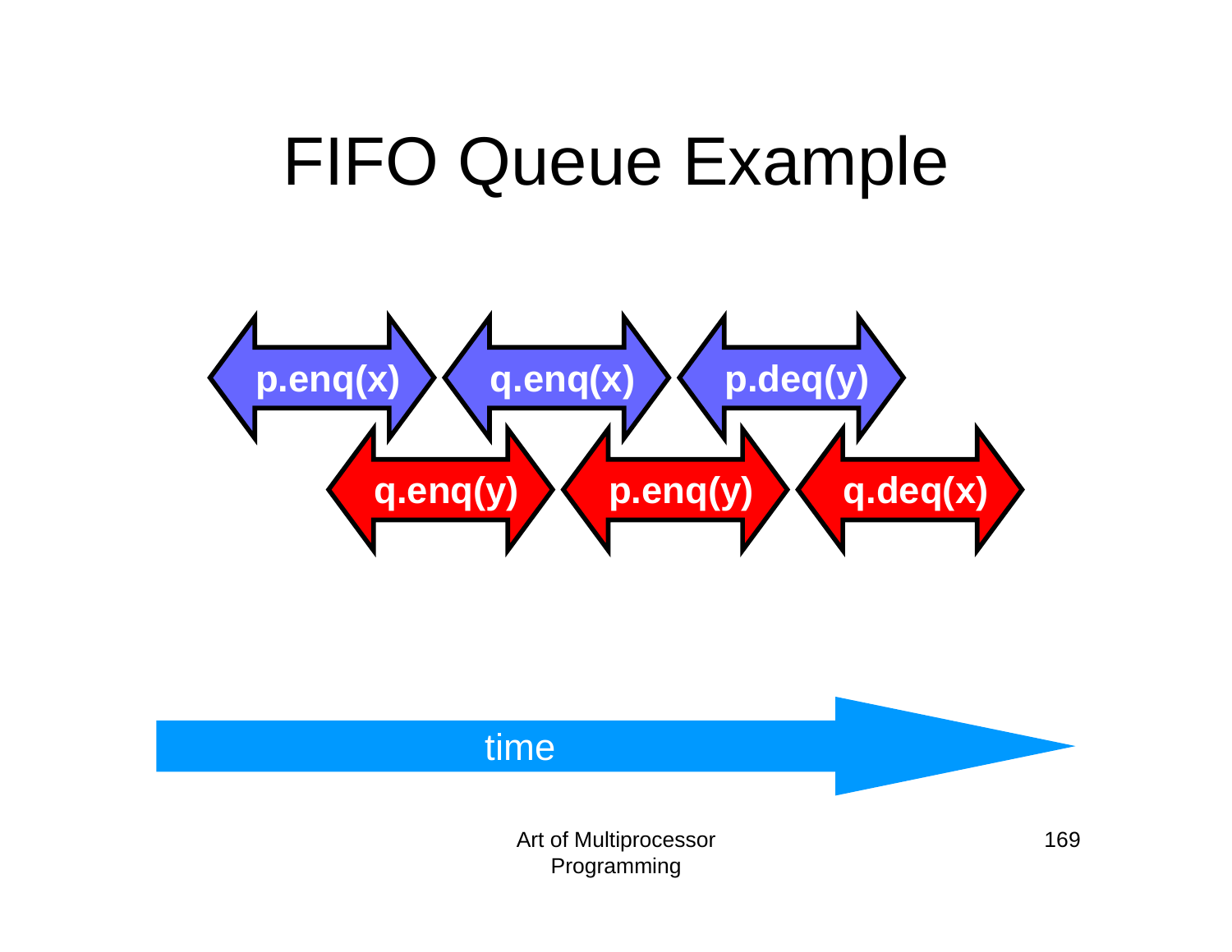# FIFO Queue Example

p.enq(x)

q.enq(x)

p.deq(y)

q.enq(y)

p.enq(y)

q.deq(x)

time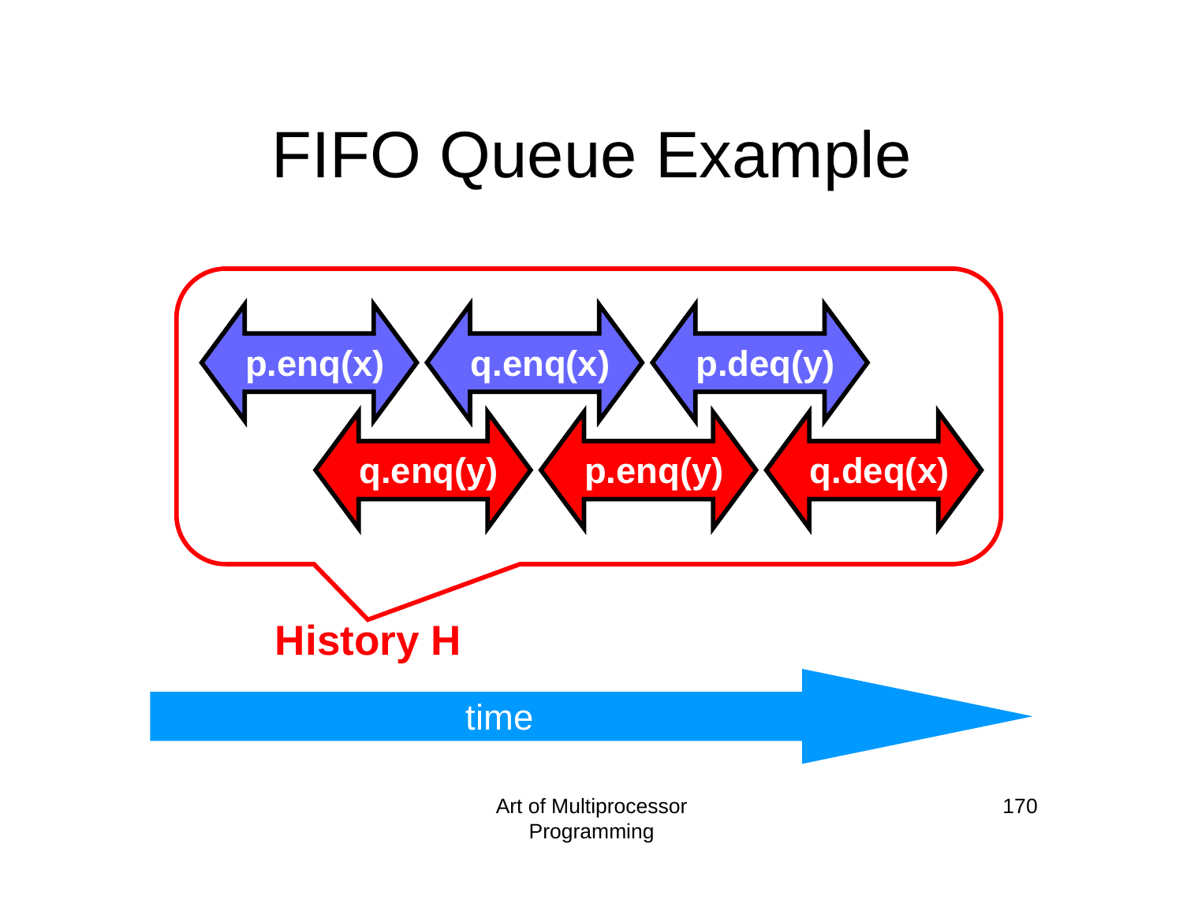# FIFO Queue Example

p.enq(x)

q.enq(x)

p.deq(y)

q.enq(y)

p.enq(y)

q.deq(x)

History H

time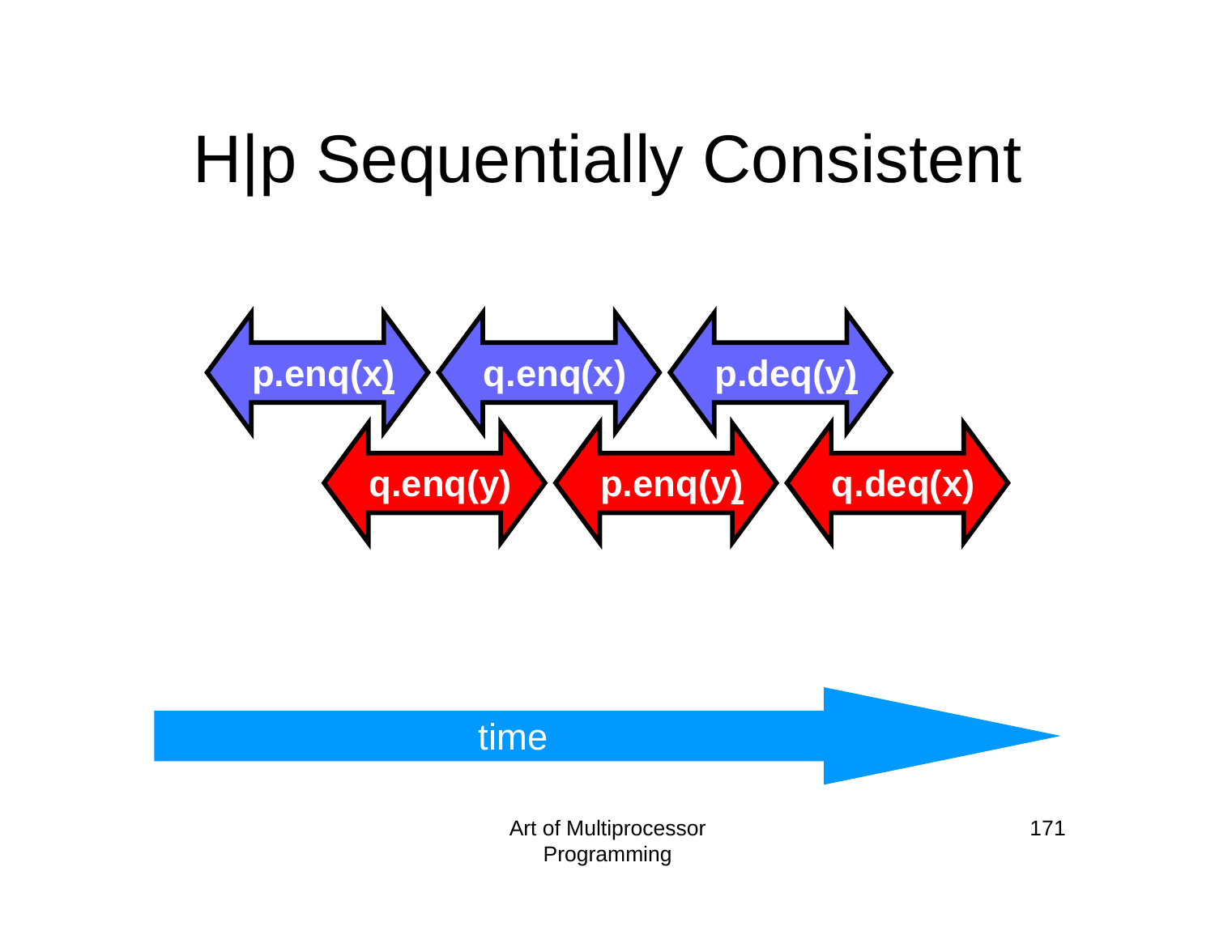# H|p Sequentially Consistent

p.enq(x)

q.enq(x)

p.deq(y)

q.enq(y)

p.enq(y)

q.deq(x)

time

Art of Multiprocessor Programming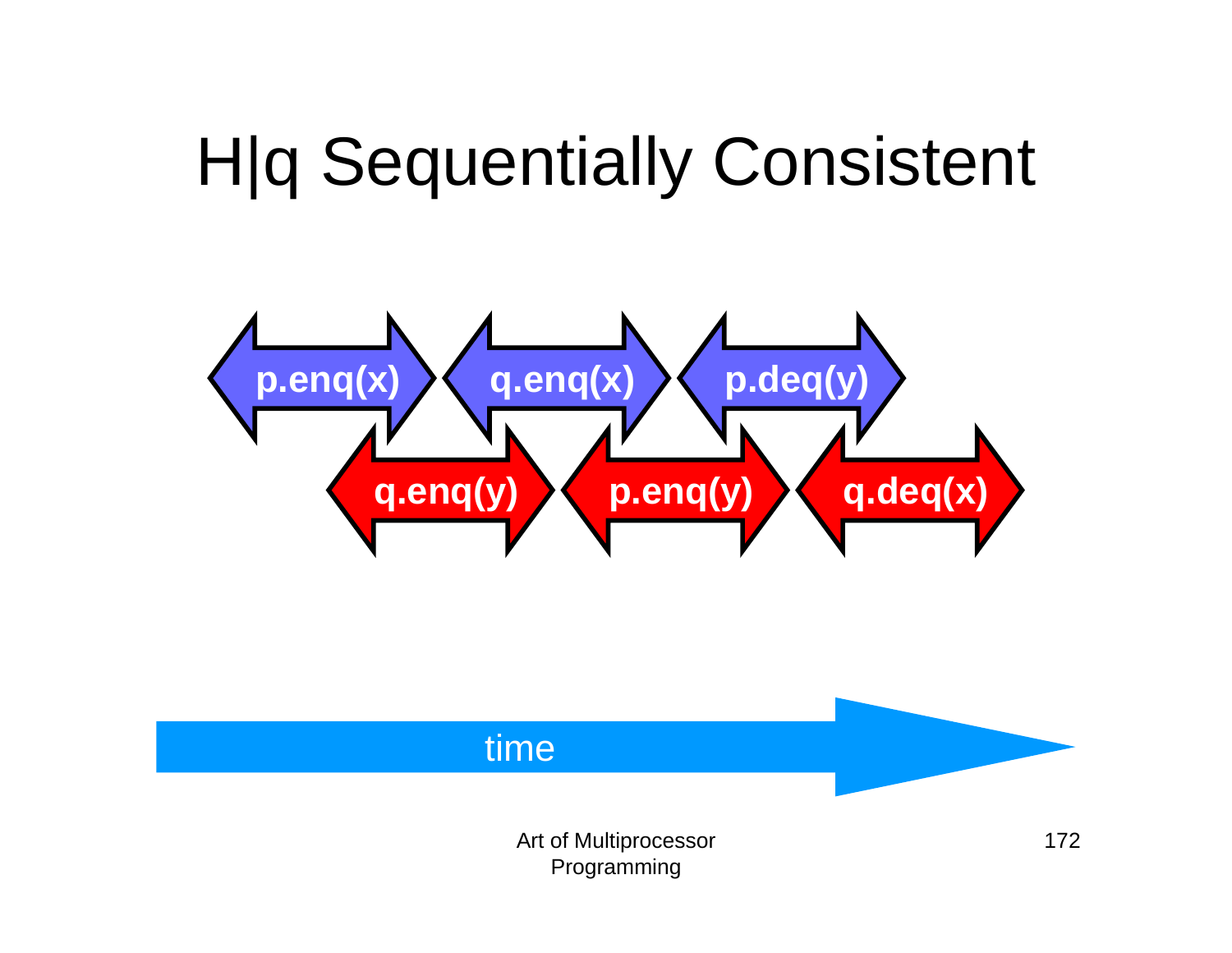# H|q Sequentially Consistent

p.enq(x)

q.enq(x)

p.deq(y)

q.enq(y)

p.enq(y)

q.deq(x)

time

Art of Multiprocessor Programming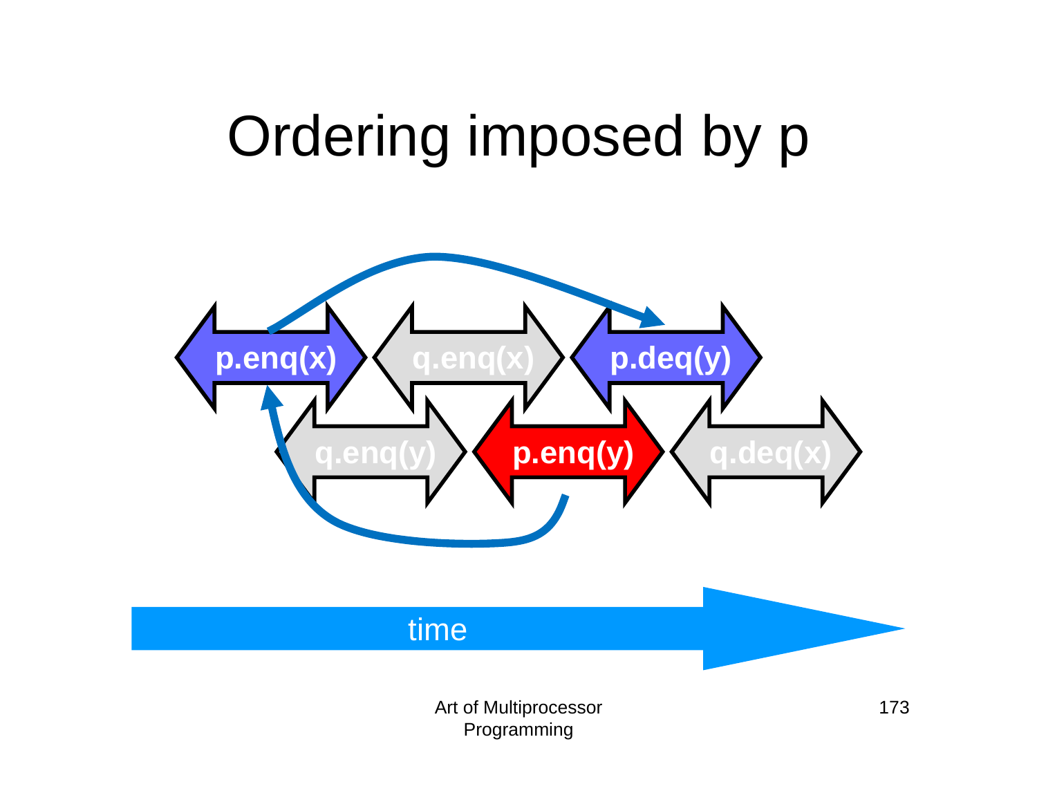# Ordering imposed by p

p.enq(x)

q.enq(x)

p.deq(y)

q.enq(y)

p.enq(y)

q.deq(x)

time

Art of Multiprocessor Programming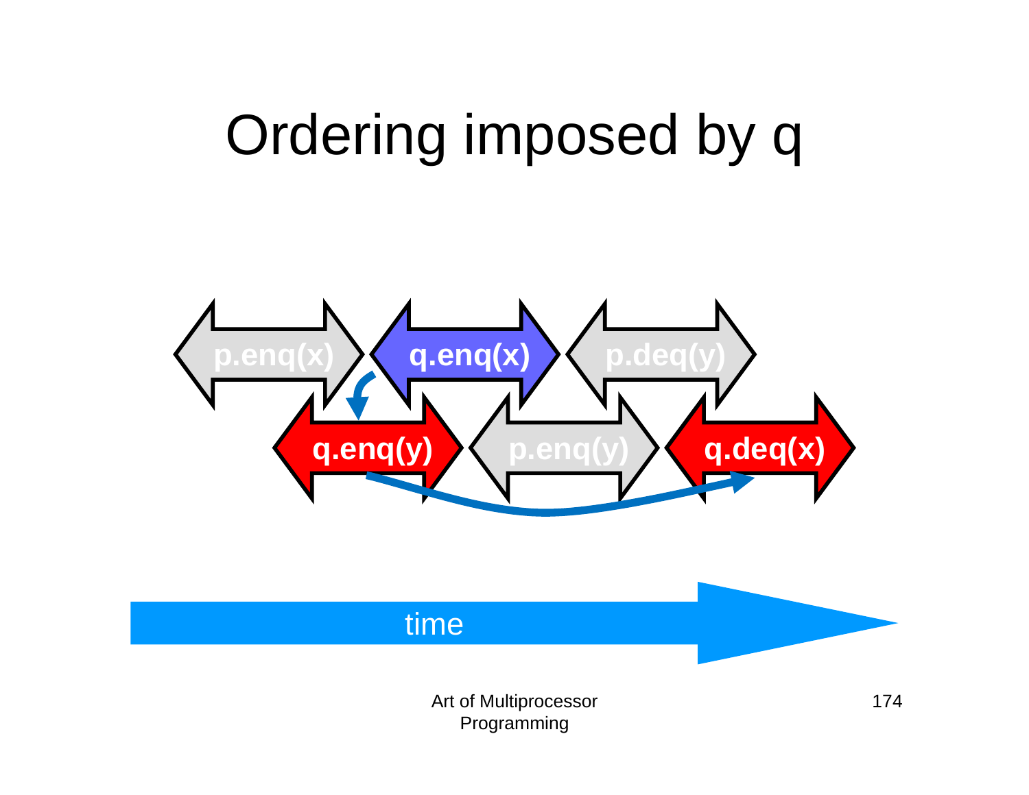# Ordering imposed by q

p.enq(x)

q.enq(x)

p.deq(y)

q.enq(y)

p.enq(y)

q.deq(x)

time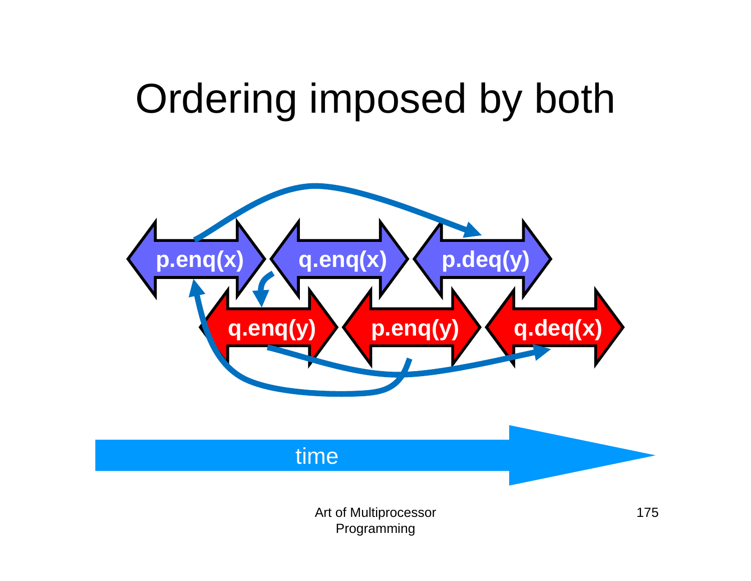# Ordering imposed by both

p.enq(x)

q.enq(x)

p.deq(y)

q.enq(y)

p.enq(y)

q.deq(x)

time

Art of Multiprocessor Programming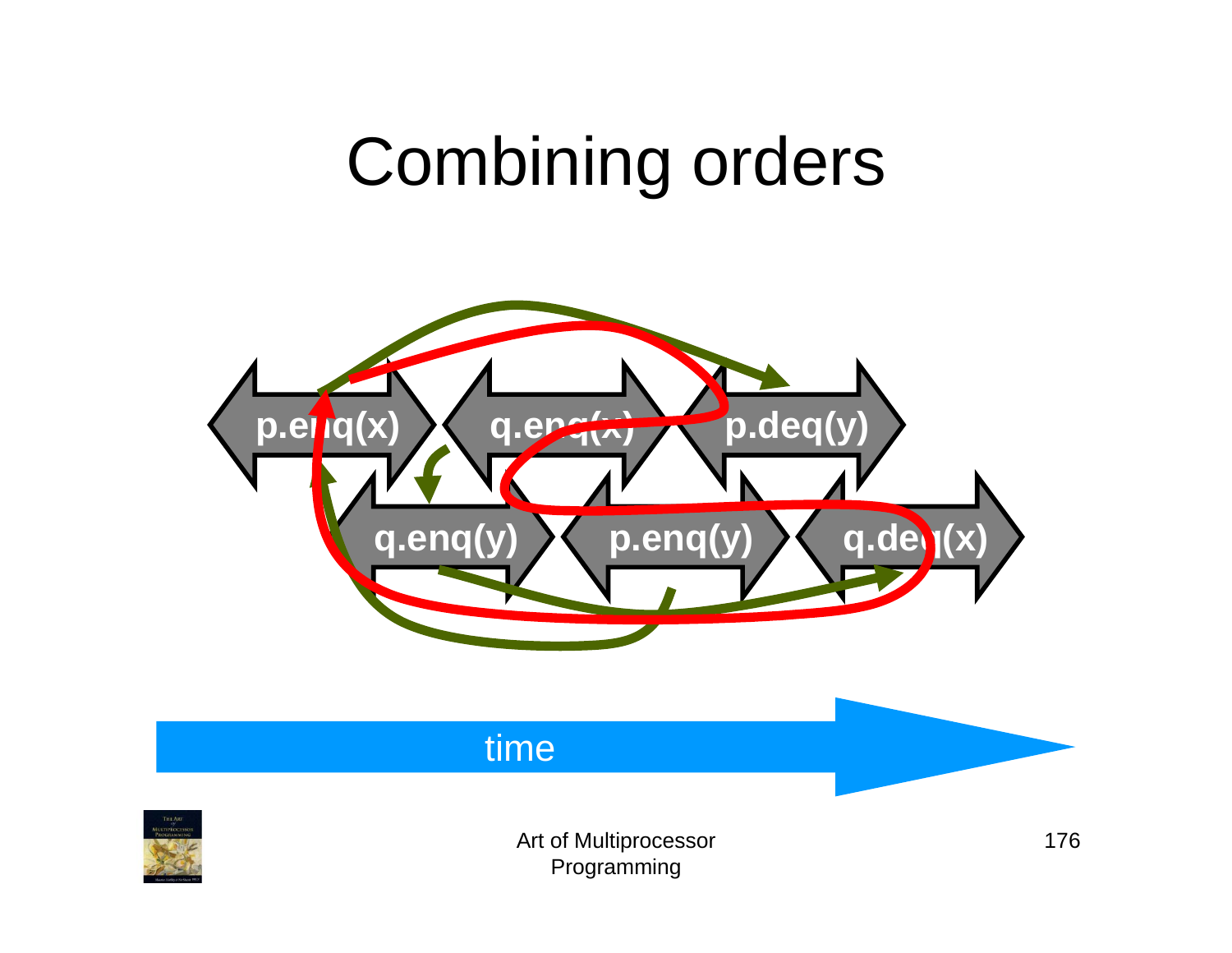# Combining orders

p.enq(x)

q.enq(x)

p.deq(y)

q.enq(y)

p.enq(y)

q.deq(x)

time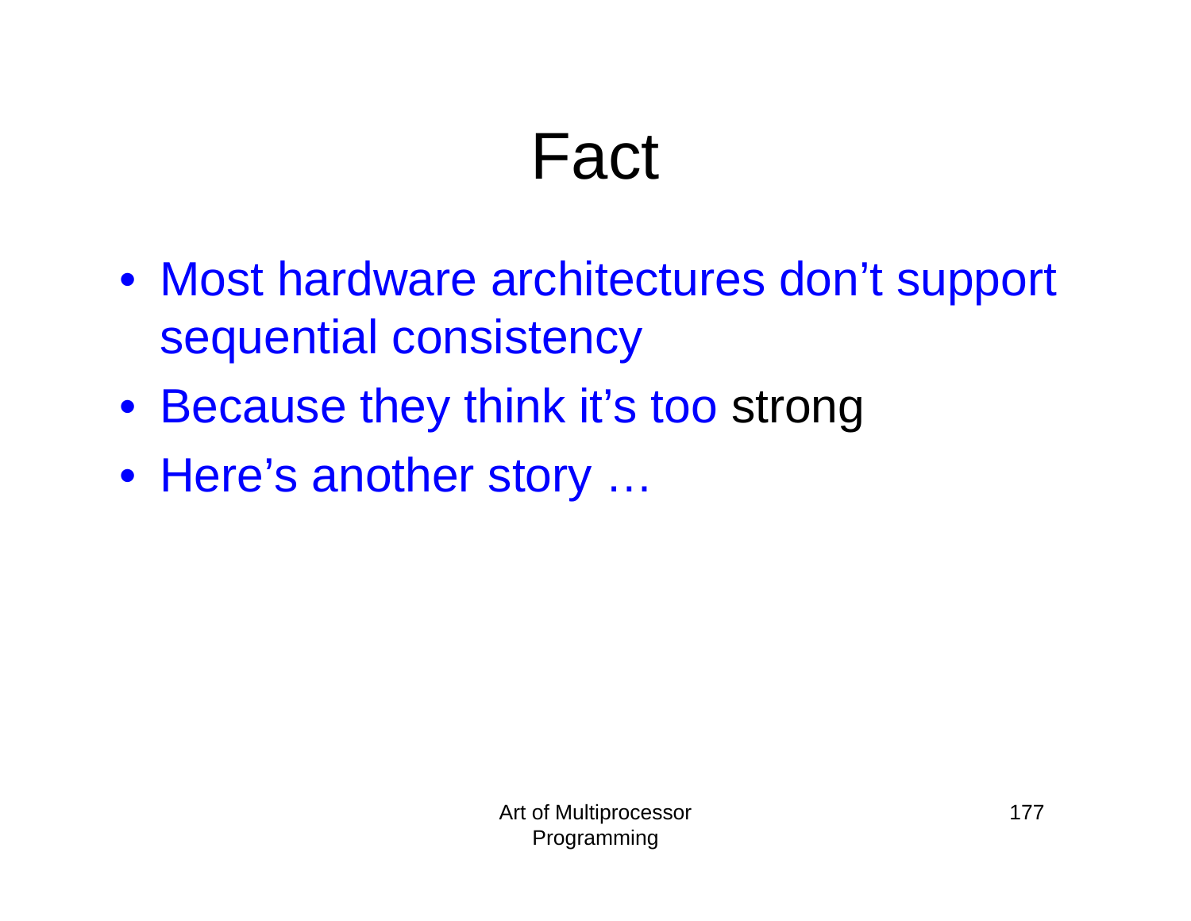# Fact

- Most hardware architectures don't support sequential consistency
- Because they think it's too strong
- Here's another story …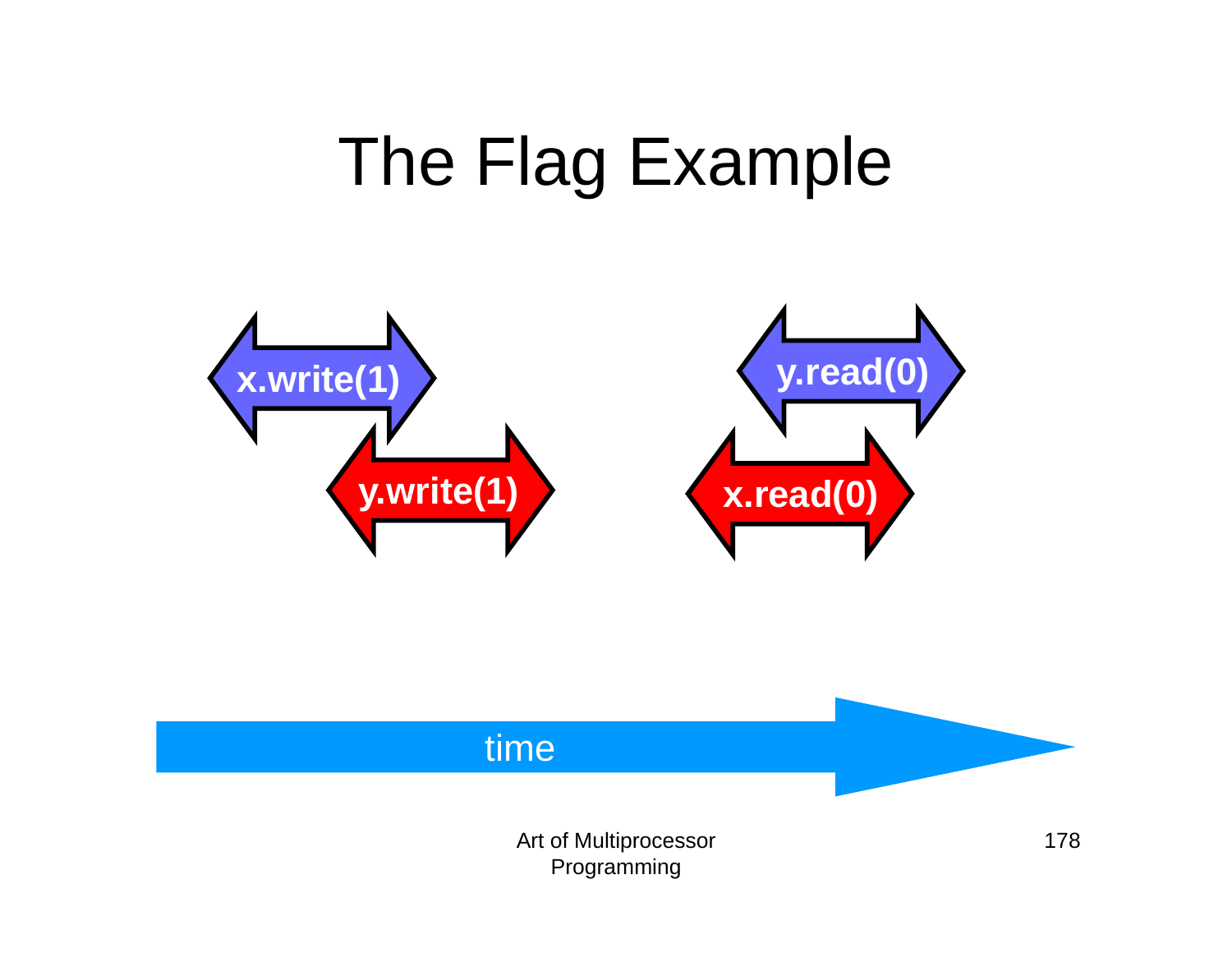# The Flag Example

x.write(1)

y.write(1)

y.read(0)

x.read(0)

time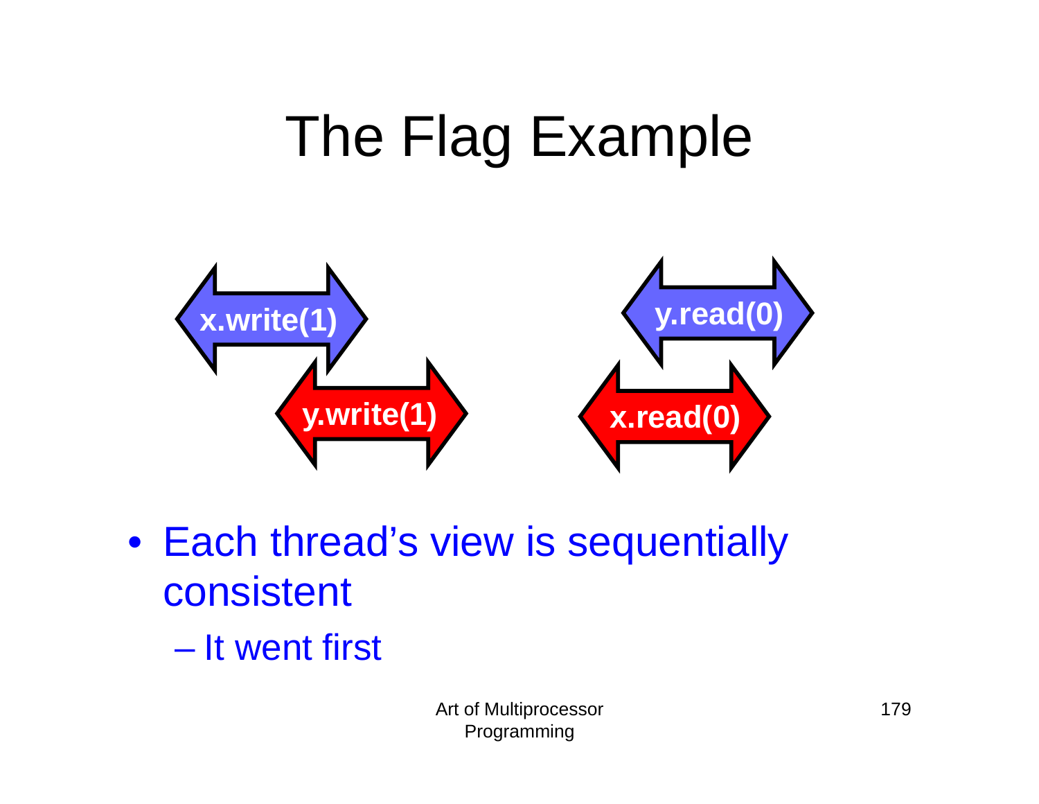# The Flag Example

x.write(1)

y.write(1)

y.read(0)

x.read(0)

- Each thread's view is sequentially consistent
  - It went first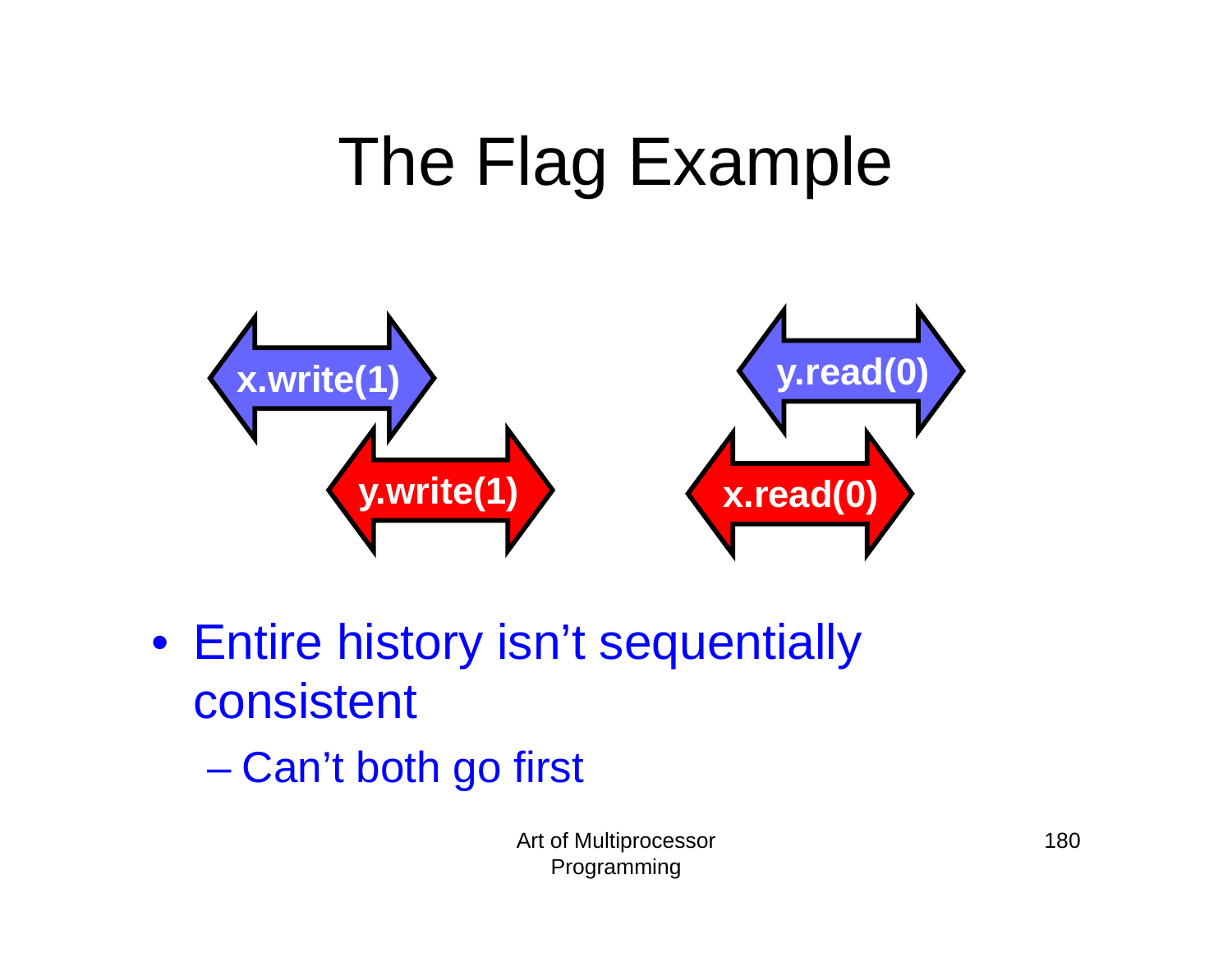# The Flag Example

x.write(1)

y.write(1)

y.read(0)

x.read(0)

- Entire history isn't sequentially consistent
  - Can't both go first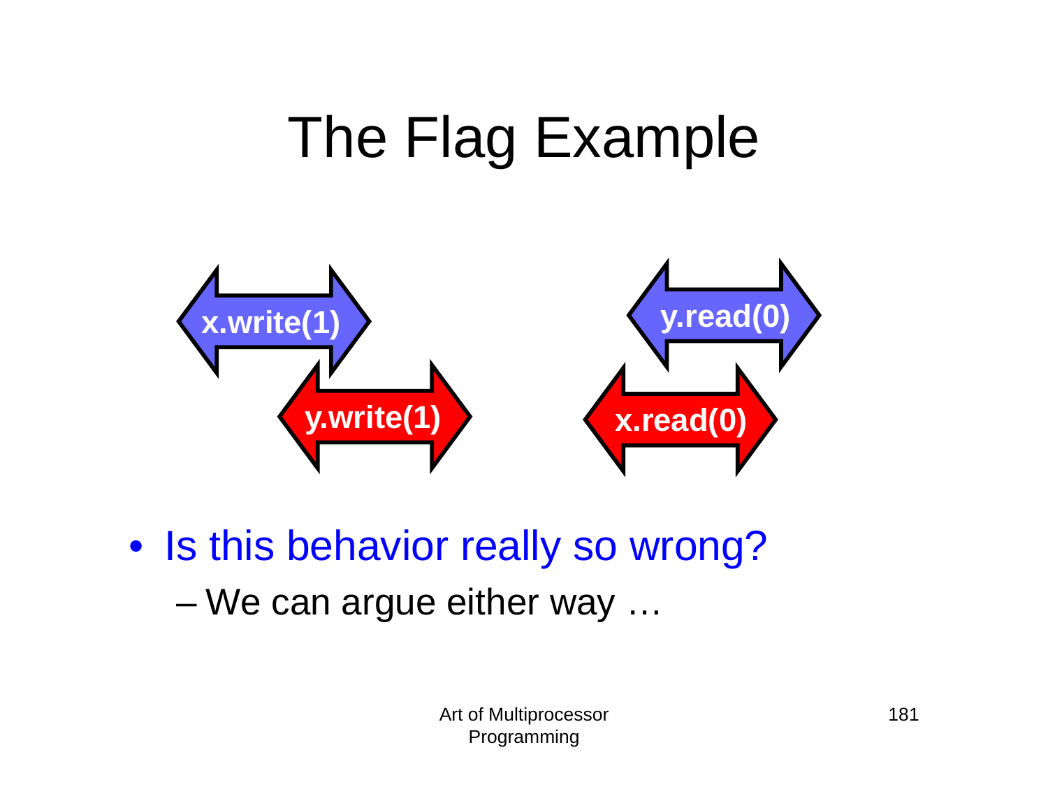# The Flag Example

x.write(1)

y.write(1)

y.read(0)

x.read(0)

- Is this behavior really so wrong?
  - We can argue either way …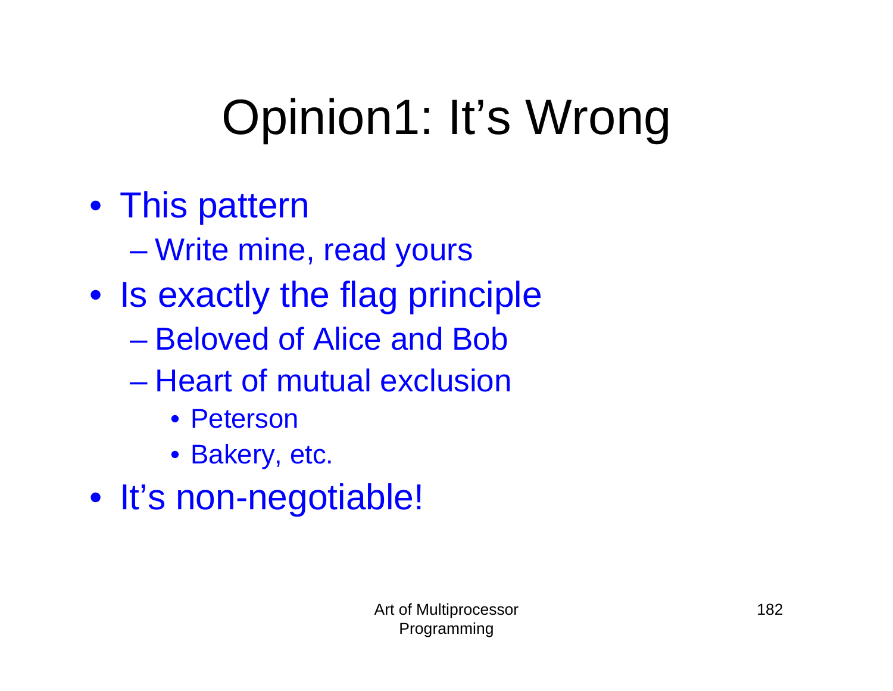# Opinion1: It's Wrong

- This pattern
  - Write mine, read yours
- Is exactly the flag principle
  - Beloved of Alice and Bob
  - Heart of mutual exclusion
    - Peterson
    - Bakery, etc.
- It's non-negotiable!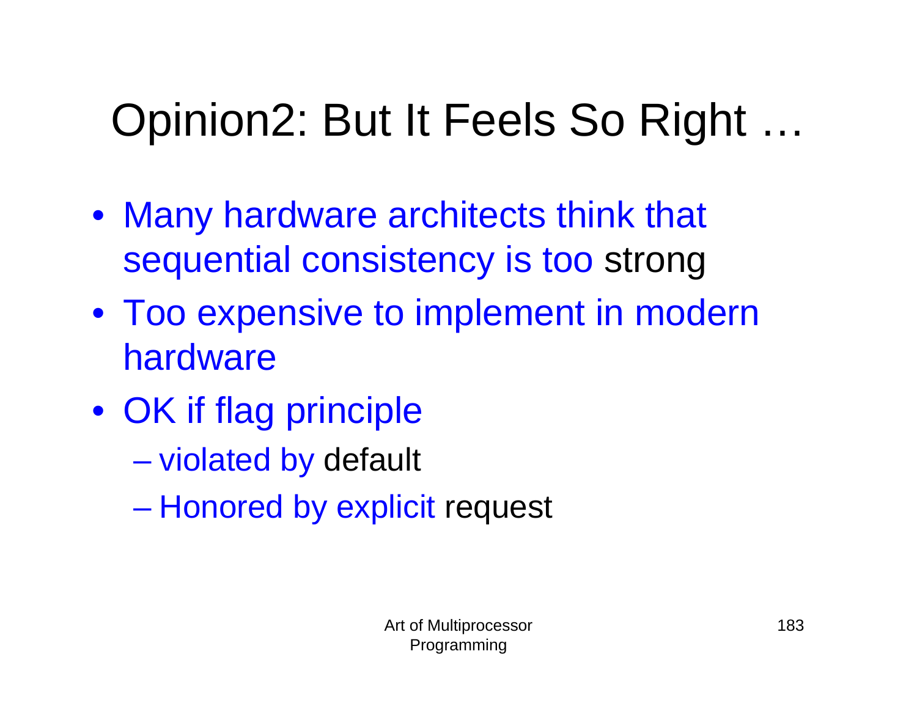# Opinion2: But It Feels So Right …

- Many hardware architects think that sequential consistency is too strong
- Too expensive to implement in modern hardware
- OK if flag principle
  - violated by default
  - Honored by explicit request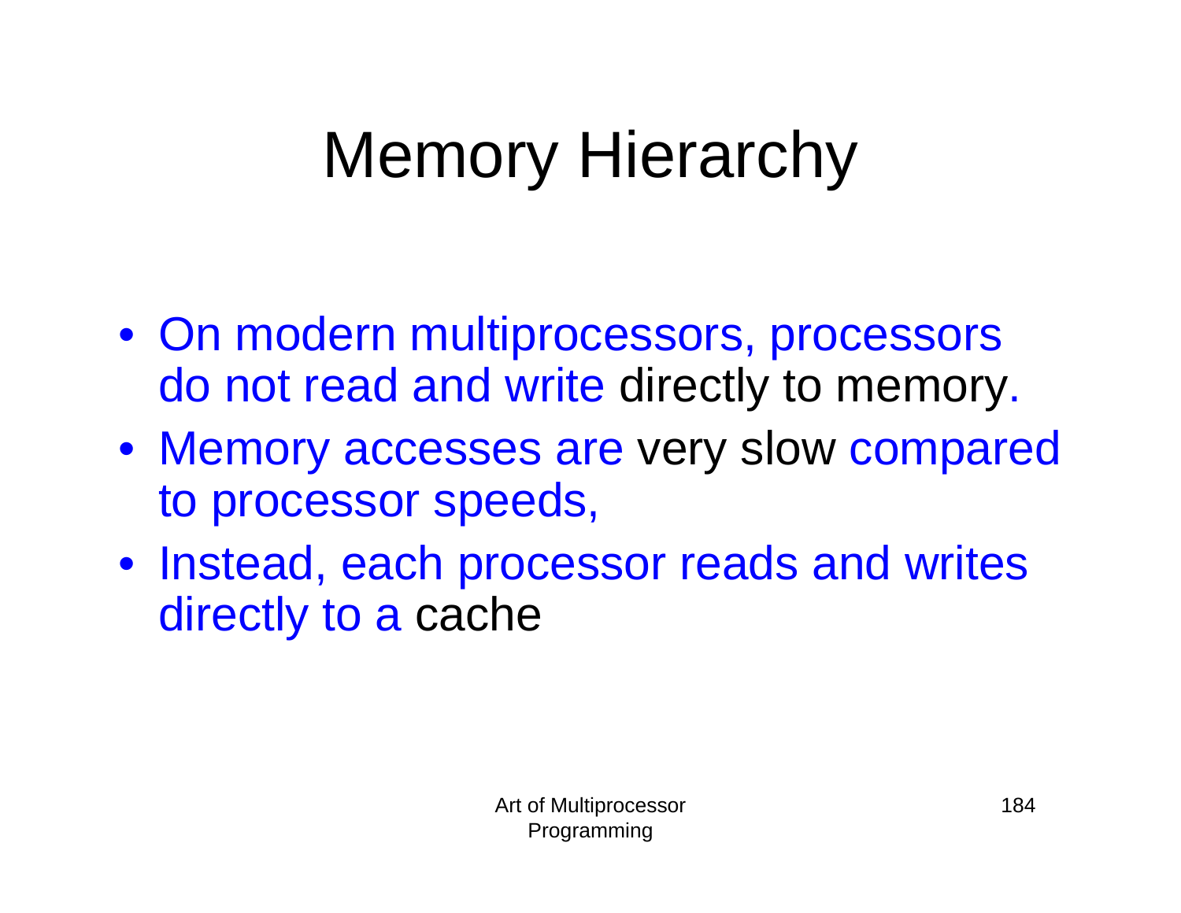# Memory Hierarchy

- On modern multiprocessors, processors do not read and write directly to memory.
- Memory accesses are very slow compared to processor speeds,
- Instead, each processor reads and writes directly to a cache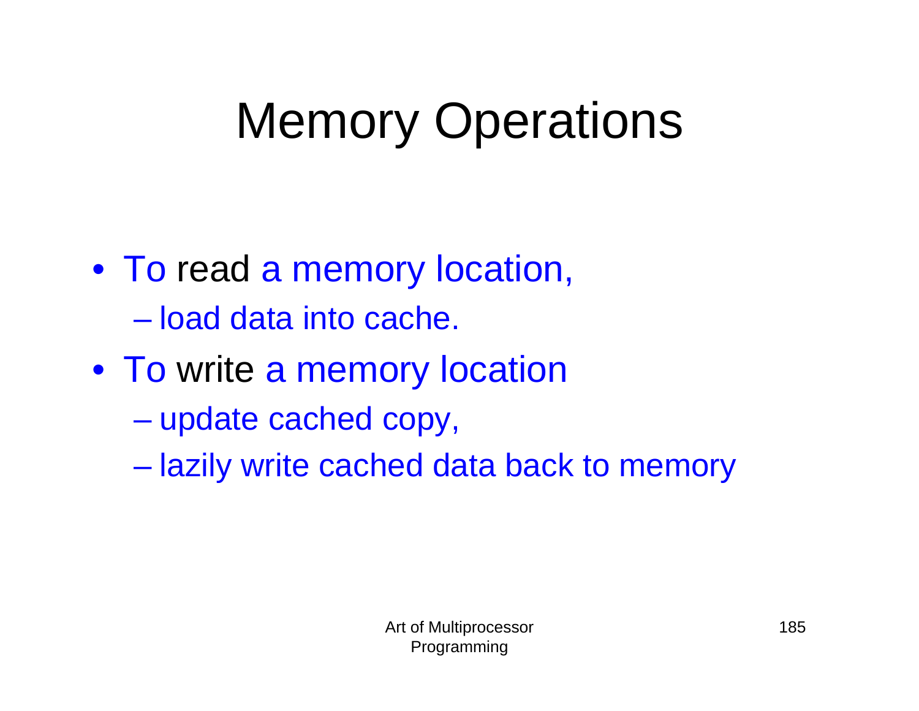# Memory Operations

- To read a memory location,
  - load data into cache.
- To write a memory location
  - update cached copy,
  - lazily write cached data back to memory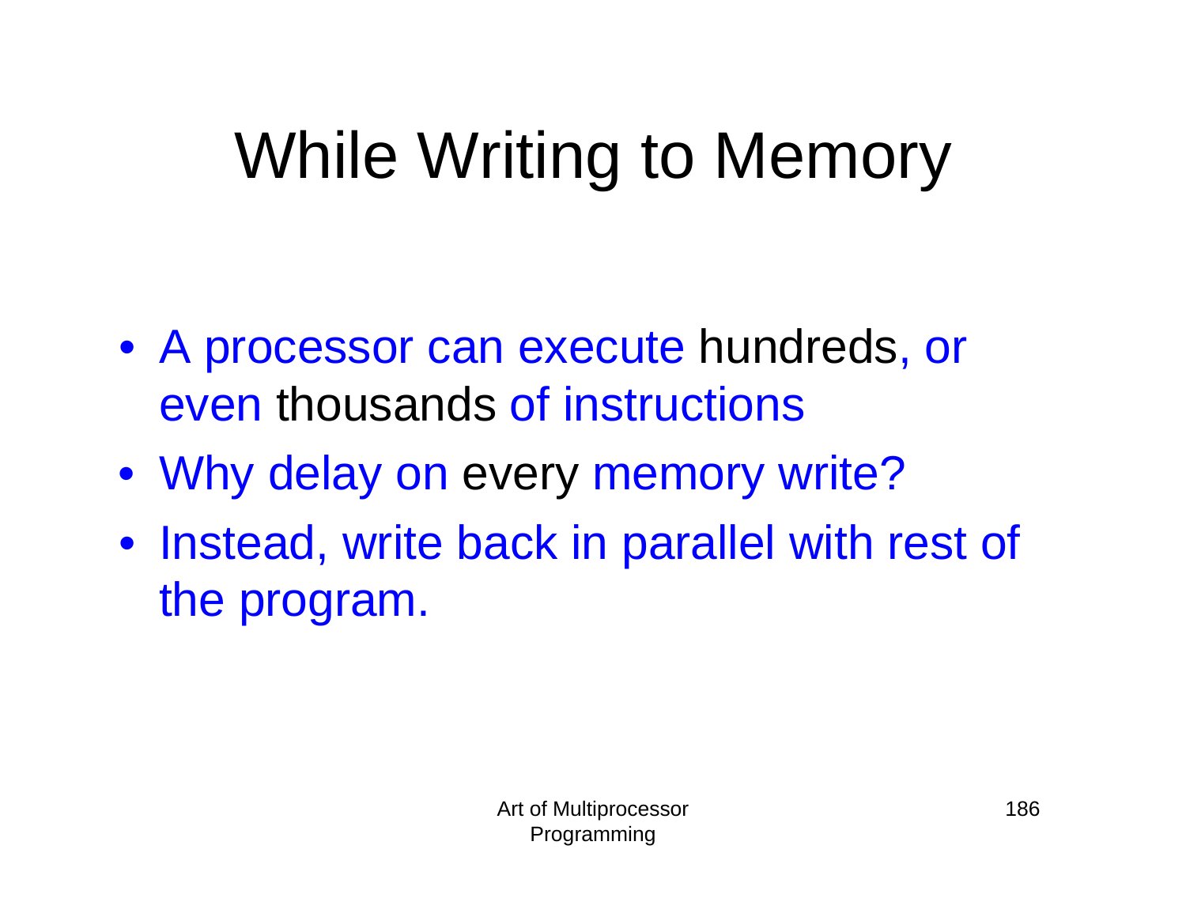# While Writing to Memory

- A processor can execute hundreds, or even thousands of instructions
- Why delay on every memory write?
- Instead, write back in parallel with rest of the program.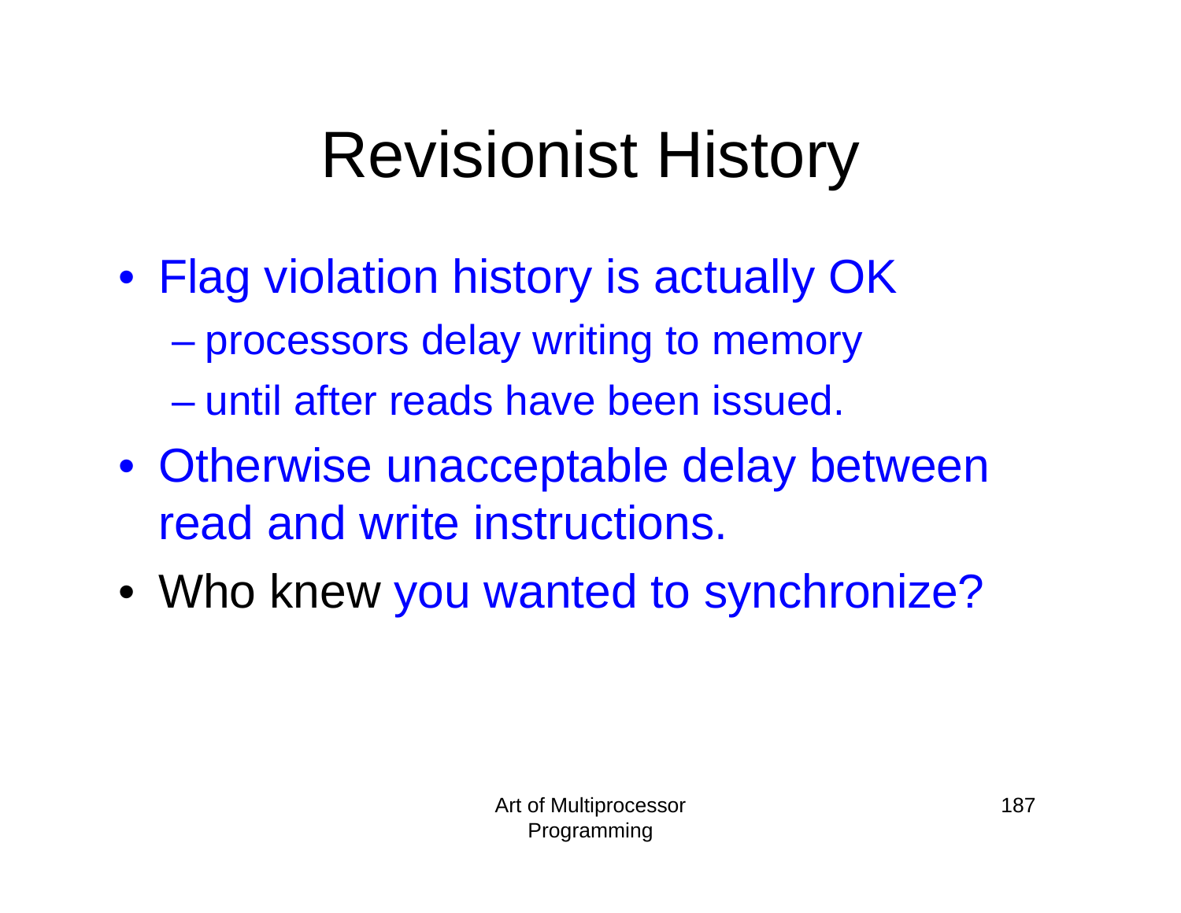# Revisionist History

- Flag violation history is actually OK
  - processors delay writing to memory
  - until after reads have been issued.
- Otherwise unacceptable delay between read and write instructions.
- Who knew you wanted to synchronize?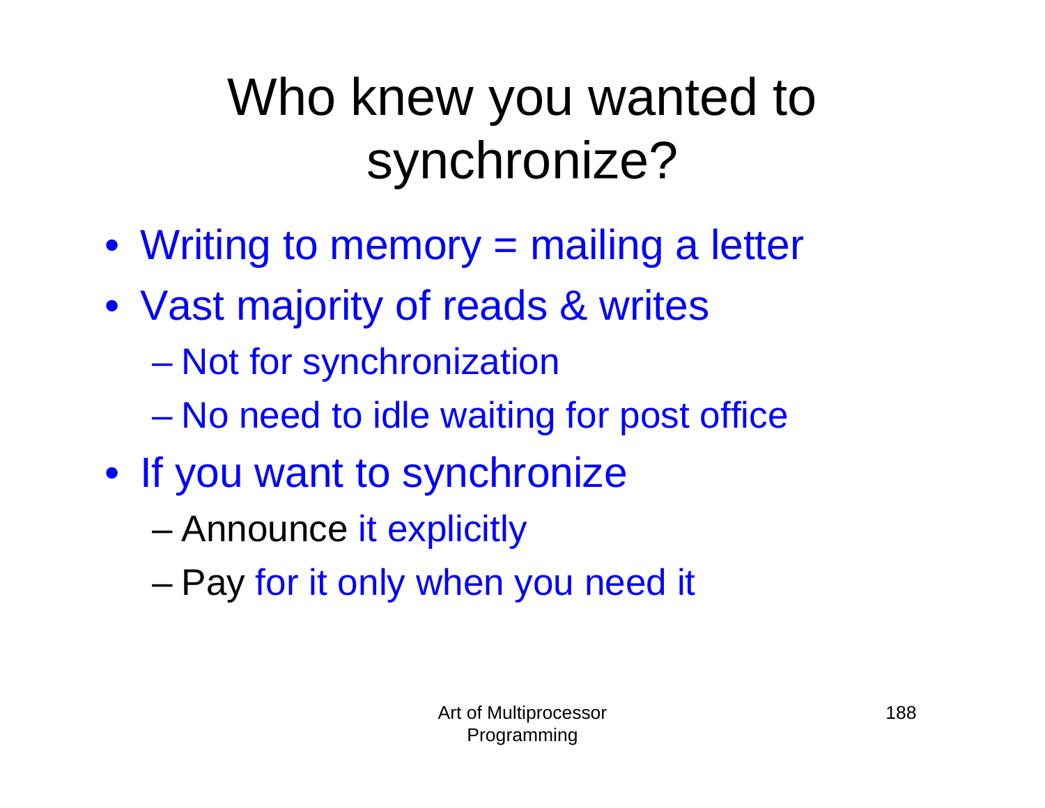# Who knew you wanted to synchronize?

- Writing to memory = mailing a letter
- Vast majority of reads & writes
  - Not for synchronization
  - No need to idle waiting for post office
- If you want to synchronize
  - Announce it explicitly
  - Pay for it only when you need it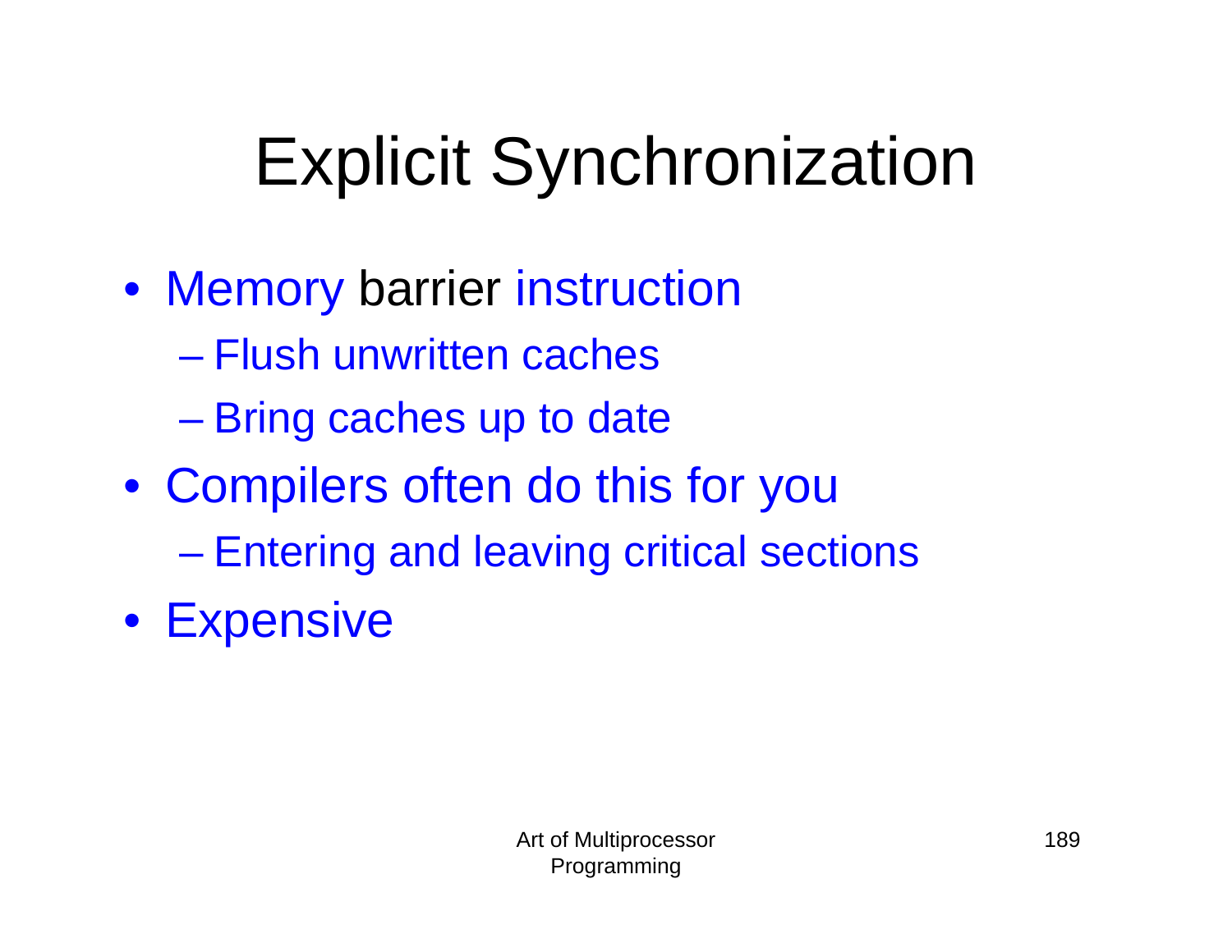# Explicit Synchronization

- Memory barrier instruction
  - Flush unwritten caches
  - Bring caches up to date
- Compilers often do this for you
  - Entering and leaving critical sections
- Expensive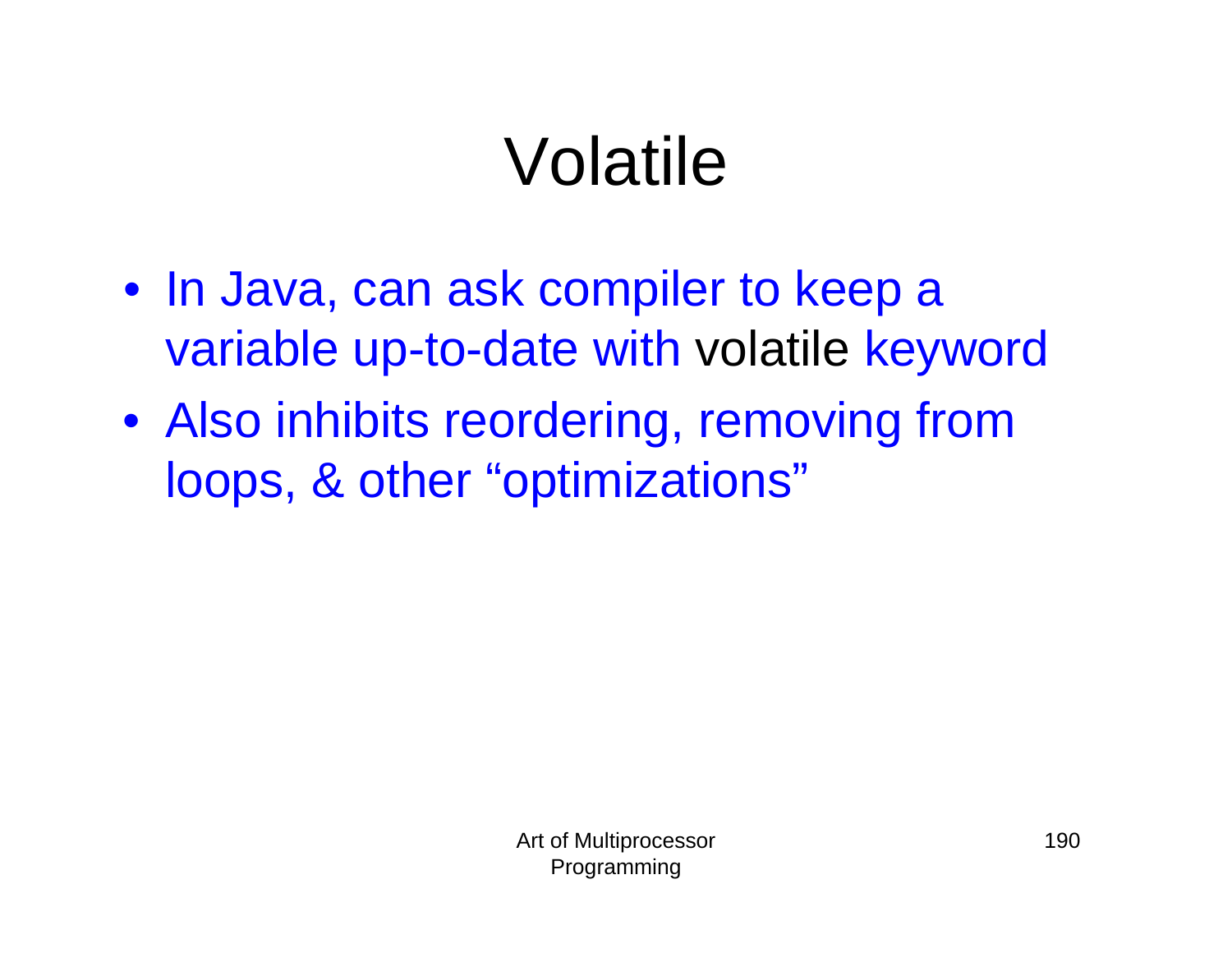# Volatile

- In Java, can ask compiler to keep a variable up-to-date with volatile keyword
- Also inhibits reordering, removing from loops, & other "optimizations"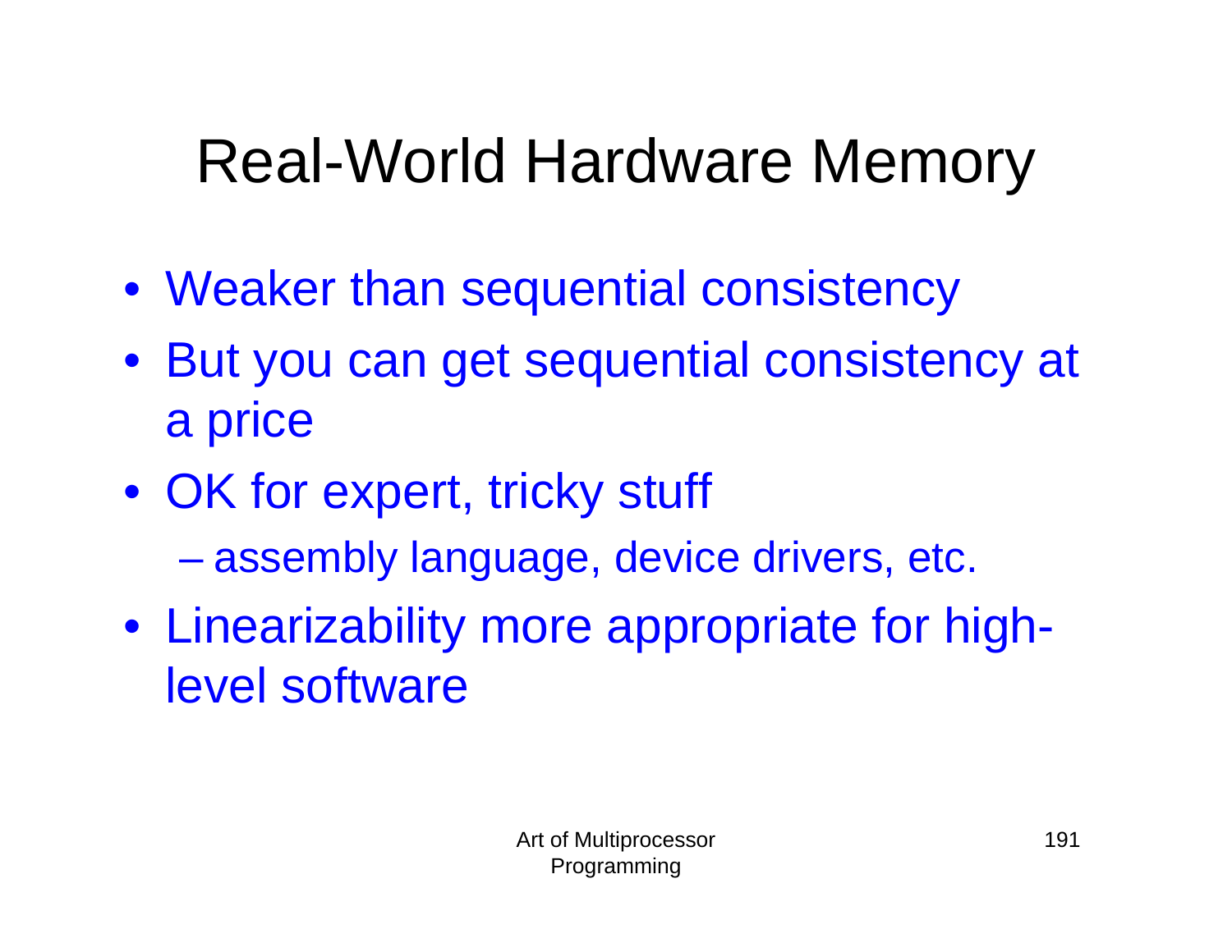# Real-World Hardware Memory

- Weaker than sequential consistency
- But you can get sequential consistency at a price
- OK for expert, tricky stuff
  - assembly language, device drivers, etc.
- Linearizability more appropriate for high-level software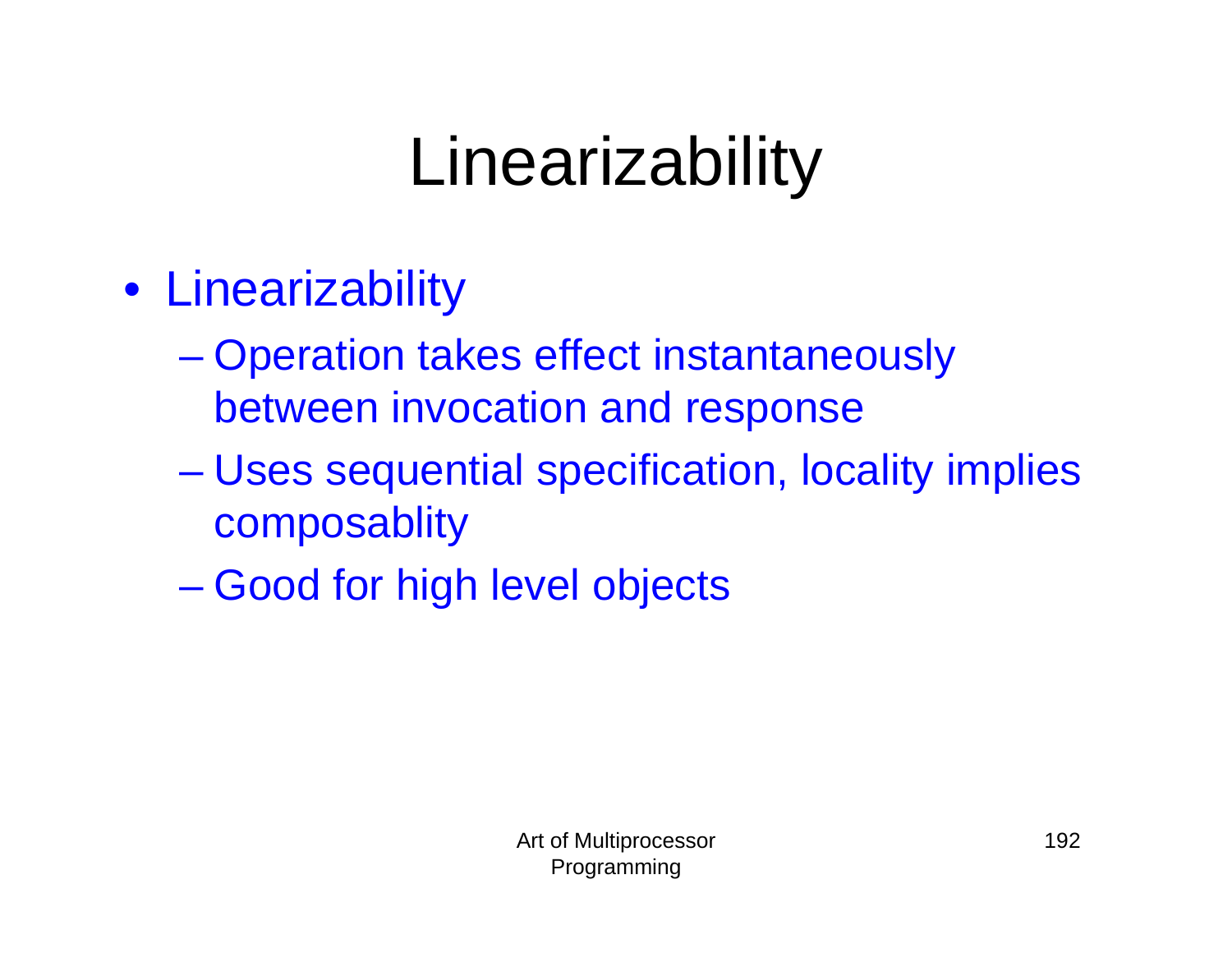# Linearizability

- Linearizability
  - Operation takes effect instantaneously between invocation and response
  - Uses sequential specification, locality implies composablity
  - Good for high level objects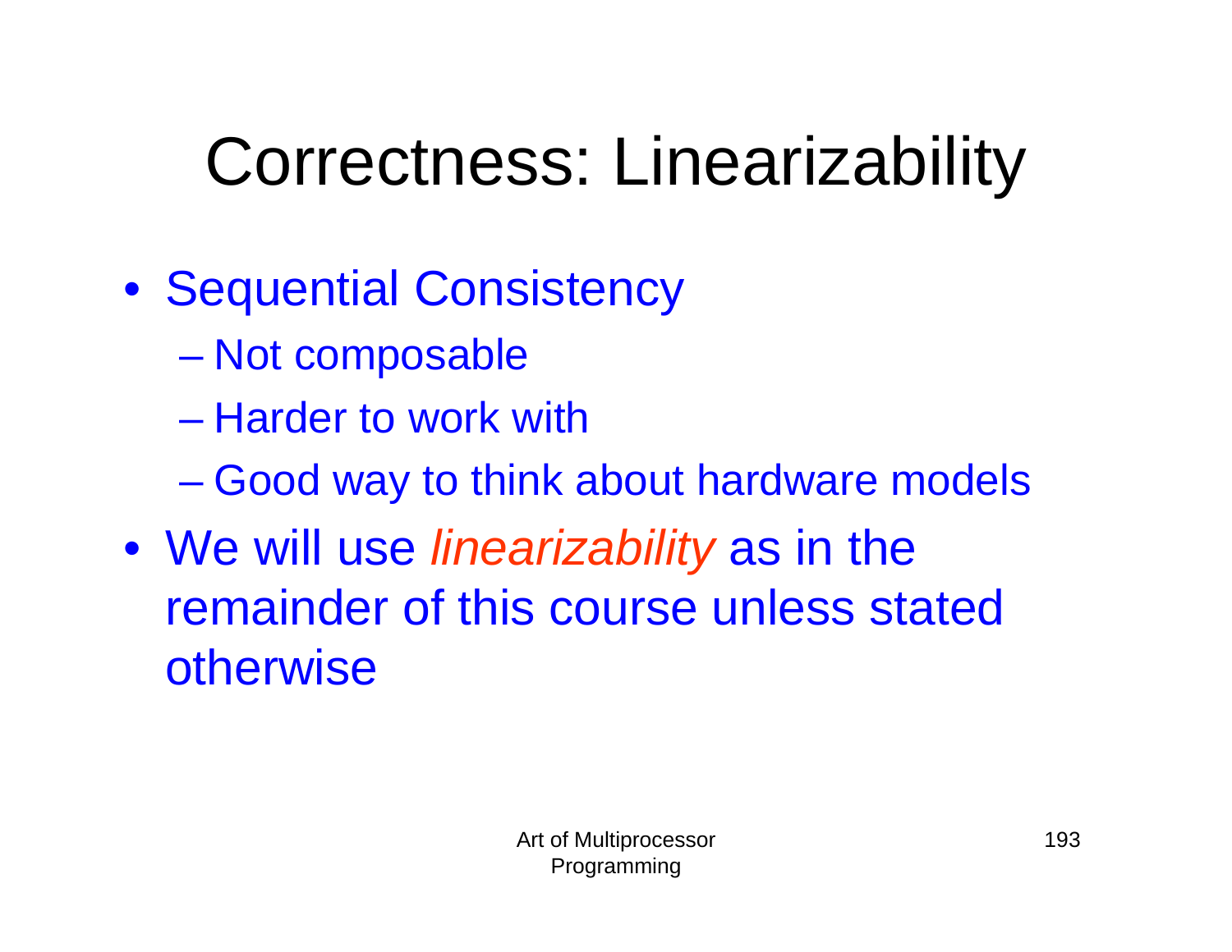# Correctness: Linearizability

- Sequential Consistency
  - Not composable
  - Harder to work with
  - Good way to think about hardware models
- We will use *linearizability* as in the remainder of this course unless stated otherwise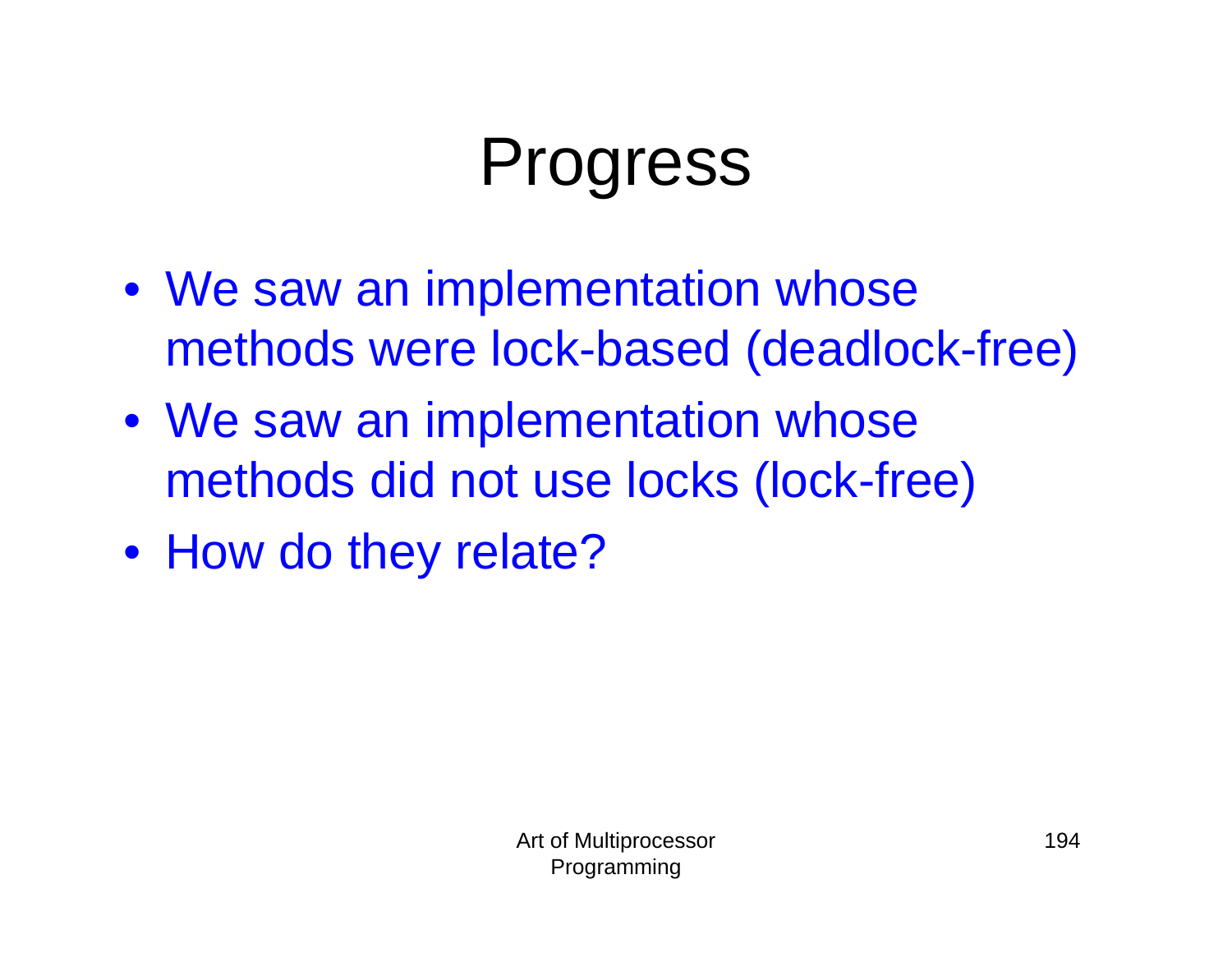# Progress

- We saw an implementation whose methods were lock-based (deadlock-free)
- We saw an implementation whose methods did not use locks (lock-free)
- How do they relate?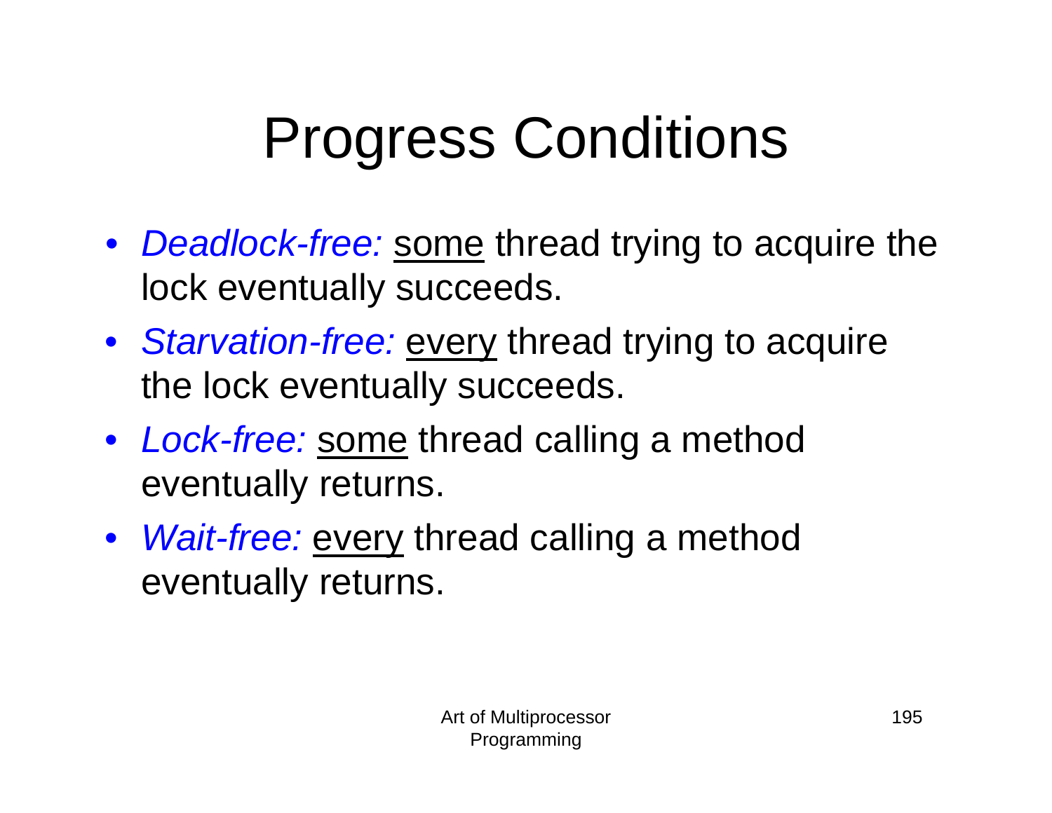# Progress Conditions

- *Deadlock-free:* <u>some</u> thread trying to acquire the lock eventually succeeds.
- *Starvation-free:* <u>every</u> thread trying to acquire the lock eventually succeeds.
- *Lock-free:* <u>some</u> thread calling a method eventually returns.
- *Wait-free:* <u>every</u> thread calling a method eventually returns.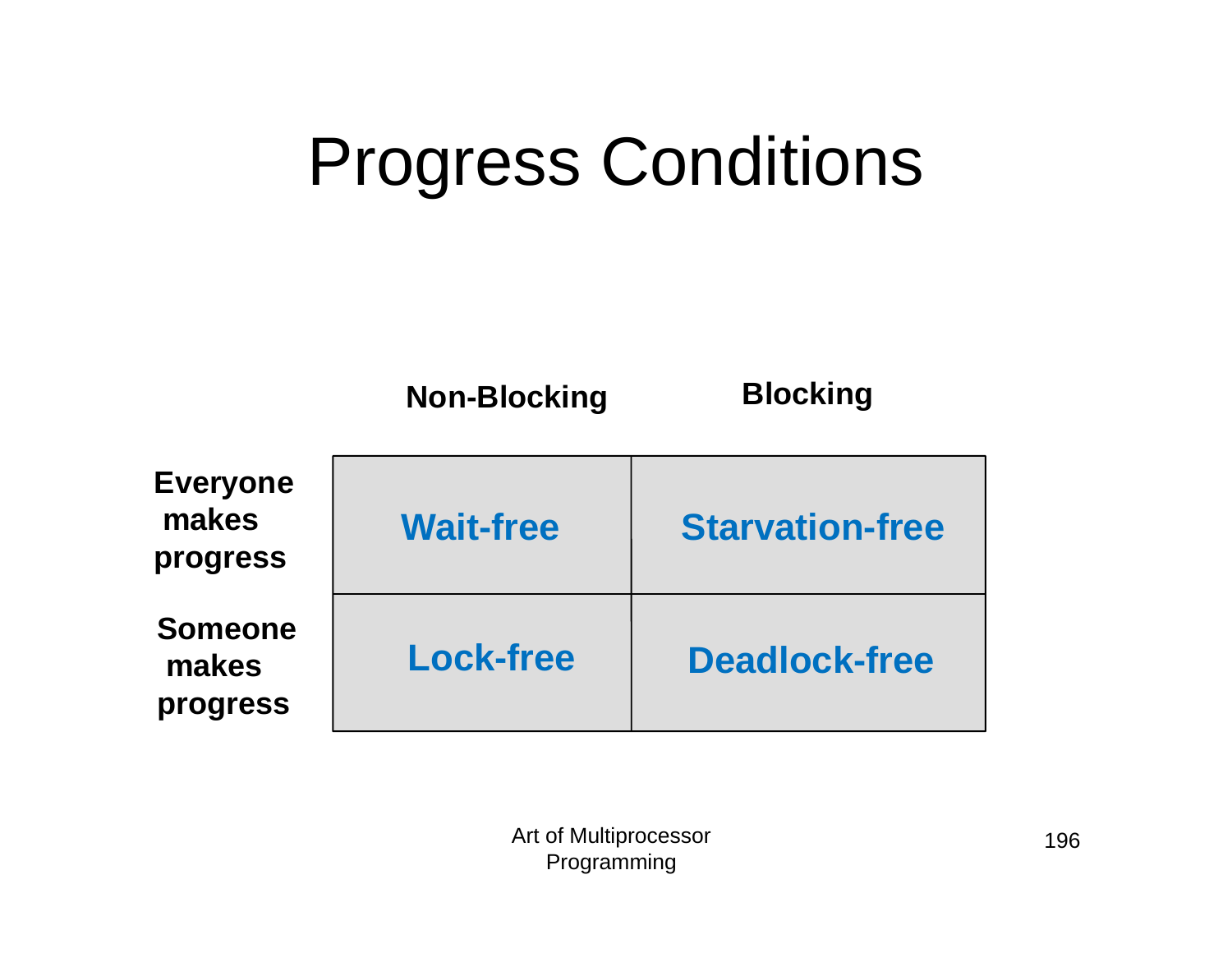# Progress Conditions

| | Non-Blocking | Blocking |
|---|---|---|
| **Everyone makes progress** | **Wait-free** | **Starvation-free** |
| **Someone makes progress** | **Lock-free** | **Deadlock-free** |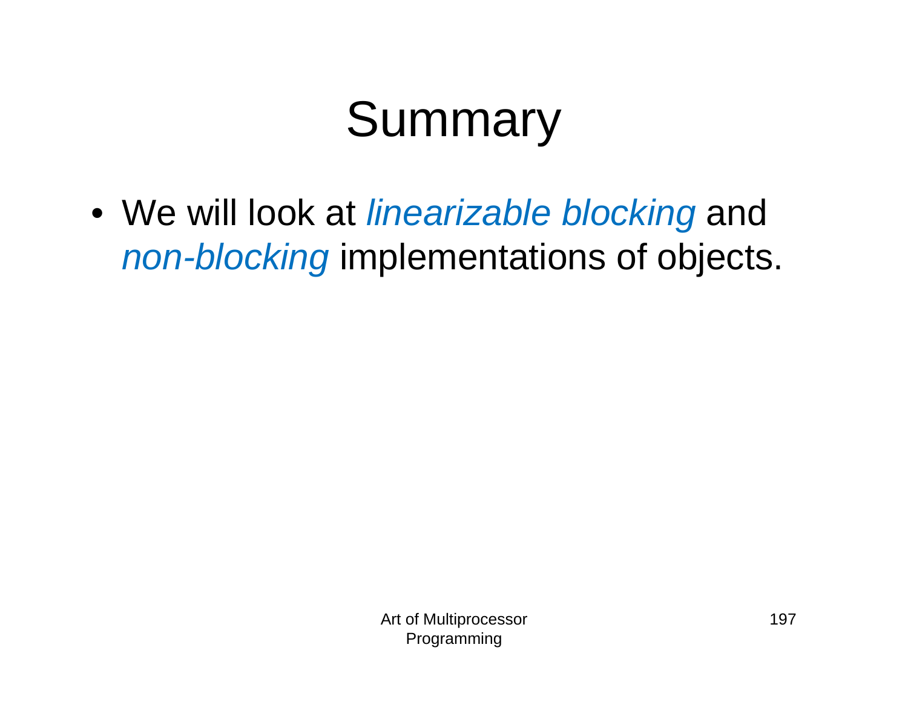# Summary

- We will look at *linearizable blocking* and *non-blocking* implementations of objects.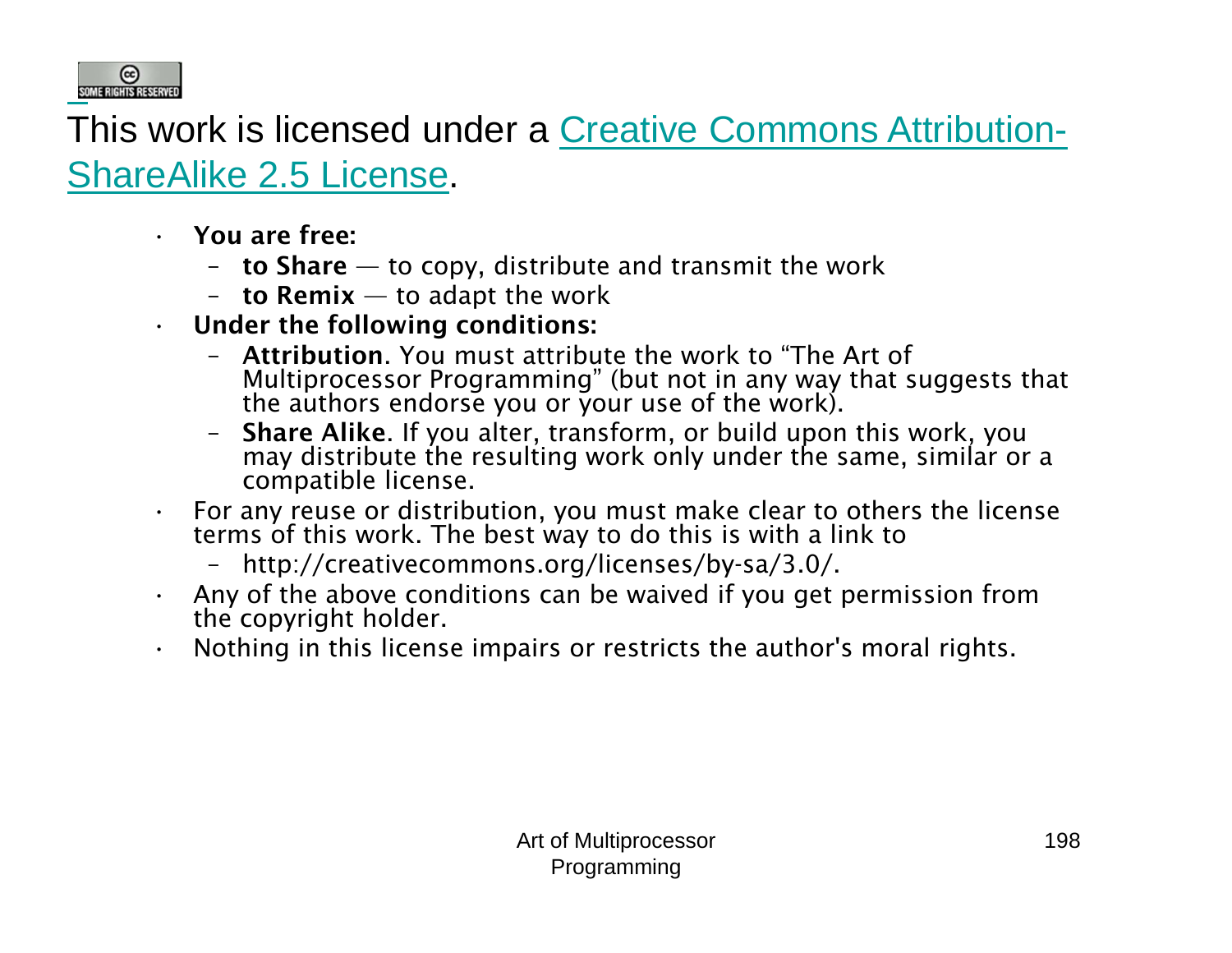This work is licensed under a [Creative Commons Attribution-ShareAlike 2.5 License](http://creativecommons.org/licenses/by-sa/2.5/).

- **You are free:**
  - **to Share** — to copy, distribute and transmit the work
  - **to Remix** — to adapt the work
- **Under the following conditions:**
  - **Attribution**. You must attribute the work to “The Art of Multiprocessor Programming” (but not in any way that suggests that the authors endorse you or your use of the work).
  - **Share Alike**. If you alter, transform, or build upon this work, you may distribute the resulting work only under the same, similar or a compatible license.
- For any reuse or distribution, you must make clear to others the license terms of this work. The best way to do this is with a link to
  - http://creativecommons.org/licenses/by-sa/3.0/.
- Any of the above conditions can be waived if you get permission from the copyright holder.
- Nothing in this license impairs or restricts the author's moral rights.